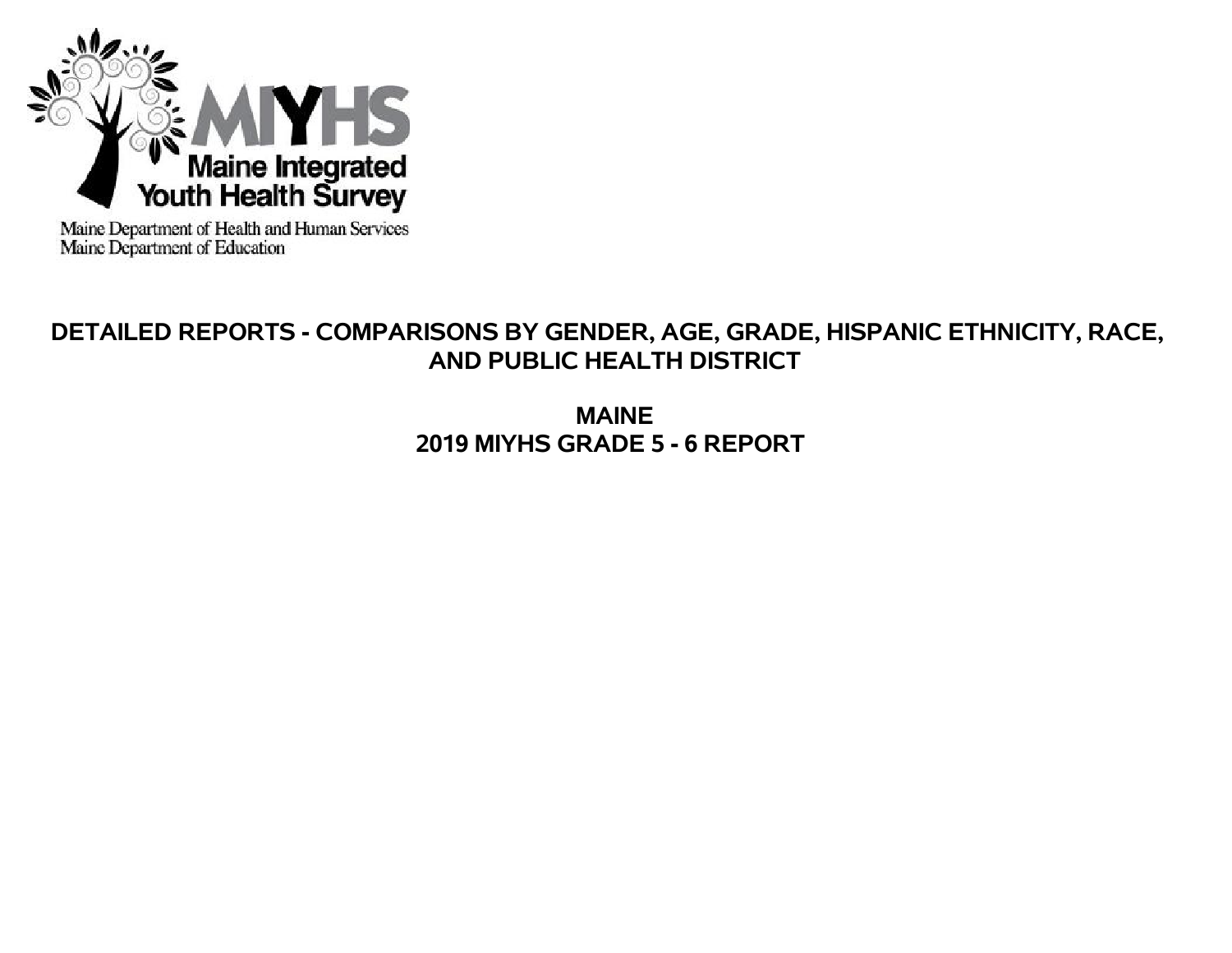MIYHS

Maine Integrated Youth Health Survey

Maine Department of Health and Human Services
Maine Department of Education

# DETAILED REPORTS - COMPARISONS BY GENDER, AGE, GRADE, HISPANIC ETHNICITY, RACE, AND PUBLIC HEALTH DISTRICT

## MAINE
## 2019 MIYHS GRADE 5 - 6 REPORT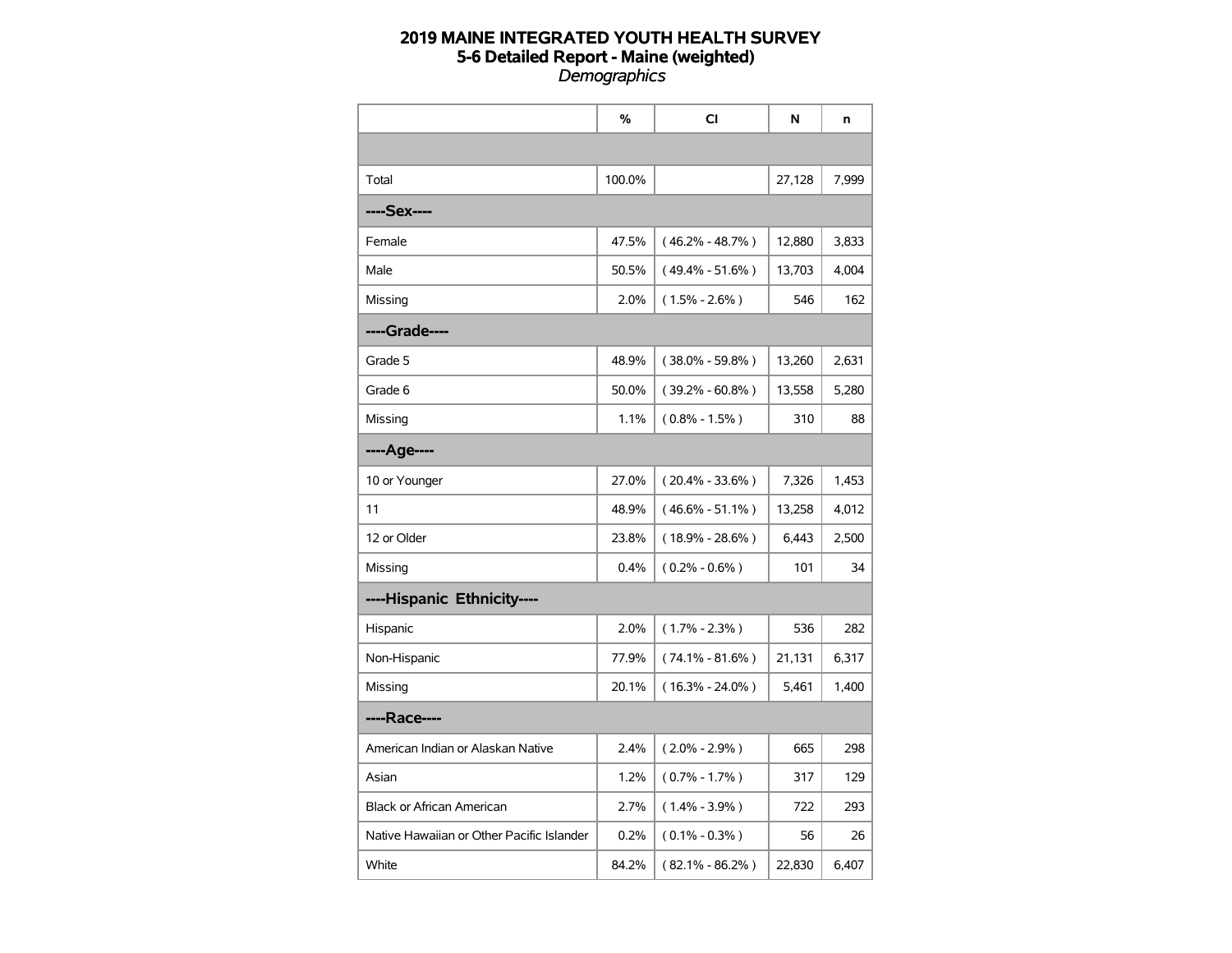# 2019 MAINE INTEGRATED YOUTH HEALTH SURVEY
## 5-6 Detailed Report - Maine (weighted)
*Demographics*

| | % | CI | N | n |
|---|---|---|---|---|
| | | | | |
| Total | 100.0% | | 27,128 | 7,999 |
| ----Sex---- | | | | |
| Female | 47.5% | ( 46.2% - 48.7% ) | 12,880 | 3,833 |
| Male | 50.5% | ( 49.4% - 51.6% ) | 13,703 | 4,004 |
| Missing | 2.0% | ( 1.5% - 2.6% ) | 546 | 162 |
| ----Grade---- | | | | |
| Grade 5 | 48.9% | ( 38.0% - 59.8% ) | 13,260 | 2,631 |
| Grade 6 | 50.0% | ( 39.2% - 60.8% ) | 13,558 | 5,280 |
| Missing | 1.1% | ( 0.8% - 1.5% ) | 310 | 88 |
| ----Age---- | | | | |
| 10 or Younger | 27.0% | ( 20.4% - 33.6% ) | 7,326 | 1,453 |
| 11 | 48.9% | ( 46.6% - 51.1% ) | 13,258 | 4,012 |
| 12 or Older | 23.8% | ( 18.9% - 28.6% ) | 6,443 | 2,500 |
| Missing | 0.4% | ( 0.2% - 0.6% ) | 101 | 34 |
| ----Hispanic Ethnicity---- | | | | |
| Hispanic | 2.0% | ( 1.7% - 2.3% ) | 536 | 282 |
| Non-Hispanic | 77.9% | ( 74.1% - 81.6% ) | 21,131 | 6,317 |
| Missing | 20.1% | ( 16.3% - 24.0% ) | 5,461 | 1,400 |
| ----Race---- | | | | |
| American Indian or Alaskan Native | 2.4% | ( 2.0% - 2.9% ) | 665 | 298 |
| Asian | 1.2% | ( 0.7% - 1.7% ) | 317 | 129 |
| Black or African American | 2.7% | ( 1.4% - 3.9% ) | 722 | 293 |
| Native Hawaiian or Other Pacific Islander | 0.2% | ( 0.1% - 0.3% ) | 56 | 26 |
| White | 84.2% | ( 82.1% - 86.2% ) | 22,830 | 6,407 |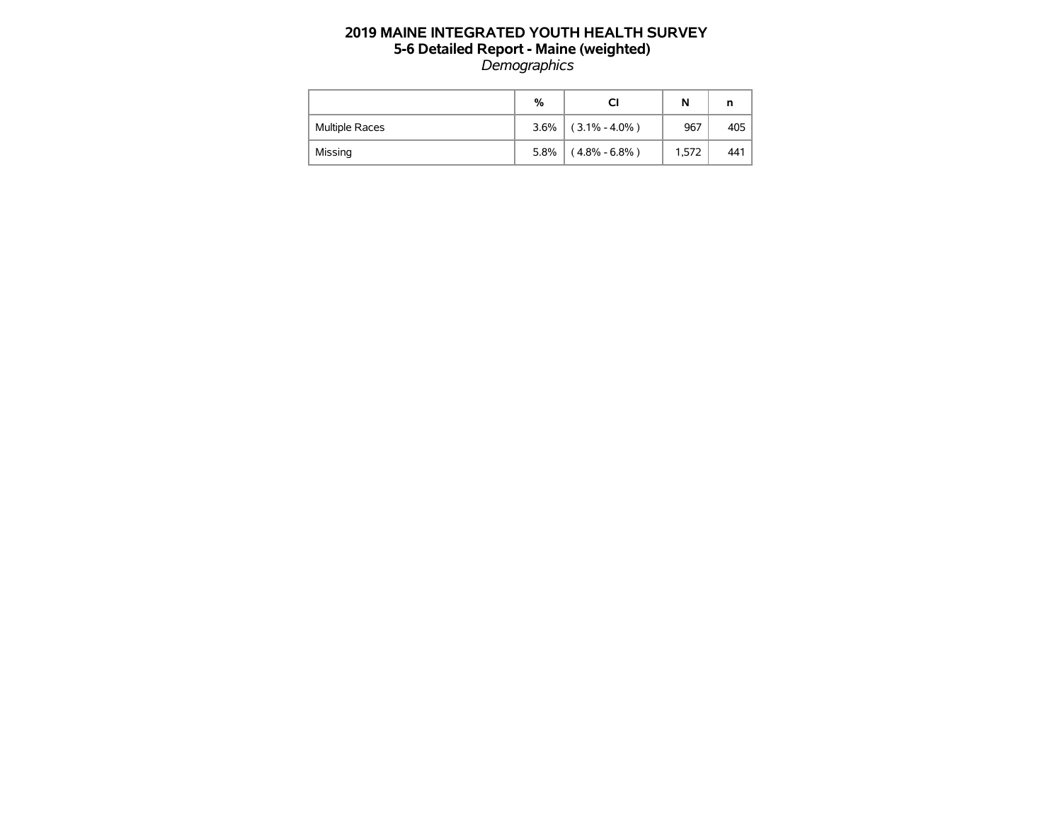# 2019 MAINE INTEGRATED YOUTH HEALTH SURVEY
## 5-6 Detailed Report - Maine (weighted)
### *Demographics*

| | % | CI | N | n |
|---|---|---|---|---|
| Multiple Races | 3.6% | ( 3.1% - 4.0% ) | 967 | 405 |
| Missing | 5.8% | ( 4.8% - 6.8% ) | 1,572 | 441 |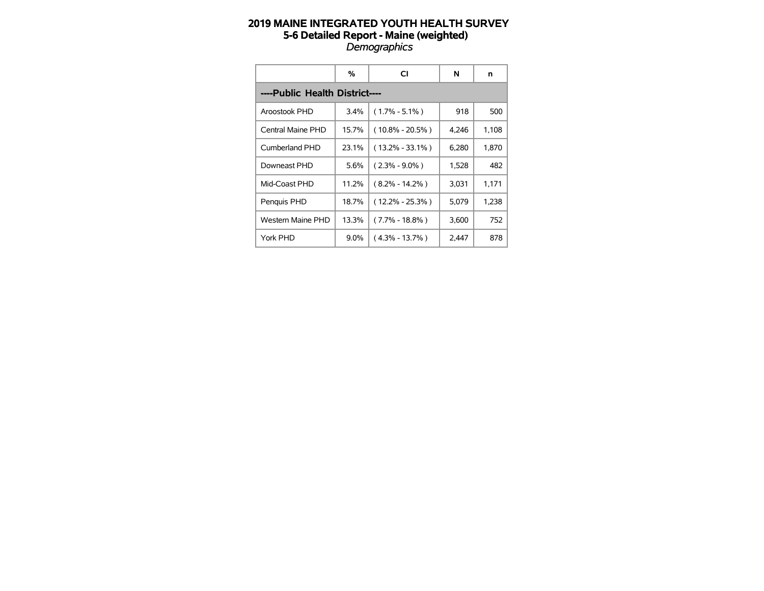# 2019 MAINE INTEGRATED YOUTH HEALTH SURVEY
## 5-6 Detailed Report - Maine (weighted)
*Demographics*

| | % | CI | N | n |
|---|---|---|---|---|
| **----Public Health District----** | | | | |
| Aroostook PHD | 3.4% | ( 1.7% - 5.1% ) | 918 | 500 |
| Central Maine PHD | 15.7% | ( 10.8% - 20.5% ) | 4,246 | 1,108 |
| Cumberland PHD | 23.1% | ( 13.2% - 33.1% ) | 6,280 | 1,870 |
| Downeast PHD | 5.6% | ( 2.3% - 9.0% ) | 1,528 | 482 |
| Mid-Coast PHD | 11.2% | ( 8.2% - 14.2% ) | 3,031 | 1,171 |
| Penquis PHD | 18.7% | ( 12.2% - 25.3% ) | 5,079 | 1,238 |
| Western Maine PHD | 13.3% | ( 7.7% - 18.8% ) | 3,600 | 752 |
| York PHD | 9.0% | ( 4.3% - 13.7% ) | 2,447 | 878 |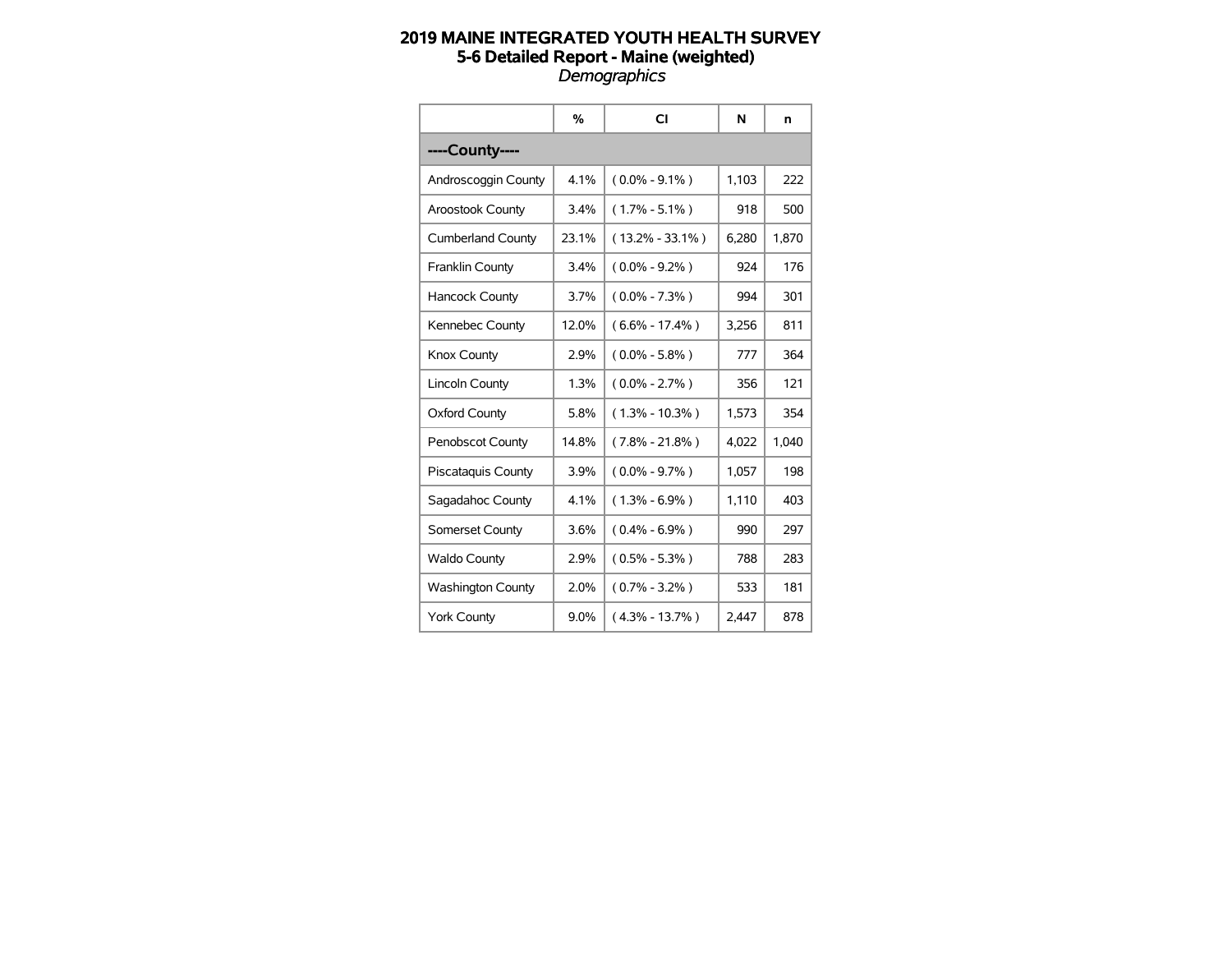# 2019 MAINE INTEGRATED YOUTH HEALTH SURVEY
## 5-6 Detailed Report - Maine (weighted)
*Demographics*

| | % | CI | N | n |
|---|---|---|---|---|
| **----County----** | | | | |
| Androscoggin County | 4.1% | ( 0.0% - 9.1% ) | 1,103 | 222 |
| Aroostook County | 3.4% | ( 1.7% - 5.1% ) | 918 | 500 |
| Cumberland County | 23.1% | ( 13.2% - 33.1% ) | 6,280 | 1,870 |
| Franklin County | 3.4% | ( 0.0% - 9.2% ) | 924 | 176 |
| Hancock County | 3.7% | ( 0.0% - 7.3% ) | 994 | 301 |
| Kennebec County | 12.0% | ( 6.6% - 17.4% ) | 3,256 | 811 |
| Knox County | 2.9% | ( 0.0% - 5.8% ) | 777 | 364 |
| Lincoln County | 1.3% | ( 0.0% - 2.7% ) | 356 | 121 |
| Oxford County | 5.8% | ( 1.3% - 10.3% ) | 1,573 | 354 |
| Penobscot County | 14.8% | ( 7.8% - 21.8% ) | 4,022 | 1,040 |
| Piscataquis County | 3.9% | ( 0.0% - 9.7% ) | 1,057 | 198 |
| Sagadahoc County | 4.1% | ( 1.3% - 6.9% ) | 1,110 | 403 |
| Somerset County | 3.6% | ( 0.4% - 6.9% ) | 990 | 297 |
| Waldo County | 2.9% | ( 0.5% - 5.3% ) | 788 | 283 |
| Washington County | 2.0% | ( 0.7% - 3.2% ) | 533 | 181 |
| York County | 9.0% | ( 4.3% - 13.7% ) | 2,447 | 878 |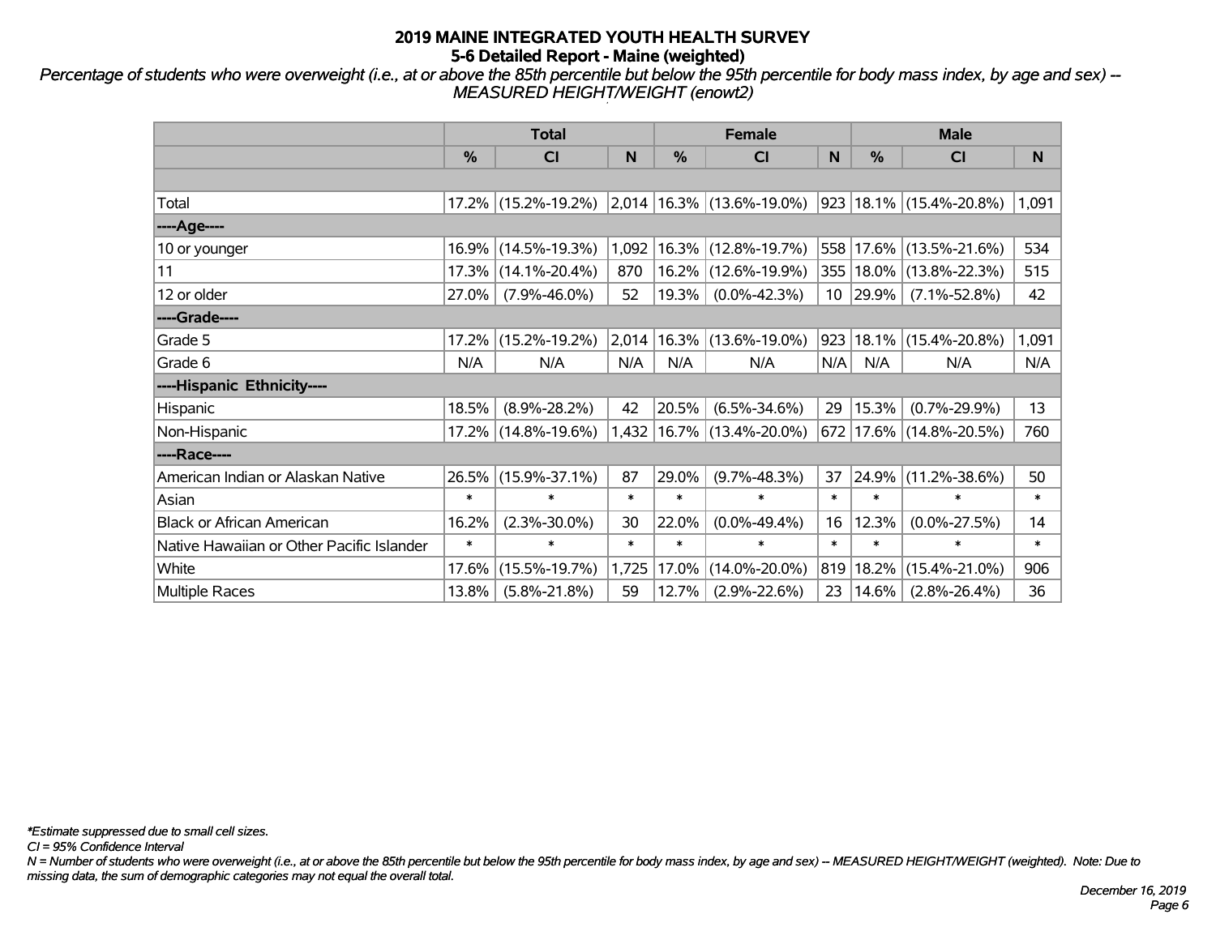# 2019 MAINE INTEGRATED YOUTH HEALTH SURVEY

## 5-6 Detailed Report - Maine (weighted)

*Percentage of students who were overweight (i.e., at or above the 85th percentile but below the 95th percentile for body mass index, by age and sex) -- MEASURED HEIGHT/WEIGHT (enowt2)*

| | Total | | | Female | | | Male | | |
|---|---|---|---|---|---|---|---|---|---|
| | % | CI | N | % | CI | N | % | CI | N |
| | | | | | | | | | |
| Total | 17.2% | (15.2%-19.2%) | 2,014 | 16.3% | (13.6%-19.0%) | 923 | 18.1% | (15.4%-20.8%) | 1,091 |
| ----Age---- | | | | | | | | | |
| 10 or younger | 16.9% | (14.5%-19.3%) | 1,092 | 16.3% | (12.8%-19.7%) | 558 | 17.6% | (13.5%-21.6%) | 534 |
| 11 | 17.3% | (14.1%-20.4%) | 870 | 16.2% | (12.6%-19.9%) | 355 | 18.0% | (13.8%-22.3%) | 515 |
| 12 or older | 27.0% | (7.9%-46.0%) | 52 | 19.3% | (0.0%-42.3%) | 10 | 29.9% | (7.1%-52.8%) | 42 |
| ----Grade---- | | | | | | | | | |
| Grade 5 | 17.2% | (15.2%-19.2%) | 2,014 | 16.3% | (13.6%-19.0%) | 923 | 18.1% | (15.4%-20.8%) | 1,091 |
| Grade 6 | N/A | N/A | N/A | N/A | N/A | N/A | N/A | N/A | N/A |
| ----Hispanic Ethnicity---- | | | | | | | | | |
| Hispanic | 18.5% | (8.9%-28.2%) | 42 | 20.5% | (6.5%-34.6%) | 29 | 15.3% | (0.7%-29.9%) | 13 |
| Non-Hispanic | 17.2% | (14.8%-19.6%) | 1,432 | 16.7% | (13.4%-20.0%) | 672 | 17.6% | (14.8%-20.5%) | 760 |
| ----Race---- | | | | | | | | | |
| American Indian or Alaskan Native | 26.5% | (15.9%-37.1%) | 87 | 29.0% | (9.7%-48.3%) | 37 | 24.9% | (11.2%-38.6%) | 50 |
| Asian | * | * | * | * | * | * | * | * | * |
| Black or African American | 16.2% | (2.3%-30.0%) | 30 | 22.0% | (0.0%-49.4%) | 16 | 12.3% | (0.0%-27.5%) | 14 |
| Native Hawaiian or Other Pacific Islander | * | * | * | * | * | * | * | * | * |
| White | 17.6% | (15.5%-19.7%) | 1,725 | 17.0% | (14.0%-20.0%) | 819 | 18.2% | (15.4%-21.0%) | 906 |
| Multiple Races | 13.8% | (5.8%-21.8%) | 59 | 12.7% | (2.9%-22.6%) | 23 | 14.6% | (2.8%-26.4%) | 36 |

*\*Estimate suppressed due to small cell sizes.*

*CI = 95% Confidence Interval*

*N = Number of students who were overweight (i.e., at or above the 85th percentile but below the 95th percentile for body mass index, by age and sex) -- MEASURED HEIGHT/WEIGHT (weighted). Note: Due to missing data, the sum of demographic categories may not equal the overall total.*

*December 16, 2019*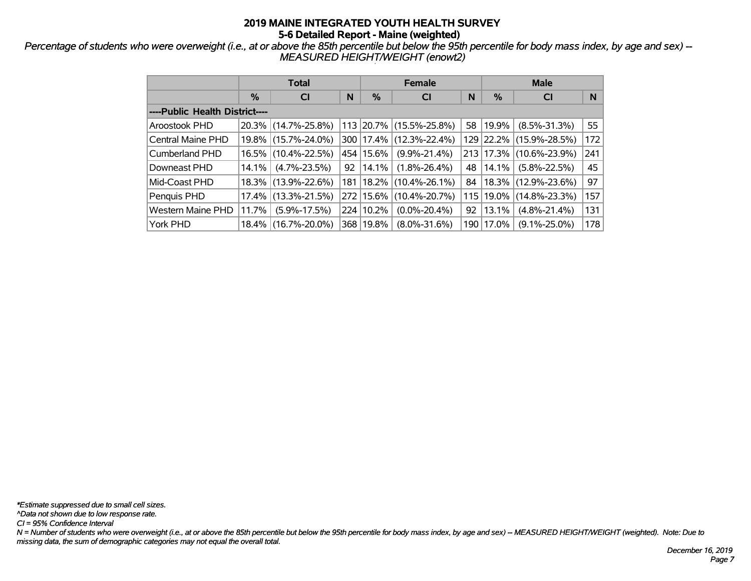# 2019 MAINE INTEGRATED YOUTH HEALTH SURVEY
## 5-6 Detailed Report - Maine (weighted)

*Percentage of students who were overweight (i.e., at or above the 85th percentile but below the 95th percentile for body mass index, by age and sex) -- MEASURED HEIGHT/WEIGHT (enowt2)*

| | Total | | | Female | | | Male | | |
|---|---|---|---|---|---|---|---|---|---|
| | % | CI | N | % | CI | N | % | CI | N |
| ----Public Health District---- | | | | | | | | | |
| Aroostook PHD | 20.3% | (14.7%-25.8%) | 113 | 20.7% | (15.5%-25.8%) | 58 | 19.9% | (8.5%-31.3%) | 55 |
| Central Maine PHD | 19.8% | (15.7%-24.0%) | 300 | 17.4% | (12.3%-22.4%) | 129 | 22.2% | (15.9%-28.5%) | 172 |
| Cumberland PHD | 16.5% | (10.4%-22.5%) | 454 | 15.6% | (9.9%-21.4%) | 213 | 17.3% | (10.6%-23.9%) | 241 |
| Downeast PHD | 14.1% | (4.7%-23.5%) | 92 | 14.1% | (1.8%-26.4%) | 48 | 14.1% | (5.8%-22.5%) | 45 |
| Mid-Coast PHD | 18.3% | (13.9%-22.6%) | 181 | 18.2% | (10.4%-26.1%) | 84 | 18.3% | (12.9%-23.6%) | 97 |
| Penquis PHD | 17.4% | (13.3%-21.5%) | 272 | 15.6% | (10.4%-20.7%) | 115 | 19.0% | (14.8%-23.3%) | 157 |
| Western Maine PHD | 11.7% | (5.9%-17.5%) | 224 | 10.2% | (0.0%-20.4%) | 92 | 13.1% | (4.8%-21.4%) | 131 |
| York PHD | 18.4% | (16.7%-20.0%) | 368 | 19.8% | (8.0%-31.6%) | 190 | 17.0% | (9.1%-25.0%) | 178 |

*\*Estimate suppressed due to small cell sizes.*
*^Data not shown due to low response rate.*
*CI = 95% Confidence Interval*
*N = Number of students who were overweight (i.e., at or above the 85th percentile but below the 95th percentile for body mass index, by age and sex) -- MEASURED HEIGHT/WEIGHT (weighted). Note: Due to missing data, the sum of demographic categories may not equal the overall total.*

*December 16, 2019*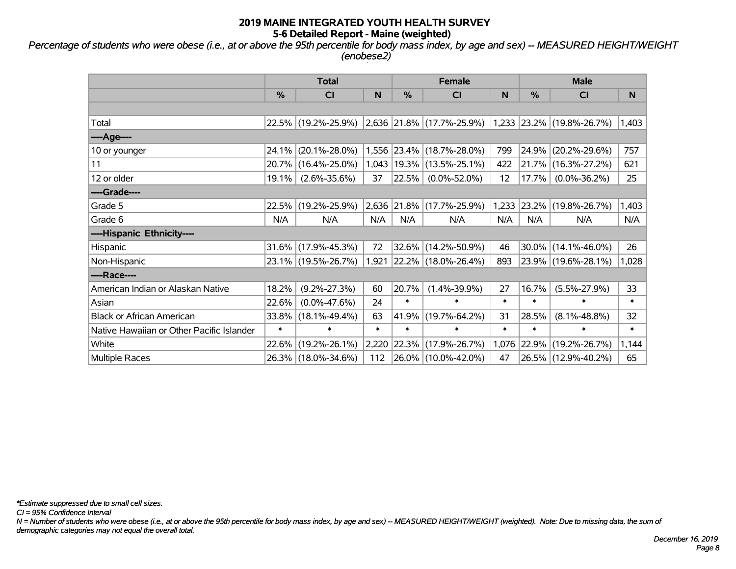# 2019 MAINE INTEGRATED YOUTH HEALTH SURVEY

## 5-6 Detailed Report - Maine (weighted)

*Percentage of students who were obese (i.e., at or above the 95th percentile for body mass index, by age and sex) -- MEASURED HEIGHT/WEIGHT (enobese2)*

| | Total | | | Female | | | Male | | |
|---|---|---|---|---|---|---|---|---|---|
| | % | CI | N | % | CI | N | % | CI | N |
| | | | | | | | | | |
| Total | 22.5% | (19.2%-25.9%) | 2,636 | 21.8% | (17.7%-25.9%) | 1,233 | 23.2% | (19.8%-26.7%) | 1,403 |
| ----Age---- | | | | | | | | | |
| 10 or younger | 24.1% | (20.1%-28.0%) | 1,556 | 23.4% | (18.7%-28.0%) | 799 | 24.9% | (20.2%-29.6%) | 757 |
| 11 | 20.7% | (16.4%-25.0%) | 1,043 | 19.3% | (13.5%-25.1%) | 422 | 21.7% | (16.3%-27.2%) | 621 |
| 12 or older | 19.1% | (2.6%-35.6%) | 37 | 22.5% | (0.0%-52.0%) | 12 | 17.7% | (0.0%-36.2%) | 25 |
| ----Grade---- | | | | | | | | | |
| Grade 5 | 22.5% | (19.2%-25.9%) | 2,636 | 21.8% | (17.7%-25.9%) | 1,233 | 23.2% | (19.8%-26.7%) | 1,403 |
| Grade 6 | N/A | N/A | N/A | N/A | N/A | N/A | N/A | N/A | N/A |
| ----Hispanic Ethnicity---- | | | | | | | | | |
| Hispanic | 31.6% | (17.9%-45.3%) | 72 | 32.6% | (14.2%-50.9%) | 46 | 30.0% | (14.1%-46.0%) | 26 |
| Non-Hispanic | 23.1% | (19.5%-26.7%) | 1,921 | 22.2% | (18.0%-26.4%) | 893 | 23.9% | (19.6%-28.1%) | 1,028 |
| ----Race---- | | | | | | | | | |
| American Indian or Alaskan Native | 18.2% | (9.2%-27.3%) | 60 | 20.7% | (1.4%-39.9%) | 27 | 16.7% | (5.5%-27.9%) | 33 |
| Asian | 22.6% | (0.0%-47.6%) | 24 | * | * | * | * | * | * |
| Black or African American | 33.8% | (18.1%-49.4%) | 63 | 41.9% | (19.7%-64.2%) | 31 | 28.5% | (8.1%-48.8%) | 32 |
| Native Hawaiian or Other Pacific Islander | * | * | * | * | * | * | * | * | * |
| White | 22.6% | (19.2%-26.1%) | 2,220 | 22.3% | (17.9%-26.7%) | 1,076 | 22.9% | (19.2%-26.7%) | 1,144 |
| Multiple Races | 26.3% | (18.0%-34.6%) | 112 | 26.0% | (10.0%-42.0%) | 47 | 26.5% | (12.9%-40.2%) | 65 |

*\*Estimate suppressed due to small cell sizes.*

*CI = 95% Confidence Interval*

*N = Number of students who were obese (i.e., at or above the 95th percentile for body mass index, by age and sex) -- MEASURED HEIGHT/WEIGHT (weighted). Note: Due to missing data, the sum of demographic categories may not equal the overall total.*

*December 16, 2019*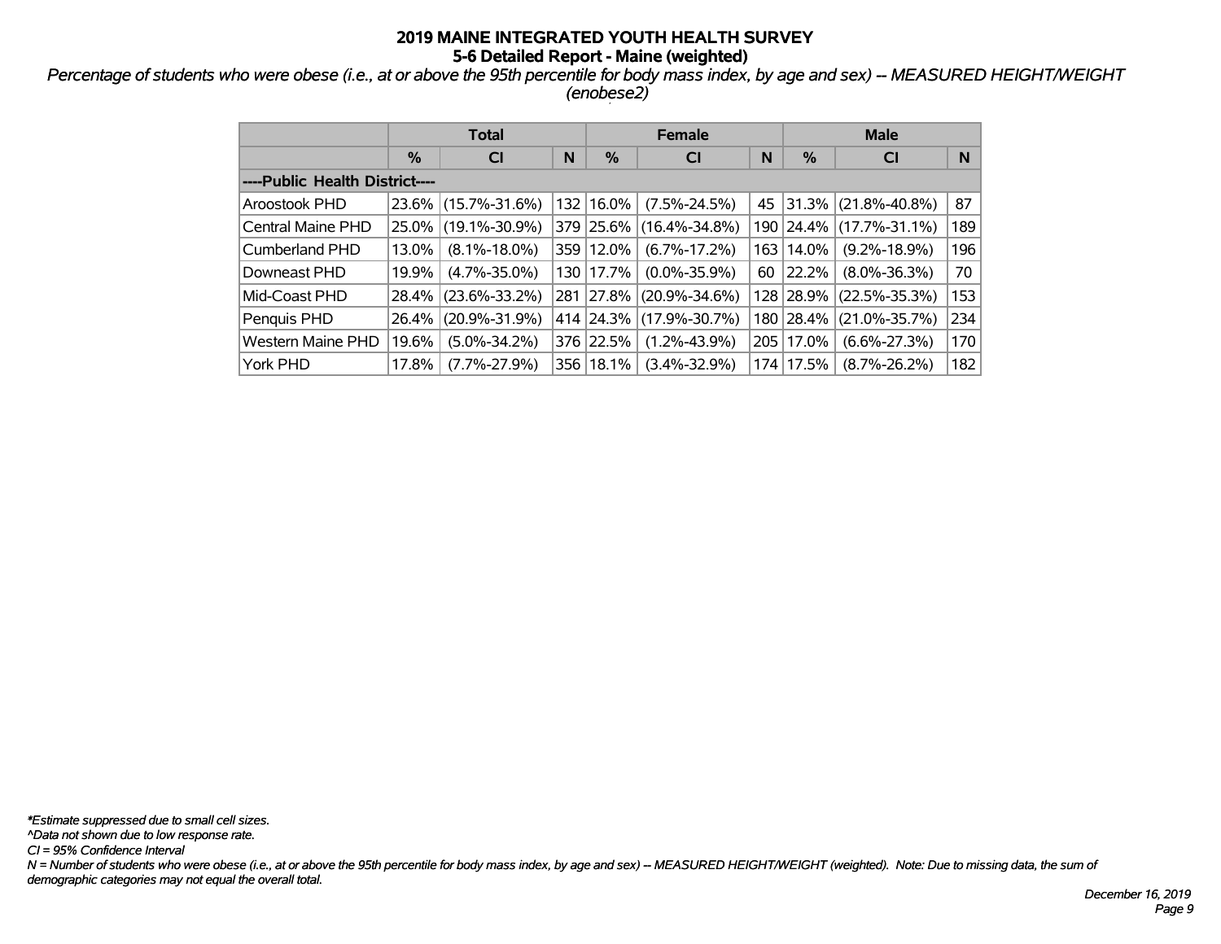# 2019 MAINE INTEGRATED YOUTH HEALTH SURVEY
## 5-6 Detailed Report - Maine (weighted)

*Percentage of students who were obese (i.e., at or above the 95th percentile for body mass index, by age and sex) -- MEASURED HEIGHT/WEIGHT (enobese2)*

| | Total | | | Female | | | Male | | |
|---|---|---|---|---|---|---|---|---|---|
| | % | CI | N | % | CI | N | % | CI | N |
| ----Public Health District---- | | | | | | | | | |
| Aroostook PHD | 23.6% | (15.7%-31.6%) | 132 | 16.0% | (7.5%-24.5%) | 45 | 31.3% | (21.8%-40.8%) | 87 |
| Central Maine PHD | 25.0% | (19.1%-30.9%) | 379 | 25.6% | (16.4%-34.8%) | 190 | 24.4% | (17.7%-31.1%) | 189 |
| Cumberland PHD | 13.0% | (8.1%-18.0%) | 359 | 12.0% | (6.7%-17.2%) | 163 | 14.0% | (9.2%-18.9%) | 196 |
| Downeast PHD | 19.9% | (4.7%-35.0%) | 130 | 17.7% | (0.0%-35.9%) | 60 | 22.2% | (8.0%-36.3%) | 70 |
| Mid-Coast PHD | 28.4% | (23.6%-33.2%) | 281 | 27.8% | (20.9%-34.6%) | 128 | 28.9% | (22.5%-35.3%) | 153 |
| Penquis PHD | 26.4% | (20.9%-31.9%) | 414 | 24.3% | (17.9%-30.7%) | 180 | 28.4% | (21.0%-35.7%) | 234 |
| Western Maine PHD | 19.6% | (5.0%-34.2%) | 376 | 22.5% | (1.2%-43.9%) | 205 | 17.0% | (6.6%-27.3%) | 170 |
| York PHD | 17.8% | (7.7%-27.9%) | 356 | 18.1% | (3.4%-32.9%) | 174 | 17.5% | (8.7%-26.2%) | 182 |

*\*Estimate suppressed due to small cell sizes.*
*^Data not shown due to low response rate.*
*CI = 95% Confidence Interval*
*N = Number of students who were obese (i.e., at or above the 95th percentile for body mass index, by age and sex) -- MEASURED HEIGHT/WEIGHT (weighted). Note: Due to missing data, the sum of demographic categories may not equal the overall total.*

*December 16, 2019*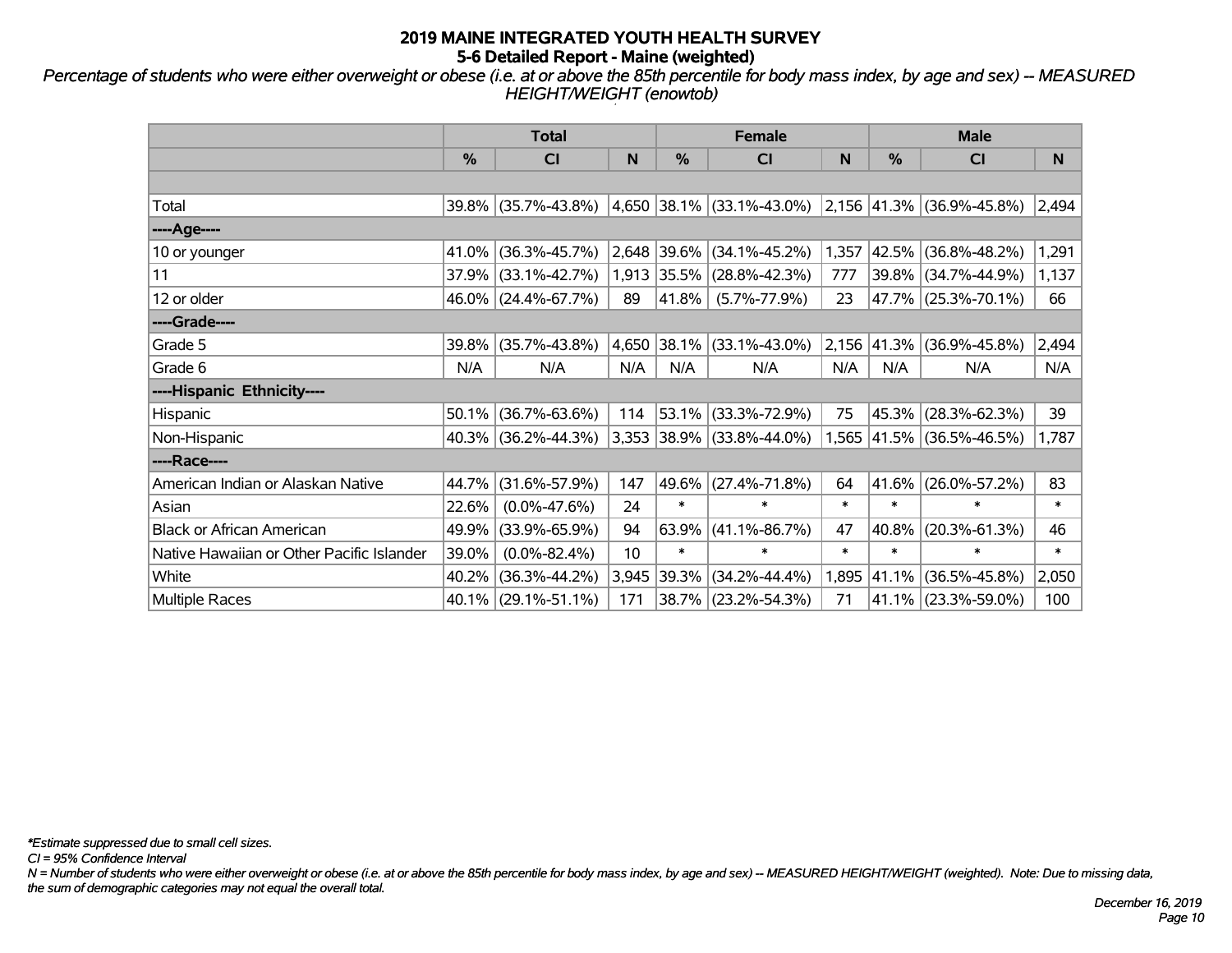# 2019 MAINE INTEGRATED YOUTH HEALTH SURVEY
## 5-6 Detailed Report - Maine (weighted)

*Percentage of students who were either overweight or obese (i.e. at or above the 85th percentile for body mass index, by age and sex) -- MEASURED HEIGHT/WEIGHT (enowtob)*

| | Total | | | Female | | | Male | | |
|---|---|---|---|---|---|---|---|---|---|
| | % | CI | N | % | CI | N | % | CI | N |
| | | | | | | | | | |
| Total | 39.8% | (35.7%-43.8%) | 4,650 | 38.1% | (33.1%-43.0%) | 2,156 | 41.3% | (36.9%-45.8%) | 2,494 |
| ----Age---- | | | | | | | | | |
| 10 or younger | 41.0% | (36.3%-45.7%) | 2,648 | 39.6% | (34.1%-45.2%) | 1,357 | 42.5% | (36.8%-48.2%) | 1,291 |
| 11 | 37.9% | (33.1%-42.7%) | 1,913 | 35.5% | (28.8%-42.3%) | 777 | 39.8% | (34.7%-44.9%) | 1,137 |
| 12 or older | 46.0% | (24.4%-67.7%) | 89 | 41.8% | (5.7%-77.9%) | 23 | 47.7% | (25.3%-70.1%) | 66 |
| ----Grade---- | | | | | | | | | |
| Grade 5 | 39.8% | (35.7%-43.8%) | 4,650 | 38.1% | (33.1%-43.0%) | 2,156 | 41.3% | (36.9%-45.8%) | 2,494 |
| Grade 6 | N/A | N/A | N/A | N/A | N/A | N/A | N/A | N/A | N/A |
| ----Hispanic Ethnicity---- | | | | | | | | | |
| Hispanic | 50.1% | (36.7%-63.6%) | 114 | 53.1% | (33.3%-72.9%) | 75 | 45.3% | (28.3%-62.3%) | 39 |
| Non-Hispanic | 40.3% | (36.2%-44.3%) | 3,353 | 38.9% | (33.8%-44.0%) | 1,565 | 41.5% | (36.5%-46.5%) | 1,787 |
| ----Race---- | | | | | | | | | |
| American Indian or Alaskan Native | 44.7% | (31.6%-57.9%) | 147 | 49.6% | (27.4%-71.8%) | 64 | 41.6% | (26.0%-57.2%) | 83 |
| Asian | 22.6% | (0.0%-47.6%) | 24 | * | * | * | * | * | * |
| Black or African American | 49.9% | (33.9%-65.9%) | 94 | 63.9% | (41.1%-86.7%) | 47 | 40.8% | (20.3%-61.3%) | 46 |
| Native Hawaiian or Other Pacific Islander | 39.0% | (0.0%-82.4%) | 10 | * | * | * | * | * | * |
| White | 40.2% | (36.3%-44.2%) | 3,945 | 39.3% | (34.2%-44.4%) | 1,895 | 41.1% | (36.5%-45.8%) | 2,050 |
| Multiple Races | 40.1% | (29.1%-51.1%) | 171 | 38.7% | (23.2%-54.3%) | 71 | 41.1% | (23.3%-59.0%) | 100 |

*\*Estimate suppressed due to small cell sizes.*

*CI = 95% Confidence Interval*

*N = Number of students who were either overweight or obese (i.e. at or above the 85th percentile for body mass index, by age and sex) -- MEASURED HEIGHT/WEIGHT (weighted). Note: Due to missing data, the sum of demographic categories may not equal the overall total.*

*December 16, 2019*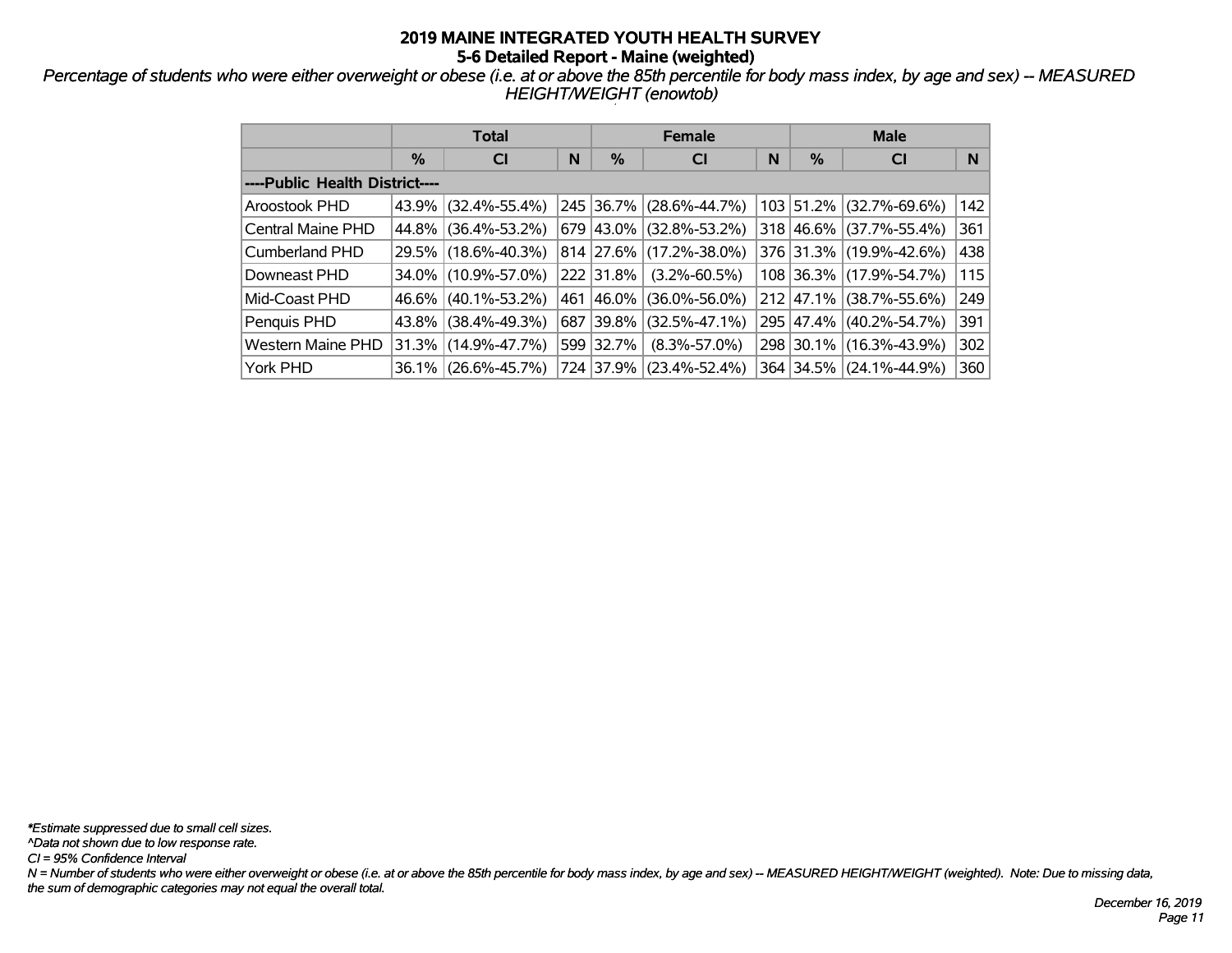# 2019 MAINE INTEGRATED YOUTH HEALTH SURVEY
## 5-6 Detailed Report - Maine (weighted)

*Percentage of students who were either overweight or obese (i.e. at or above the 85th percentile for body mass index, by age and sex) -- MEASURED HEIGHT/WEIGHT (enowtob)*

| | Total | | | Female | | | Male | | |
|---|---|---|---|---|---|---|---|---|---|
| | % | CI | N | % | CI | N | % | CI | N |
| ----Public Health District---- | | | | | | | | | |
| Aroostook PHD | 43.9% | (32.4%-55.4%) | 245 | 36.7% | (28.6%-44.7%) | 103 | 51.2% | (32.7%-69.6%) | 142 |
| Central Maine PHD | 44.8% | (36.4%-53.2%) | 679 | 43.0% | (32.8%-53.2%) | 318 | 46.6% | (37.7%-55.4%) | 361 |
| Cumberland PHD | 29.5% | (18.6%-40.3%) | 814 | 27.6% | (17.2%-38.0%) | 376 | 31.3% | (19.9%-42.6%) | 438 |
| Downeast PHD | 34.0% | (10.9%-57.0%) | 222 | 31.8% | (3.2%-60.5%) | 108 | 36.3% | (17.9%-54.7%) | 115 |
| Mid-Coast PHD | 46.6% | (40.1%-53.2%) | 461 | 46.0% | (36.0%-56.0%) | 212 | 47.1% | (38.7%-55.6%) | 249 |
| Penquis PHD | 43.8% | (38.4%-49.3%) | 687 | 39.8% | (32.5%-47.1%) | 295 | 47.4% | (40.2%-54.7%) | 391 |
| Western Maine PHD | 31.3% | (14.9%-47.7%) | 599 | 32.7% | (8.3%-57.0%) | 298 | 30.1% | (16.3%-43.9%) | 302 |
| York PHD | 36.1% | (26.6%-45.7%) | 724 | 37.9% | (23.4%-52.4%) | 364 | 34.5% | (24.1%-44.9%) | 360 |

*\*Estimate suppressed due to small cell sizes.*
*^Data not shown due to low response rate.*
*CI = 95% Confidence Interval*
*N = Number of students who were either overweight or obese (i.e. at or above the 85th percentile for body mass index, by age and sex) -- MEASURED HEIGHT/WEIGHT (weighted). Note: Due to missing data, the sum of demographic categories may not equal the overall total.*

*December 16, 2019*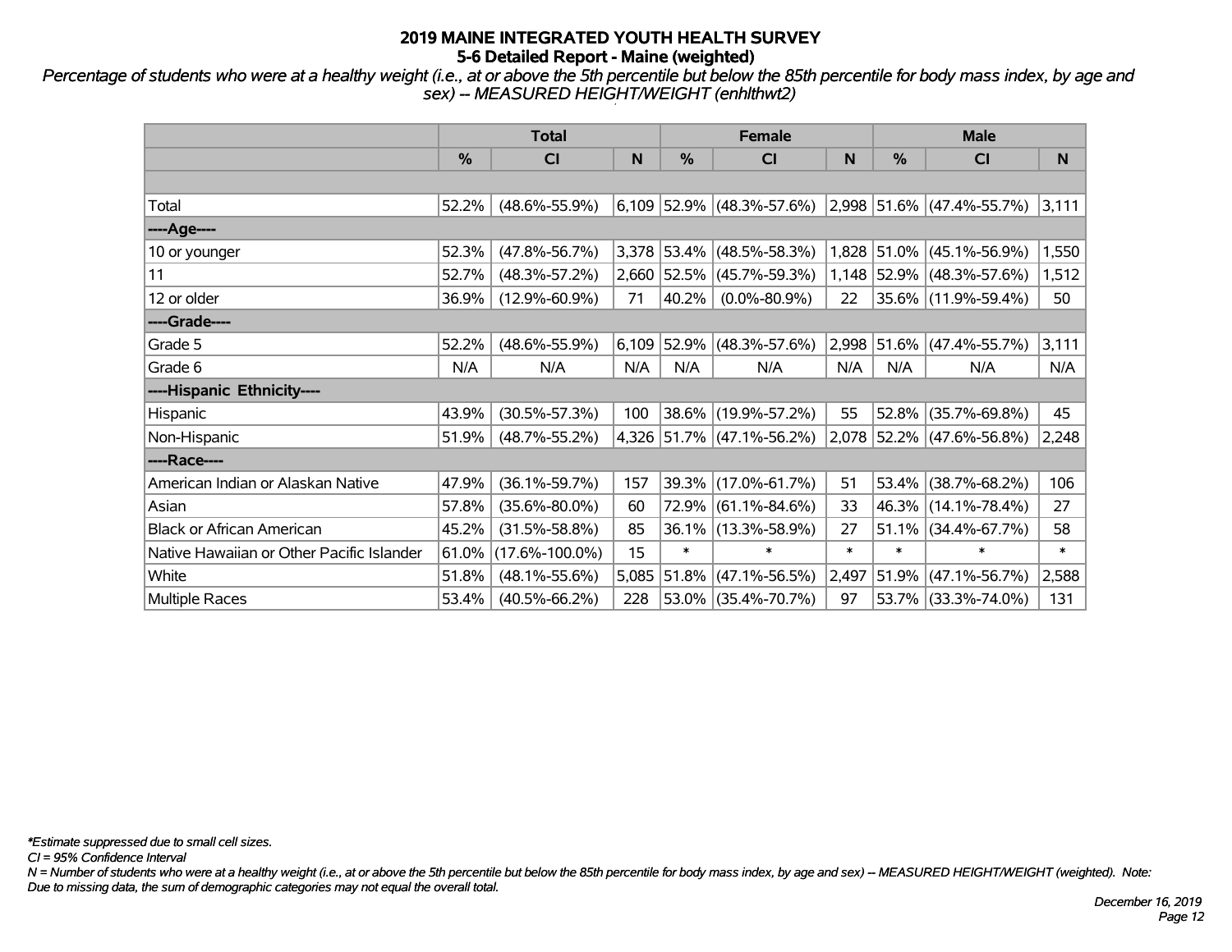# 2019 MAINE INTEGRATED YOUTH HEALTH SURVEY
## 5-6 Detailed Report - Maine (weighted)

*Percentage of students who were at a healthy weight (i.e., at or above the 5th percentile but below the 85th percentile for body mass index, by age and sex) -- MEASURED HEIGHT/WEIGHT (enhlthwt2)*

| | Total | | | Female | | | Male | | |
|---|---|---|---|---|---|---|---|---|---|
| | % | CI | N | % | CI | N | % | CI | N |
| Total | 52.2% | (48.6%-55.9%) | 6,109 | 52.9% | (48.3%-57.6%) | 2,998 | 51.6% | (47.4%-55.7%) | 3,111 |
| ----Age---- | | | | | | | | | |
| 10 or younger | 52.3% | (47.8%-56.7%) | 3,378 | 53.4% | (48.5%-58.3%) | 1,828 | 51.0% | (45.1%-56.9%) | 1,550 |
| 11 | 52.7% | (48.3%-57.2%) | 2,660 | 52.5% | (45.7%-59.3%) | 1,148 | 52.9% | (48.3%-57.6%) | 1,512 |
| 12 or older | 36.9% | (12.9%-60.9%) | 71 | 40.2% | (0.0%-80.9%) | 22 | 35.6% | (11.9%-59.4%) | 50 |
| ----Grade---- | | | | | | | | | |
| Grade 5 | 52.2% | (48.6%-55.9%) | 6,109 | 52.9% | (48.3%-57.6%) | 2,998 | 51.6% | (47.4%-55.7%) | 3,111 |
| Grade 6 | N/A | N/A | N/A | N/A | N/A | N/A | N/A | N/A | N/A |
| ----Hispanic Ethnicity---- | | | | | | | | | |
| Hispanic | 43.9% | (30.5%-57.3%) | 100 | 38.6% | (19.9%-57.2%) | 55 | 52.8% | (35.7%-69.8%) | 45 |
| Non-Hispanic | 51.9% | (48.7%-55.2%) | 4,326 | 51.7% | (47.1%-56.2%) | 2,078 | 52.2% | (47.6%-56.8%) | 2,248 |
| ----Race---- | | | | | | | | | |
| American Indian or Alaskan Native | 47.9% | (36.1%-59.7%) | 157 | 39.3% | (17.0%-61.7%) | 51 | 53.4% | (38.7%-68.2%) | 106 |
| Asian | 57.8% | (35.6%-80.0%) | 60 | 72.9% | (61.1%-84.6%) | 33 | 46.3% | (14.1%-78.4%) | 27 |
| Black or African American | 45.2% | (31.5%-58.8%) | 85 | 36.1% | (13.3%-58.9%) | 27 | 51.1% | (34.4%-67.7%) | 58 |
| Native Hawaiian or Other Pacific Islander | 61.0% | (17.6%-100.0%) | 15 | * | * | * | * | * | * |
| White | 51.8% | (48.1%-55.6%) | 5,085 | 51.8% | (47.1%-56.5%) | 2,497 | 51.9% | (47.1%-56.7%) | 2,588 |
| Multiple Races | 53.4% | (40.5%-66.2%) | 228 | 53.0% | (35.4%-70.7%) | 97 | 53.7% | (33.3%-74.0%) | 131 |

*\*Estimate suppressed due to small cell sizes.*

*CI = 95% Confidence Interval*

*N = Number of students who were at a healthy weight (i.e., at or above the 5th percentile but below the 85th percentile for body mass index, by age and sex) -- MEASURED HEIGHT/WEIGHT (weighted). Note: Due to missing data, the sum of demographic categories may not equal the overall total.*

*December 16, 2019*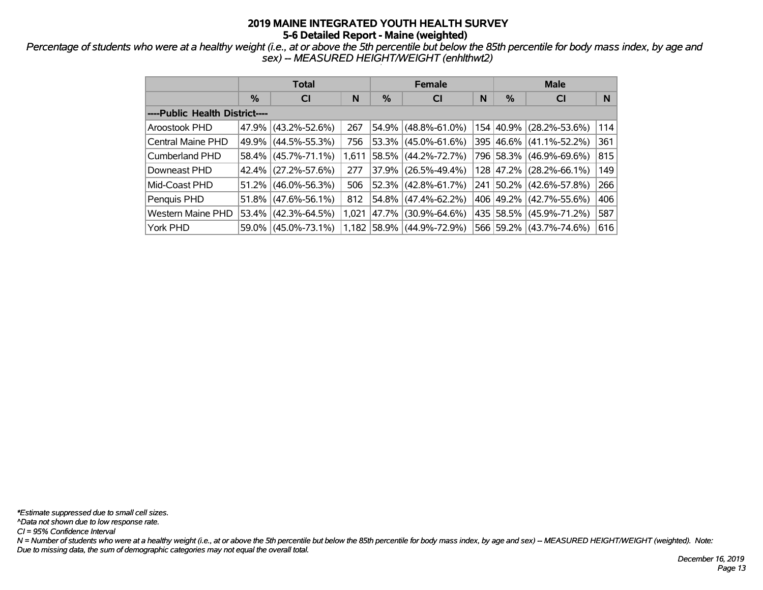# 2019 MAINE INTEGRATED YOUTH HEALTH SURVEY
## 5-6 Detailed Report - Maine (weighted)

*Percentage of students who were at a healthy weight (i.e., at or above the 5th percentile but below the 85th percentile for body mass index, by age and sex) -- MEASURED HEIGHT/WEIGHT (enhlthwt2)*

| | Total | | | Female | | | Male | | |
|---|---|---|---|---|---|---|---|---|---|
| | % | CI | N | % | CI | N | % | CI | N |
| ----Public Health District---- | | | | | | | | | |
| Aroostook PHD | 47.9% | (43.2%-52.6%) | 267 | 54.9% | (48.8%-61.0%) | 154 | 40.9% | (28.2%-53.6%) | 114 |
| Central Maine PHD | 49.9% | (44.5%-55.3%) | 756 | 53.3% | (45.0%-61.6%) | 395 | 46.6% | (41.1%-52.2%) | 361 |
| Cumberland PHD | 58.4% | (45.7%-71.1%) | 1,611 | 58.5% | (44.2%-72.7%) | 796 | 58.3% | (46.9%-69.6%) | 815 |
| Downeast PHD | 42.4% | (27.2%-57.6%) | 277 | 37.9% | (26.5%-49.4%) | 128 | 47.2% | (28.2%-66.1%) | 149 |
| Mid-Coast PHD | 51.2% | (46.0%-56.3%) | 506 | 52.3% | (42.8%-61.7%) | 241 | 50.2% | (42.6%-57.8%) | 266 |
| Penquis PHD | 51.8% | (47.6%-56.1%) | 812 | 54.8% | (47.4%-62.2%) | 406 | 49.2% | (42.7%-55.6%) | 406 |
| Western Maine PHD | 53.4% | (42.3%-64.5%) | 1,021 | 47.7% | (30.9%-64.6%) | 435 | 58.5% | (45.9%-71.2%) | 587 |
| York PHD | 59.0% | (45.0%-73.1%) | 1,182 | 58.9% | (44.9%-72.9%) | 566 | 59.2% | (43.7%-74.6%) | 616 |

*\*Estimate suppressed due to small cell sizes.*
*^Data not shown due to low response rate.*
*CI = 95% Confidence Interval*
*N = Number of students who were at a healthy weight (i.e., at or above the 5th percentile but below the 85th percentile for body mass index, by age and sex) -- MEASURED HEIGHT/WEIGHT (weighted). Note: Due to missing data, the sum of demographic categories may not equal the overall total.*

*December 16, 2019*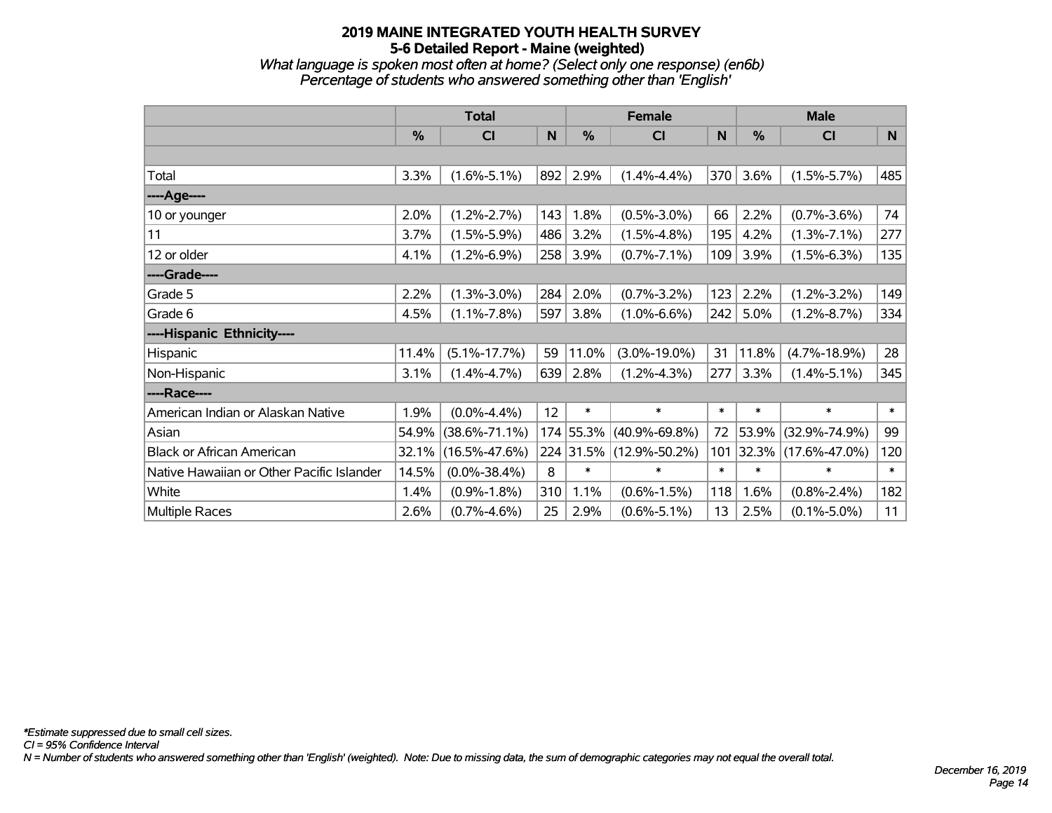# 2019 MAINE INTEGRATED YOUTH HEALTH SURVEY
## 5-6 Detailed Report - Maine (weighted)
*What language is spoken most often at home? (Select only one response) (en6b)*
*Percentage of students who answered something other than 'English'*

| | Total | | | Female | | | Male | | |
|---|---|---|---|---|---|---|---|---|---|
| | % | CI | N | % | CI | N | % | CI | N |
| | | | | | | | | | |
| Total | 3.3% | (1.6%-5.1%) | 892 | 2.9% | (1.4%-4.4%) | 370 | 3.6% | (1.5%-5.7%) | 485 |
| ----Age---- | | | | | | | | | |
| 10 or younger | 2.0% | (1.2%-2.7%) | 143 | 1.8% | (0.5%-3.0%) | 66 | 2.2% | (0.7%-3.6%) | 74 |
| 11 | 3.7% | (1.5%-5.9%) | 486 | 3.2% | (1.5%-4.8%) | 195 | 4.2% | (1.3%-7.1%) | 277 |
| 12 or older | 4.1% | (1.2%-6.9%) | 258 | 3.9% | (0.7%-7.1%) | 109 | 3.9% | (1.5%-6.3%) | 135 |
| ----Grade---- | | | | | | | | | |
| Grade 5 | 2.2% | (1.3%-3.0%) | 284 | 2.0% | (0.7%-3.2%) | 123 | 2.2% | (1.2%-3.2%) | 149 |
| Grade 6 | 4.5% | (1.1%-7.8%) | 597 | 3.8% | (1.0%-6.6%) | 242 | 5.0% | (1.2%-8.7%) | 334 |
| ----Hispanic Ethnicity---- | | | | | | | | | |
| Hispanic | 11.4% | (5.1%-17.7%) | 59 | 11.0% | (3.0%-19.0%) | 31 | 11.8% | (4.7%-18.9%) | 28 |
| Non-Hispanic | 3.1% | (1.4%-4.7%) | 639 | 2.8% | (1.2%-4.3%) | 277 | 3.3% | (1.4%-5.1%) | 345 |
| ----Race---- | | | | | | | | | |
| American Indian or Alaskan Native | 1.9% | (0.0%-4.4%) | 12 | * | * | * | * | * | * |
| Asian | 54.9% | (38.6%-71.1%) | 174 | 55.3% | (40.9%-69.8%) | 72 | 53.9% | (32.9%-74.9%) | 99 |
| Black or African American | 32.1% | (16.5%-47.6%) | 224 | 31.5% | (12.9%-50.2%) | 101 | 32.3% | (17.6%-47.0%) | 120 |
| Native Hawaiian or Other Pacific Islander | 14.5% | (0.0%-38.4%) | 8 | * | * | * | * | * | * |
| White | 1.4% | (0.9%-1.8%) | 310 | 1.1% | (0.6%-1.5%) | 118 | 1.6% | (0.8%-2.4%) | 182 |
| Multiple Races | 2.6% | (0.7%-4.6%) | 25 | 2.9% | (0.6%-5.1%) | 13 | 2.5% | (0.1%-5.0%) | 11 |

*\*Estimate suppressed due to small cell sizes.*
*CI = 95% Confidence Interval*
*N = Number of students who answered something other than 'English' (weighted). Note: Due to missing data, the sum of demographic categories may not equal the overall total.*

*December 16, 2019*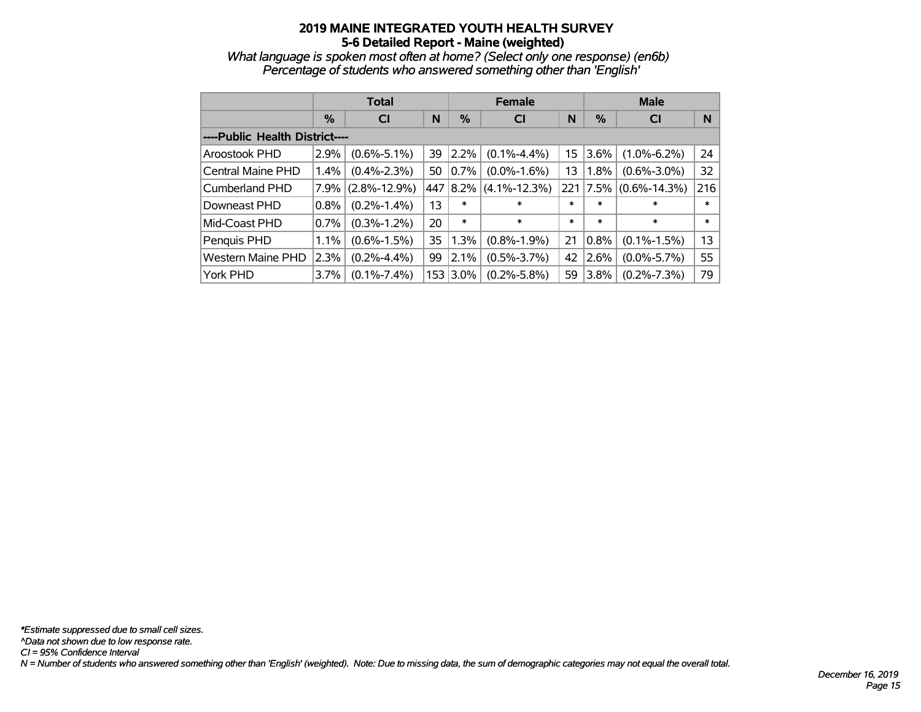# 2019 MAINE INTEGRATED YOUTH HEALTH SURVEY
## 5-6 Detailed Report - Maine (weighted)

*What language is spoken most often at home? (Select only one response) (en6b)*
*Percentage of students who answered something other than 'English'*

| | Total | | | Female | | | Male | | |
|---|---|---|---|---|---|---|---|---|---|
| | % | CI | N | % | CI | N | % | CI | N |
| ----Public Health District---- | | | | | | | | | |
| Aroostook PHD | 2.9% | (0.6%-5.1%) | 39 | 2.2% | (0.1%-4.4%) | 15 | 3.6% | (1.0%-6.2%) | 24 |
| Central Maine PHD | 1.4% | (0.4%-2.3%) | 50 | 0.7% | (0.0%-1.6%) | 13 | 1.8% | (0.6%-3.0%) | 32 |
| Cumberland PHD | 7.9% | (2.8%-12.9%) | 447 | 8.2% | (4.1%-12.3%) | 221 | 7.5% | (0.6%-14.3%) | 216 |
| Downeast PHD | 0.8% | (0.2%-1.4%) | 13 | * | * | * | * | * | * |
| Mid-Coast PHD | 0.7% | (0.3%-1.2%) | 20 | * | * | * | * | * | * |
| Penquis PHD | 1.1% | (0.6%-1.5%) | 35 | 1.3% | (0.8%-1.9%) | 21 | 0.8% | (0.1%-1.5%) | 13 |
| Western Maine PHD | 2.3% | (0.2%-4.4%) | 99 | 2.1% | (0.5%-3.7%) | 42 | 2.6% | (0.0%-5.7%) | 55 |
| York PHD | 3.7% | (0.1%-7.4%) | 153 | 3.0% | (0.2%-5.8%) | 59 | 3.8% | (0.2%-7.3%) | 79 |

*\*Estimate suppressed due to small cell sizes.*
*^Data not shown due to low response rate.*
*CI = 95% Confidence Interval*
*N = Number of students who answered something other than 'English' (weighted). Note: Due to missing data, the sum of demographic categories may not equal the overall total.*

*December 16, 2019*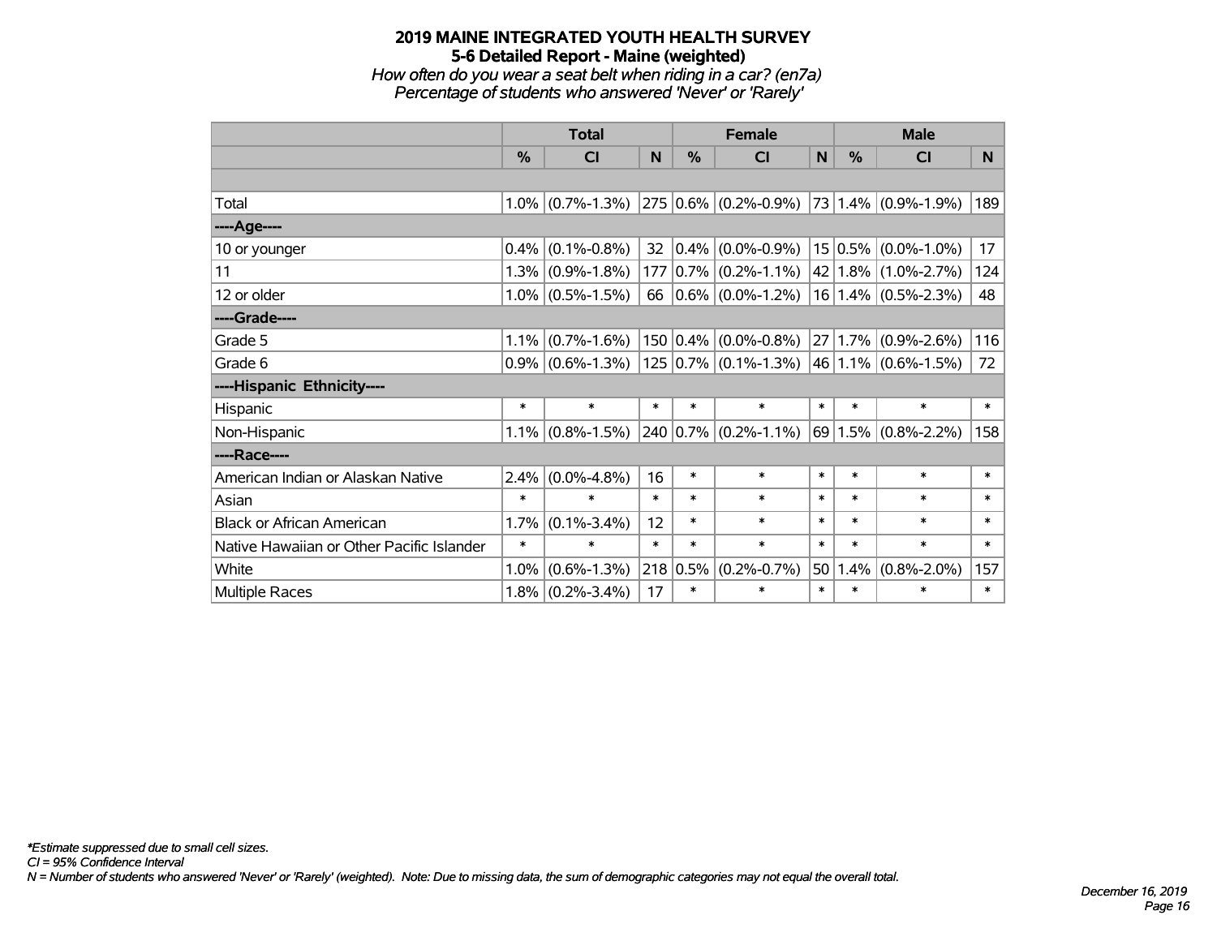# 2019 MAINE INTEGRATED YOUTH HEALTH SURVEY
## 5-6 Detailed Report - Maine (weighted)
*How often do you wear a seat belt when riding in a car? (en7a)*
*Percentage of students who answered 'Never' or 'Rarely'*

| | Total | | | Female | | | Male | | |
|---|---|---|---|---|---|---|---|---|---|
| | % | CI | N | % | CI | N | % | CI | N |
| | | | | | | | | | |
| Total | 1.0% | (0.7%-1.3%) | 275 | 0.6% | (0.2%-0.9%) | 73 | 1.4% | (0.9%-1.9%) | 189 |
| ----Age---- | | | | | | | | | |
| 10 or younger | 0.4% | (0.1%-0.8%) | 32 | 0.4% | (0.0%-0.9%) | 15 | 0.5% | (0.0%-1.0%) | 17 |
| 11 | 1.3% | (0.9%-1.8%) | 177 | 0.7% | (0.2%-1.1%) | 42 | 1.8% | (1.0%-2.7%) | 124 |
| 12 or older | 1.0% | (0.5%-1.5%) | 66 | 0.6% | (0.0%-1.2%) | 16 | 1.4% | (0.5%-2.3%) | 48 |
| ----Grade---- | | | | | | | | | |
| Grade 5 | 1.1% | (0.7%-1.6%) | 150 | 0.4% | (0.0%-0.8%) | 27 | 1.7% | (0.9%-2.6%) | 116 |
| Grade 6 | 0.9% | (0.6%-1.3%) | 125 | 0.7% | (0.1%-1.3%) | 46 | 1.1% | (0.6%-1.5%) | 72 |
| ----Hispanic Ethnicity---- | | | | | | | | | |
| Hispanic | * | * | * | * | * | * | * | * | * |
| Non-Hispanic | 1.1% | (0.8%-1.5%) | 240 | 0.7% | (0.2%-1.1%) | 69 | 1.5% | (0.8%-2.2%) | 158 |
| ----Race---- | | | | | | | | | |
| American Indian or Alaskan Native | 2.4% | (0.0%-4.8%) | 16 | * | * | * | * | * | * |
| Asian | * | * | * | * | * | * | * | * | * |
| Black or African American | 1.7% | (0.1%-3.4%) | 12 | * | * | * | * | * | * |
| Native Hawaiian or Other Pacific Islander | * | * | * | * | * | * | * | * | * |
| White | 1.0% | (0.6%-1.3%) | 218 | 0.5% | (0.2%-0.7%) | 50 | 1.4% | (0.8%-2.0%) | 157 |
| Multiple Races | 1.8% | (0.2%-3.4%) | 17 | * | * | * | * | * | * |

*\*Estimate suppressed due to small cell sizes.*
*CI = 95% Confidence Interval*
*N = Number of students who answered 'Never' or 'Rarely' (weighted). Note: Due to missing data, the sum of demographic categories may not equal the overall total.*

*December 16, 2019*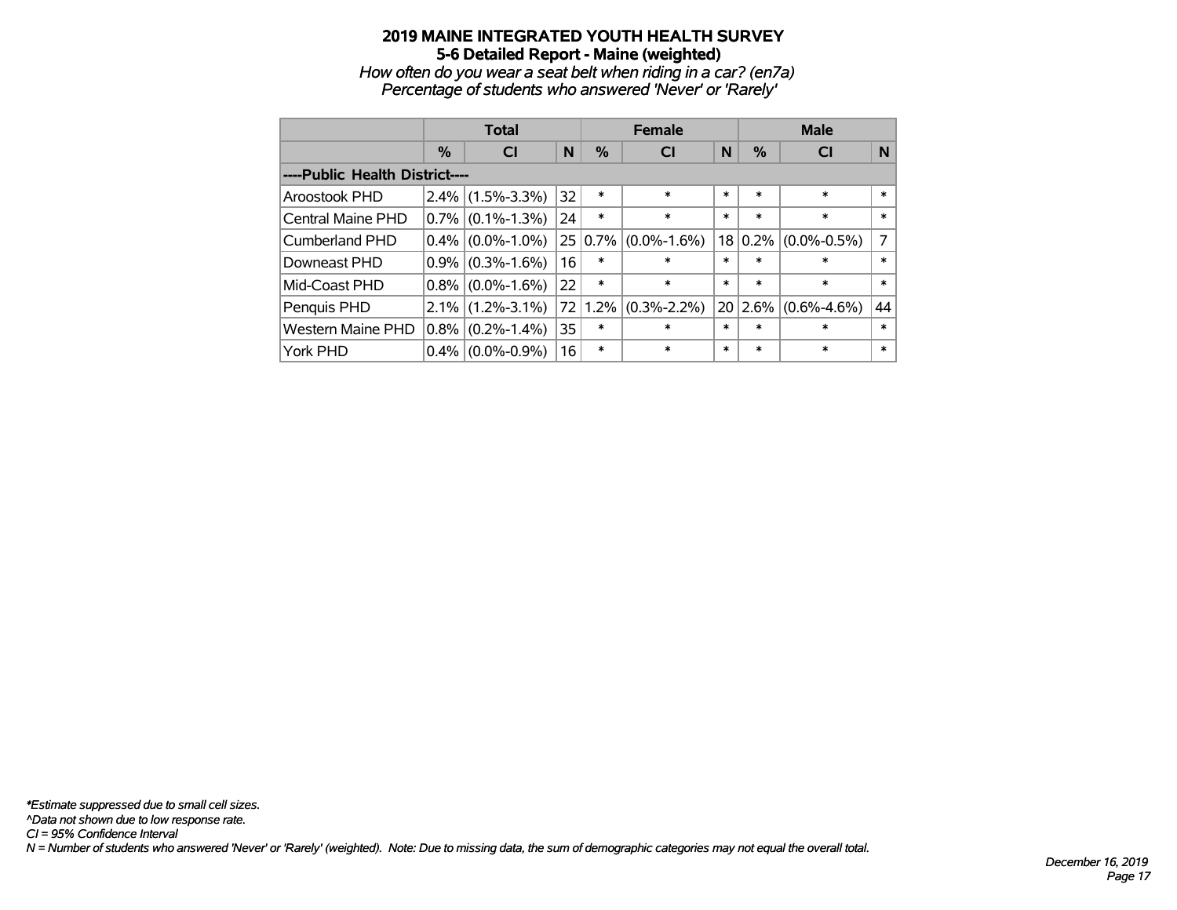# 2019 MAINE INTEGRATED YOUTH HEALTH SURVEY

## 5-6 Detailed Report - Maine (weighted)

*How often do you wear a seat belt when riding in a car? (en7a)*

*Percentage of students who answered 'Never' or 'Rarely'*

| | Total | | | Female | | | Male | | |
|---|---|---|---|---|---|---|---|---|---|
| | % | CI | N | % | CI | N | % | CI | N |
| ----Public Health District---- | | | | | | | | | |
| Aroostook PHD | 2.4% | (1.5%-3.3%) | 32 | * | * | * | * | * | * |
| Central Maine PHD | 0.7% | (0.1%-1.3%) | 24 | * | * | * | * | * | * |
| Cumberland PHD | 0.4% | (0.0%-1.0%) | 25 | 0.7% | (0.0%-1.6%) | 18 | 0.2% | (0.0%-0.5%) | 7 |
| Downeast PHD | 0.9% | (0.3%-1.6%) | 16 | * | * | * | * | * | * |
| Mid-Coast PHD | 0.8% | (0.0%-1.6%) | 22 | * | * | * | * | * | * |
| Penquis PHD | 2.1% | (1.2%-3.1%) | 72 | 1.2% | (0.3%-2.2%) | 20 | 2.6% | (0.6%-4.6%) | 44 |
| Western Maine PHD | 0.8% | (0.2%-1.4%) | 35 | * | * | * | * | * | * |
| York PHD | 0.4% | (0.0%-0.9%) | 16 | * | * | * | * | * | * |

*\*Estimate suppressed due to small cell sizes.*

*^Data not shown due to low response rate.*

*CI = 95% Confidence Interval*

*N = Number of students who answered 'Never' or 'Rarely' (weighted). Note: Due to missing data, the sum of demographic categories may not equal the overall total.*

*December 16, 2019*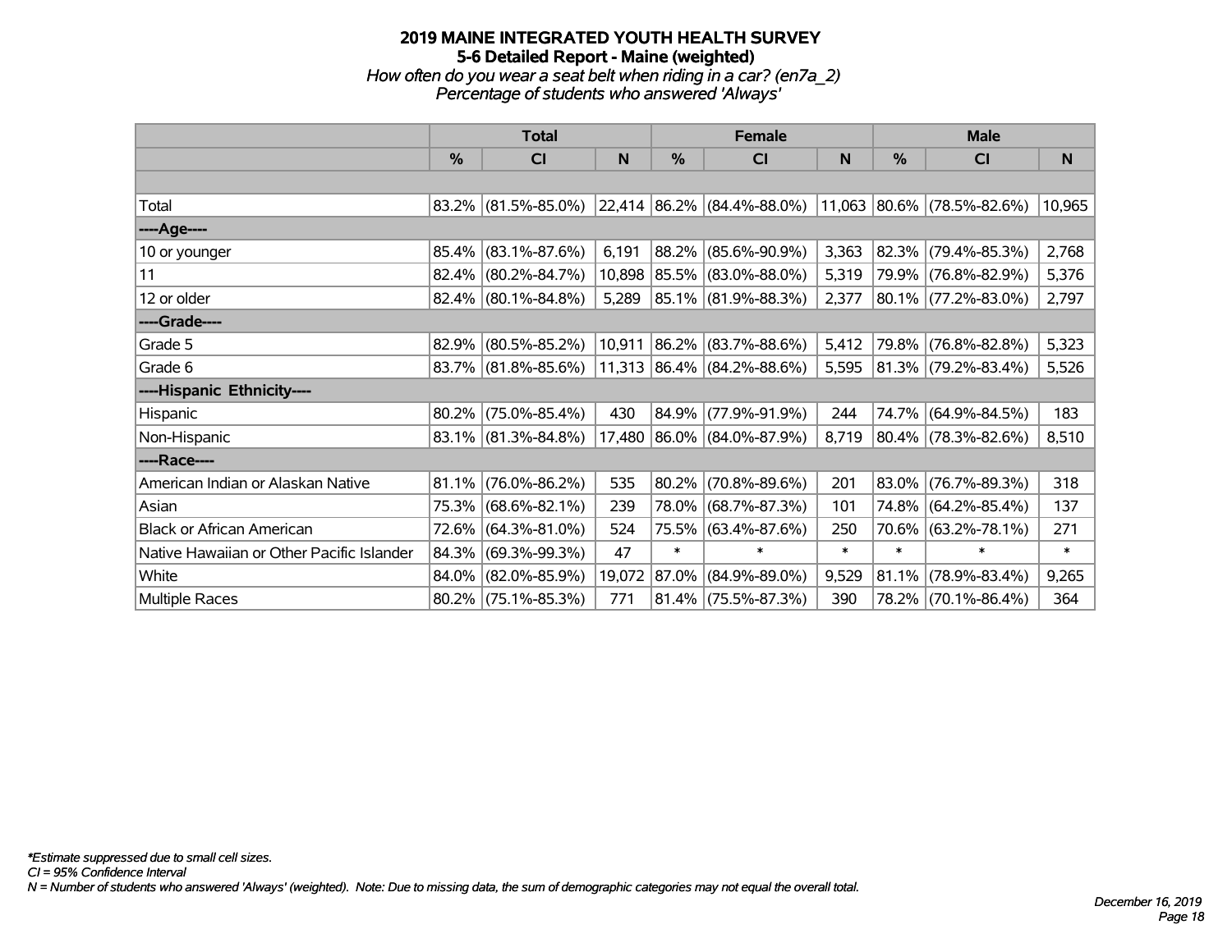# 2019 MAINE INTEGRATED YOUTH HEALTH SURVEY
## 5-6 Detailed Report - Maine (weighted)
### *How often do you wear a seat belt when riding in a car? (en7a_2)*
### *Percentage of students who answered 'Always'*

| | Total | | | Female | | | Male | | |
|---|---|---|---|---|---|---|---|---|---|
| | % | CI | N | % | CI | N | % | CI | N |
| | | | | | | | | | |
| Total | 83.2% | (81.5%-85.0%) | 22,414 | 86.2% | (84.4%-88.0%) | 11,063 | 80.6% | (78.5%-82.6%) | 10,965 |
| ----Age---- | | | | | | | | | |
| 10 or younger | 85.4% | (83.1%-87.6%) | 6,191 | 88.2% | (85.6%-90.9%) | 3,363 | 82.3% | (79.4%-85.3%) | 2,768 |
| 11 | 82.4% | (80.2%-84.7%) | 10,898 | 85.5% | (83.0%-88.0%) | 5,319 | 79.9% | (76.8%-82.9%) | 5,376 |
| 12 or older | 82.4% | (80.1%-84.8%) | 5,289 | 85.1% | (81.9%-88.3%) | 2,377 | 80.1% | (77.2%-83.0%) | 2,797 |
| ----Grade---- | | | | | | | | | |
| Grade 5 | 82.9% | (80.5%-85.2%) | 10,911 | 86.2% | (83.7%-88.6%) | 5,412 | 79.8% | (76.8%-82.8%) | 5,323 |
| Grade 6 | 83.7% | (81.8%-85.6%) | 11,313 | 86.4% | (84.2%-88.6%) | 5,595 | 81.3% | (79.2%-83.4%) | 5,526 |
| ----Hispanic Ethnicity---- | | | | | | | | | |
| Hispanic | 80.2% | (75.0%-85.4%) | 430 | 84.9% | (77.9%-91.9%) | 244 | 74.7% | (64.9%-84.5%) | 183 |
| Non-Hispanic | 83.1% | (81.3%-84.8%) | 17,480 | 86.0% | (84.0%-87.9%) | 8,719 | 80.4% | (78.3%-82.6%) | 8,510 |
| ----Race---- | | | | | | | | | |
| American Indian or Alaskan Native | 81.1% | (76.0%-86.2%) | 535 | 80.2% | (70.8%-89.6%) | 201 | 83.0% | (76.7%-89.3%) | 318 |
| Asian | 75.3% | (68.6%-82.1%) | 239 | 78.0% | (68.7%-87.3%) | 101 | 74.8% | (64.2%-85.4%) | 137 |
| Black or African American | 72.6% | (64.3%-81.0%) | 524 | 75.5% | (63.4%-87.6%) | 250 | 70.6% | (63.2%-78.1%) | 271 |
| Native Hawaiian or Other Pacific Islander | 84.3% | (69.3%-99.3%) | 47 | * | * | * | * | * | * |
| White | 84.0% | (82.0%-85.9%) | 19,072 | 87.0% | (84.9%-89.0%) | 9,529 | 81.1% | (78.9%-83.4%) | 9,265 |
| Multiple Races | 80.2% | (75.1%-85.3%) | 771 | 81.4% | (75.5%-87.3%) | 390 | 78.2% | (70.1%-86.4%) | 364 |

*\*Estimate suppressed due to small cell sizes.*
*CI = 95% Confidence Interval*
*N = Number of students who answered 'Always' (weighted). Note: Due to missing data, the sum of demographic categories may not equal the overall total.*

*December 16, 2019*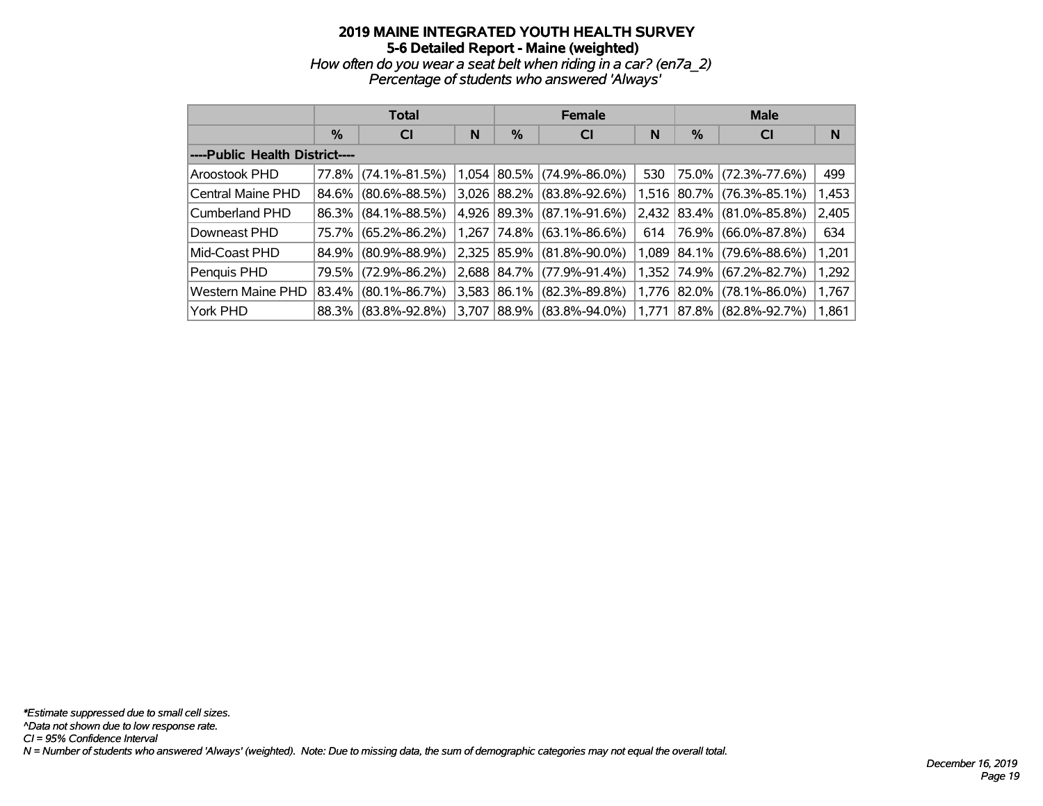# 2019 MAINE INTEGRATED YOUTH HEALTH SURVEY
## 5-6 Detailed Report - Maine (weighted)
*How often do you wear a seat belt when riding in a car? (en7a_2)*
*Percentage of students who answered 'Always'*

| | Total | | | Female | | | Male | | |
|---|---|---|---|---|---|---|---|---|---|
| | % | CI | N | % | CI | N | % | CI | N |
| ----Public Health District---- | | | | | | | | | |
| Aroostook PHD | 77.8% | (74.1%-81.5%) | 1,054 | 80.5% | (74.9%-86.0%) | 530 | 75.0% | (72.3%-77.6%) | 499 |
| Central Maine PHD | 84.6% | (80.6%-88.5%) | 3,026 | 88.2% | (83.8%-92.6%) | 1,516 | 80.7% | (76.3%-85.1%) | 1,453 |
| Cumberland PHD | 86.3% | (84.1%-88.5%) | 4,926 | 89.3% | (87.1%-91.6%) | 2,432 | 83.4% | (81.0%-85.8%) | 2,405 |
| Downeast PHD | 75.7% | (65.2%-86.2%) | 1,267 | 74.8% | (63.1%-86.6%) | 614 | 76.9% | (66.0%-87.8%) | 634 |
| Mid-Coast PHD | 84.9% | (80.9%-88.9%) | 2,325 | 85.9% | (81.8%-90.0%) | 1,089 | 84.1% | (79.6%-88.6%) | 1,201 |
| Penquis PHD | 79.5% | (72.9%-86.2%) | 2,688 | 84.7% | (77.9%-91.4%) | 1,352 | 74.9% | (67.2%-82.7%) | 1,292 |
| Western Maine PHD | 83.4% | (80.1%-86.7%) | 3,583 | 86.1% | (82.3%-89.8%) | 1,776 | 82.0% | (78.1%-86.0%) | 1,767 |
| York PHD | 88.3% | (83.8%-92.8%) | 3,707 | 88.9% | (83.8%-94.0%) | 1,771 | 87.8% | (82.8%-92.7%) | 1,861 |

*\*Estimate suppressed due to small cell sizes.*
*^Data not shown due to low response rate.*
*CI = 95% Confidence Interval*
*N = Number of students who answered 'Always' (weighted). Note: Due to missing data, the sum of demographic categories may not equal the overall total.*

*December 16, 2019*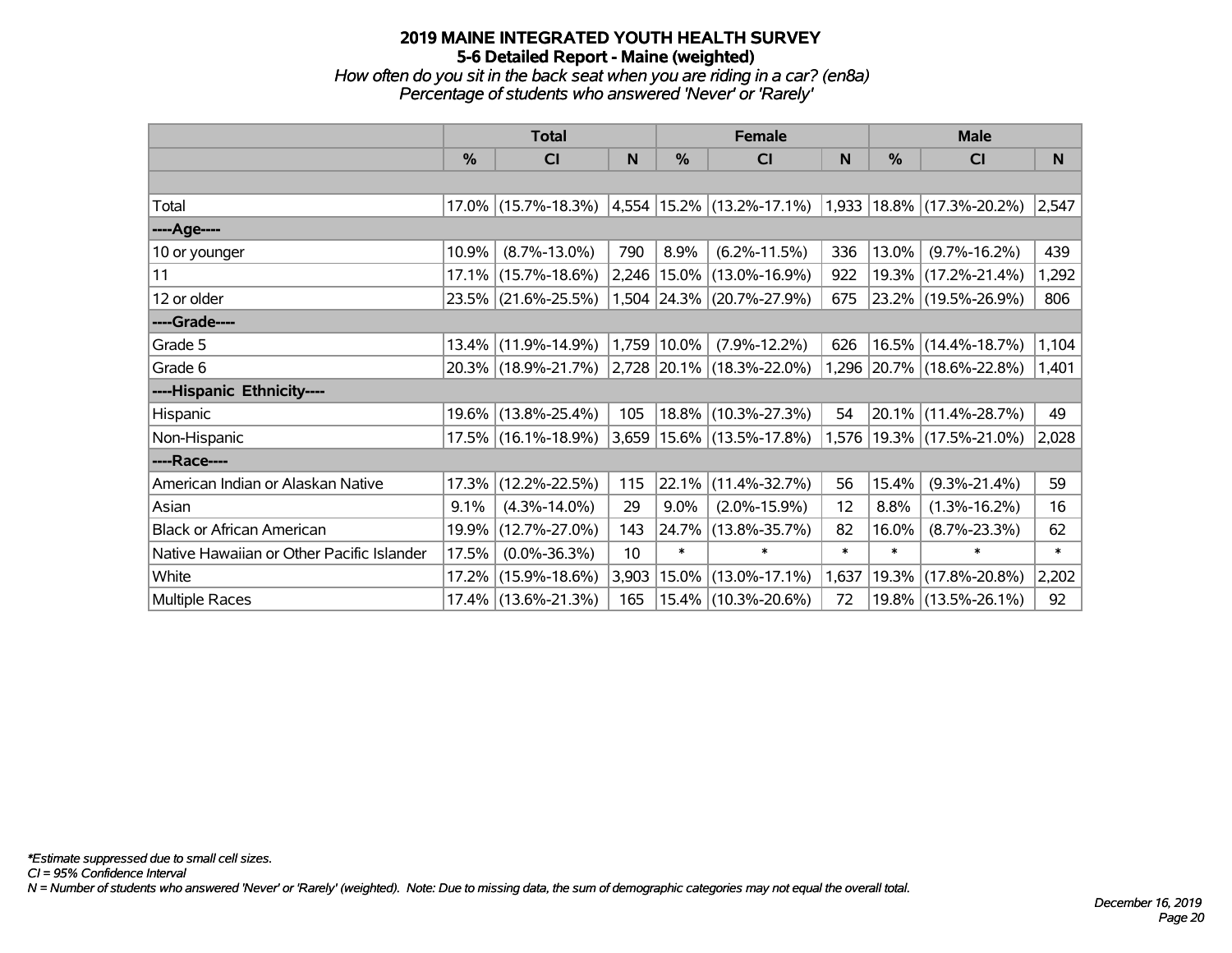# 2019 MAINE INTEGRATED YOUTH HEALTH SURVEY
## 5-6 Detailed Report - Maine (weighted)
*How often do you sit in the back seat when you are riding in a car? (en8a)*
*Percentage of students who answered 'Never' or 'Rarely'*

| | Total | | | Female | | | Male | | |
|---|---|---|---|---|---|---|---|---|---|
| | % | CI | N | % | CI | N | % | CI | N |
| | | | | | | | | | |
| Total | 17.0% | (15.7%-18.3%) | 4,554 | 15.2% | (13.2%-17.1%) | 1,933 | 18.8% | (17.3%-20.2%) | 2,547 |
| ----Age---- | | | | | | | | | |
| 10 or younger | 10.9% | (8.7%-13.0%) | 790 | 8.9% | (6.2%-11.5%) | 336 | 13.0% | (9.7%-16.2%) | 439 |
| 11 | 17.1% | (15.7%-18.6%) | 2,246 | 15.0% | (13.0%-16.9%) | 922 | 19.3% | (17.2%-21.4%) | 1,292 |
| 12 or older | 23.5% | (21.6%-25.5%) | 1,504 | 24.3% | (20.7%-27.9%) | 675 | 23.2% | (19.5%-26.9%) | 806 |
| ----Grade---- | | | | | | | | | |
| Grade 5 | 13.4% | (11.9%-14.9%) | 1,759 | 10.0% | (7.9%-12.2%) | 626 | 16.5% | (14.4%-18.7%) | 1,104 |
| Grade 6 | 20.3% | (18.9%-21.7%) | 2,728 | 20.1% | (18.3%-22.0%) | 1,296 | 20.7% | (18.6%-22.8%) | 1,401 |
| ----Hispanic Ethnicity---- | | | | | | | | | |
| Hispanic | 19.6% | (13.8%-25.4%) | 105 | 18.8% | (10.3%-27.3%) | 54 | 20.1% | (11.4%-28.7%) | 49 |
| Non-Hispanic | 17.5% | (16.1%-18.9%) | 3,659 | 15.6% | (13.5%-17.8%) | 1,576 | 19.3% | (17.5%-21.0%) | 2,028 |
| ----Race---- | | | | | | | | | |
| American Indian or Alaskan Native | 17.3% | (12.2%-22.5%) | 115 | 22.1% | (11.4%-32.7%) | 56 | 15.4% | (9.3%-21.4%) | 59 |
| Asian | 9.1% | (4.3%-14.0%) | 29 | 9.0% | (2.0%-15.9%) | 12 | 8.8% | (1.3%-16.2%) | 16 |
| Black or African American | 19.9% | (12.7%-27.0%) | 143 | 24.7% | (13.8%-35.7%) | 82 | 16.0% | (8.7%-23.3%) | 62 |
| Native Hawaiian or Other Pacific Islander | 17.5% | (0.0%-36.3%) | 10 | * | * | * | * | * | * |
| White | 17.2% | (15.9%-18.6%) | 3,903 | 15.0% | (13.0%-17.1%) | 1,637 | 19.3% | (17.8%-20.8%) | 2,202 |
| Multiple Races | 17.4% | (13.6%-21.3%) | 165 | 15.4% | (10.3%-20.6%) | 72 | 19.8% | (13.5%-26.1%) | 92 |

*\*Estimate suppressed due to small cell sizes.*
*CI = 95% Confidence Interval*
*N = Number of students who answered 'Never' or 'Rarely' (weighted). Note: Due to missing data, the sum of demographic categories may not equal the overall total.*

*December 16, 2019*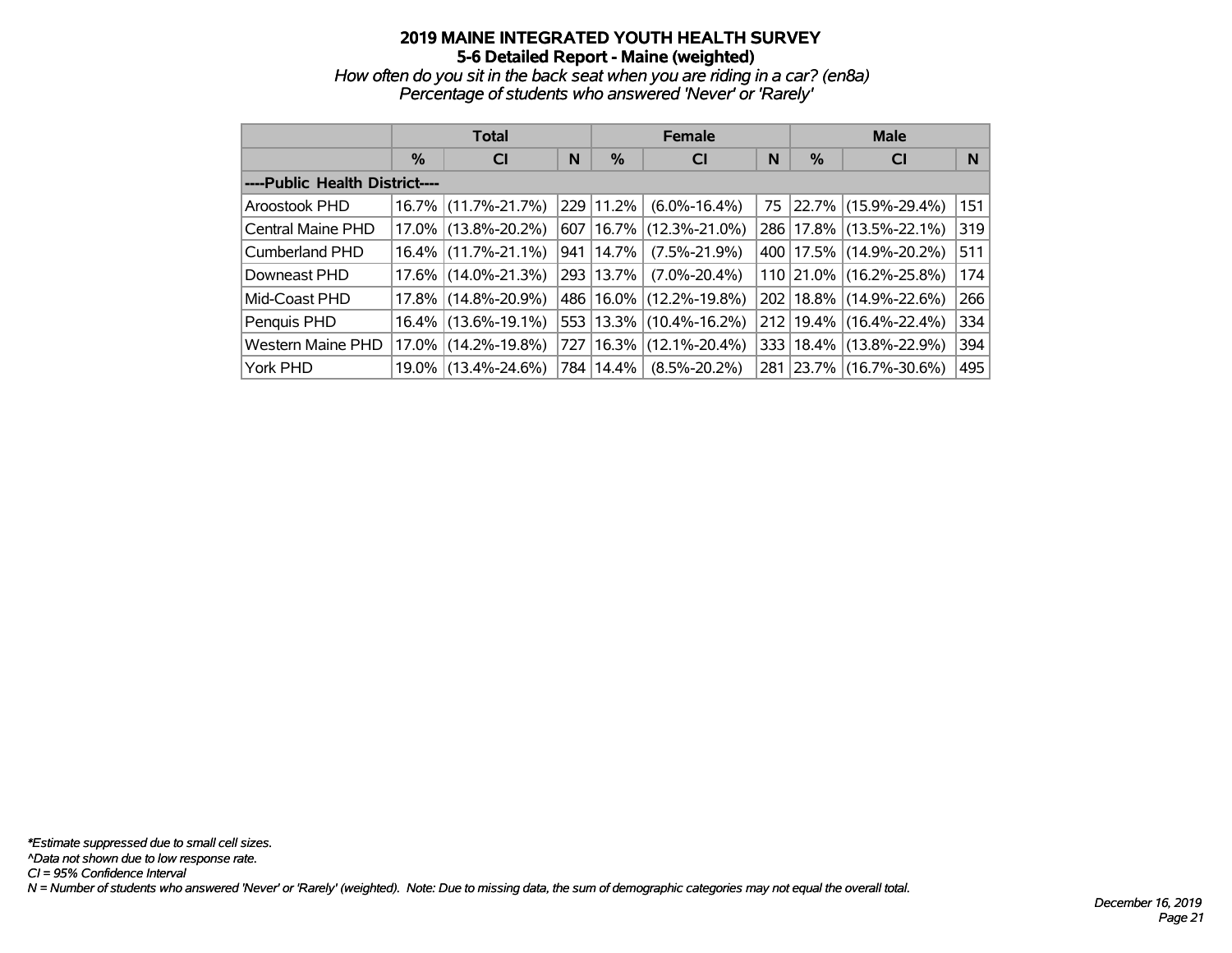# 2019 MAINE INTEGRATED YOUTH HEALTH SURVEY
## 5-6 Detailed Report - Maine (weighted)

*How often do you sit in the back seat when you are riding in a car? (en8a)*
*Percentage of students who answered 'Never' or 'Rarely'*

| | Total | | | Female | | | Male | | |
|---|---|---|---|---|---|---|---|---|---|
| | % | CI | N | % | CI | N | % | CI | N |
| ----Public Health District---- | | | | | | | | | |
| Aroostook PHD | 16.7% | (11.7%-21.7%) | 229 | 11.2% | (6.0%-16.4%) | 75 | 22.7% | (15.9%-29.4%) | 151 |
| Central Maine PHD | 17.0% | (13.8%-20.2%) | 607 | 16.7% | (12.3%-21.0%) | 286 | 17.8% | (13.5%-22.1%) | 319 |
| Cumberland PHD | 16.4% | (11.7%-21.1%) | 941 | 14.7% | (7.5%-21.9%) | 400 | 17.5% | (14.9%-20.2%) | 511 |
| Downeast PHD | 17.6% | (14.0%-21.3%) | 293 | 13.7% | (7.0%-20.4%) | 110 | 21.0% | (16.2%-25.8%) | 174 |
| Mid-Coast PHD | 17.8% | (14.8%-20.9%) | 486 | 16.0% | (12.2%-19.8%) | 202 | 18.8% | (14.9%-22.6%) | 266 |
| Penquis PHD | 16.4% | (13.6%-19.1%) | 553 | 13.3% | (10.4%-16.2%) | 212 | 19.4% | (16.4%-22.4%) | 334 |
| Western Maine PHD | 17.0% | (14.2%-19.8%) | 727 | 16.3% | (12.1%-20.4%) | 333 | 18.4% | (13.8%-22.9%) | 394 |
| York PHD | 19.0% | (13.4%-24.6%) | 784 | 14.4% | (8.5%-20.2%) | 281 | 23.7% | (16.7%-30.6%) | 495 |

*\*Estimate suppressed due to small cell sizes.*
*^Data not shown due to low response rate.*
*CI = 95% Confidence Interval*
*N = Number of students who answered 'Never' or 'Rarely' (weighted). Note: Due to missing data, the sum of demographic categories may not equal the overall total.*

*December 16, 2019*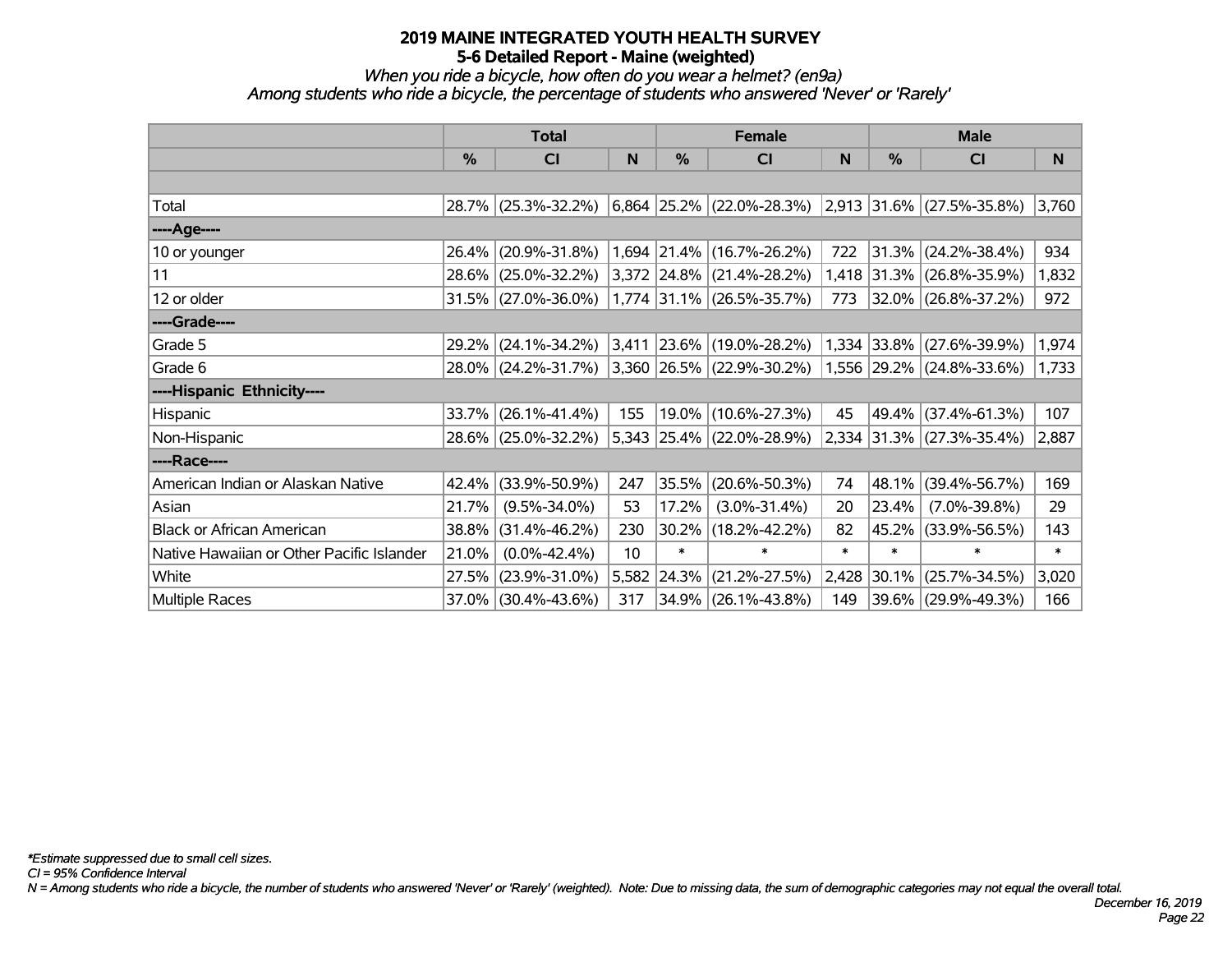# 2019 MAINE INTEGRATED YOUTH HEALTH SURVEY

## 5-6 Detailed Report - Maine (weighted)

*When you ride a bicycle, how often do you wear a helmet? (en9a)*

*Among students who ride a bicycle, the percentage of students who answered 'Never' or 'Rarely'*

| | Total | | | Female | | | Male | | |
|---|---|---|---|---|---|---|---|---|---|
| | % | CI | N | % | CI | N | % | CI | N |
| Total | 28.7% | (25.3%-32.2%) | 6,864 | 25.2% | (22.0%-28.3%) | 2,913 | 31.6% | (27.5%-35.8%) | 3,760 |
| ----Age---- | | | | | | | | | |
| 10 or younger | 26.4% | (20.9%-31.8%) | 1,694 | 21.4% | (16.7%-26.2%) | 722 | 31.3% | (24.2%-38.4%) | 934 |
| 11 | 28.6% | (25.0%-32.2%) | 3,372 | 24.8% | (21.4%-28.2%) | 1,418 | 31.3% | (26.8%-35.9%) | 1,832 |
| 12 or older | 31.5% | (27.0%-36.0%) | 1,774 | 31.1% | (26.5%-35.7%) | 773 | 32.0% | (26.8%-37.2%) | 972 |
| ----Grade---- | | | | | | | | | |
| Grade 5 | 29.2% | (24.1%-34.2%) | 3,411 | 23.6% | (19.0%-28.2%) | 1,334 | 33.8% | (27.6%-39.9%) | 1,974 |
| Grade 6 | 28.0% | (24.2%-31.7%) | 3,360 | 26.5% | (22.9%-30.2%) | 1,556 | 29.2% | (24.8%-33.6%) | 1,733 |
| ----Hispanic Ethnicity---- | | | | | | | | | |
| Hispanic | 33.7% | (26.1%-41.4%) | 155 | 19.0% | (10.6%-27.3%) | 45 | 49.4% | (37.4%-61.3%) | 107 |
| Non-Hispanic | 28.6% | (25.0%-32.2%) | 5,343 | 25.4% | (22.0%-28.9%) | 2,334 | 31.3% | (27.3%-35.4%) | 2,887 |
| ----Race---- | | | | | | | | | |
| American Indian or Alaskan Native | 42.4% | (33.9%-50.9%) | 247 | 35.5% | (20.6%-50.3%) | 74 | 48.1% | (39.4%-56.7%) | 169 |
| Asian | 21.7% | (9.5%-34.0%) | 53 | 17.2% | (3.0%-31.4%) | 20 | 23.4% | (7.0%-39.8%) | 29 |
| Black or African American | 38.8% | (31.4%-46.2%) | 230 | 30.2% | (18.2%-42.2%) | 82 | 45.2% | (33.9%-56.5%) | 143 |
| Native Hawaiian or Other Pacific Islander | 21.0% | (0.0%-42.4%) | 10 | * | * | * | * | * | * |
| White | 27.5% | (23.9%-31.0%) | 5,582 | 24.3% | (21.2%-27.5%) | 2,428 | 30.1% | (25.7%-34.5%) | 3,020 |
| Multiple Races | 37.0% | (30.4%-43.6%) | 317 | 34.9% | (26.1%-43.8%) | 149 | 39.6% | (29.9%-49.3%) | 166 |

*\*Estimate suppressed due to small cell sizes.*

*CI = 95% Confidence Interval*

*N = Among students who ride a bicycle, the number of students who answered 'Never' or 'Rarely' (weighted). Note: Due to missing data, the sum of demographic categories may not equal the overall total.*

*December 16, 2019*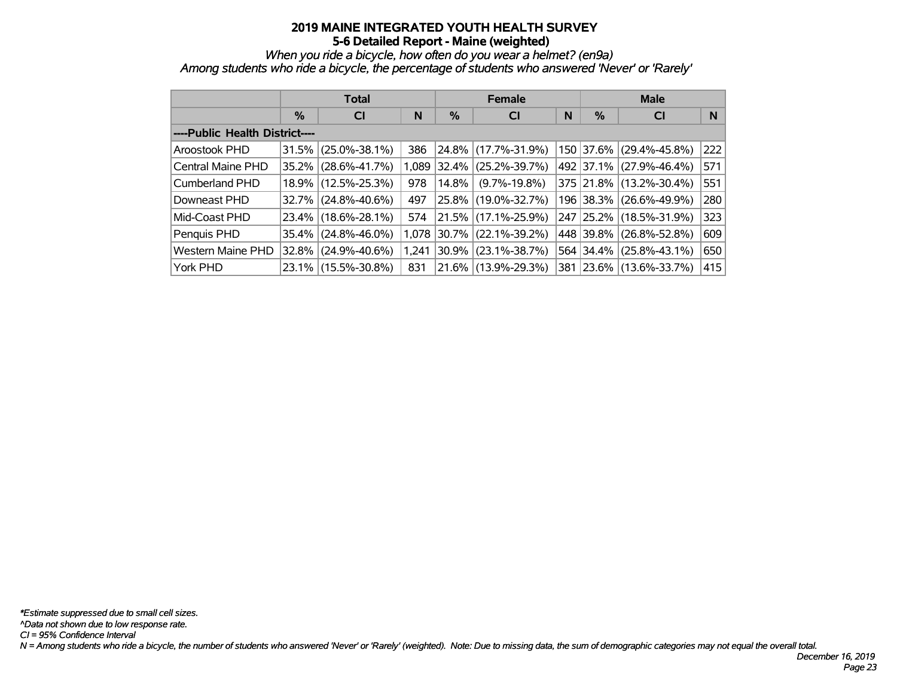# 2019 MAINE INTEGRATED YOUTH HEALTH SURVEY
## 5-6 Detailed Report - Maine (weighted)

*When you ride a bicycle, how often do you wear a helmet? (en9a)*
*Among students who ride a bicycle, the percentage of students who answered 'Never' or 'Rarely'*

| | Total | | | Female | | | Male | | |
|---|---|---|---|---|---|---|---|---|---|
| | % | CI | N | % | CI | N | % | CI | N |
| **----Public Health District----** | | | | | | | | | |
| Aroostook PHD | 31.5% | (25.0%-38.1%) | 386 | 24.8% | (17.7%-31.9%) | 150 | 37.6% | (29.4%-45.8%) | 222 |
| Central Maine PHD | 35.2% | (28.6%-41.7%) | 1,089 | 32.4% | (25.2%-39.7%) | 492 | 37.1% | (27.9%-46.4%) | 571 |
| Cumberland PHD | 18.9% | (12.5%-25.3%) | 978 | 14.8% | (9.7%-19.8%) | 375 | 21.8% | (13.2%-30.4%) | 551 |
| Downeast PHD | 32.7% | (24.8%-40.6%) | 497 | 25.8% | (19.0%-32.7%) | 196 | 38.3% | (26.6%-49.9%) | 280 |
| Mid-Coast PHD | 23.4% | (18.6%-28.1%) | 574 | 21.5% | (17.1%-25.9%) | 247 | 25.2% | (18.5%-31.9%) | 323 |
| Penquis PHD | 35.4% | (24.8%-46.0%) | 1,078 | 30.7% | (22.1%-39.2%) | 448 | 39.8% | (26.8%-52.8%) | 609 |
| Western Maine PHD | 32.8% | (24.9%-40.6%) | 1,241 | 30.9% | (23.1%-38.7%) | 564 | 34.4% | (25.8%-43.1%) | 650 |
| York PHD | 23.1% | (15.5%-30.8%) | 831 | 21.6% | (13.9%-29.3%) | 381 | 23.6% | (13.6%-33.7%) | 415 |

*\*Estimate suppressed due to small cell sizes.*
*^Data not shown due to low response rate.*
*CI = 95% Confidence Interval*
*N = Among students who ride a bicycle, the number of students who answered 'Never' or 'Rarely' (weighted). Note: Due to missing data, the sum of demographic categories may not equal the overall total.*

*December 16, 2019*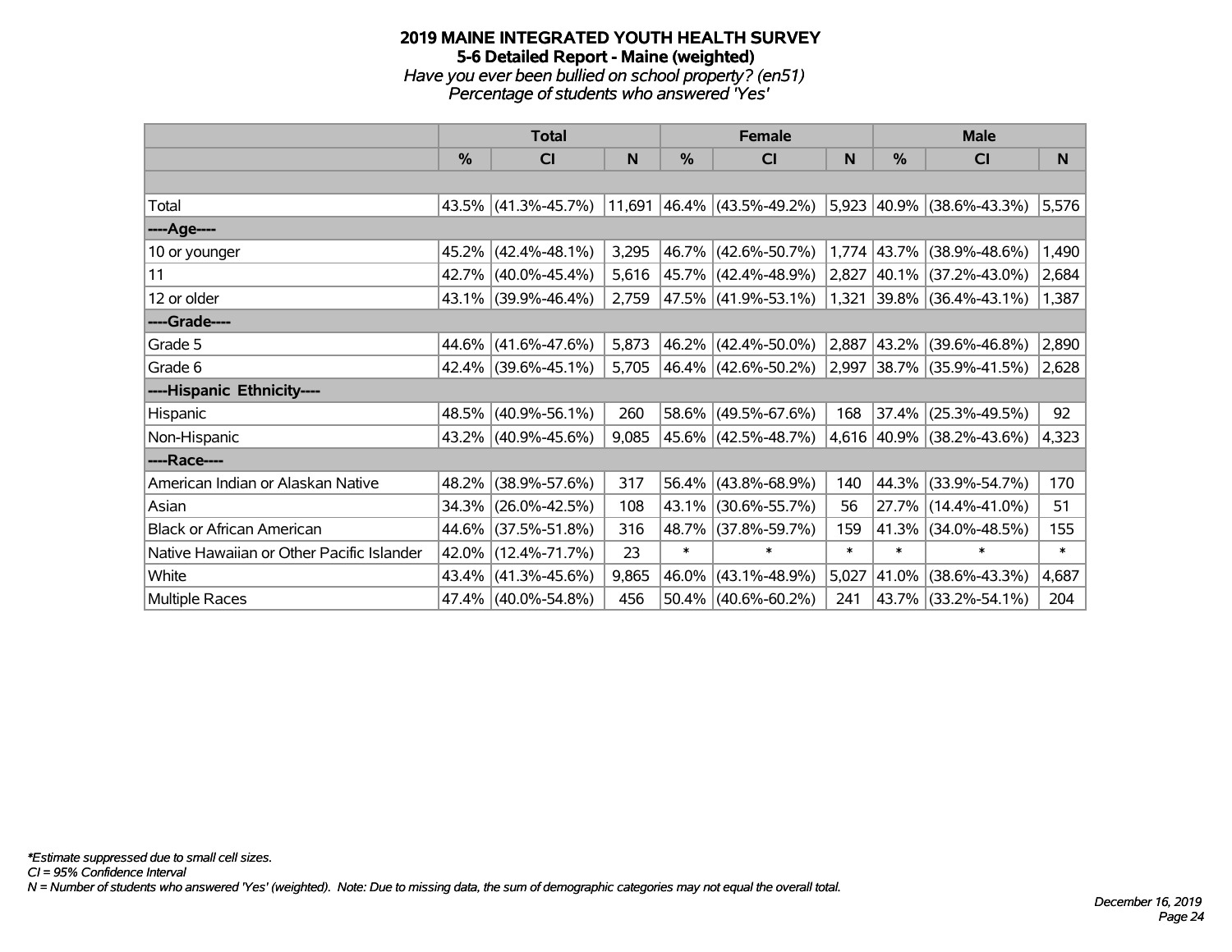# 2019 MAINE INTEGRATED YOUTH HEALTH SURVEY
## 5-6 Detailed Report - Maine (weighted)
*Have you ever been bullied on school property? (en51)*
*Percentage of students who answered 'Yes'*

| | Total | | | Female | | | Male | | |
|---|---|---|---|---|---|---|---|---|---|
| | % | CI | N | % | CI | N | % | CI | N |
| Total | 43.5% | (41.3%-45.7%) | 11,691 | 46.4% | (43.5%-49.2%) | 5,923 | 40.9% | (38.6%-43.3%) | 5,576 |
| ----Age---- | | | | | | | | | |
| 10 or younger | 45.2% | (42.4%-48.1%) | 3,295 | 46.7% | (42.6%-50.7%) | 1,774 | 43.7% | (38.9%-48.6%) | 1,490 |
| 11 | 42.7% | (40.0%-45.4%) | 5,616 | 45.7% | (42.4%-48.9%) | 2,827 | 40.1% | (37.2%-43.0%) | 2,684 |
| 12 or older | 43.1% | (39.9%-46.4%) | 2,759 | 47.5% | (41.9%-53.1%) | 1,321 | 39.8% | (36.4%-43.1%) | 1,387 |
| ----Grade---- | | | | | | | | | |
| Grade 5 | 44.6% | (41.6%-47.6%) | 5,873 | 46.2% | (42.4%-50.0%) | 2,887 | 43.2% | (39.6%-46.8%) | 2,890 |
| Grade 6 | 42.4% | (39.6%-45.1%) | 5,705 | 46.4% | (42.6%-50.2%) | 2,997 | 38.7% | (35.9%-41.5%) | 2,628 |
| ----Hispanic Ethnicity---- | | | | | | | | | |
| Hispanic | 48.5% | (40.9%-56.1%) | 260 | 58.6% | (49.5%-67.6%) | 168 | 37.4% | (25.3%-49.5%) | 92 |
| Non-Hispanic | 43.2% | (40.9%-45.6%) | 9,085 | 45.6% | (42.5%-48.7%) | 4,616 | 40.9% | (38.2%-43.6%) | 4,323 |
| ----Race---- | | | | | | | | | |
| American Indian or Alaskan Native | 48.2% | (38.9%-57.6%) | 317 | 56.4% | (43.8%-68.9%) | 140 | 44.3% | (33.9%-54.7%) | 170 |
| Asian | 34.3% | (26.0%-42.5%) | 108 | 43.1% | (30.6%-55.7%) | 56 | 27.7% | (14.4%-41.0%) | 51 |
| Black or African American | 44.6% | (37.5%-51.8%) | 316 | 48.7% | (37.8%-59.7%) | 159 | 41.3% | (34.0%-48.5%) | 155 |
| Native Hawaiian or Other Pacific Islander | 42.0% | (12.4%-71.7%) | 23 | * | * | * | * | * | * |
| White | 43.4% | (41.3%-45.6%) | 9,865 | 46.0% | (43.1%-48.9%) | 5,027 | 41.0% | (38.6%-43.3%) | 4,687 |
| Multiple Races | 47.4% | (40.0%-54.8%) | 456 | 50.4% | (40.6%-60.2%) | 241 | 43.7% | (33.2%-54.1%) | 204 |

*Estimate suppressed due to small cell sizes.
CI = 95% Confidence Interval
N = Number of students who answered 'Yes' (weighted). Note: Due to missing data, the sum of demographic categories may not equal the overall total.

December 16, 2019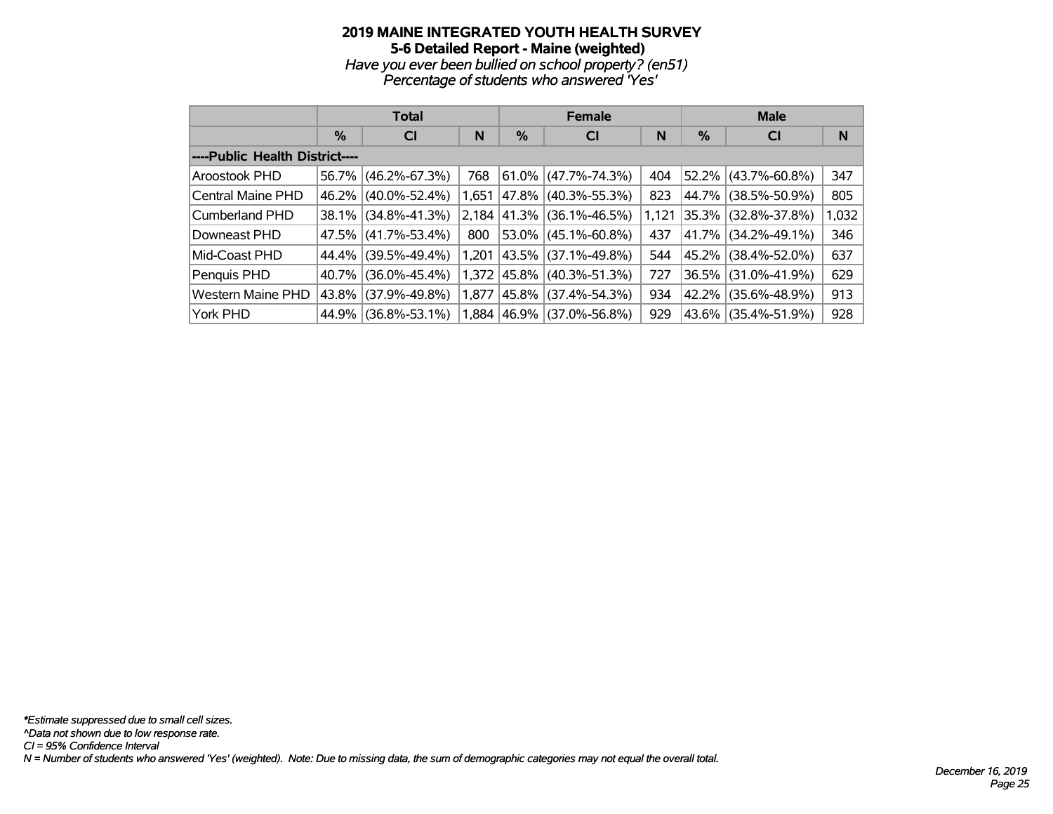# 2019 MAINE INTEGRATED YOUTH HEALTH SURVEY

## 5-6 Detailed Report - Maine (weighted)

*Have you ever been bullied on school property? (en51)*

*Percentage of students who answered 'Yes'*

| | Total | | | Female | | | Male | | |
|---|---|---|---|---|---|---|---|---|---|
| | % | CI | N | % | CI | N | % | CI | N |
| ----Public Health District---- | | | | | | | | | |
| Aroostook PHD | 56.7% | (46.2%-67.3%) | 768 | 61.0% | (47.7%-74.3%) | 404 | 52.2% | (43.7%-60.8%) | 347 |
| Central Maine PHD | 46.2% | (40.0%-52.4%) | 1,651 | 47.8% | (40.3%-55.3%) | 823 | 44.7% | (38.5%-50.9%) | 805 |
| Cumberland PHD | 38.1% | (34.8%-41.3%) | 2,184 | 41.3% | (36.1%-46.5%) | 1,121 | 35.3% | (32.8%-37.8%) | 1,032 |
| Downeast PHD | 47.5% | (41.7%-53.4%) | 800 | 53.0% | (45.1%-60.8%) | 437 | 41.7% | (34.2%-49.1%) | 346 |
| Mid-Coast PHD | 44.4% | (39.5%-49.4%) | 1,201 | 43.5% | (37.1%-49.8%) | 544 | 45.2% | (38.4%-52.0%) | 637 |
| Penquis PHD | 40.7% | (36.0%-45.4%) | 1,372 | 45.8% | (40.3%-51.3%) | 727 | 36.5% | (31.0%-41.9%) | 629 |
| Western Maine PHD | 43.8% | (37.9%-49.8%) | 1,877 | 45.8% | (37.4%-54.3%) | 934 | 42.2% | (35.6%-48.9%) | 913 |
| York PHD | 44.9% | (36.8%-53.1%) | 1,884 | 46.9% | (37.0%-56.8%) | 929 | 43.6% | (35.4%-51.9%) | 928 |

*\*Estimate suppressed due to small cell sizes.*

*^Data not shown due to low response rate.*

*CI = 95% Confidence Interval*

*N = Number of students who answered 'Yes' (weighted). Note: Due to missing data, the sum of demographic categories may not equal the overall total.*

*December 16, 2019*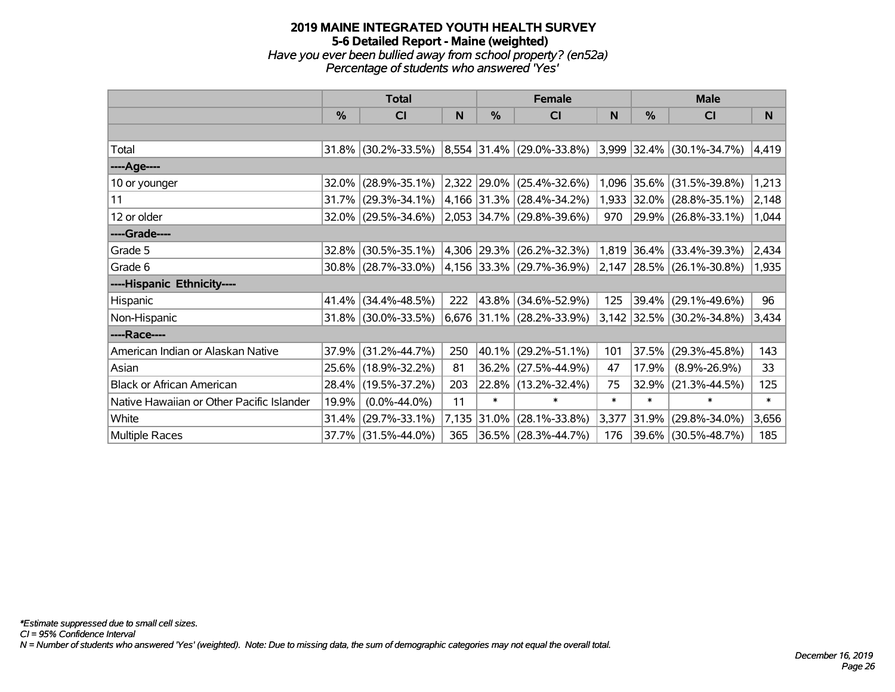# 2019 MAINE INTEGRATED YOUTH HEALTH SURVEY
## 5-6 Detailed Report - Maine (weighted)
### *Have you ever been bullied away from school property? (en52a)*
### *Percentage of students who answered 'Yes'*

| | Total | | | Female | | | Male | | |
|---|---|---|---|---|---|---|---|---|---|
| | % | CI | N | % | CI | N | % | CI | N |
| | | | | | | | | | |
| Total | 31.8% | (30.2%-33.5%) | 8,554 | 31.4% | (29.0%-33.8%) | 3,999 | 32.4% | (30.1%-34.7%) | 4,419 |
| ----Age---- | | | | | | | | | |
| 10 or younger | 32.0% | (28.9%-35.1%) | 2,322 | 29.0% | (25.4%-32.6%) | 1,096 | 35.6% | (31.5%-39.8%) | 1,213 |
| 11 | 31.7% | (29.3%-34.1%) | 4,166 | 31.3% | (28.4%-34.2%) | 1,933 | 32.0% | (28.8%-35.1%) | 2,148 |
| 12 or older | 32.0% | (29.5%-34.6%) | 2,053 | 34.7% | (29.8%-39.6%) | 970 | 29.9% | (26.8%-33.1%) | 1,044 |
| ----Grade---- | | | | | | | | | |
| Grade 5 | 32.8% | (30.5%-35.1%) | 4,306 | 29.3% | (26.2%-32.3%) | 1,819 | 36.4% | (33.4%-39.3%) | 2,434 |
| Grade 6 | 30.8% | (28.7%-33.0%) | 4,156 | 33.3% | (29.7%-36.9%) | 2,147 | 28.5% | (26.1%-30.8%) | 1,935 |
| ----Hispanic Ethnicity---- | | | | | | | | | |
| Hispanic | 41.4% | (34.4%-48.5%) | 222 | 43.8% | (34.6%-52.9%) | 125 | 39.4% | (29.1%-49.6%) | 96 |
| Non-Hispanic | 31.8% | (30.0%-33.5%) | 6,676 | 31.1% | (28.2%-33.9%) | 3,142 | 32.5% | (30.2%-34.8%) | 3,434 |
| ----Race---- | | | | | | | | | |
| American Indian or Alaskan Native | 37.9% | (31.2%-44.7%) | 250 | 40.1% | (29.2%-51.1%) | 101 | 37.5% | (29.3%-45.8%) | 143 |
| Asian | 25.6% | (18.9%-32.2%) | 81 | 36.2% | (27.5%-44.9%) | 47 | 17.9% | (8.9%-26.9%) | 33 |
| Black or African American | 28.4% | (19.5%-37.2%) | 203 | 22.8% | (13.2%-32.4%) | 75 | 32.9% | (21.3%-44.5%) | 125 |
| Native Hawaiian or Other Pacific Islander | 19.9% | (0.0%-44.0%) | 11 | * | * | * | * | * | * |
| White | 31.4% | (29.7%-33.1%) | 7,135 | 31.0% | (28.1%-33.8%) | 3,377 | 31.9% | (29.8%-34.0%) | 3,656 |
| Multiple Races | 37.7% | (31.5%-44.0%) | 365 | 36.5% | (28.3%-44.7%) | 176 | 39.6% | (30.5%-48.7%) | 185 |

*\*Estimate suppressed due to small cell sizes.*

*CI = 95% Confidence Interval*

*N = Number of students who answered 'Yes' (weighted). Note: Due to missing data, the sum of demographic categories may not equal the overall total.*

*December 16, 2019*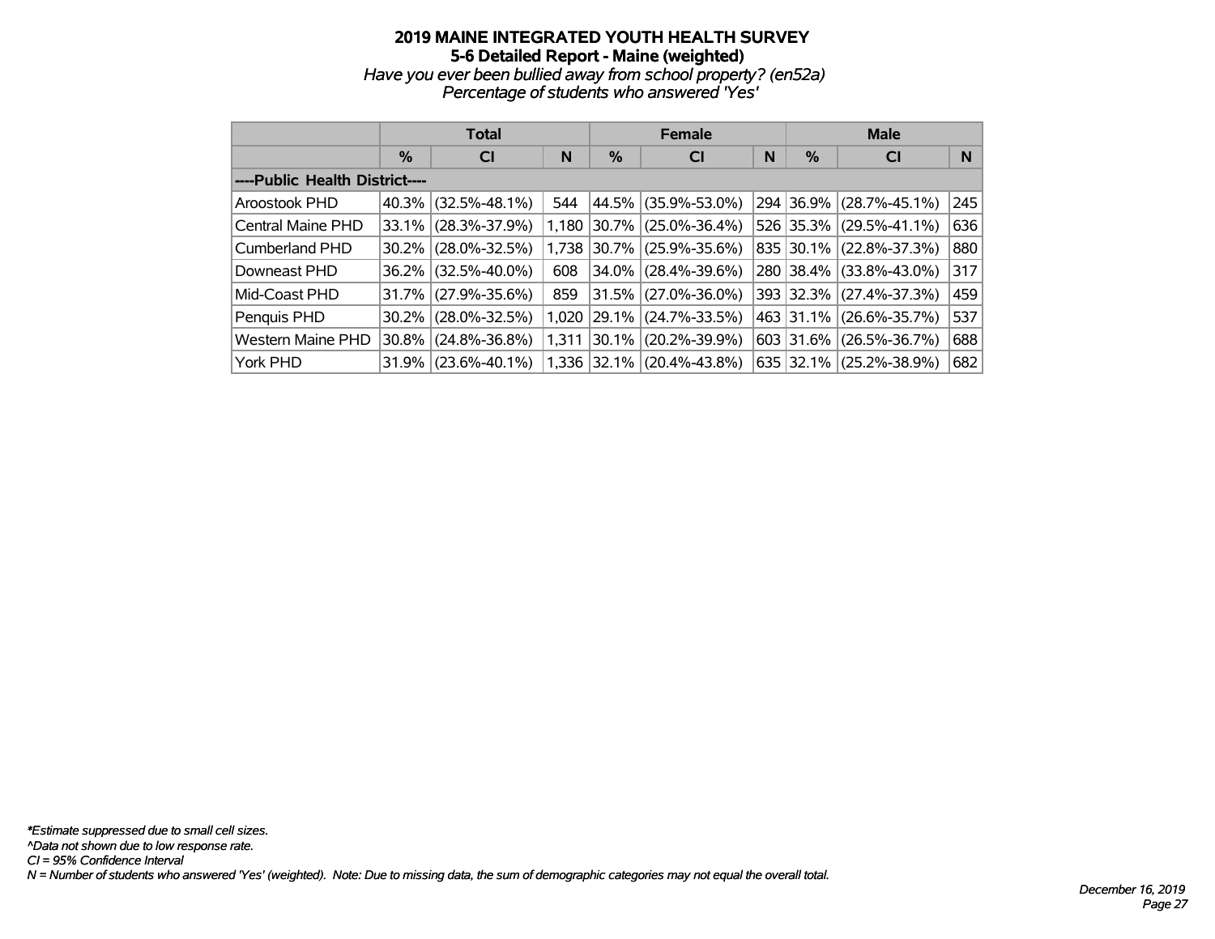# 2019 MAINE INTEGRATED YOUTH HEALTH SURVEY
## 5-6 Detailed Report - Maine (weighted)
*Have you ever been bullied away from school property? (en52a)*
*Percentage of students who answered 'Yes'*

| | Total | | | Female | | | Male | | |
|---|---|---|---|---|---|---|---|---|---|
| | % | CI | N | % | CI | N | % | CI | N |
| **----Public Health District----** | | | | | | | | | |
| Aroostook PHD | 40.3% | (32.5%-48.1%) | 544 | 44.5% | (35.9%-53.0%) | 294 | 36.9% | (28.7%-45.1%) | 245 |
| Central Maine PHD | 33.1% | (28.3%-37.9%) | 1,180 | 30.7% | (25.0%-36.4%) | 526 | 35.3% | (29.5%-41.1%) | 636 |
| Cumberland PHD | 30.2% | (28.0%-32.5%) | 1,738 | 30.7% | (25.9%-35.6%) | 835 | 30.1% | (22.8%-37.3%) | 880 |
| Downeast PHD | 36.2% | (32.5%-40.0%) | 608 | 34.0% | (28.4%-39.6%) | 280 | 38.4% | (33.8%-43.0%) | 317 |
| Mid-Coast PHD | 31.7% | (27.9%-35.6%) | 859 | 31.5% | (27.0%-36.0%) | 393 | 32.3% | (27.4%-37.3%) | 459 |
| Penquis PHD | 30.2% | (28.0%-32.5%) | 1,020 | 29.1% | (24.7%-33.5%) | 463 | 31.1% | (26.6%-35.7%) | 537 |
| Western Maine PHD | 30.8% | (24.8%-36.8%) | 1,311 | 30.1% | (20.2%-39.9%) | 603 | 31.6% | (26.5%-36.7%) | 688 |
| York PHD | 31.9% | (23.6%-40.1%) | 1,336 | 32.1% | (20.4%-43.8%) | 635 | 32.1% | (25.2%-38.9%) | 682 |

*\*Estimate suppressed due to small cell sizes.*
*^Data not shown due to low response rate.*
*CI = 95% Confidence Interval*
*N = Number of students who answered 'Yes' (weighted). Note: Due to missing data, the sum of demographic categories may not equal the overall total.*

*December 16, 2019*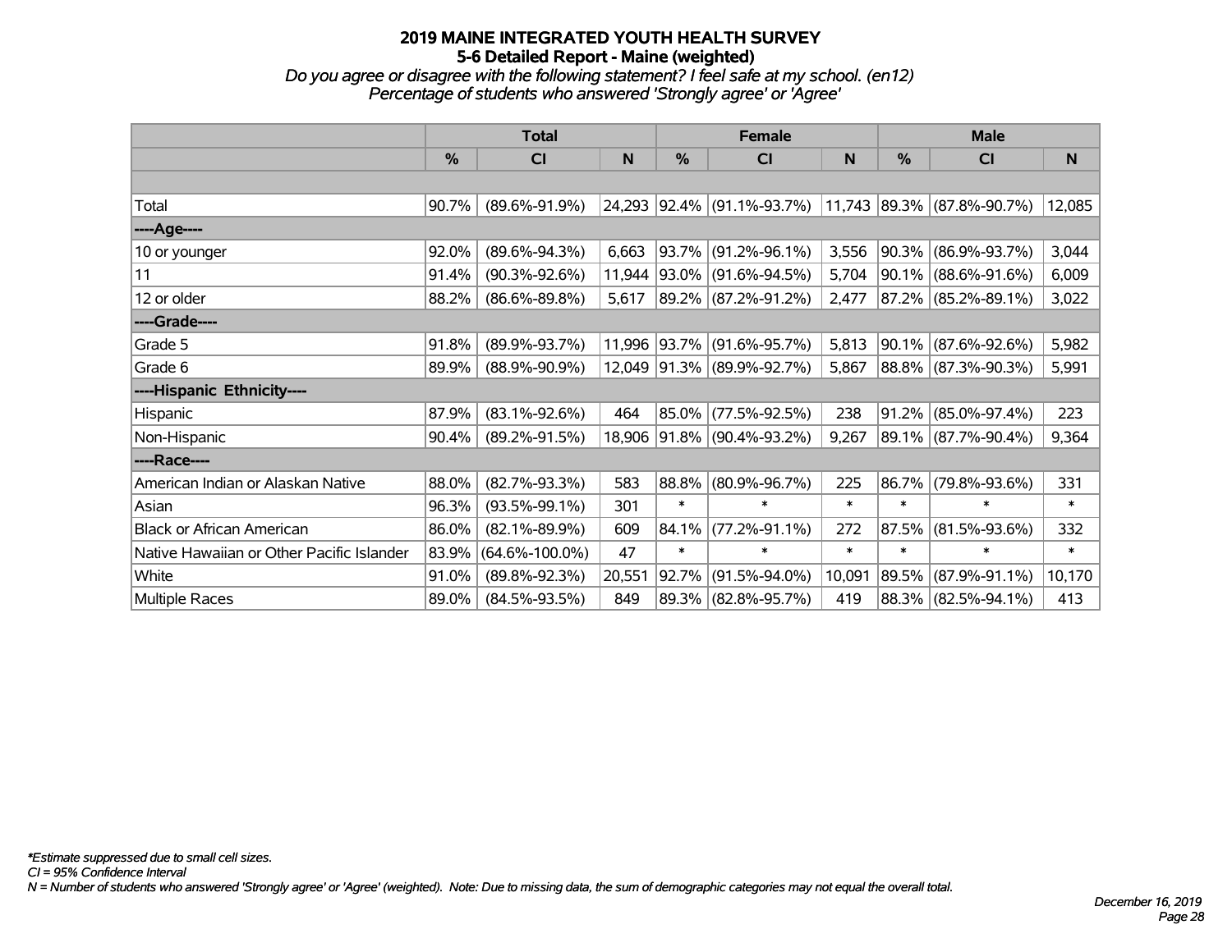# 2019 MAINE INTEGRATED YOUTH HEALTH SURVEY
## 5-6 Detailed Report - Maine (weighted)

*Do you agree or disagree with the following statement? I feel safe at my school. (en12)*
*Percentage of students who answered 'Strongly agree' or 'Agree'*

| | Total | | | Female | | | Male | | |
|---|---|---|---|---|---|---|---|---|---|
| | % | CI | N | % | CI | N | % | CI | N |
| Total | 90.7% | (89.6%-91.9%) | 24,293 | 92.4% | (91.1%-93.7%) | 11,743 | 89.3% | (87.8%-90.7%) | 12,085 |
| ----Age---- | | | | | | | | | |
| 10 or younger | 92.0% | (89.6%-94.3%) | 6,663 | 93.7% | (91.2%-96.1%) | 3,556 | 90.3% | (86.9%-93.7%) | 3,044 |
| 11 | 91.4% | (90.3%-92.6%) | 11,944 | 93.0% | (91.6%-94.5%) | 5,704 | 90.1% | (88.6%-91.6%) | 6,009 |
| 12 or older | 88.2% | (86.6%-89.8%) | 5,617 | 89.2% | (87.2%-91.2%) | 2,477 | 87.2% | (85.2%-89.1%) | 3,022 |
| ----Grade---- | | | | | | | | | |
| Grade 5 | 91.8% | (89.9%-93.7%) | 11,996 | 93.7% | (91.6%-95.7%) | 5,813 | 90.1% | (87.6%-92.6%) | 5,982 |
| Grade 6 | 89.9% | (88.9%-90.9%) | 12,049 | 91.3% | (89.9%-92.7%) | 5,867 | 88.8% | (87.3%-90.3%) | 5,991 |
| ----Hispanic Ethnicity---- | | | | | | | | | |
| Hispanic | 87.9% | (83.1%-92.6%) | 464 | 85.0% | (77.5%-92.5%) | 238 | 91.2% | (85.0%-97.4%) | 223 |
| Non-Hispanic | 90.4% | (89.2%-91.5%) | 18,906 | 91.8% | (90.4%-93.2%) | 9,267 | 89.1% | (87.7%-90.4%) | 9,364 |
| ----Race---- | | | | | | | | | |
| American Indian or Alaskan Native | 88.0% | (82.7%-93.3%) | 583 | 88.8% | (80.9%-96.7%) | 225 | 86.7% | (79.8%-93.6%) | 331 |
| Asian | 96.3% | (93.5%-99.1%) | 301 | * | * | * | * | * | * |
| Black or African American | 86.0% | (82.1%-89.9%) | 609 | 84.1% | (77.2%-91.1%) | 272 | 87.5% | (81.5%-93.6%) | 332 |
| Native Hawaiian or Other Pacific Islander | 83.9% | (64.6%-100.0%) | 47 | * | * | * | * | * | * |
| White | 91.0% | (89.8%-92.3%) | 20,551 | 92.7% | (91.5%-94.0%) | 10,091 | 89.5% | (87.9%-91.1%) | 10,170 |
| Multiple Races | 89.0% | (84.5%-93.5%) | 849 | 89.3% | (82.8%-95.7%) | 419 | 88.3% | (82.5%-94.1%) | 413 |

*\*Estimate suppressed due to small cell sizes.*
*CI = 95% Confidence Interval*
*N = Number of students who answered 'Strongly agree' or 'Agree' (weighted). Note: Due to missing data, the sum of demographic categories may not equal the overall total.*

*December 16, 2019*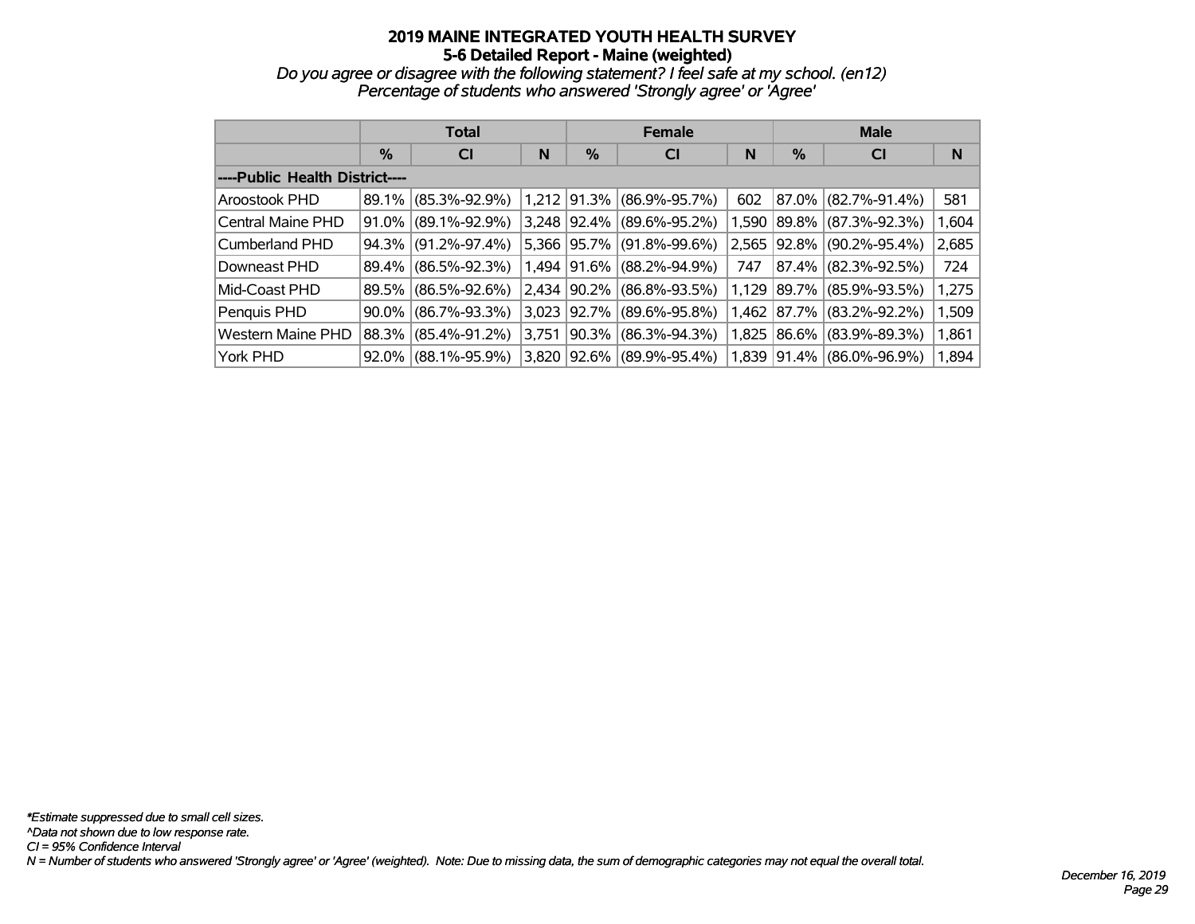# 2019 MAINE INTEGRATED YOUTH HEALTH SURVEY
## 5-6 Detailed Report - Maine (weighted)
*Do you agree or disagree with the following statement? I feel safe at my school. (en12)*
*Percentage of students who answered 'Strongly agree' or 'Agree'*

| | Total | | | Female | | | Male | | |
|---|---|---|---|---|---|---|---|---|---|
| | % | CI | N | % | CI | N | % | CI | N |
| **----Public Health District----** | | | | | | | | | |
| Aroostook PHD | 89.1% | (85.3%-92.9%) | 1,212 | 91.3% | (86.9%-95.7%) | 602 | 87.0% | (82.7%-91.4%) | 581 |
| Central Maine PHD | 91.0% | (89.1%-92.9%) | 3,248 | 92.4% | (89.6%-95.2%) | 1,590 | 89.8% | (87.3%-92.3%) | 1,604 |
| Cumberland PHD | 94.3% | (91.2%-97.4%) | 5,366 | 95.7% | (91.8%-99.6%) | 2,565 | 92.8% | (90.2%-95.4%) | 2,685 |
| Downeast PHD | 89.4% | (86.5%-92.3%) | 1,494 | 91.6% | (88.2%-94.9%) | 747 | 87.4% | (82.3%-92.5%) | 724 |
| Mid-Coast PHD | 89.5% | (86.5%-92.6%) | 2,434 | 90.2% | (86.8%-93.5%) | 1,129 | 89.7% | (85.9%-93.5%) | 1,275 |
| Penquis PHD | 90.0% | (86.7%-93.3%) | 3,023 | 92.7% | (89.6%-95.8%) | 1,462 | 87.7% | (83.2%-92.2%) | 1,509 |
| Western Maine PHD | 88.3% | (85.4%-91.2%) | 3,751 | 90.3% | (86.3%-94.3%) | 1,825 | 86.6% | (83.9%-89.3%) | 1,861 |
| York PHD | 92.0% | (88.1%-95.9%) | 3,820 | 92.6% | (89.9%-95.4%) | 1,839 | 91.4% | (86.0%-96.9%) | 1,894 |

*\*Estimate suppressed due to small cell sizes.*
*^Data not shown due to low response rate.*
*CI = 95% Confidence Interval*
*N = Number of students who answered 'Strongly agree' or 'Agree' (weighted). Note: Due to missing data, the sum of demographic categories may not equal the overall total.*

*December 16, 2019*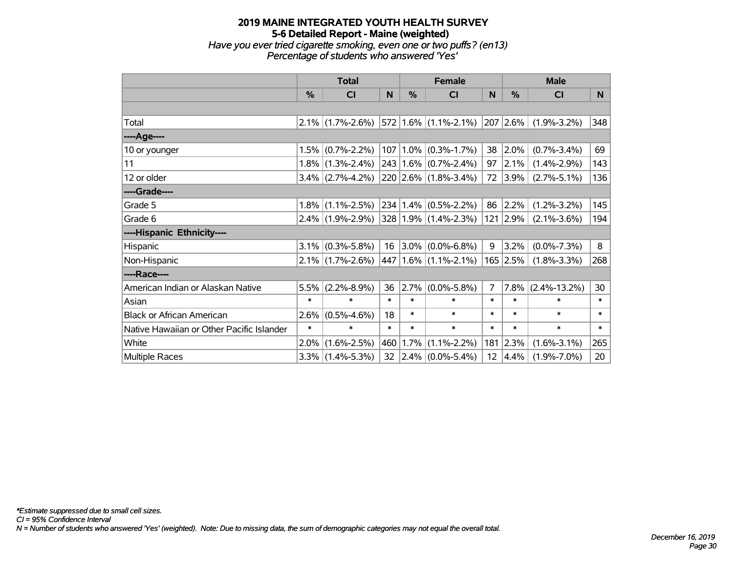# 2019 MAINE INTEGRATED YOUTH HEALTH SURVEY

## 5-6 Detailed Report - Maine (weighted)

*Have you ever tried cigarette smoking, even one or two puffs? (en13)*
*Percentage of students who answered 'Yes'*

| | Total | | | Female | | | Male | | |
|---|---|---|---|---|---|---|---|---|---|
| | % | CI | N | % | CI | N | % | CI | N |
| | | | | | | | | | |
| Total | 2.1% | (1.7%-2.6%) | 572 | 1.6% | (1.1%-2.1%) | 207 | 2.6% | (1.9%-3.2%) | 348 |
| ----Age---- | | | | | | | | | |
| 10 or younger | 1.5% | (0.7%-2.2%) | 107 | 1.0% | (0.3%-1.7%) | 38 | 2.0% | (0.7%-3.4%) | 69 |
| 11 | 1.8% | (1.3%-2.4%) | 243 | 1.6% | (0.7%-2.4%) | 97 | 2.1% | (1.4%-2.9%) | 143 |
| 12 or older | 3.4% | (2.7%-4.2%) | 220 | 2.6% | (1.8%-3.4%) | 72 | 3.9% | (2.7%-5.1%) | 136 |
| ----Grade---- | | | | | | | | | |
| Grade 5 | 1.8% | (1.1%-2.5%) | 234 | 1.4% | (0.5%-2.2%) | 86 | 2.2% | (1.2%-3.2%) | 145 |
| Grade 6 | 2.4% | (1.9%-2.9%) | 328 | 1.9% | (1.4%-2.3%) | 121 | 2.9% | (2.1%-3.6%) | 194 |
| ----Hispanic Ethnicity---- | | | | | | | | | |
| Hispanic | 3.1% | (0.3%-5.8%) | 16 | 3.0% | (0.0%-6.8%) | 9 | 3.2% | (0.0%-7.3%) | 8 |
| Non-Hispanic | 2.1% | (1.7%-2.6%) | 447 | 1.6% | (1.1%-2.1%) | 165 | 2.5% | (1.8%-3.3%) | 268 |
| ----Race---- | | | | | | | | | |
| American Indian or Alaskan Native | 5.5% | (2.2%-8.9%) | 36 | 2.7% | (0.0%-5.8%) | 7 | 7.8% | (2.4%-13.2%) | 30 |
| Asian | * | * | * | * | * | * | * | * | * |
| Black or African American | 2.6% | (0.5%-4.6%) | 18 | * | * | * | * | * | * |
| Native Hawaiian or Other Pacific Islander | * | * | * | * | * | * | * | * | * |
| White | 2.0% | (1.6%-2.5%) | 460 | 1.7% | (1.1%-2.2%) | 181 | 2.3% | (1.6%-3.1%) | 265 |
| Multiple Races | 3.3% | (1.4%-5.3%) | 32 | 2.4% | (0.0%-5.4%) | 12 | 4.4% | (1.9%-7.0%) | 20 |

*\*Estimate suppressed due to small cell sizes.*
*CI = 95% Confidence Interval*
*N = Number of students who answered 'Yes' (weighted). Note: Due to missing data, the sum of demographic categories may not equal the overall total.*

*December 16, 2019*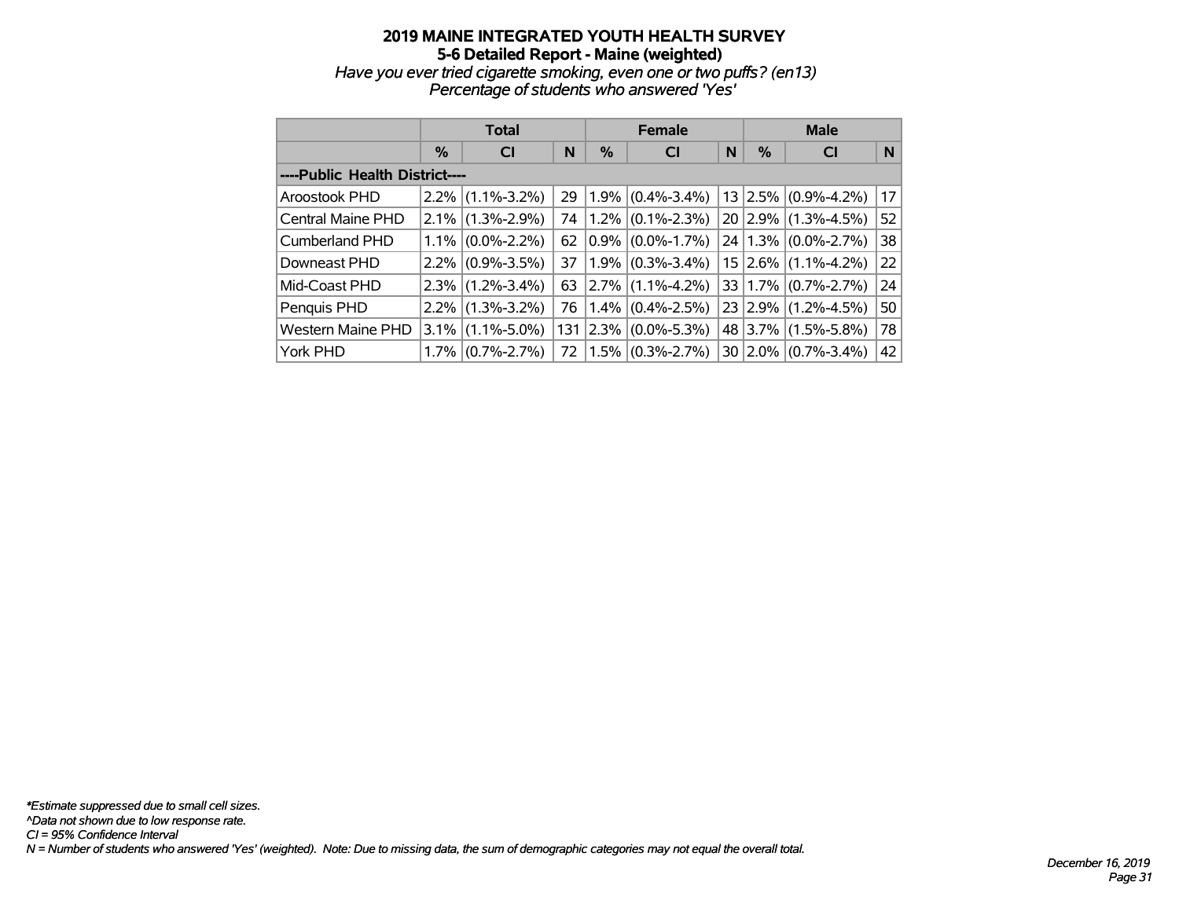# 2019 MAINE INTEGRATED YOUTH HEALTH SURVEY
## 5-6 Detailed Report - Maine (weighted)

*Have you ever tried cigarette smoking, even one or two puffs? (en13)*
*Percentage of students who answered 'Yes'*

| | Total | | | Female | | | Male | | |
|---|---|---|---|---|---|---|---|---|---|
| | % | CI | N | % | CI | N | % | CI | N |
| ----Public Health District---- | | | | | | | | | |
| Aroostook PHD | 2.2% | (1.1%-3.2%) | 29 | 1.9% | (0.4%-3.4%) | 13 | 2.5% | (0.9%-4.2%) | 17 |
| Central Maine PHD | 2.1% | (1.3%-2.9%) | 74 | 1.2% | (0.1%-2.3%) | 20 | 2.9% | (1.3%-4.5%) | 52 |
| Cumberland PHD | 1.1% | (0.0%-2.2%) | 62 | 0.9% | (0.0%-1.7%) | 24 | 1.3% | (0.0%-2.7%) | 38 |
| Downeast PHD | 2.2% | (0.9%-3.5%) | 37 | 1.9% | (0.3%-3.4%) | 15 | 2.6% | (1.1%-4.2%) | 22 |
| Mid-Coast PHD | 2.3% | (1.2%-3.4%) | 63 | 2.7% | (1.1%-4.2%) | 33 | 1.7% | (0.7%-2.7%) | 24 |
| Penquis PHD | 2.2% | (1.3%-3.2%) | 76 | 1.4% | (0.4%-2.5%) | 23 | 2.9% | (1.2%-4.5%) | 50 |
| Western Maine PHD | 3.1% | (1.1%-5.0%) | 131 | 2.3% | (0.0%-5.3%) | 48 | 3.7% | (1.5%-5.8%) | 78 |
| York PHD | 1.7% | (0.7%-2.7%) | 72 | 1.5% | (0.3%-2.7%) | 30 | 2.0% | (0.7%-3.4%) | 42 |

*\*Estimate suppressed due to small cell sizes.*
*^Data not shown due to low response rate.*
*CI = 95% Confidence Interval*
*N = Number of students who answered 'Yes' (weighted). Note: Due to missing data, the sum of demographic categories may not equal the overall total.*

*December 16, 2019*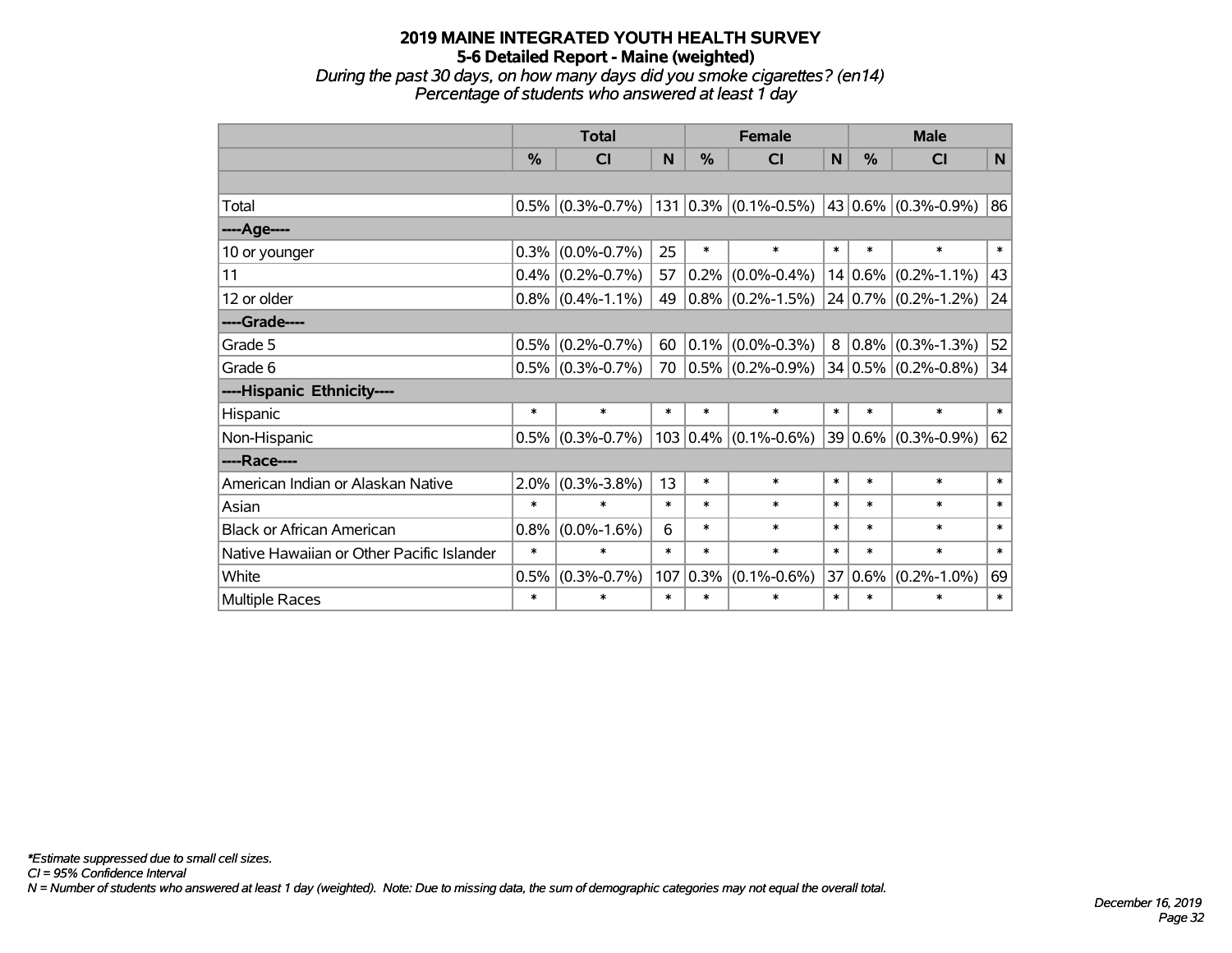# 2019 MAINE INTEGRATED YOUTH HEALTH SURVEY
## 5-6 Detailed Report - Maine (weighted)
*During the past 30 days, on how many days did you smoke cigarettes? (en14)*
*Percentage of students who answered at least 1 day*

| | Total | | | Female | | | Male | | |
|---|---|---|---|---|---|---|---|---|---|
| | % | CI | N | % | CI | N | % | CI | N |
| | | | | | | | | | |
| Total | 0.5% | (0.3%-0.7%) | 131 | 0.3% | (0.1%-0.5%) | 43 | 0.6% | (0.3%-0.9%) | 86 |
| ----Age---- | | | | | | | | | |
| 10 or younger | 0.3% | (0.0%-0.7%) | 25 | * | * | * | * | * | * |
| 11 | 0.4% | (0.2%-0.7%) | 57 | 0.2% | (0.0%-0.4%) | 14 | 0.6% | (0.2%-1.1%) | 43 |
| 12 or older | 0.8% | (0.4%-1.1%) | 49 | 0.8% | (0.2%-1.5%) | 24 | 0.7% | (0.2%-1.2%) | 24 |
| ----Grade---- | | | | | | | | | |
| Grade 5 | 0.5% | (0.2%-0.7%) | 60 | 0.1% | (0.0%-0.3%) | 8 | 0.8% | (0.3%-1.3%) | 52 |
| Grade 6 | 0.5% | (0.3%-0.7%) | 70 | 0.5% | (0.2%-0.9%) | 34 | 0.5% | (0.2%-0.8%) | 34 |
| ----Hispanic Ethnicity---- | | | | | | | | | |
| Hispanic | * | * | * | * | * | * | * | * | * |
| Non-Hispanic | 0.5% | (0.3%-0.7%) | 103 | 0.4% | (0.1%-0.6%) | 39 | 0.6% | (0.3%-0.9%) | 62 |
| ----Race---- | | | | | | | | | |
| American Indian or Alaskan Native | 2.0% | (0.3%-3.8%) | 13 | * | * | * | * | * | * |
| Asian | * | * | * | * | * | * | * | * | * |
| Black or African American | 0.8% | (0.0%-1.6%) | 6 | * | * | * | * | * | * |
| Native Hawaiian or Other Pacific Islander | * | * | * | * | * | * | * | * | * |
| White | 0.5% | (0.3%-0.7%) | 107 | 0.3% | (0.1%-0.6%) | 37 | 0.6% | (0.2%-1.0%) | 69 |
| Multiple Races | * | * | * | * | * | * | * | * | * |

*\*Estimate suppressed due to small cell sizes.*
*CI = 95% Confidence Interval*
*N = Number of students who answered at least 1 day (weighted). Note: Due to missing data, the sum of demographic categories may not equal the overall total.*

*December 16, 2019*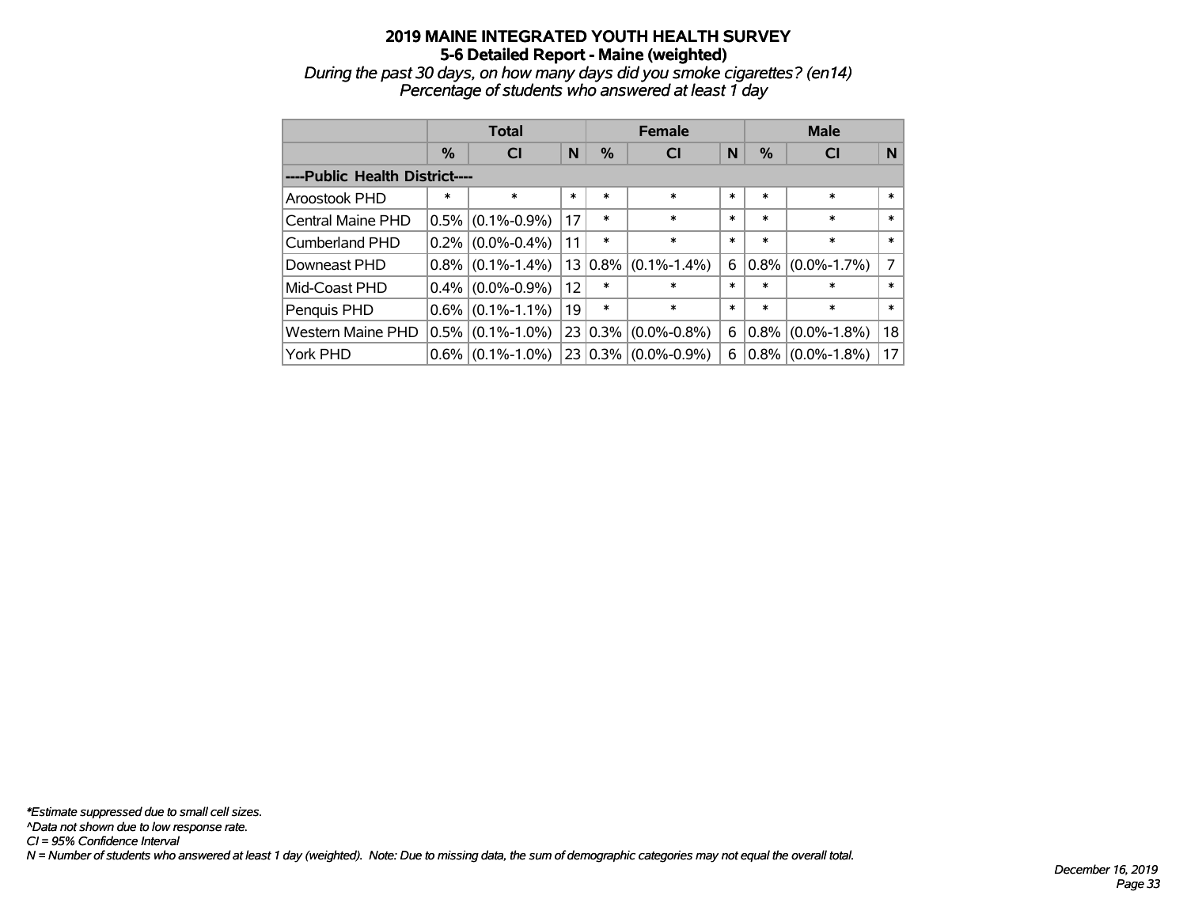# 2019 MAINE INTEGRATED YOUTH HEALTH SURVEY
## 5-6 Detailed Report - Maine (weighted)

*During the past 30 days, on how many days did you smoke cigarettes? (en14)*
*Percentage of students who answered at least 1 day*

| | Total | | | Female | | | Male | | |
|---|---|---|---|---|---|---|---|---|---|
| | % | CI | N | % | CI | N | % | CI | N |
| ----Public Health District---- | | | | | | | | | |
| Aroostook PHD | * | * | * | * | * | * | * | * | * |
| Central Maine PHD | 0.5% | (0.1%-0.9%) | 17 | * | * | * | * | * | * |
| Cumberland PHD | 0.2% | (0.0%-0.4%) | 11 | * | * | * | * | * | * |
| Downeast PHD | 0.8% | (0.1%-1.4%) | 13 | 0.8% | (0.1%-1.4%) | 6 | 0.8% | (0.0%-1.7%) | 7 |
| Mid-Coast PHD | 0.4% | (0.0%-0.9%) | 12 | * | * | * | * | * | * |
| Penquis PHD | 0.6% | (0.1%-1.1%) | 19 | * | * | * | * | * | * |
| Western Maine PHD | 0.5% | (0.1%-1.0%) | 23 | 0.3% | (0.0%-0.8%) | 6 | 0.8% | (0.0%-1.8%) | 18 |
| York PHD | 0.6% | (0.1%-1.0%) | 23 | 0.3% | (0.0%-0.9%) | 6 | 0.8% | (0.0%-1.8%) | 17 |

*\*Estimate suppressed due to small cell sizes.*
*^Data not shown due to low response rate.*
*CI = 95% Confidence Interval*
*N = Number of students who answered at least 1 day (weighted). Note: Due to missing data, the sum of demographic categories may not equal the overall total.*

*December 16, 2019*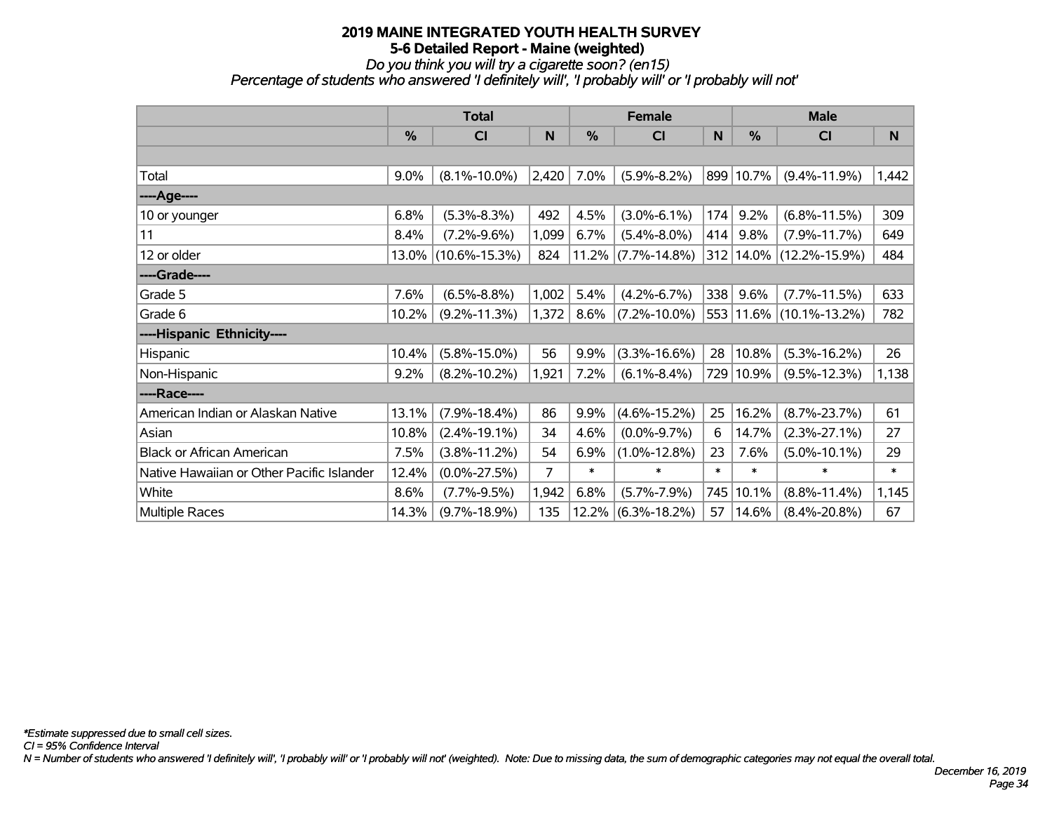# 2019 MAINE INTEGRATED YOUTH HEALTH SURVEY
## 5-6 Detailed Report - Maine (weighted)
*Do you think you will try a cigarette soon? (en15)*
*Percentage of students who answered 'I definitely will', 'I probably will' or 'I probably will not'*

| | Total | | | Female | | | Male | | |
|---|---|---|---|---|---|---|---|---|---|
| | % | CI | N | % | CI | N | % | CI | N |
| | | | | | | | | | |
| Total | 9.0% | (8.1%-10.0%) | 2,420 | 7.0% | (5.9%-8.2%) | 899 | 10.7% | (9.4%-11.9%) | 1,442 |
| ----Age---- | | | | | | | | | |
| 10 or younger | 6.8% | (5.3%-8.3%) | 492 | 4.5% | (3.0%-6.1%) | 174 | 9.2% | (6.8%-11.5%) | 309 |
| 11 | 8.4% | (7.2%-9.6%) | 1,099 | 6.7% | (5.4%-8.0%) | 414 | 9.8% | (7.9%-11.7%) | 649 |
| 12 or older | 13.0% | (10.6%-15.3%) | 824 | 11.2% | (7.7%-14.8%) | 312 | 14.0% | (12.2%-15.9%) | 484 |
| ----Grade---- | | | | | | | | | |
| Grade 5 | 7.6% | (6.5%-8.8%) | 1,002 | 5.4% | (4.2%-6.7%) | 338 | 9.6% | (7.7%-11.5%) | 633 |
| Grade 6 | 10.2% | (9.2%-11.3%) | 1,372 | 8.6% | (7.2%-10.0%) | 553 | 11.6% | (10.1%-13.2%) | 782 |
| ----Hispanic Ethnicity---- | | | | | | | | | |
| Hispanic | 10.4% | (5.8%-15.0%) | 56 | 9.9% | (3.3%-16.6%) | 28 | 10.8% | (5.3%-16.2%) | 26 |
| Non-Hispanic | 9.2% | (8.2%-10.2%) | 1,921 | 7.2% | (6.1%-8.4%) | 729 | 10.9% | (9.5%-12.3%) | 1,138 |
| ----Race---- | | | | | | | | | |
| American Indian or Alaskan Native | 13.1% | (7.9%-18.4%) | 86 | 9.9% | (4.6%-15.2%) | 25 | 16.2% | (8.7%-23.7%) | 61 |
| Asian | 10.8% | (2.4%-19.1%) | 34 | 4.6% | (0.0%-9.7%) | 6 | 14.7% | (2.3%-27.1%) | 27 |
| Black or African American | 7.5% | (3.8%-11.2%) | 54 | 6.9% | (1.0%-12.8%) | 23 | 7.6% | (5.0%-10.1%) | 29 |
| Native Hawaiian or Other Pacific Islander | 12.4% | (0.0%-27.5%) | 7 | * | * | * | * | * | * |
| White | 8.6% | (7.7%-9.5%) | 1,942 | 6.8% | (5.7%-7.9%) | 745 | 10.1% | (8.8%-11.4%) | 1,145 |
| Multiple Races | 14.3% | (9.7%-18.9%) | 135 | 12.2% | (6.3%-18.2%) | 57 | 14.6% | (8.4%-20.8%) | 67 |

*\*Estimate suppressed due to small cell sizes.*
*CI = 95% Confidence Interval*
*N = Number of students who answered 'I definitely will', 'I probably will' or 'I probably will not' (weighted). Note: Due to missing data, the sum of demographic categories may not equal the overall total.*

*December 16, 2019*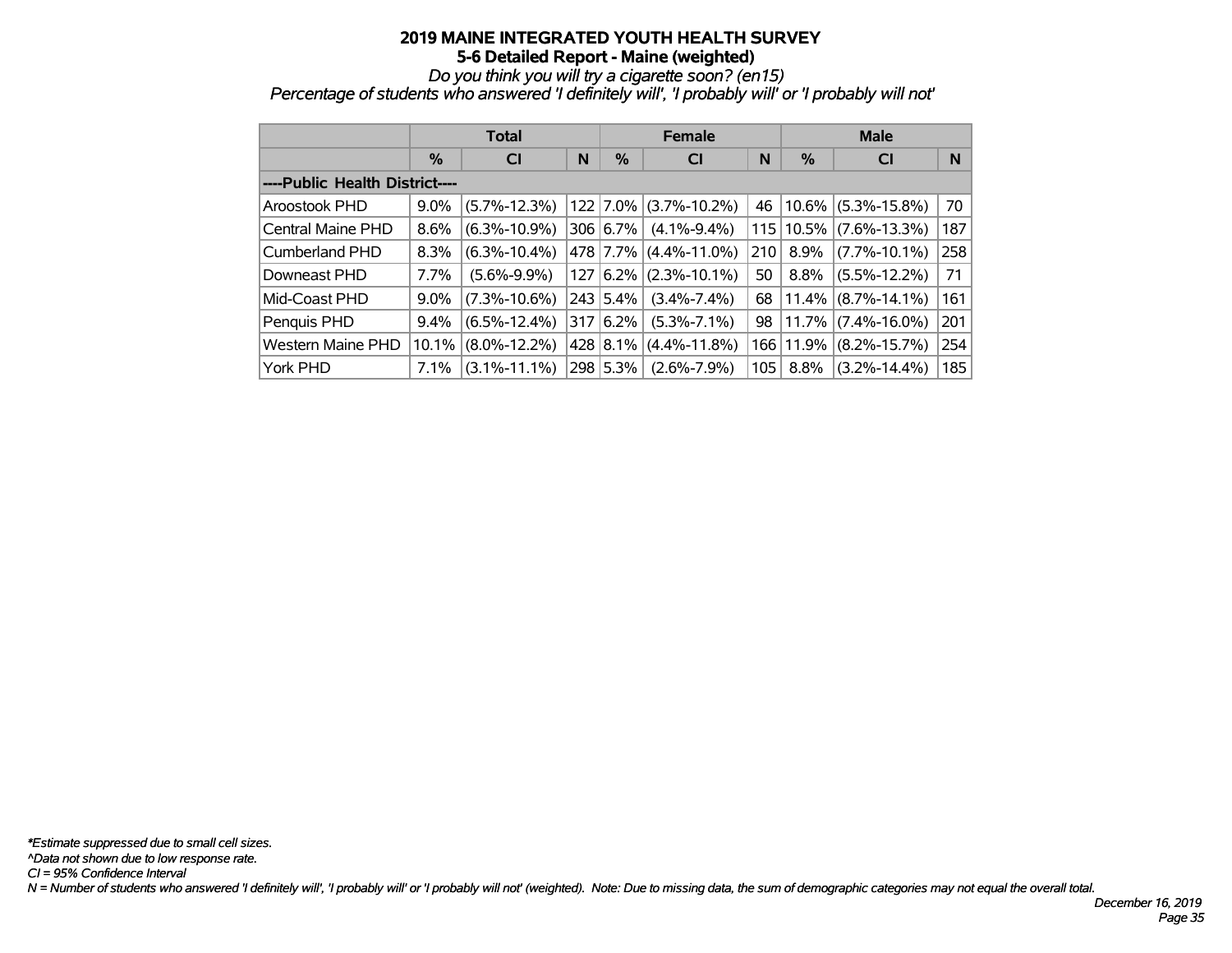# 2019 MAINE INTEGRATED YOUTH HEALTH SURVEY

## 5-6 Detailed Report - Maine (weighted)

*Do you think you will try a cigarette soon? (en15)*

*Percentage of students who answered 'I definitely will', 'I probably will' or 'I probably will not'*

| | Total | | | Female | | | Male | | |
|---|---|---|---|---|---|---|---|---|---|
| | % | CI | N | % | CI | N | % | CI | N |
| ----Public Health District---- | | | | | | | | | |
| Aroostook PHD | 9.0% | (5.7%-12.3%) | 122 | 7.0% | (3.7%-10.2%) | 46 | 10.6% | (5.3%-15.8%) | 70 |
| Central Maine PHD | 8.6% | (6.3%-10.9%) | 306 | 6.7% | (4.1%-9.4%) | 115 | 10.5% | (7.6%-13.3%) | 187 |
| Cumberland PHD | 8.3% | (6.3%-10.4%) | 478 | 7.7% | (4.4%-11.0%) | 210 | 8.9% | (7.7%-10.1%) | 258 |
| Downeast PHD | 7.7% | (5.6%-9.9%) | 127 | 6.2% | (2.3%-10.1%) | 50 | 8.8% | (5.5%-12.2%) | 71 |
| Mid-Coast PHD | 9.0% | (7.3%-10.6%) | 243 | 5.4% | (3.4%-7.4%) | 68 | 11.4% | (8.7%-14.1%) | 161 |
| Penquis PHD | 9.4% | (6.5%-12.4%) | 317 | 6.2% | (5.3%-7.1%) | 98 | 11.7% | (7.4%-16.0%) | 201 |
| Western Maine PHD | 10.1% | (8.0%-12.2%) | 428 | 8.1% | (4.4%-11.8%) | 166 | 11.9% | (8.2%-15.7%) | 254 |
| York PHD | 7.1% | (3.1%-11.1%) | 298 | 5.3% | (2.6%-7.9%) | 105 | 8.8% | (3.2%-14.4%) | 185 |

*\*Estimate suppressed due to small cell sizes.*

*^Data not shown due to low response rate.*

*CI = 95% Confidence Interval*

*N = Number of students who answered 'I definitely will', 'I probably will' or 'I probably will not' (weighted). Note: Due to missing data, the sum of demographic categories may not equal the overall total.*

*December 16, 2019*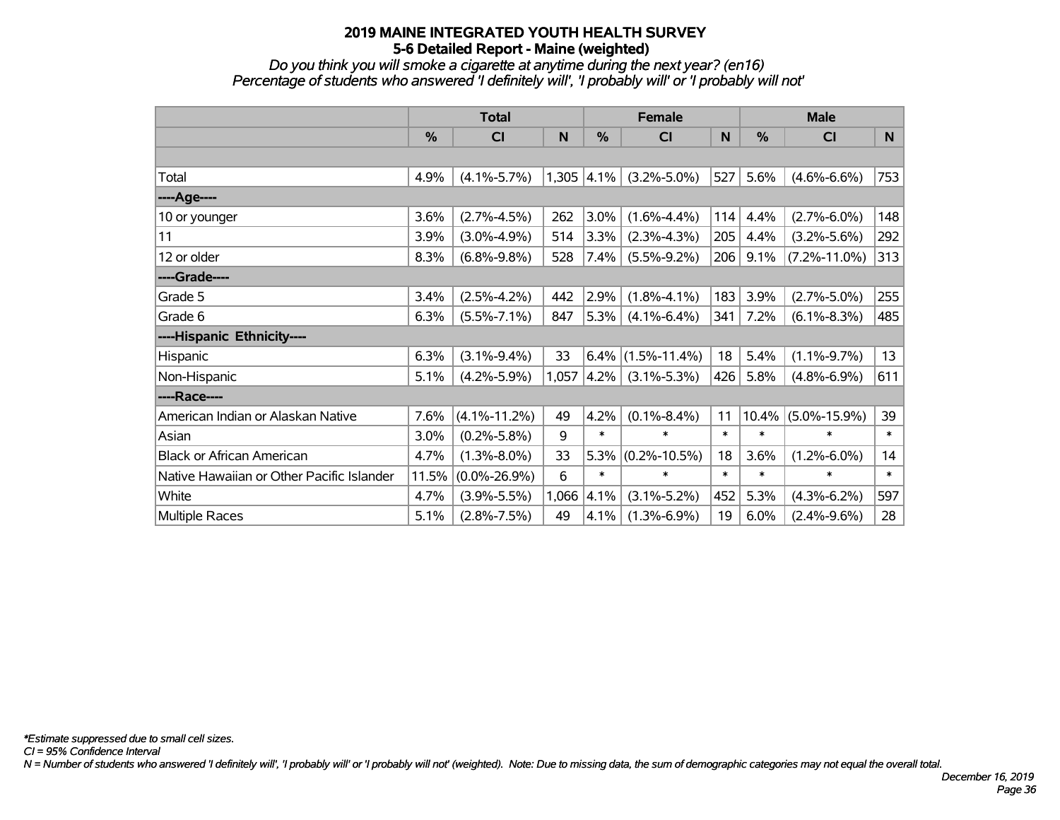# 2019 MAINE INTEGRATED YOUTH HEALTH SURVEY
## 5-6 Detailed Report - Maine (weighted)

*Do you think you will smoke a cigarette at anytime during the next year? (en16)*
*Percentage of students who answered 'I definitely will', 'I probably will' or 'I probably will not'*

| | Total | | | Female | | | Male | | |
|---|---|---|---|---|---|---|---|---|---|
| | % | CI | N | % | CI | N | % | CI | N |
| | | | | | | | | | |
| Total | 4.9% | (4.1%-5.7%) | 1,305 | 4.1% | (3.2%-5.0%) | 527 | 5.6% | (4.6%-6.6%) | 753 |
| ----Age---- | | | | | | | | | |
| 10 or younger | 3.6% | (2.7%-4.5%) | 262 | 3.0% | (1.6%-4.4%) | 114 | 4.4% | (2.7%-6.0%) | 148 |
| 11 | 3.9% | (3.0%-4.9%) | 514 | 3.3% | (2.3%-4.3%) | 205 | 4.4% | (3.2%-5.6%) | 292 |
| 12 or older | 8.3% | (6.8%-9.8%) | 528 | 7.4% | (5.5%-9.2%) | 206 | 9.1% | (7.2%-11.0%) | 313 |
| ----Grade---- | | | | | | | | | |
| Grade 5 | 3.4% | (2.5%-4.2%) | 442 | 2.9% | (1.8%-4.1%) | 183 | 3.9% | (2.7%-5.0%) | 255 |
| Grade 6 | 6.3% | (5.5%-7.1%) | 847 | 5.3% | (4.1%-6.4%) | 341 | 7.2% | (6.1%-8.3%) | 485 |
| ----Hispanic Ethnicity---- | | | | | | | | | |
| Hispanic | 6.3% | (3.1%-9.4%) | 33 | 6.4% | (1.5%-11.4%) | 18 | 5.4% | (1.1%-9.7%) | 13 |
| Non-Hispanic | 5.1% | (4.2%-5.9%) | 1,057 | 4.2% | (3.1%-5.3%) | 426 | 5.8% | (4.8%-6.9%) | 611 |
| ----Race---- | | | | | | | | | |
| American Indian or Alaskan Native | 7.6% | (4.1%-11.2%) | 49 | 4.2% | (0.1%-8.4%) | 11 | 10.4% | (5.0%-15.9%) | 39 |
| Asian | 3.0% | (0.2%-5.8%) | 9 | * | * | * | * | * | * |
| Black or African American | 4.7% | (1.3%-8.0%) | 33 | 5.3% | (0.2%-10.5%) | 18 | 3.6% | (1.2%-6.0%) | 14 |
| Native Hawaiian or Other Pacific Islander | 11.5% | (0.0%-26.9%) | 6 | * | * | * | * | * | * |
| White | 4.7% | (3.9%-5.5%) | 1,066 | 4.1% | (3.1%-5.2%) | 452 | 5.3% | (4.3%-6.2%) | 597 |
| Multiple Races | 5.1% | (2.8%-7.5%) | 49 | 4.1% | (1.3%-6.9%) | 19 | 6.0% | (2.4%-9.6%) | 28 |

*\*Estimate suppressed due to small cell sizes.*
*CI = 95% Confidence Interval*
*N = Number of students who answered 'I definitely will', 'I probably will' or 'I probably will not' (weighted). Note: Due to missing data, the sum of demographic categories may not equal the overall total.*

*December 16, 2019*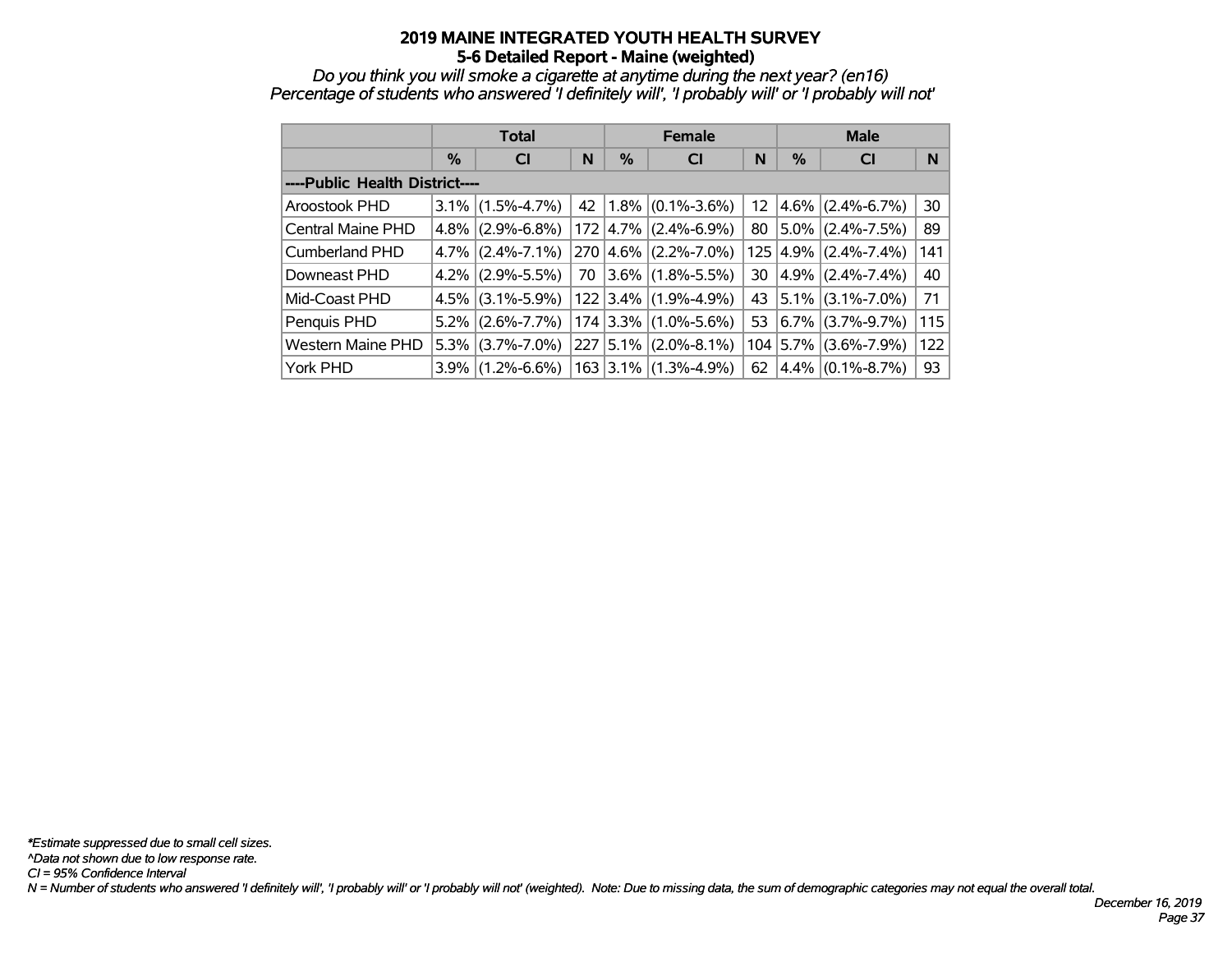# 2019 MAINE INTEGRATED YOUTH HEALTH SURVEY
## 5-6 Detailed Report - Maine (weighted)

*Do you think you will smoke a cigarette at anytime during the next year? (en16)*
*Percentage of students who answered 'I definitely will', 'I probably will' or 'I probably will not'*

| | Total | | | Female | | | Male | | |
|---|---|---|---|---|---|---|---|---|---|
| | % | CI | N | % | CI | N | % | CI | N |
| **----Public Health District----** | | | | | | | | | |
| Aroostook PHD | 3.1% | (1.5%-4.7%) | 42 | 1.8% | (0.1%-3.6%) | 12 | 4.6% | (2.4%-6.7%) | 30 |
| Central Maine PHD | 4.8% | (2.9%-6.8%) | 172 | 4.7% | (2.4%-6.9%) | 80 | 5.0% | (2.4%-7.5%) | 89 |
| Cumberland PHD | 4.7% | (2.4%-7.1%) | 270 | 4.6% | (2.2%-7.0%) | 125 | 4.9% | (2.4%-7.4%) | 141 |
| Downeast PHD | 4.2% | (2.9%-5.5%) | 70 | 3.6% | (1.8%-5.5%) | 30 | 4.9% | (2.4%-7.4%) | 40 |
| Mid-Coast PHD | 4.5% | (3.1%-5.9%) | 122 | 3.4% | (1.9%-4.9%) | 43 | 5.1% | (3.1%-7.0%) | 71 |
| Penquis PHD | 5.2% | (2.6%-7.7%) | 174 | 3.3% | (1.0%-5.6%) | 53 | 6.7% | (3.7%-9.7%) | 115 |
| Western Maine PHD | 5.3% | (3.7%-7.0%) | 227 | 5.1% | (2.0%-8.1%) | 104 | 5.7% | (3.6%-7.9%) | 122 |
| York PHD | 3.9% | (1.2%-6.6%) | 163 | 3.1% | (1.3%-4.9%) | 62 | 4.4% | (0.1%-8.7%) | 93 |

*\*Estimate suppressed due to small cell sizes.*
*^Data not shown due to low response rate.*
*CI = 95% Confidence Interval*
*N = Number of students who answered 'I definitely will', 'I probably will' or 'I probably will not' (weighted). Note: Due to missing data, the sum of demographic categories may not equal the overall total.*

*December 16, 2019*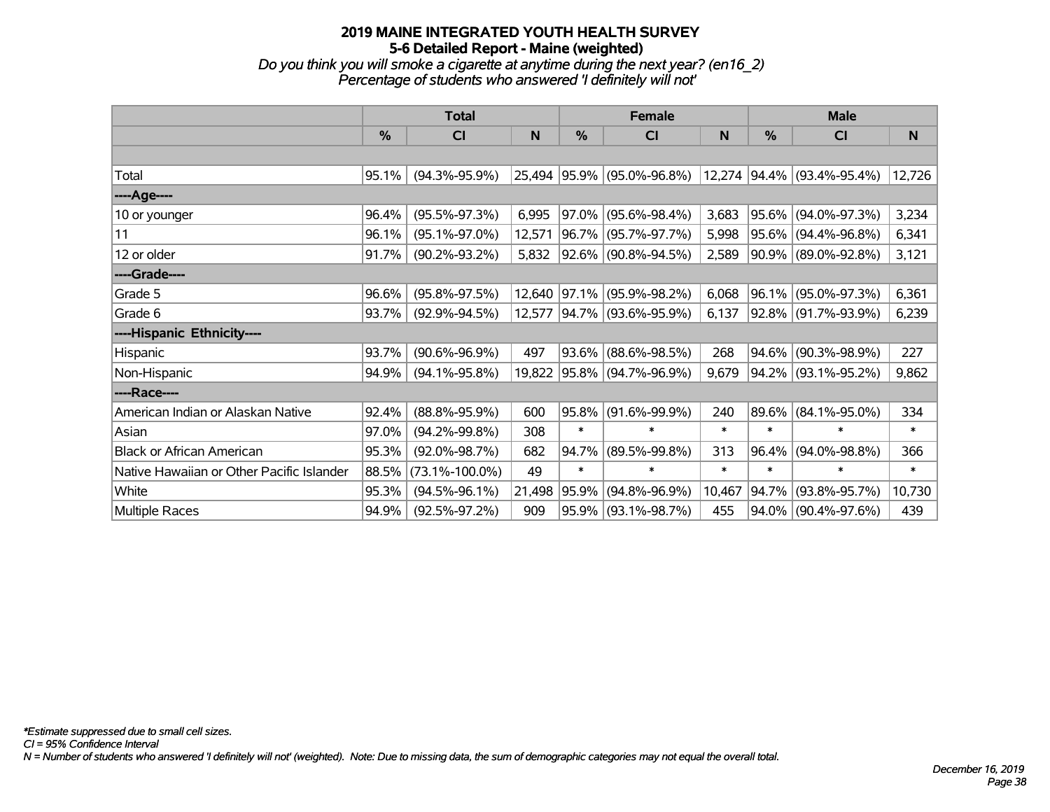# 2019 MAINE INTEGRATED YOUTH HEALTH SURVEY
## 5-6 Detailed Report - Maine (weighted)

*Do you think you will smoke a cigarette at anytime during the next year? (en16_2)*
*Percentage of students who answered 'I definitely will not'*

| | Total | | | Female | | | Male | | |
|---|---|---|---|---|---|---|---|---|---|
| | % | CI | N | % | CI | N | % | CI | N |
| | | | | | | | | | |
| Total | 95.1% | (94.3%-95.9%) | 25,494 | 95.9% | (95.0%-96.8%) | 12,274 | 94.4% | (93.4%-95.4%) | 12,726 |
| ----Age---- | | | | | | | | | |
| 10 or younger | 96.4% | (95.5%-97.3%) | 6,995 | 97.0% | (95.6%-98.4%) | 3,683 | 95.6% | (94.0%-97.3%) | 3,234 |
| 11 | 96.1% | (95.1%-97.0%) | 12,571 | 96.7% | (95.7%-97.7%) | 5,998 | 95.6% | (94.4%-96.8%) | 6,341 |
| 12 or older | 91.7% | (90.2%-93.2%) | 5,832 | 92.6% | (90.8%-94.5%) | 2,589 | 90.9% | (89.0%-92.8%) | 3,121 |
| ----Grade---- | | | | | | | | | |
| Grade 5 | 96.6% | (95.8%-97.5%) | 12,640 | 97.1% | (95.9%-98.2%) | 6,068 | 96.1% | (95.0%-97.3%) | 6,361 |
| Grade 6 | 93.7% | (92.9%-94.5%) | 12,577 | 94.7% | (93.6%-95.9%) | 6,137 | 92.8% | (91.7%-93.9%) | 6,239 |
| ----Hispanic Ethnicity---- | | | | | | | | | |
| Hispanic | 93.7% | (90.6%-96.9%) | 497 | 93.6% | (88.6%-98.5%) | 268 | 94.6% | (90.3%-98.9%) | 227 |
| Non-Hispanic | 94.9% | (94.1%-95.8%) | 19,822 | 95.8% | (94.7%-96.9%) | 9,679 | 94.2% | (93.1%-95.2%) | 9,862 |
| ----Race---- | | | | | | | | | |
| American Indian or Alaskan Native | 92.4% | (88.8%-95.9%) | 600 | 95.8% | (91.6%-99.9%) | 240 | 89.6% | (84.1%-95.0%) | 334 |
| Asian | 97.0% | (94.2%-99.8%) | 308 | * | * | * | * | * | * |
| Black or African American | 95.3% | (92.0%-98.7%) | 682 | 94.7% | (89.5%-99.8%) | 313 | 96.4% | (94.0%-98.8%) | 366 |
| Native Hawaiian or Other Pacific Islander | 88.5% | (73.1%-100.0%) | 49 | * | * | * | * | * | * |
| White | 95.3% | (94.5%-96.1%) | 21,498 | 95.9% | (94.8%-96.9%) | 10,467 | 94.7% | (93.8%-95.7%) | 10,730 |
| Multiple Races | 94.9% | (92.5%-97.2%) | 909 | 95.9% | (93.1%-98.7%) | 455 | 94.0% | (90.4%-97.6%) | 439 |

*\*Estimate suppressed due to small cell sizes.*
*CI = 95% Confidence Interval*
*N = Number of students who answered 'I definitely will not' (weighted). Note: Due to missing data, the sum of demographic categories may not equal the overall total.*

*December 16, 2019*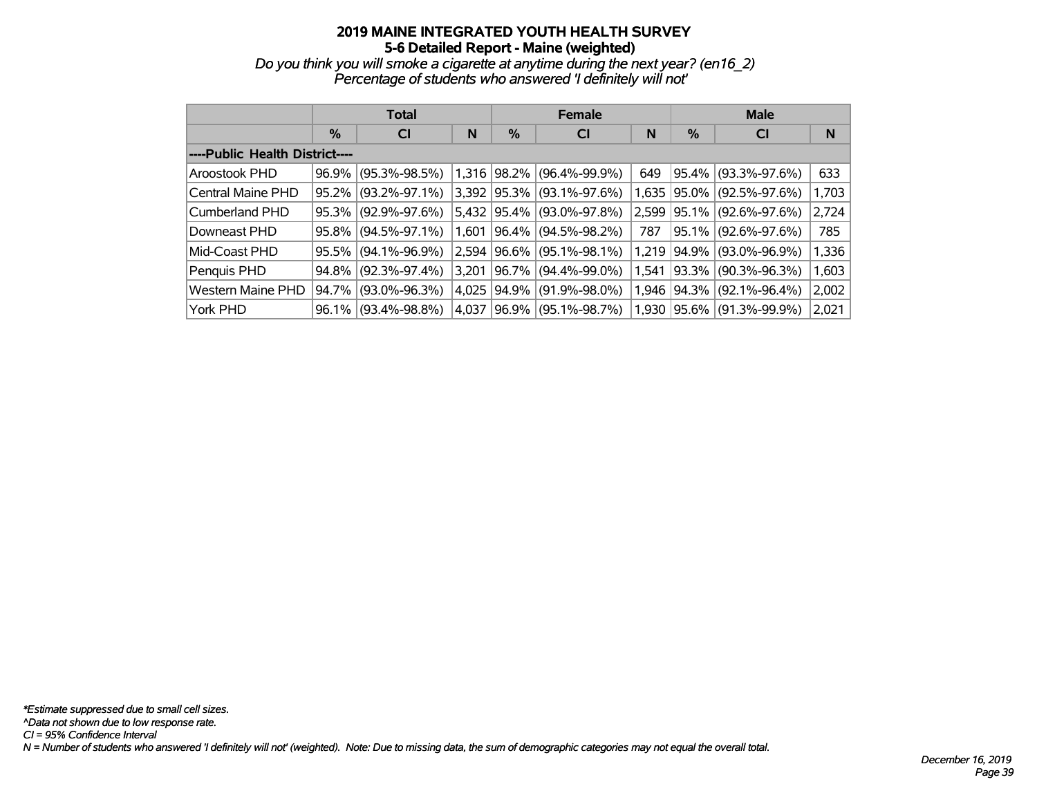# 2019 MAINE INTEGRATED YOUTH HEALTH SURVEY
## 5-6 Detailed Report - Maine (weighted)
### *Do you think you will smoke a cigarette at anytime during the next year? (en16_2)*
### *Percentage of students who answered 'I definitely will not'*

| | Total | | | Female | | | Male | | |
|---|---|---|---|---|---|---|---|---|---|
| | % | CI | N | % | CI | N | % | CI | N |
| ----Public Health District---- | | | | | | | | | |
| Aroostook PHD | 96.9% | (95.3%-98.5%) | 1,316 | 98.2% | (96.4%-99.9%) | 649 | 95.4% | (93.3%-97.6%) | 633 |
| Central Maine PHD | 95.2% | (93.2%-97.1%) | 3,392 | 95.3% | (93.1%-97.6%) | 1,635 | 95.0% | (92.5%-97.6%) | 1,703 |
| Cumberland PHD | 95.3% | (92.9%-97.6%) | 5,432 | 95.4% | (93.0%-97.8%) | 2,599 | 95.1% | (92.6%-97.6%) | 2,724 |
| Downeast PHD | 95.8% | (94.5%-97.1%) | 1,601 | 96.4% | (94.5%-98.2%) | 787 | 95.1% | (92.6%-97.6%) | 785 |
| Mid-Coast PHD | 95.5% | (94.1%-96.9%) | 2,594 | 96.6% | (95.1%-98.1%) | 1,219 | 94.9% | (93.0%-96.9%) | 1,336 |
| Penquis PHD | 94.8% | (92.3%-97.4%) | 3,201 | 96.7% | (94.4%-99.0%) | 1,541 | 93.3% | (90.3%-96.3%) | 1,603 |
| Western Maine PHD | 94.7% | (93.0%-96.3%) | 4,025 | 94.9% | (91.9%-98.0%) | 1,946 | 94.3% | (92.1%-96.4%) | 2,002 |
| York PHD | 96.1% | (93.4%-98.8%) | 4,037 | 96.9% | (95.1%-98.7%) | 1,930 | 95.6% | (91.3%-99.9%) | 2,021 |

*\*Estimate suppressed due to small cell sizes.*
*^Data not shown due to low response rate.*
*CI = 95% Confidence Interval*
*N = Number of students who answered 'I definitely will not' (weighted). Note: Due to missing data, the sum of demographic categories may not equal the overall total.*

*December 16, 2019*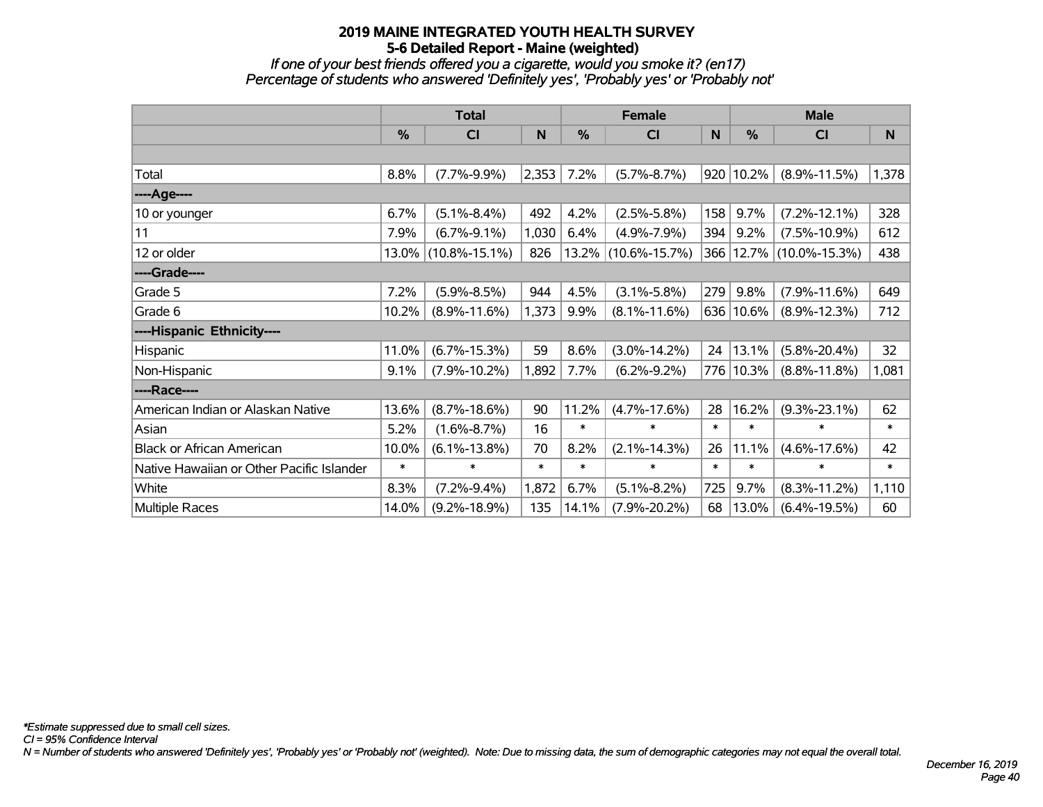# 2019 MAINE INTEGRATED YOUTH HEALTH SURVEY
## 5-6 Detailed Report - Maine (weighted)

*If one of your best friends offered you a cigarette, would you smoke it? (en17)*
*Percentage of students who answered 'Definitely yes', 'Probably yes' or 'Probably not'*

| | Total | | | Female | | | Male | | |
|---|---|---|---|---|---|---|---|---|---|
| | % | CI | N | % | CI | N | % | CI | N |
| Total | 8.8% | (7.7%-9.9%) | 2,353 | 7.2% | (5.7%-8.7%) | 920 | 10.2% | (8.9%-11.5%) | 1,378 |
| ----Age---- | | | | | | | | | |
| 10 or younger | 6.7% | (5.1%-8.4%) | 492 | 4.2% | (2.5%-5.8%) | 158 | 9.7% | (7.2%-12.1%) | 328 |
| 11 | 7.9% | (6.7%-9.1%) | 1,030 | 6.4% | (4.9%-7.9%) | 394 | 9.2% | (7.5%-10.9%) | 612 |
| 12 or older | 13.0% | (10.8%-15.1%) | 826 | 13.2% | (10.6%-15.7%) | 366 | 12.7% | (10.0%-15.3%) | 438 |
| ----Grade---- | | | | | | | | | |
| Grade 5 | 7.2% | (5.9%-8.5%) | 944 | 4.5% | (3.1%-5.8%) | 279 | 9.8% | (7.9%-11.6%) | 649 |
| Grade 6 | 10.2% | (8.9%-11.6%) | 1,373 | 9.9% | (8.1%-11.6%) | 636 | 10.6% | (8.9%-12.3%) | 712 |
| ----Hispanic Ethnicity---- | | | | | | | | | |
| Hispanic | 11.0% | (6.7%-15.3%) | 59 | 8.6% | (3.0%-14.2%) | 24 | 13.1% | (5.8%-20.4%) | 32 |
| Non-Hispanic | 9.1% | (7.9%-10.2%) | 1,892 | 7.7% | (6.2%-9.2%) | 776 | 10.3% | (8.8%-11.8%) | 1,081 |
| ----Race---- | | | | | | | | | |
| American Indian or Alaskan Native | 13.6% | (8.7%-18.6%) | 90 | 11.2% | (4.7%-17.6%) | 28 | 16.2% | (9.3%-23.1%) | 62 |
| Asian | 5.2% | (1.6%-8.7%) | 16 | * | * | * | * | * | * |
| Black or African American | 10.0% | (6.1%-13.8%) | 70 | 8.2% | (2.1%-14.3%) | 26 | 11.1% | (4.6%-17.6%) | 42 |
| Native Hawaiian or Other Pacific Islander | * | * | * | * | * | * | * | * | * |
| White | 8.3% | (7.2%-9.4%) | 1,872 | 6.7% | (5.1%-8.2%) | 725 | 9.7% | (8.3%-11.2%) | 1,110 |
| Multiple Races | 14.0% | (9.2%-18.9%) | 135 | 14.1% | (7.9%-20.2%) | 68 | 13.0% | (6.4%-19.5%) | 60 |

*\*Estimate suppressed due to small cell sizes.*
*CI = 95% Confidence Interval*
*N = Number of students who answered 'Definitely yes', 'Probably yes' or 'Probably not' (weighted). Note: Due to missing data, the sum of demographic categories may not equal the overall total.*

*December 16, 2019*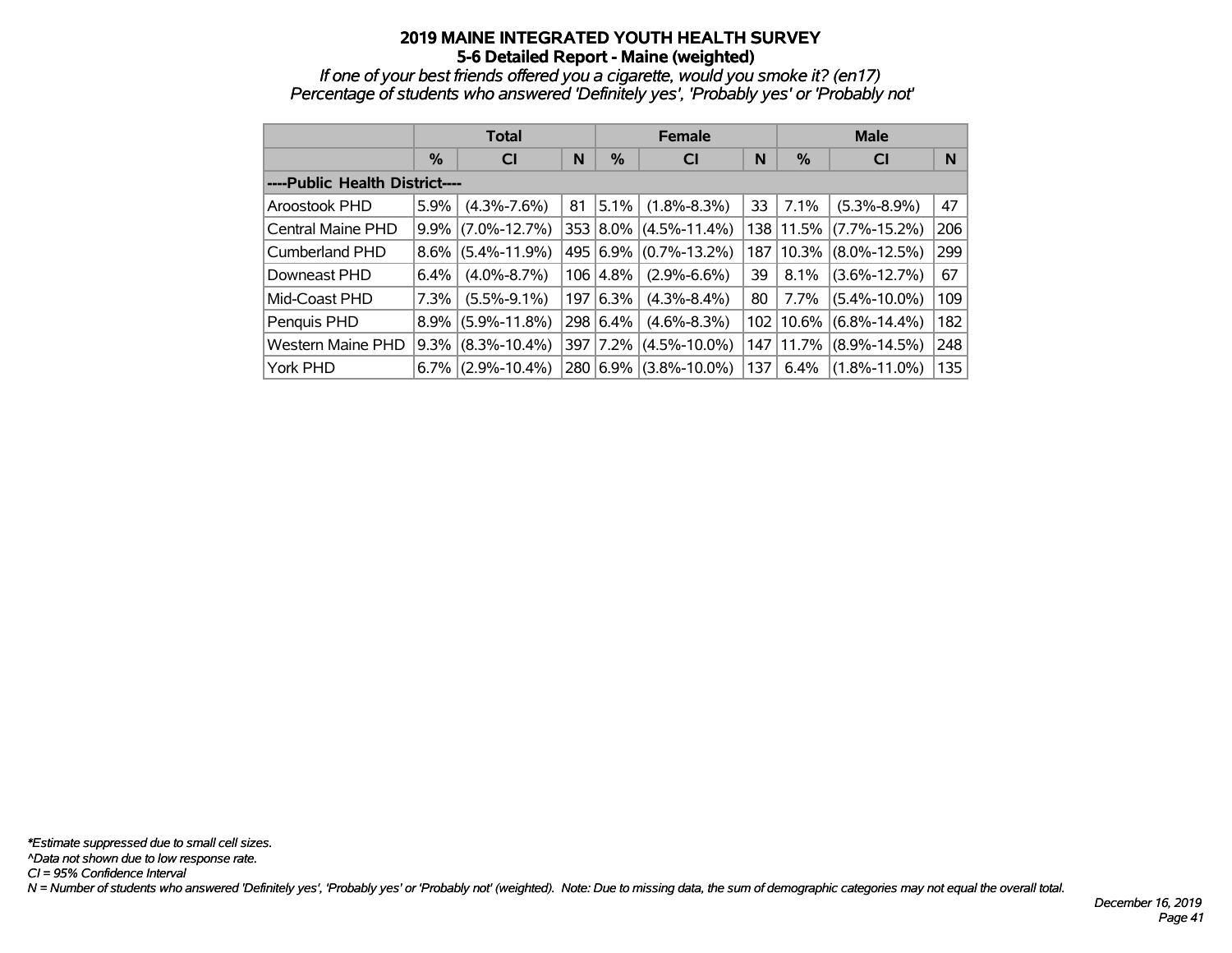# 2019 MAINE INTEGRATED YOUTH HEALTH SURVEY

## 5-6 Detailed Report - Maine (weighted)

*If one of your best friends offered you a cigarette, would you smoke it? (en17)*
*Percentage of students who answered 'Definitely yes', 'Probably yes' or 'Probably not'*

| | Total | | | Female | | | Male | | |
|---|---|---|---|---|---|---|---|---|---|
| | % | CI | N | % | CI | N | % | CI | N |
| ----Public Health District---- | | | | | | | | | |
| Aroostook PHD | 5.9% | (4.3%-7.6%) | 81 | 5.1% | (1.8%-8.3%) | 33 | 7.1% | (5.3%-8.9%) | 47 |
| Central Maine PHD | 9.9% | (7.0%-12.7%) | 353 | 8.0% | (4.5%-11.4%) | 138 | 11.5% | (7.7%-15.2%) | 206 |
| Cumberland PHD | 8.6% | (5.4%-11.9%) | 495 | 6.9% | (0.7%-13.2%) | 187 | 10.3% | (8.0%-12.5%) | 299 |
| Downeast PHD | 6.4% | (4.0%-8.7%) | 106 | 4.8% | (2.9%-6.6%) | 39 | 8.1% | (3.6%-12.7%) | 67 |
| Mid-Coast PHD | 7.3% | (5.5%-9.1%) | 197 | 6.3% | (4.3%-8.4%) | 80 | 7.7% | (5.4%-10.0%) | 109 |
| Penquis PHD | 8.9% | (5.9%-11.8%) | 298 | 6.4% | (4.6%-8.3%) | 102 | 10.6% | (6.8%-14.4%) | 182 |
| Western Maine PHD | 9.3% | (8.3%-10.4%) | 397 | 7.2% | (4.5%-10.0%) | 147 | 11.7% | (8.9%-14.5%) | 248 |
| York PHD | 6.7% | (2.9%-10.4%) | 280 | 6.9% | (3.8%-10.0%) | 137 | 6.4% | (1.8%-11.0%) | 135 |

*\*Estimate suppressed due to small cell sizes.*
*^Data not shown due to low response rate.*
*CI = 95% Confidence Interval*
*N = Number of students who answered 'Definitely yes', 'Probably yes' or 'Probably not' (weighted). Note: Due to missing data, the sum of demographic categories may not equal the overall total.*

*December 16, 2019*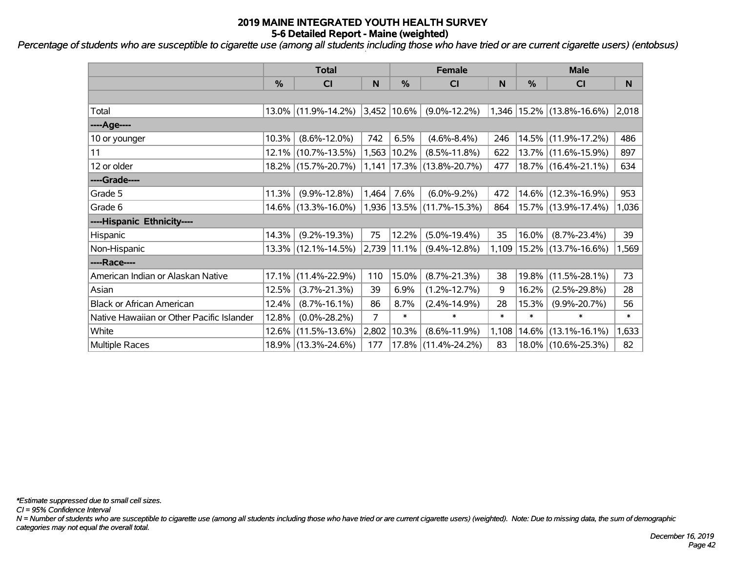# 2019 MAINE INTEGRATED YOUTH HEALTH SURVEY
## 5-6 Detailed Report - Maine (weighted)

*Percentage of students who are susceptible to cigarette use (among all students including those who have tried or are current cigarette users) (entobsus)*

| | Total | | | Female | | | Male | | |
|---|---|---|---|---|---|---|---|---|---|
| | % | CI | N | % | CI | N | % | CI | N |
| | | | | | | | | | |
| Total | 13.0% | (11.9%-14.2%) | 3,452 | 10.6% | (9.0%-12.2%) | 1,346 | 15.2% | (13.8%-16.6%) | 2,018 |
| ----Age---- | | | | | | | | | |
| 10 or younger | 10.3% | (8.6%-12.0%) | 742 | 6.5% | (4.6%-8.4%) | 246 | 14.5% | (11.9%-17.2%) | 486 |
| 11 | 12.1% | (10.7%-13.5%) | 1,563 | 10.2% | (8.5%-11.8%) | 622 | 13.7% | (11.6%-15.9%) | 897 |
| 12 or older | 18.2% | (15.7%-20.7%) | 1,141 | 17.3% | (13.8%-20.7%) | 477 | 18.7% | (16.4%-21.1%) | 634 |
| ----Grade---- | | | | | | | | | |
| Grade 5 | 11.3% | (9.9%-12.8%) | 1,464 | 7.6% | (6.0%-9.2%) | 472 | 14.6% | (12.3%-16.9%) | 953 |
| Grade 6 | 14.6% | (13.3%-16.0%) | 1,936 | 13.5% | (11.7%-15.3%) | 864 | 15.7% | (13.9%-17.4%) | 1,036 |
| ----Hispanic Ethnicity---- | | | | | | | | | |
| Hispanic | 14.3% | (9.2%-19.3%) | 75 | 12.2% | (5.0%-19.4%) | 35 | 16.0% | (8.7%-23.4%) | 39 |
| Non-Hispanic | 13.3% | (12.1%-14.5%) | 2,739 | 11.1% | (9.4%-12.8%) | 1,109 | 15.2% | (13.7%-16.6%) | 1,569 |
| ----Race---- | | | | | | | | | |
| American Indian or Alaskan Native | 17.1% | (11.4%-22.9%) | 110 | 15.0% | (8.7%-21.3%) | 38 | 19.8% | (11.5%-28.1%) | 73 |
| Asian | 12.5% | (3.7%-21.3%) | 39 | 6.9% | (1.2%-12.7%) | 9 | 16.2% | (2.5%-29.8%) | 28 |
| Black or African American | 12.4% | (8.7%-16.1%) | 86 | 8.7% | (2.4%-14.9%) | 28 | 15.3% | (9.9%-20.7%) | 56 |
| Native Hawaiian or Other Pacific Islander | 12.8% | (0.0%-28.2%) | 7 | * | * | * | * | * | * |
| White | 12.6% | (11.5%-13.6%) | 2,802 | 10.3% | (8.6%-11.9%) | 1,108 | 14.6% | (13.1%-16.1%) | 1,633 |
| Multiple Races | 18.9% | (13.3%-24.6%) | 177 | 17.8% | (11.4%-24.2%) | 83 | 18.0% | (10.6%-25.3%) | 82 |

*\*Estimate suppressed due to small cell sizes.*

*CI = 95% Confidence Interval*

*N = Number of students who are susceptible to cigarette use (among all students including those who have tried or are current cigarette users) (weighted). Note: Due to missing data, the sum of demographic categories may not equal the overall total.*

*December 16, 2019*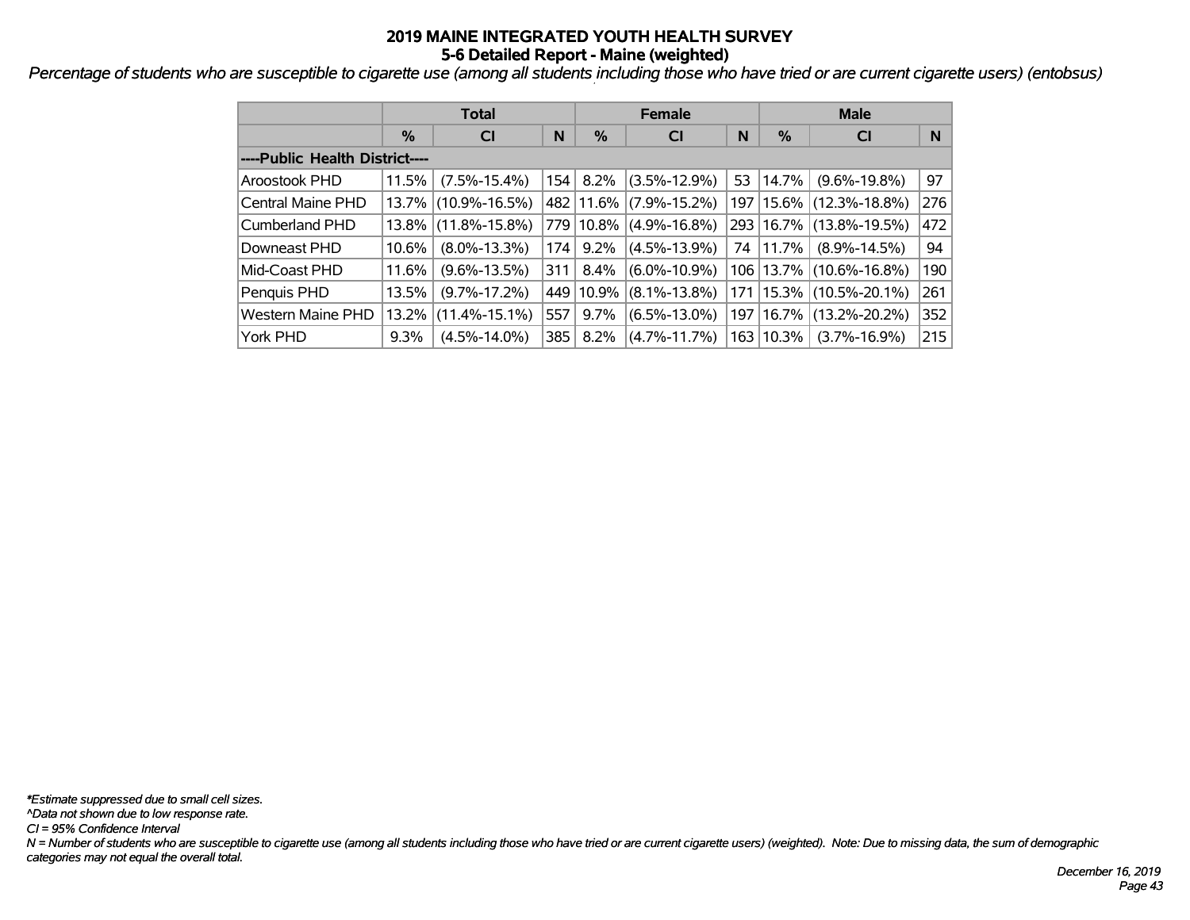# 2019 MAINE INTEGRATED YOUTH HEALTH SURVEY
## 5-6 Detailed Report - Maine (weighted)

*Percentage of students who are susceptible to cigarette use (among all students including those who have tried or are current cigarette users) (entobsus)*

| | Total | | | Female | | | Male | | |
|---|---|---|---|---|---|---|---|---|---|
| | % | CI | N | % | CI | N | % | CI | N |
| **----Public Health District----** | | | | | | | | | |
| Aroostook PHD | 11.5% | (7.5%-15.4%) | 154 | 8.2% | (3.5%-12.9%) | 53 | 14.7% | (9.6%-19.8%) | 97 |
| Central Maine PHD | 13.7% | (10.9%-16.5%) | 482 | 11.6% | (7.9%-15.2%) | 197 | 15.6% | (12.3%-18.8%) | 276 |
| Cumberland PHD | 13.8% | (11.8%-15.8%) | 779 | 10.8% | (4.9%-16.8%) | 293 | 16.7% | (13.8%-19.5%) | 472 |
| Downeast PHD | 10.6% | (8.0%-13.3%) | 174 | 9.2% | (4.5%-13.9%) | 74 | 11.7% | (8.9%-14.5%) | 94 |
| Mid-Coast PHD | 11.6% | (9.6%-13.5%) | 311 | 8.4% | (6.0%-10.9%) | 106 | 13.7% | (10.6%-16.8%) | 190 |
| Penquis PHD | 13.5% | (9.7%-17.2%) | 449 | 10.9% | (8.1%-13.8%) | 171 | 15.3% | (10.5%-20.1%) | 261 |
| Western Maine PHD | 13.2% | (11.4%-15.1%) | 557 | 9.7% | (6.5%-13.0%) | 197 | 16.7% | (13.2%-20.2%) | 352 |
| York PHD | 9.3% | (4.5%-14.0%) | 385 | 8.2% | (4.7%-11.7%) | 163 | 10.3% | (3.7%-16.9%) | 215 |

*\*Estimate suppressed due to small cell sizes.*
*^Data not shown due to low response rate.*
*CI = 95% Confidence Interval*
*N = Number of students who are susceptible to cigarette use (among all students including those who have tried or are current cigarette users) (weighted). Note: Due to missing data, the sum of demographic categories may not equal the overall total.*

*December 16, 2019*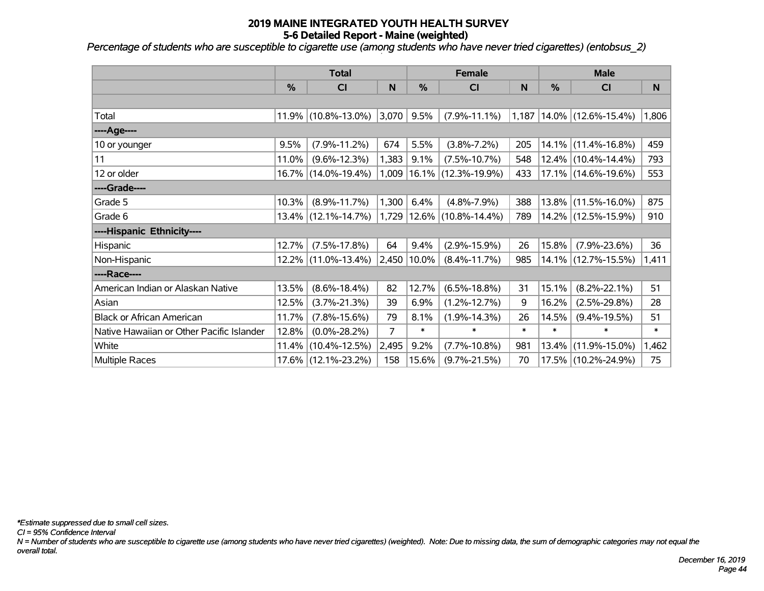# 2019 MAINE INTEGRATED YOUTH HEALTH SURVEY
## 5-6 Detailed Report - Maine (weighted)

*Percentage of students who are susceptible to cigarette use (among students who have never tried cigarettes) (entobsus_2)*

| | Total | | | Female | | | Male | | |
|---|---|---|---|---|---|---|---|---|---|
| | % | CI | N | % | CI | N | % | CI | N |
| | | | | | | | | | |
| Total | 11.9% | (10.8%-13.0%) | 3,070 | 9.5% | (7.9%-11.1%) | 1,187 | 14.0% | (12.6%-15.4%) | 1,806 |
| ----Age---- | | | | | | | | | |
| 10 or younger | 9.5% | (7.9%-11.2%) | 674 | 5.5% | (3.8%-7.2%) | 205 | 14.1% | (11.4%-16.8%) | 459 |
| 11 | 11.0% | (9.6%-12.3%) | 1,383 | 9.1% | (7.5%-10.7%) | 548 | 12.4% | (10.4%-14.4%) | 793 |
| 12 or older | 16.7% | (14.0%-19.4%) | 1,009 | 16.1% | (12.3%-19.9%) | 433 | 17.1% | (14.6%-19.6%) | 553 |
| ----Grade---- | | | | | | | | | |
| Grade 5 | 10.3% | (8.9%-11.7%) | 1,300 | 6.4% | (4.8%-7.9%) | 388 | 13.8% | (11.5%-16.0%) | 875 |
| Grade 6 | 13.4% | (12.1%-14.7%) | 1,729 | 12.6% | (10.8%-14.4%) | 789 | 14.2% | (12.5%-15.9%) | 910 |
| ----Hispanic Ethnicity---- | | | | | | | | | |
| Hispanic | 12.7% | (7.5%-17.8%) | 64 | 9.4% | (2.9%-15.9%) | 26 | 15.8% | (7.9%-23.6%) | 36 |
| Non-Hispanic | 12.2% | (11.0%-13.4%) | 2,450 | 10.0% | (8.4%-11.7%) | 985 | 14.1% | (12.7%-15.5%) | 1,411 |
| ----Race---- | | | | | | | | | |
| American Indian or Alaskan Native | 13.5% | (8.6%-18.4%) | 82 | 12.7% | (6.5%-18.8%) | 31 | 15.1% | (8.2%-22.1%) | 51 |
| Asian | 12.5% | (3.7%-21.3%) | 39 | 6.9% | (1.2%-12.7%) | 9 | 16.2% | (2.5%-29.8%) | 28 |
| Black or African American | 11.7% | (7.8%-15.6%) | 79 | 8.1% | (1.9%-14.3%) | 26 | 14.5% | (9.4%-19.5%) | 51 |
| Native Hawaiian or Other Pacific Islander | 12.8% | (0.0%-28.2%) | 7 | * | * | * | * | * | * |
| White | 11.4% | (10.4%-12.5%) | 2,495 | 9.2% | (7.7%-10.8%) | 981 | 13.4% | (11.9%-15.0%) | 1,462 |
| Multiple Races | 17.6% | (12.1%-23.2%) | 158 | 15.6% | (9.7%-21.5%) | 70 | 17.5% | (10.2%-24.9%) | 75 |

*\*Estimate suppressed due to small cell sizes.*

*CI = 95% Confidence Interval*

*N = Number of students who are susceptible to cigarette use (among students who have never tried cigarettes) (weighted). Note: Due to missing data, the sum of demographic categories may not equal the overall total.*

*December 16, 2019*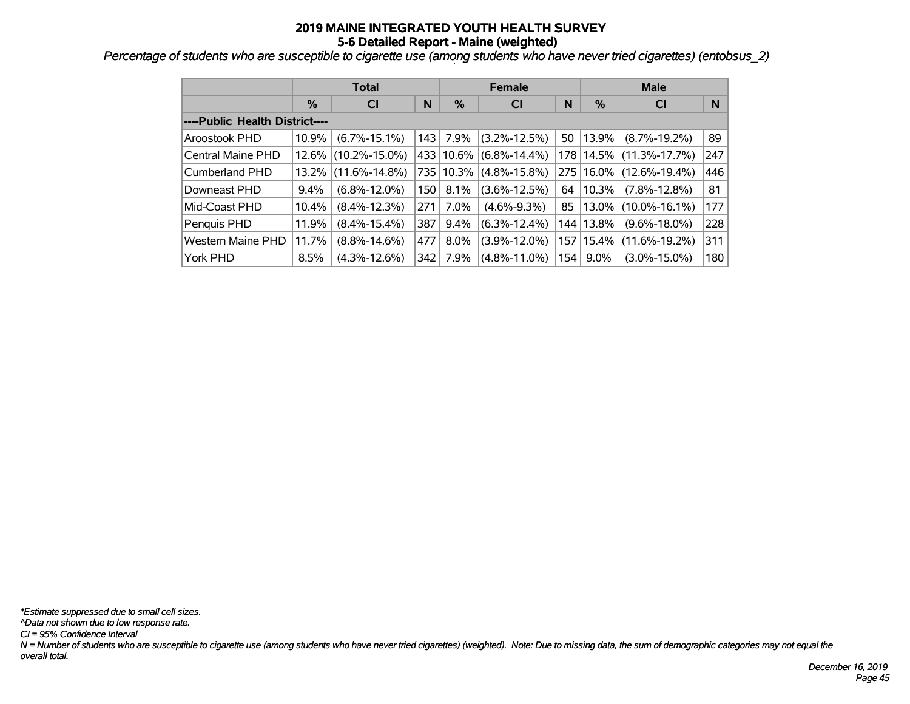# 2019 MAINE INTEGRATED YOUTH HEALTH SURVEY

## 5-6 Detailed Report - Maine (weighted)

*Percentage of students who are susceptible to cigarette use (among students who have never tried cigarettes) (entobsus_2)*

| | Total | | | Female | | | Male | | |
|---|---|---|---|---|---|---|---|---|---|
| | % | CI | N | % | CI | N | % | CI | N |
| **----Public Health District----** | | | | | | | | | |
| Aroostook PHD | 10.9% | (6.7%-15.1%) | 143 | 7.9% | (3.2%-12.5%) | 50 | 13.9% | (8.7%-19.2%) | 89 |
| Central Maine PHD | 12.6% | (10.2%-15.0%) | 433 | 10.6% | (6.8%-14.4%) | 178 | 14.5% | (11.3%-17.7%) | 247 |
| Cumberland PHD | 13.2% | (11.6%-14.8%) | 735 | 10.3% | (4.8%-15.8%) | 275 | 16.0% | (12.6%-19.4%) | 446 |
| Downeast PHD | 9.4% | (6.8%-12.0%) | 150 | 8.1% | (3.6%-12.5%) | 64 | 10.3% | (7.8%-12.8%) | 81 |
| Mid-Coast PHD | 10.4% | (8.4%-12.3%) | 271 | 7.0% | (4.6%-9.3%) | 85 | 13.0% | (10.0%-16.1%) | 177 |
| Penquis PHD | 11.9% | (8.4%-15.4%) | 387 | 9.4% | (6.3%-12.4%) | 144 | 13.8% | (9.6%-18.0%) | 228 |
| Western Maine PHD | 11.7% | (8.8%-14.6%) | 477 | 8.0% | (3.9%-12.0%) | 157 | 15.4% | (11.6%-19.2%) | 311 |
| York PHD | 8.5% | (4.3%-12.6%) | 342 | 7.9% | (4.8%-11.0%) | 154 | 9.0% | (3.0%-15.0%) | 180 |

*\*Estimate suppressed due to small cell sizes.*

*^Data not shown due to low response rate.*

*CI = 95% Confidence Interval*

*N = Number of students who are susceptible to cigarette use (among students who have never tried cigarettes) (weighted). Note: Due to missing data, the sum of demographic categories may not equal the overall total.*

*December 16, 2019*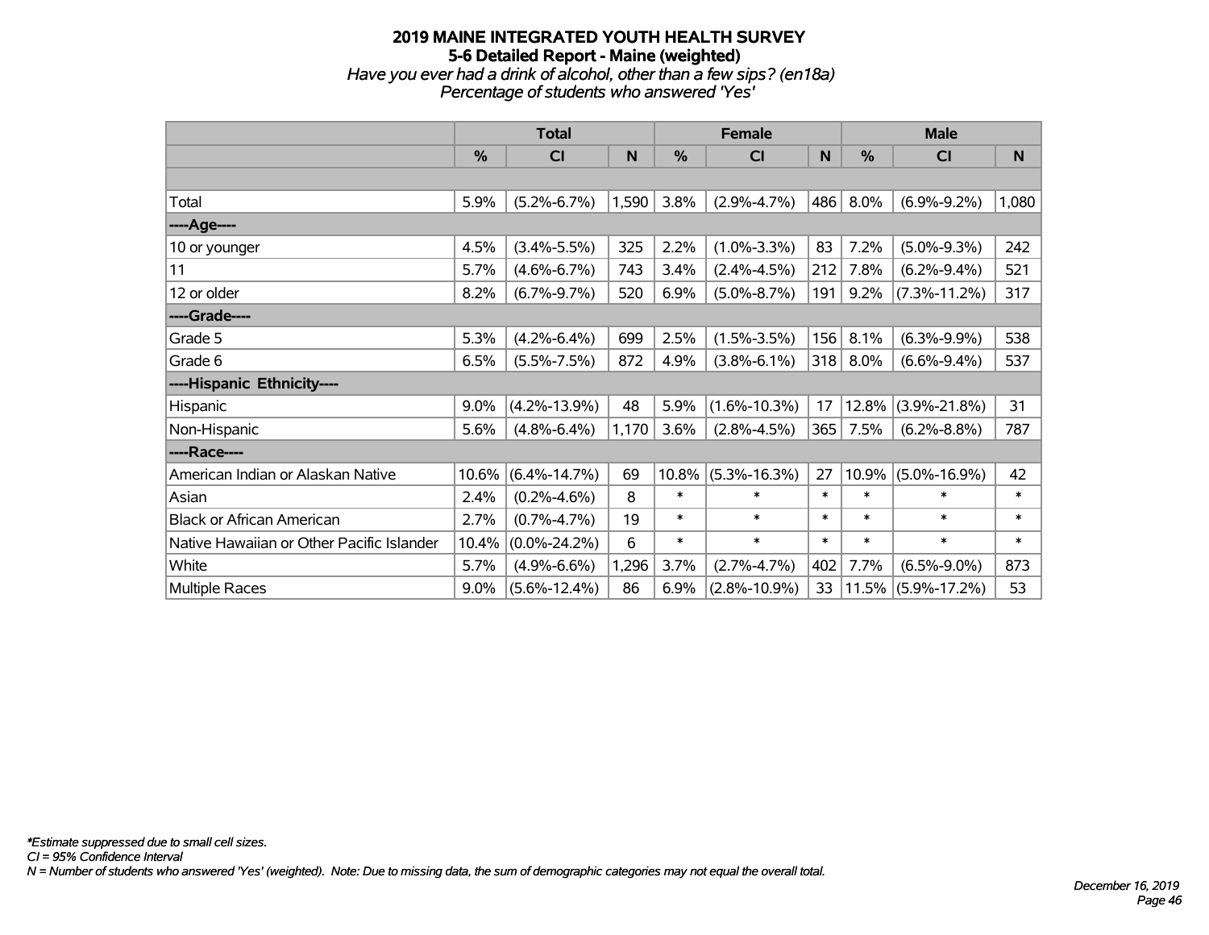# 2019 MAINE INTEGRATED YOUTH HEALTH SURVEY
## 5-6 Detailed Report - Maine (weighted)
*Have you ever had a drink of alcohol, other than a few sips? (en18a)*
*Percentage of students who answered 'Yes'*

| | Total | | | Female | | | Male | | |
|---|---|---|---|---|---|---|---|---|---|
| | % | CI | N | % | CI | N | % | CI | N |
| | | | | | | | | | |
| Total | 5.9% | (5.2%-6.7%) | 1,590 | 3.8% | (2.9%-4.7%) | 486 | 8.0% | (6.9%-9.2%) | 1,080 |
| ----Age---- | | | | | | | | | |
| 10 or younger | 4.5% | (3.4%-5.5%) | 325 | 2.2% | (1.0%-3.3%) | 83 | 7.2% | (5.0%-9.3%) | 242 |
| 11 | 5.7% | (4.6%-6.7%) | 743 | 3.4% | (2.4%-4.5%) | 212 | 7.8% | (6.2%-9.4%) | 521 |
| 12 or older | 8.2% | (6.7%-9.7%) | 520 | 6.9% | (5.0%-8.7%) | 191 | 9.2% | (7.3%-11.2%) | 317 |
| ----Grade---- | | | | | | | | | |
| Grade 5 | 5.3% | (4.2%-6.4%) | 699 | 2.5% | (1.5%-3.5%) | 156 | 8.1% | (6.3%-9.9%) | 538 |
| Grade 6 | 6.5% | (5.5%-7.5%) | 872 | 4.9% | (3.8%-6.1%) | 318 | 8.0% | (6.6%-9.4%) | 537 |
| ----Hispanic Ethnicity---- | | | | | | | | | |
| Hispanic | 9.0% | (4.2%-13.9%) | 48 | 5.9% | (1.6%-10.3%) | 17 | 12.8% | (3.9%-21.8%) | 31 |
| Non-Hispanic | 5.6% | (4.8%-6.4%) | 1,170 | 3.6% | (2.8%-4.5%) | 365 | 7.5% | (6.2%-8.8%) | 787 |
| ----Race---- | | | | | | | | | |
| American Indian or Alaskan Native | 10.6% | (6.4%-14.7%) | 69 | 10.8% | (5.3%-16.3%) | 27 | 10.9% | (5.0%-16.9%) | 42 |
| Asian | 2.4% | (0.2%-4.6%) | 8 | * | * | * | * | * | * |
| Black or African American | 2.7% | (0.7%-4.7%) | 19 | * | * | * | * | * | * |
| Native Hawaiian or Other Pacific Islander | 10.4% | (0.0%-24.2%) | 6 | * | * | * | * | * | * |
| White | 5.7% | (4.9%-6.6%) | 1,296 | 3.7% | (2.7%-4.7%) | 402 | 7.7% | (6.5%-9.0%) | 873 |
| Multiple Races | 9.0% | (5.6%-12.4%) | 86 | 6.9% | (2.8%-10.9%) | 33 | 11.5% | (5.9%-17.2%) | 53 |

*\*Estimate suppressed due to small cell sizes.*
*CI = 95% Confidence Interval*
*N = Number of students who answered 'Yes' (weighted). Note: Due to missing data, the sum of demographic categories may not equal the overall total.*

*December 16, 2019*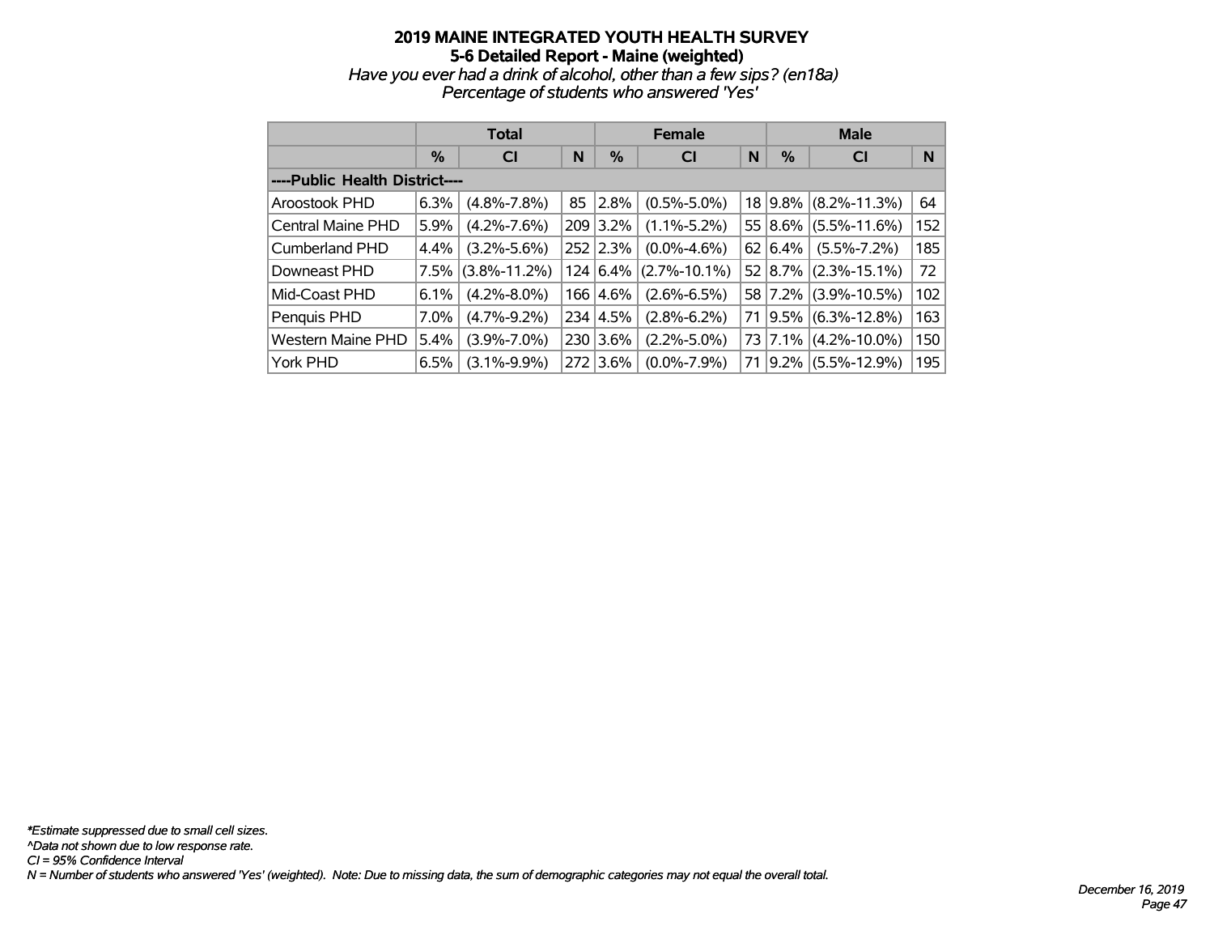# 2019 MAINE INTEGRATED YOUTH HEALTH SURVEY
## 5-6 Detailed Report - Maine (weighted)
*Have you ever had a drink of alcohol, other than a few sips? (en18a)*
*Percentage of students who answered 'Yes'*

| | Total | | | Female | | | Male | | |
|---|---|---|---|---|---|---|---|---|---|
| | % | CI | N | % | CI | N | % | CI | N |
| ----Public Health District---- | | | | | | | | | |
| Aroostook PHD | 6.3% | (4.8%-7.8%) | 85 | 2.8% | (0.5%-5.0%) | 18 | 9.8% | (8.2%-11.3%) | 64 |
| Central Maine PHD | 5.9% | (4.2%-7.6%) | 209 | 3.2% | (1.1%-5.2%) | 55 | 8.6% | (5.5%-11.6%) | 152 |
| Cumberland PHD | 4.4% | (3.2%-5.6%) | 252 | 2.3% | (0.0%-4.6%) | 62 | 6.4% | (5.5%-7.2%) | 185 |
| Downeast PHD | 7.5% | (3.8%-11.2%) | 124 | 6.4% | (2.7%-10.1%) | 52 | 8.7% | (2.3%-15.1%) | 72 |
| Mid-Coast PHD | 6.1% | (4.2%-8.0%) | 166 | 4.6% | (2.6%-6.5%) | 58 | 7.2% | (3.9%-10.5%) | 102 |
| Penquis PHD | 7.0% | (4.7%-9.2%) | 234 | 4.5% | (2.8%-6.2%) | 71 | 9.5% | (6.3%-12.8%) | 163 |
| Western Maine PHD | 5.4% | (3.9%-7.0%) | 230 | 3.6% | (2.2%-5.0%) | 73 | 7.1% | (4.2%-10.0%) | 150 |
| York PHD | 6.5% | (3.1%-9.9%) | 272 | 3.6% | (0.0%-7.9%) | 71 | 9.2% | (5.5%-12.9%) | 195 |

*\*Estimate suppressed due to small cell sizes.*
*^Data not shown due to low response rate.*
*CI = 95% Confidence Interval*
*N = Number of students who answered 'Yes' (weighted). Note: Due to missing data, the sum of demographic categories may not equal the overall total.*

*December 16, 2019*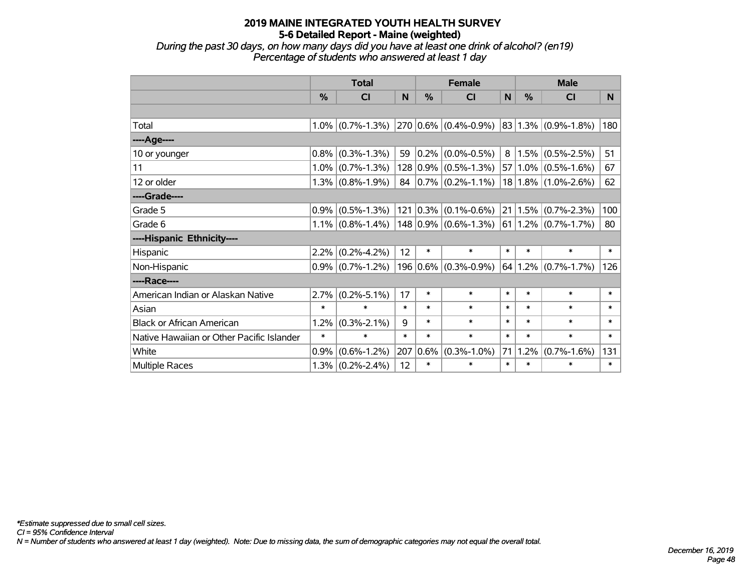# 2019 MAINE INTEGRATED YOUTH HEALTH SURVEY
## 5-6 Detailed Report - Maine (weighted)

*During the past 30 days, on how many days did you have at least one drink of alcohol? (en19)*
*Percentage of students who answered at least 1 day*

| | Total | | | Female | | | Male | | |
|---|---|---|---|---|---|---|---|---|---|
| | % | CI | N | % | CI | N | % | CI | N |
| | | | | | | | | | |
| Total | 1.0% | (0.7%-1.3%) | 270 | 0.6% | (0.4%-0.9%) | 83 | 1.3% | (0.9%-1.8%) | 180 |
| ----Age---- | | | | | | | | | |
| 10 or younger | 0.8% | (0.3%-1.3%) | 59 | 0.2% | (0.0%-0.5%) | 8 | 1.5% | (0.5%-2.5%) | 51 |
| 11 | 1.0% | (0.7%-1.3%) | 128 | 0.9% | (0.5%-1.3%) | 57 | 1.0% | (0.5%-1.6%) | 67 |
| 12 or older | 1.3% | (0.8%-1.9%) | 84 | 0.7% | (0.2%-1.1%) | 18 | 1.8% | (1.0%-2.6%) | 62 |
| ----Grade---- | | | | | | | | | |
| Grade 5 | 0.9% | (0.5%-1.3%) | 121 | 0.3% | (0.1%-0.6%) | 21 | 1.5% | (0.7%-2.3%) | 100 |
| Grade 6 | 1.1% | (0.8%-1.4%) | 148 | 0.9% | (0.6%-1.3%) | 61 | 1.2% | (0.7%-1.7%) | 80 |
| ----Hispanic Ethnicity---- | | | | | | | | | |
| Hispanic | 2.2% | (0.2%-4.2%) | 12 | * | * | * | * | * | * |
| Non-Hispanic | 0.9% | (0.7%-1.2%) | 196 | 0.6% | (0.3%-0.9%) | 64 | 1.2% | (0.7%-1.7%) | 126 |
| ----Race---- | | | | | | | | | |
| American Indian or Alaskan Native | 2.7% | (0.2%-5.1%) | 17 | * | * | * | * | * | * |
| Asian | * | * | * | * | * | * | * | * | * |
| Black or African American | 1.2% | (0.3%-2.1%) | 9 | * | * | * | * | * | * |
| Native Hawaiian or Other Pacific Islander | * | * | * | * | * | * | * | * | * |
| White | 0.9% | (0.6%-1.2%) | 207 | 0.6% | (0.3%-1.0%) | 71 | 1.2% | (0.7%-1.6%) | 131 |
| Multiple Races | 1.3% | (0.2%-2.4%) | 12 | * | * | * | * | * | * |

*\*Estimate suppressed due to small cell sizes.*
*CI = 95% Confidence Interval*
*N = Number of students who answered at least 1 day (weighted). Note: Due to missing data, the sum of demographic categories may not equal the overall total.*

*December 16, 2019*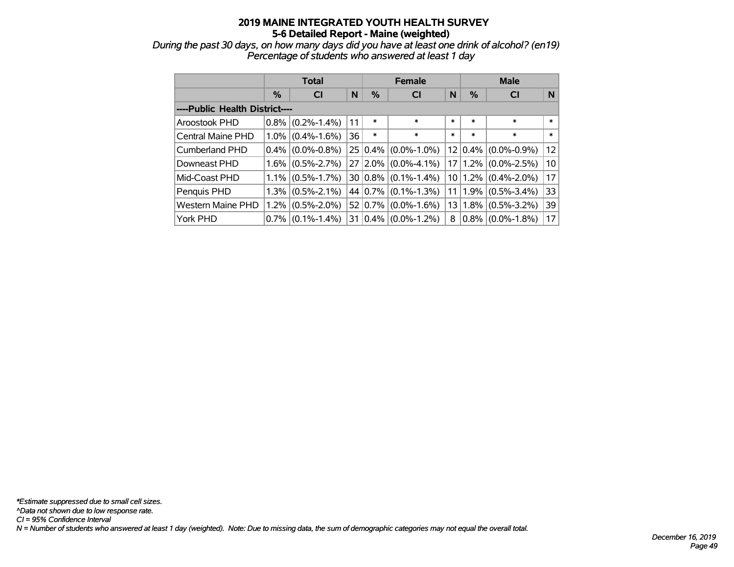# 2019 MAINE INTEGRATED YOUTH HEALTH SURVEY
## 5-6 Detailed Report - Maine (weighted)

*During the past 30 days, on how many days did you have at least one drink of alcohol? (en19)*
*Percentage of students who answered at least 1 day*

| | Total | | | Female | | | Male | | |
|---|---|---|---|---|---|---|---|---|---|
| | % | CI | N | % | CI | N | % | CI | N |
| ----Public Health District---- | | | | | | | | | |
| Aroostook PHD | 0.8% | (0.2%-1.4%) | 11 | * | * | * | * | * | * |
| Central Maine PHD | 1.0% | (0.4%-1.6%) | 36 | * | * | * | * | * | * |
| Cumberland PHD | 0.4% | (0.0%-0.8%) | 25 | 0.4% | (0.0%-1.0%) | 12 | 0.4% | (0.0%-0.9%) | 12 |
| Downeast PHD | 1.6% | (0.5%-2.7%) | 27 | 2.0% | (0.0%-4.1%) | 17 | 1.2% | (0.0%-2.5%) | 10 |
| Mid-Coast PHD | 1.1% | (0.5%-1.7%) | 30 | 0.8% | (0.1%-1.4%) | 10 | 1.2% | (0.4%-2.0%) | 17 |
| Penquis PHD | 1.3% | (0.5%-2.1%) | 44 | 0.7% | (0.1%-1.3%) | 11 | 1.9% | (0.5%-3.4%) | 33 |
| Western Maine PHD | 1.2% | (0.5%-2.0%) | 52 | 0.7% | (0.0%-1.6%) | 13 | 1.8% | (0.5%-3.2%) | 39 |
| York PHD | 0.7% | (0.1%-1.4%) | 31 | 0.4% | (0.0%-1.2%) | 8 | 0.8% | (0.0%-1.8%) | 17 |

*\*Estimate suppressed due to small cell sizes.*
*^Data not shown due to low response rate.*
*CI = 95% Confidence Interval*
*N = Number of students who answered at least 1 day (weighted). Note: Due to missing data, the sum of demographic categories may not equal the overall total.*

*December 16, 2019*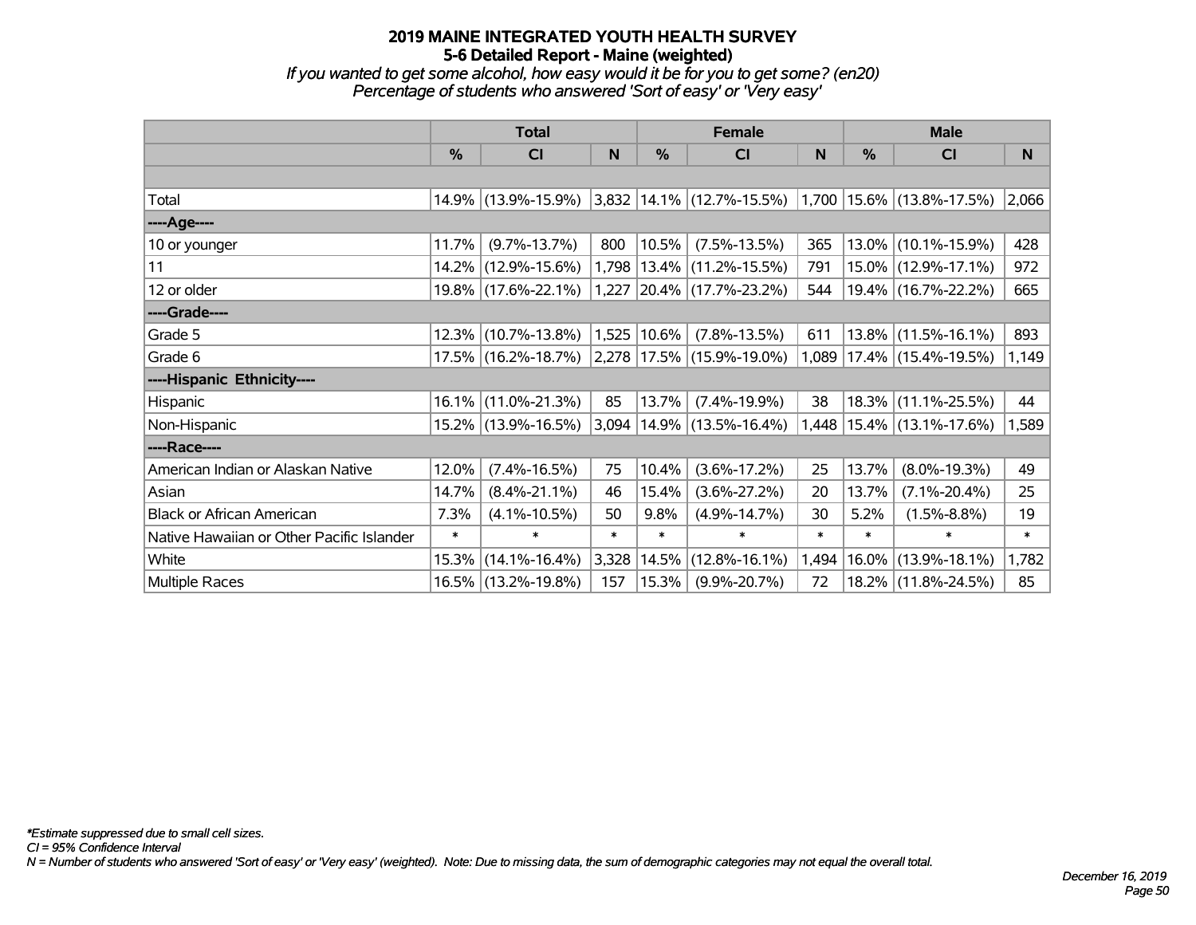# 2019 MAINE INTEGRATED YOUTH HEALTH SURVEY
## 5-6 Detailed Report - Maine (weighted)

*If you wanted to get some alcohol, how easy would it be for you to get some? (en20)*
*Percentage of students who answered 'Sort of easy' or 'Very easy'*

| | Total | | | Female | | | Male | | |
|---|---|---|---|---|---|---|---|---|---|
| | % | CI | N | % | CI | N | % | CI | N |
| | | | | | | | | | |
| Total | 14.9% | (13.9%-15.9%) | 3,832 | 14.1% | (12.7%-15.5%) | 1,700 | 15.6% | (13.8%-17.5%) | 2,066 |
| ----Age---- | | | | | | | | | |
| 10 or younger | 11.7% | (9.7%-13.7%) | 800 | 10.5% | (7.5%-13.5%) | 365 | 13.0% | (10.1%-15.9%) | 428 |
| 11 | 14.2% | (12.9%-15.6%) | 1,798 | 13.4% | (11.2%-15.5%) | 791 | 15.0% | (12.9%-17.1%) | 972 |
| 12 or older | 19.8% | (17.6%-22.1%) | 1,227 | 20.4% | (17.7%-23.2%) | 544 | 19.4% | (16.7%-22.2%) | 665 |
| ----Grade---- | | | | | | | | | |
| Grade 5 | 12.3% | (10.7%-13.8%) | 1,525 | 10.6% | (7.8%-13.5%) | 611 | 13.8% | (11.5%-16.1%) | 893 |
| Grade 6 | 17.5% | (16.2%-18.7%) | 2,278 | 17.5% | (15.9%-19.0%) | 1,089 | 17.4% | (15.4%-19.5%) | 1,149 |
| ----Hispanic Ethnicity---- | | | | | | | | | |
| Hispanic | 16.1% | (11.0%-21.3%) | 85 | 13.7% | (7.4%-19.9%) | 38 | 18.3% | (11.1%-25.5%) | 44 |
| Non-Hispanic | 15.2% | (13.9%-16.5%) | 3,094 | 14.9% | (13.5%-16.4%) | 1,448 | 15.4% | (13.1%-17.6%) | 1,589 |
| ----Race---- | | | | | | | | | |
| American Indian or Alaskan Native | 12.0% | (7.4%-16.5%) | 75 | 10.4% | (3.6%-17.2%) | 25 | 13.7% | (8.0%-19.3%) | 49 |
| Asian | 14.7% | (8.4%-21.1%) | 46 | 15.4% | (3.6%-27.2%) | 20 | 13.7% | (7.1%-20.4%) | 25 |
| Black or African American | 7.3% | (4.1%-10.5%) | 50 | 9.8% | (4.9%-14.7%) | 30 | 5.2% | (1.5%-8.8%) | 19 |
| Native Hawaiian or Other Pacific Islander | * | * | * | * | * | * | * | * | * |
| White | 15.3% | (14.1%-16.4%) | 3,328 | 14.5% | (12.8%-16.1%) | 1,494 | 16.0% | (13.9%-18.1%) | 1,782 |
| Multiple Races | 16.5% | (13.2%-19.8%) | 157 | 15.3% | (9.9%-20.7%) | 72 | 18.2% | (11.8%-24.5%) | 85 |

*\*Estimate suppressed due to small cell sizes.*
*CI = 95% Confidence Interval*
*N = Number of students who answered 'Sort of easy' or 'Very easy' (weighted). Note: Due to missing data, the sum of demographic categories may not equal the overall total.*

*December 16, 2019*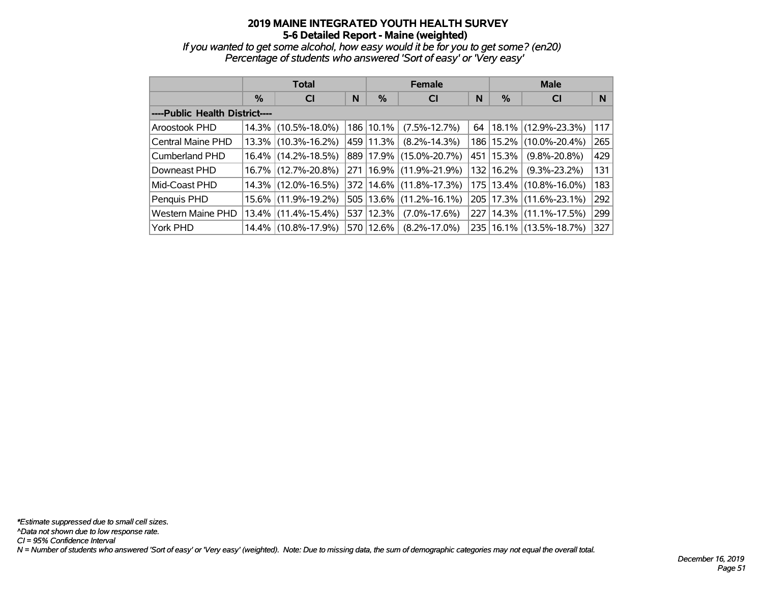# 2019 MAINE INTEGRATED YOUTH HEALTH SURVEY
## 5-6 Detailed Report - Maine (weighted)

*If you wanted to get some alcohol, how easy would it be for you to get some? (en20)*
*Percentage of students who answered 'Sort of easy' or 'Very easy'*

| | Total | | | Female | | | Male | | |
|---|---|---|---|---|---|---|---|---|---|
| | % | CI | N | % | CI | N | % | CI | N |
| ----Public Health District---- | | | | | | | | | |
| Aroostook PHD | 14.3% | (10.5%-18.0%) | 186 | 10.1% | (7.5%-12.7%) | 64 | 18.1% | (12.9%-23.3%) | 117 |
| Central Maine PHD | 13.3% | (10.3%-16.2%) | 459 | 11.3% | (8.2%-14.3%) | 186 | 15.2% | (10.0%-20.4%) | 265 |
| Cumberland PHD | 16.4% | (14.2%-18.5%) | 889 | 17.9% | (15.0%-20.7%) | 451 | 15.3% | (9.8%-20.8%) | 429 |
| Downeast PHD | 16.7% | (12.7%-20.8%) | 271 | 16.9% | (11.9%-21.9%) | 132 | 16.2% | (9.3%-23.2%) | 131 |
| Mid-Coast PHD | 14.3% | (12.0%-16.5%) | 372 | 14.6% | (11.8%-17.3%) | 175 | 13.4% | (10.8%-16.0%) | 183 |
| Penquis PHD | 15.6% | (11.9%-19.2%) | 505 | 13.6% | (11.2%-16.1%) | 205 | 17.3% | (11.6%-23.1%) | 292 |
| Western Maine PHD | 13.4% | (11.4%-15.4%) | 537 | 12.3% | (7.0%-17.6%) | 227 | 14.3% | (11.1%-17.5%) | 299 |
| York PHD | 14.4% | (10.8%-17.9%) | 570 | 12.6% | (8.2%-17.0%) | 235 | 16.1% | (13.5%-18.7%) | 327 |

*\*Estimate suppressed due to small cell sizes.*
*^Data not shown due to low response rate.*
*CI = 95% Confidence Interval*
*N = Number of students who answered 'Sort of easy' or 'Very easy' (weighted). Note: Due to missing data, the sum of demographic categories may not equal the overall total.*

*December 16, 2019*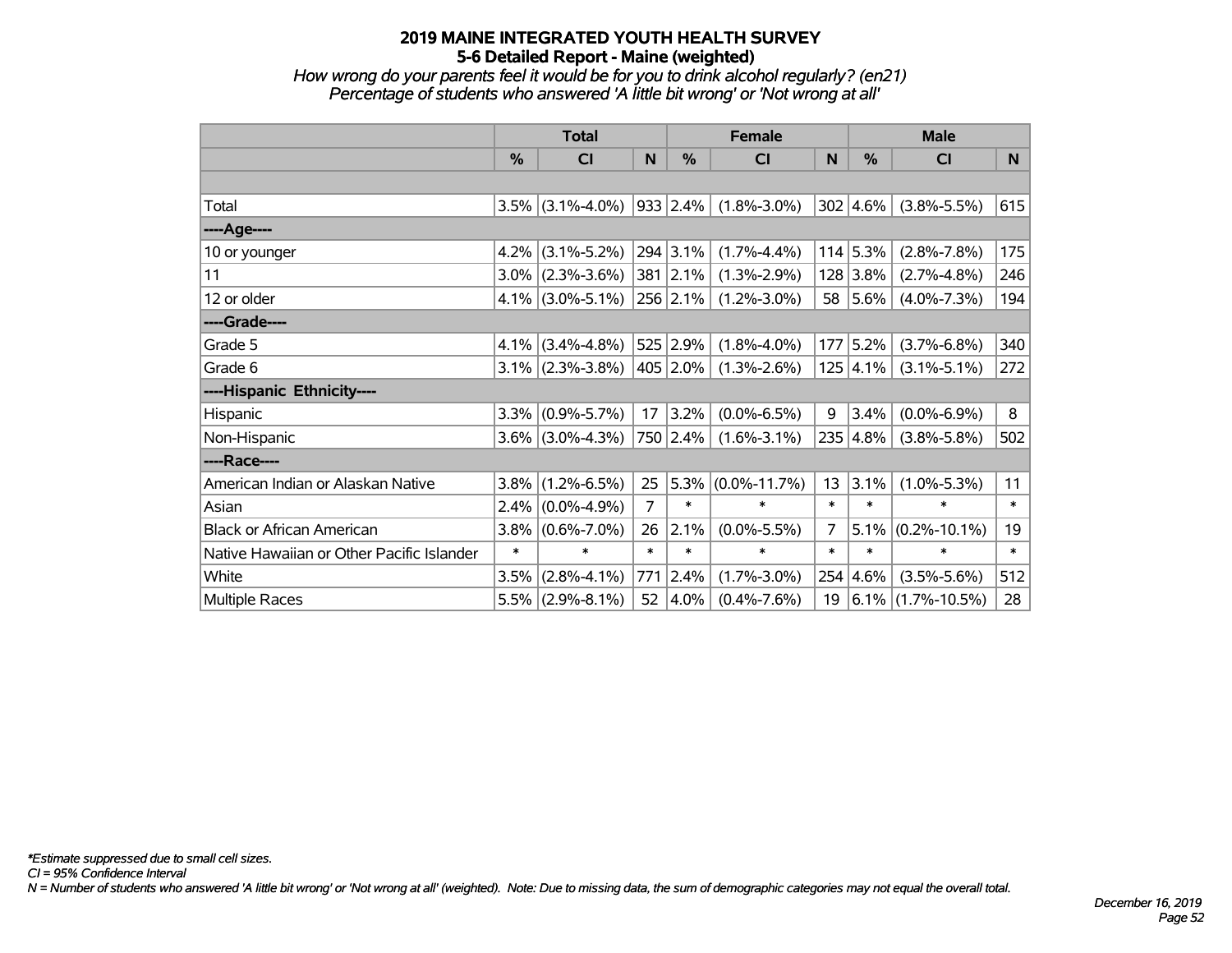# 2019 MAINE INTEGRATED YOUTH HEALTH SURVEY
## 5-6 Detailed Report - Maine (weighted)

*How wrong do your parents feel it would be for you to drink alcohol regularly? (en21)*
*Percentage of students who answered 'A little bit wrong' or 'Not wrong at all'*

| | Total | | | Female | | | Male | | |
|---|---|---|---|---|---|---|---|---|---|
| | % | CI | N | % | CI | N | % | CI | N |
| | | | | | | | | | |
| Total | 3.5% | (3.1%-4.0%) | 933 | 2.4% | (1.8%-3.0%) | 302 | 4.6% | (3.8%-5.5%) | 615 |
| ----Age---- | | | | | | | | | |
| 10 or younger | 4.2% | (3.1%-5.2%) | 294 | 3.1% | (1.7%-4.4%) | 114 | 5.3% | (2.8%-7.8%) | 175 |
| 11 | 3.0% | (2.3%-3.6%) | 381 | 2.1% | (1.3%-2.9%) | 128 | 3.8% | (2.7%-4.8%) | 246 |
| 12 or older | 4.1% | (3.0%-5.1%) | 256 | 2.1% | (1.2%-3.0%) | 58 | 5.6% | (4.0%-7.3%) | 194 |
| ----Grade---- | | | | | | | | | |
| Grade 5 | 4.1% | (3.4%-4.8%) | 525 | 2.9% | (1.8%-4.0%) | 177 | 5.2% | (3.7%-6.8%) | 340 |
| Grade 6 | 3.1% | (2.3%-3.8%) | 405 | 2.0% | (1.3%-2.6%) | 125 | 4.1% | (3.1%-5.1%) | 272 |
| ----Hispanic Ethnicity---- | | | | | | | | | |
| Hispanic | 3.3% | (0.9%-5.7%) | 17 | 3.2% | (0.0%-6.5%) | 9 | 3.4% | (0.0%-6.9%) | 8 |
| Non-Hispanic | 3.6% | (3.0%-4.3%) | 750 | 2.4% | (1.6%-3.1%) | 235 | 4.8% | (3.8%-5.8%) | 502 |
| ----Race---- | | | | | | | | | |
| American Indian or Alaskan Native | 3.8% | (1.2%-6.5%) | 25 | 5.3% | (0.0%-11.7%) | 13 | 3.1% | (1.0%-5.3%) | 11 |
| Asian | 2.4% | (0.0%-4.9%) | 7 | * | * | * | * | * | * |
| Black or African American | 3.8% | (0.6%-7.0%) | 26 | 2.1% | (0.0%-5.5%) | 7 | 5.1% | (0.2%-10.1%) | 19 |
| Native Hawaiian or Other Pacific Islander | * | * | * | * | * | * | * | * | * |
| White | 3.5% | (2.8%-4.1%) | 771 | 2.4% | (1.7%-3.0%) | 254 | 4.6% | (3.5%-5.6%) | 512 |
| Multiple Races | 5.5% | (2.9%-8.1%) | 52 | 4.0% | (0.4%-7.6%) | 19 | 6.1% | (1.7%-10.5%) | 28 |

*\*Estimate suppressed due to small cell sizes.*
*CI = 95% Confidence Interval*
*N = Number of students who answered 'A little bit wrong' or 'Not wrong at all' (weighted). Note: Due to missing data, the sum of demographic categories may not equal the overall total.*

*December 16, 2019*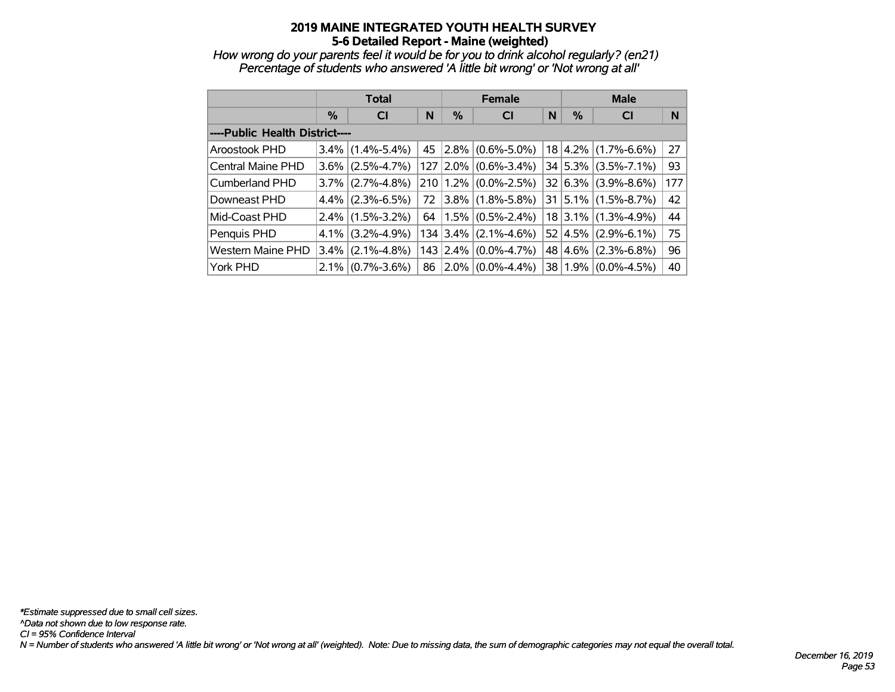# 2019 MAINE INTEGRATED YOUTH HEALTH SURVEY
## 5-6 Detailed Report - Maine (weighted)

*How wrong do your parents feel it would be for you to drink alcohol regularly? (en21)*
*Percentage of students who answered 'A little bit wrong' or 'Not wrong at all'*

| | Total | | | Female | | | Male | | |
|---|---|---|---|---|---|---|---|---|---|
| | % | CI | N | % | CI | N | % | CI | N |
| ----Public Health District---- | | | | | | | | | |
| Aroostook PHD | 3.4% | (1.4%-5.4%) | 45 | 2.8% | (0.6%-5.0%) | 18 | 4.2% | (1.7%-6.6%) | 27 |
| Central Maine PHD | 3.6% | (2.5%-4.7%) | 127 | 2.0% | (0.6%-3.4%) | 34 | 5.3% | (3.5%-7.1%) | 93 |
| Cumberland PHD | 3.7% | (2.7%-4.8%) | 210 | 1.2% | (0.0%-2.5%) | 32 | 6.3% | (3.9%-8.6%) | 177 |
| Downeast PHD | 4.4% | (2.3%-6.5%) | 72 | 3.8% | (1.8%-5.8%) | 31 | 5.1% | (1.5%-8.7%) | 42 |
| Mid-Coast PHD | 2.4% | (1.5%-3.2%) | 64 | 1.5% | (0.5%-2.4%) | 18 | 3.1% | (1.3%-4.9%) | 44 |
| Penquis PHD | 4.1% | (3.2%-4.9%) | 134 | 3.4% | (2.1%-4.6%) | 52 | 4.5% | (2.9%-6.1%) | 75 |
| Western Maine PHD | 3.4% | (2.1%-4.8%) | 143 | 2.4% | (0.0%-4.7%) | 48 | 4.6% | (2.3%-6.8%) | 96 |
| York PHD | 2.1% | (0.7%-3.6%) | 86 | 2.0% | (0.0%-4.4%) | 38 | 1.9% | (0.0%-4.5%) | 40 |

*\*Estimate suppressed due to small cell sizes.*
*^Data not shown due to low response rate.*
*CI = 95% Confidence Interval*
*N = Number of students who answered 'A little bit wrong' or 'Not wrong at all' (weighted). Note: Due to missing data, the sum of demographic categories may not equal the overall total.*

*December 16, 2019*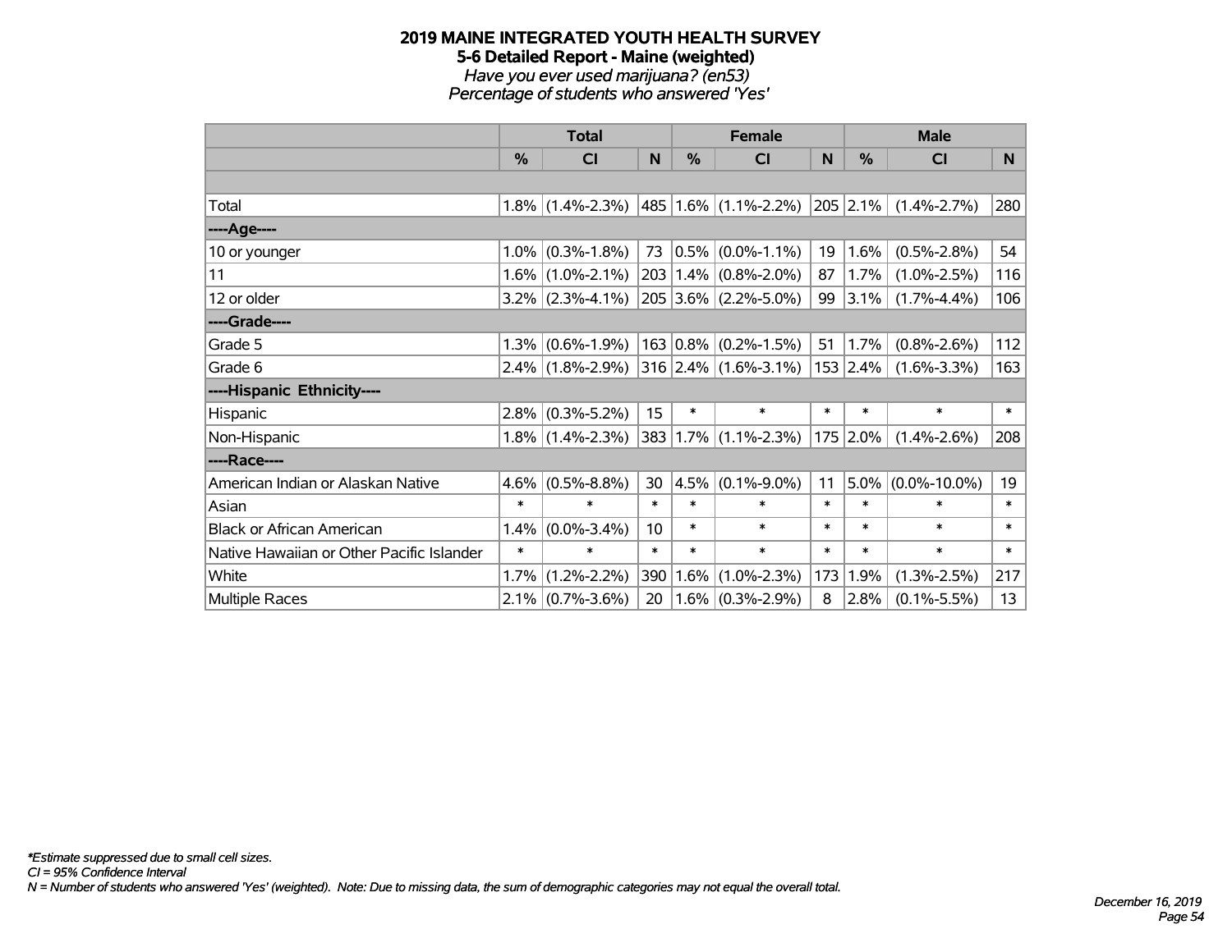# 2019 MAINE INTEGRATED YOUTH HEALTH SURVEY

## 5-6 Detailed Report - Maine (weighted)

*Have you ever used marijuana? (en53)*

*Percentage of students who answered 'Yes'*

| | Total | | | Female | | | Male | | |
|---|---|---|---|---|---|---|---|---|---|
| | % | CI | N | % | CI | N | % | CI | N |
| | | | | | | | | | |
| Total | 1.8% | (1.4%-2.3%) | 485 | 1.6% | (1.1%-2.2%) | 205 | 2.1% | (1.4%-2.7%) | 280 |
| ----Age---- | | | | | | | | | |
| 10 or younger | 1.0% | (0.3%-1.8%) | 73 | 0.5% | (0.0%-1.1%) | 19 | 1.6% | (0.5%-2.8%) | 54 |
| 11 | 1.6% | (1.0%-2.1%) | 203 | 1.4% | (0.8%-2.0%) | 87 | 1.7% | (1.0%-2.5%) | 116 |
| 12 or older | 3.2% | (2.3%-4.1%) | 205 | 3.6% | (2.2%-5.0%) | 99 | 3.1% | (1.7%-4.4%) | 106 |
| ----Grade---- | | | | | | | | | |
| Grade 5 | 1.3% | (0.6%-1.9%) | 163 | 0.8% | (0.2%-1.5%) | 51 | 1.7% | (0.8%-2.6%) | 112 |
| Grade 6 | 2.4% | (1.8%-2.9%) | 316 | 2.4% | (1.6%-3.1%) | 153 | 2.4% | (1.6%-3.3%) | 163 |
| ----Hispanic Ethnicity---- | | | | | | | | | |
| Hispanic | 2.8% | (0.3%-5.2%) | 15 | * | * | * | * | * | * |
| Non-Hispanic | 1.8% | (1.4%-2.3%) | 383 | 1.7% | (1.1%-2.3%) | 175 | 2.0% | (1.4%-2.6%) | 208 |
| ----Race---- | | | | | | | | | |
| American Indian or Alaskan Native | 4.6% | (0.5%-8.8%) | 30 | 4.5% | (0.1%-9.0%) | 11 | 5.0% | (0.0%-10.0%) | 19 |
| Asian | * | * | * | * | * | * | * | * | * |
| Black or African American | 1.4% | (0.0%-3.4%) | 10 | * | * | * | * | * | * |
| Native Hawaiian or Other Pacific Islander | * | * | * | * | * | * | * | * | * |
| White | 1.7% | (1.2%-2.2%) | 390 | 1.6% | (1.0%-2.3%) | 173 | 1.9% | (1.3%-2.5%) | 217 |
| Multiple Races | 2.1% | (0.7%-3.6%) | 20 | 1.6% | (0.3%-2.9%) | 8 | 2.8% | (0.1%-5.5%) | 13 |

*\*Estimate suppressed due to small cell sizes.*

*CI = 95% Confidence Interval*

*N = Number of students who answered 'Yes' (weighted). Note: Due to missing data, the sum of demographic categories may not equal the overall total.*

*December 16, 2019*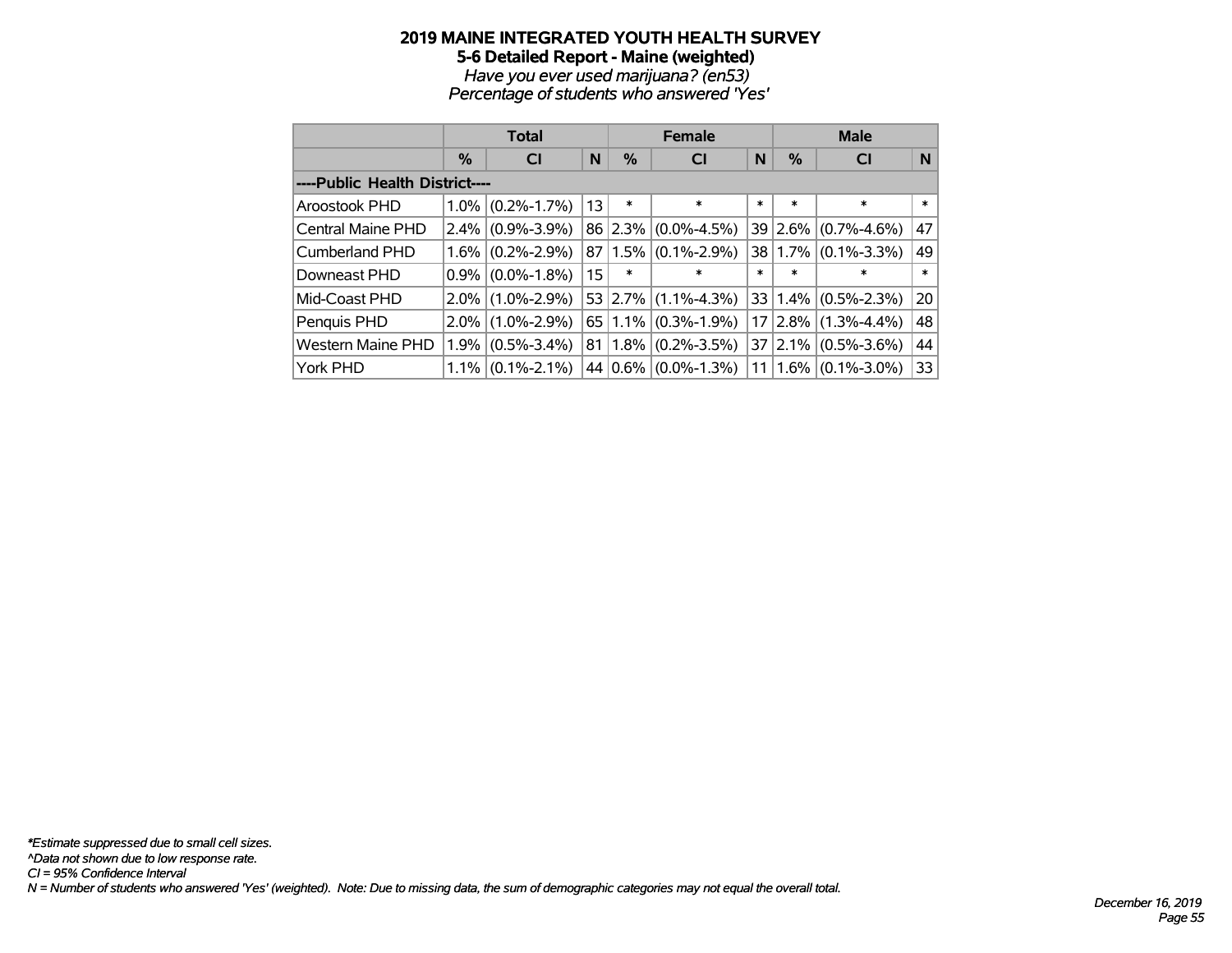# 2019 MAINE INTEGRATED YOUTH HEALTH SURVEY

## 5-6 Detailed Report - Maine (weighted)

*Have you ever used marijuana? (en53)*

*Percentage of students who answered 'Yes'*

| | Total | | | Female | | | Male | | |
|---|---|---|---|---|---|---|---|---|---|
| | % | CI | N | % | CI | N | % | CI | N |
| ----Public Health District---- | | | | | | | | | |
| Aroostook PHD | 1.0% | (0.2%-1.7%) | 13 | * | * | * | * | * | * |
| Central Maine PHD | 2.4% | (0.9%-3.9%) | 86 | 2.3% | (0.0%-4.5%) | 39 | 2.6% | (0.7%-4.6%) | 47 |
| Cumberland PHD | 1.6% | (0.2%-2.9%) | 87 | 1.5% | (0.1%-2.9%) | 38 | 1.7% | (0.1%-3.3%) | 49 |
| Downeast PHD | 0.9% | (0.0%-1.8%) | 15 | * | * | * | * | * | * |
| Mid-Coast PHD | 2.0% | (1.0%-2.9%) | 53 | 2.7% | (1.1%-4.3%) | 33 | 1.4% | (0.5%-2.3%) | 20 |
| Penquis PHD | 2.0% | (1.0%-2.9%) | 65 | 1.1% | (0.3%-1.9%) | 17 | 2.8% | (1.3%-4.4%) | 48 |
| Western Maine PHD | 1.9% | (0.5%-3.4%) | 81 | 1.8% | (0.2%-3.5%) | 37 | 2.1% | (0.5%-3.6%) | 44 |
| York PHD | 1.1% | (0.1%-2.1%) | 44 | 0.6% | (0.0%-1.3%) | 11 | 1.6% | (0.1%-3.0%) | 33 |

*\*Estimate suppressed due to small cell sizes.*
*^Data not shown due to low response rate.*
*CI = 95% Confidence Interval*
*N = Number of students who answered 'Yes' (weighted). Note: Due to missing data, the sum of demographic categories may not equal the overall total.*

*December 16, 2019*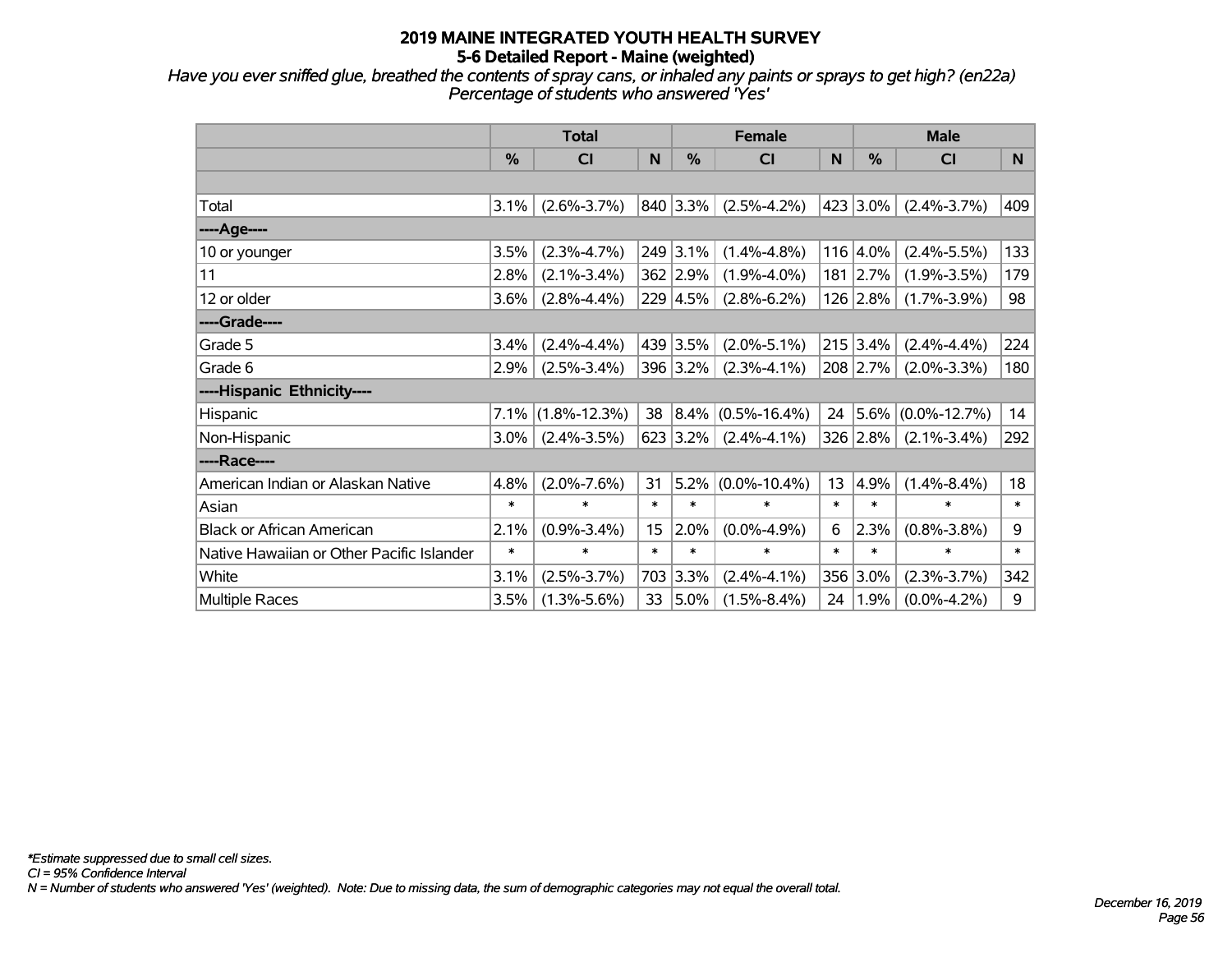# 2019 MAINE INTEGRATED YOUTH HEALTH SURVEY
## 5-6 Detailed Report - Maine (weighted)

*Have you ever sniffed glue, breathed the contents of spray cans, or inhaled any paints or sprays to get high? (en22a)*
*Percentage of students who answered 'Yes'*

| | Total | | | Female | | | Male | | |
|---|---|---|---|---|---|---|---|---|---|
| | % | CI | N | % | CI | N | % | CI | N |
| | | | | | | | | | |
| Total | 3.1% | (2.6%-3.7%) | 840 | 3.3% | (2.5%-4.2%) | 423 | 3.0% | (2.4%-3.7%) | 409 |
| ----Age---- | | | | | | | | | |
| 10 or younger | 3.5% | (2.3%-4.7%) | 249 | 3.1% | (1.4%-4.8%) | 116 | 4.0% | (2.4%-5.5%) | 133 |
| 11 | 2.8% | (2.1%-3.4%) | 362 | 2.9% | (1.9%-4.0%) | 181 | 2.7% | (1.9%-3.5%) | 179 |
| 12 or older | 3.6% | (2.8%-4.4%) | 229 | 4.5% | (2.8%-6.2%) | 126 | 2.8% | (1.7%-3.9%) | 98 |
| ----Grade---- | | | | | | | | | |
| Grade 5 | 3.4% | (2.4%-4.4%) | 439 | 3.5% | (2.0%-5.1%) | 215 | 3.4% | (2.4%-4.4%) | 224 |
| Grade 6 | 2.9% | (2.5%-3.4%) | 396 | 3.2% | (2.3%-4.1%) | 208 | 2.7% | (2.0%-3.3%) | 180 |
| ----Hispanic Ethnicity---- | | | | | | | | | |
| Hispanic | 7.1% | (1.8%-12.3%) | 38 | 8.4% | (0.5%-16.4%) | 24 | 5.6% | (0.0%-12.7%) | 14 |
| Non-Hispanic | 3.0% | (2.4%-3.5%) | 623 | 3.2% | (2.4%-4.1%) | 326 | 2.8% | (2.1%-3.4%) | 292 |
| ----Race---- | | | | | | | | | |
| American Indian or Alaskan Native | 4.8% | (2.0%-7.6%) | 31 | 5.2% | (0.0%-10.4%) | 13 | 4.9% | (1.4%-8.4%) | 18 |
| Asian | * | * | * | * | * | * | * | * | * |
| Black or African American | 2.1% | (0.9%-3.4%) | 15 | 2.0% | (0.0%-4.9%) | 6 | 2.3% | (0.8%-3.8%) | 9 |
| Native Hawaiian or Other Pacific Islander | * | * | * | * | * | * | * | * | * |
| White | 3.1% | (2.5%-3.7%) | 703 | 3.3% | (2.4%-4.1%) | 356 | 3.0% | (2.3%-3.7%) | 342 |
| Multiple Races | 3.5% | (1.3%-5.6%) | 33 | 5.0% | (1.5%-8.4%) | 24 | 1.9% | (0.0%-4.2%) | 9 |

*\*Estimate suppressed due to small cell sizes.*
*CI = 95% Confidence Interval*
*N = Number of students who answered 'Yes' (weighted). Note: Due to missing data, the sum of demographic categories may not equal the overall total.*

*December 16, 2019*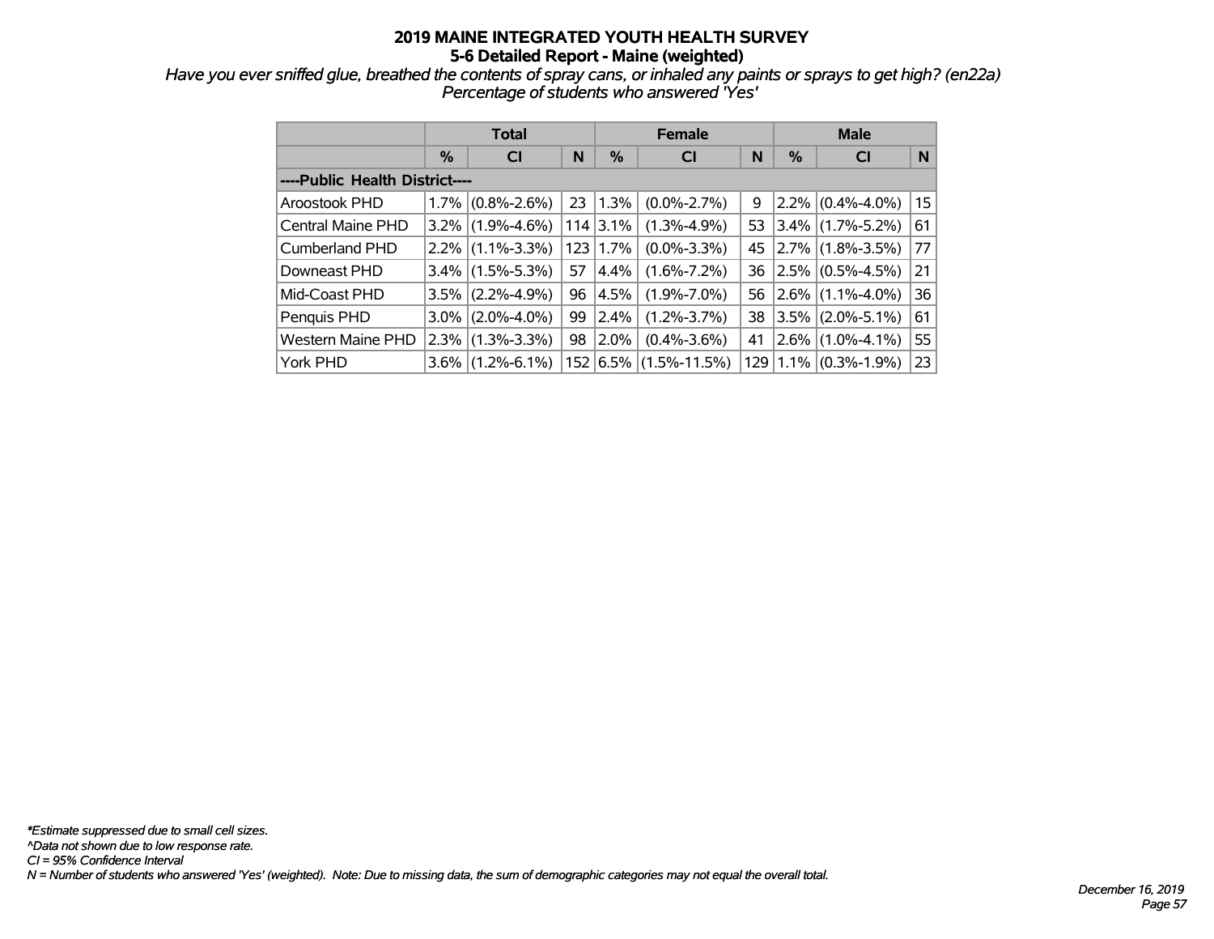# 2019 MAINE INTEGRATED YOUTH HEALTH SURVEY

## 5-6 Detailed Report - Maine (weighted)

*Have you ever sniffed glue, breathed the contents of spray cans, or inhaled any paints or sprays to get high? (en22a)*
*Percentage of students who answered 'Yes'*

| | Total | | | Female | | | Male | | |
|---|---|---|---|---|---|---|---|---|---|
| | % | CI | N | % | CI | N | % | CI | N |
| ----Public Health District---- | | | | | | | | | |
| Aroostook PHD | 1.7% | (0.8%-2.6%) | 23 | 1.3% | (0.0%-2.7%) | 9 | 2.2% | (0.4%-4.0%) | 15 |
| Central Maine PHD | 3.2% | (1.9%-4.6%) | 114 | 3.1% | (1.3%-4.9%) | 53 | 3.4% | (1.7%-5.2%) | 61 |
| Cumberland PHD | 2.2% | (1.1%-3.3%) | 123 | 1.7% | (0.0%-3.3%) | 45 | 2.7% | (1.8%-3.5%) | 77 |
| Downeast PHD | 3.4% | (1.5%-5.3%) | 57 | 4.4% | (1.6%-7.2%) | 36 | 2.5% | (0.5%-4.5%) | 21 |
| Mid-Coast PHD | 3.5% | (2.2%-4.9%) | 96 | 4.5% | (1.9%-7.0%) | 56 | 2.6% | (1.1%-4.0%) | 36 |
| Penquis PHD | 3.0% | (2.0%-4.0%) | 99 | 2.4% | (1.2%-3.7%) | 38 | 3.5% | (2.0%-5.1%) | 61 |
| Western Maine PHD | 2.3% | (1.3%-3.3%) | 98 | 2.0% | (0.4%-3.6%) | 41 | 2.6% | (1.0%-4.1%) | 55 |
| York PHD | 3.6% | (1.2%-6.1%) | 152 | 6.5% | (1.5%-11.5%) | 129 | 1.1% | (0.3%-1.9%) | 23 |

*\*Estimate suppressed due to small cell sizes.*
*^Data not shown due to low response rate.*
*CI = 95% Confidence Interval*
*N = Number of students who answered 'Yes' (weighted). Note: Due to missing data, the sum of demographic categories may not equal the overall total.*

*December 16, 2019*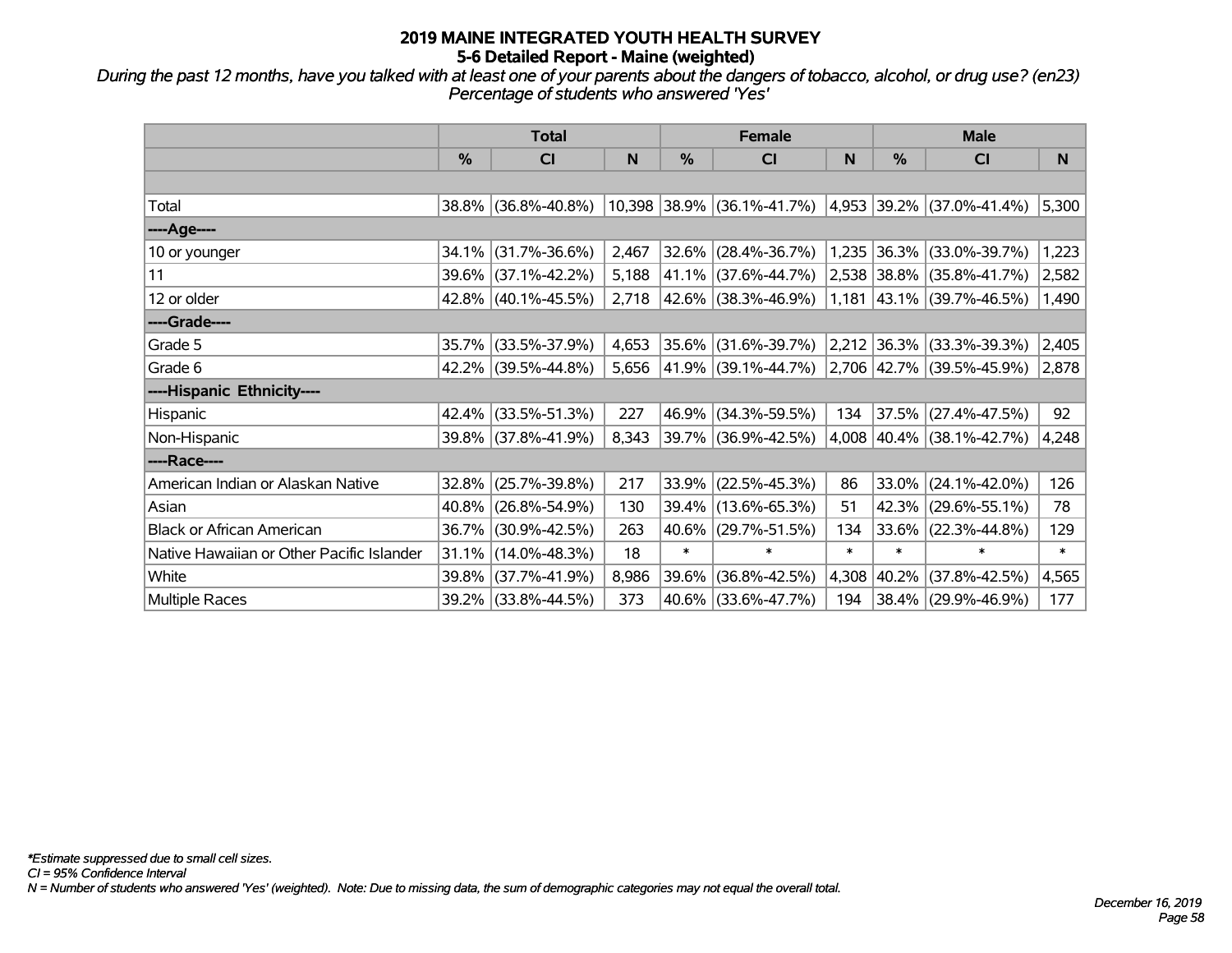# 2019 MAINE INTEGRATED YOUTH HEALTH SURVEY
## 5-6 Detailed Report - Maine (weighted)

*During the past 12 months, have you talked with at least one of your parents about the dangers of tobacco, alcohol, or drug use? (en23)*
*Percentage of students who answered 'Yes'*

| | Total | | | Female | | | Male | | |
|---|---|---|---|---|---|---|---|---|---|
| | % | CI | N | % | CI | N | % | CI | N |
| Total | 38.8% | (36.8%-40.8%) | 10,398 | 38.9% | (36.1%-41.7%) | 4,953 | 39.2% | (37.0%-41.4%) | 5,300 |
| ----Age---- | | | | | | | | | |
| 10 or younger | 34.1% | (31.7%-36.6%) | 2,467 | 32.6% | (28.4%-36.7%) | 1,235 | 36.3% | (33.0%-39.7%) | 1,223 |
| 11 | 39.6% | (37.1%-42.2%) | 5,188 | 41.1% | (37.6%-44.7%) | 2,538 | 38.8% | (35.8%-41.7%) | 2,582 |
| 12 or older | 42.8% | (40.1%-45.5%) | 2,718 | 42.6% | (38.3%-46.9%) | 1,181 | 43.1% | (39.7%-46.5%) | 1,490 |
| ----Grade---- | | | | | | | | | |
| Grade 5 | 35.7% | (33.5%-37.9%) | 4,653 | 35.6% | (31.6%-39.7%) | 2,212 | 36.3% | (33.3%-39.3%) | 2,405 |
| Grade 6 | 42.2% | (39.5%-44.8%) | 5,656 | 41.9% | (39.1%-44.7%) | 2,706 | 42.7% | (39.5%-45.9%) | 2,878 |
| ----Hispanic Ethnicity---- | | | | | | | | | |
| Hispanic | 42.4% | (33.5%-51.3%) | 227 | 46.9% | (34.3%-59.5%) | 134 | 37.5% | (27.4%-47.5%) | 92 |
| Non-Hispanic | 39.8% | (37.8%-41.9%) | 8,343 | 39.7% | (36.9%-42.5%) | 4,008 | 40.4% | (38.1%-42.7%) | 4,248 |
| ----Race---- | | | | | | | | | |
| American Indian or Alaskan Native | 32.8% | (25.7%-39.8%) | 217 | 33.9% | (22.5%-45.3%) | 86 | 33.0% | (24.1%-42.0%) | 126 |
| Asian | 40.8% | (26.8%-54.9%) | 130 | 39.4% | (13.6%-65.3%) | 51 | 42.3% | (29.6%-55.1%) | 78 |
| Black or African American | 36.7% | (30.9%-42.5%) | 263 | 40.6% | (29.7%-51.5%) | 134 | 33.6% | (22.3%-44.8%) | 129 |
| Native Hawaiian or Other Pacific Islander | 31.1% | (14.0%-48.3%) | 18 | * | * | * | * | * | * |
| White | 39.8% | (37.7%-41.9%) | 8,986 | 39.6% | (36.8%-42.5%) | 4,308 | 40.2% | (37.8%-42.5%) | 4,565 |
| Multiple Races | 39.2% | (33.8%-44.5%) | 373 | 40.6% | (33.6%-47.7%) | 194 | 38.4% | (29.9%-46.9%) | 177 |

*\*Estimate suppressed due to small cell sizes.*
*CI = 95% Confidence Interval*
*N = Number of students who answered 'Yes' (weighted). Note: Due to missing data, the sum of demographic categories may not equal the overall total.*

*December 16, 2019*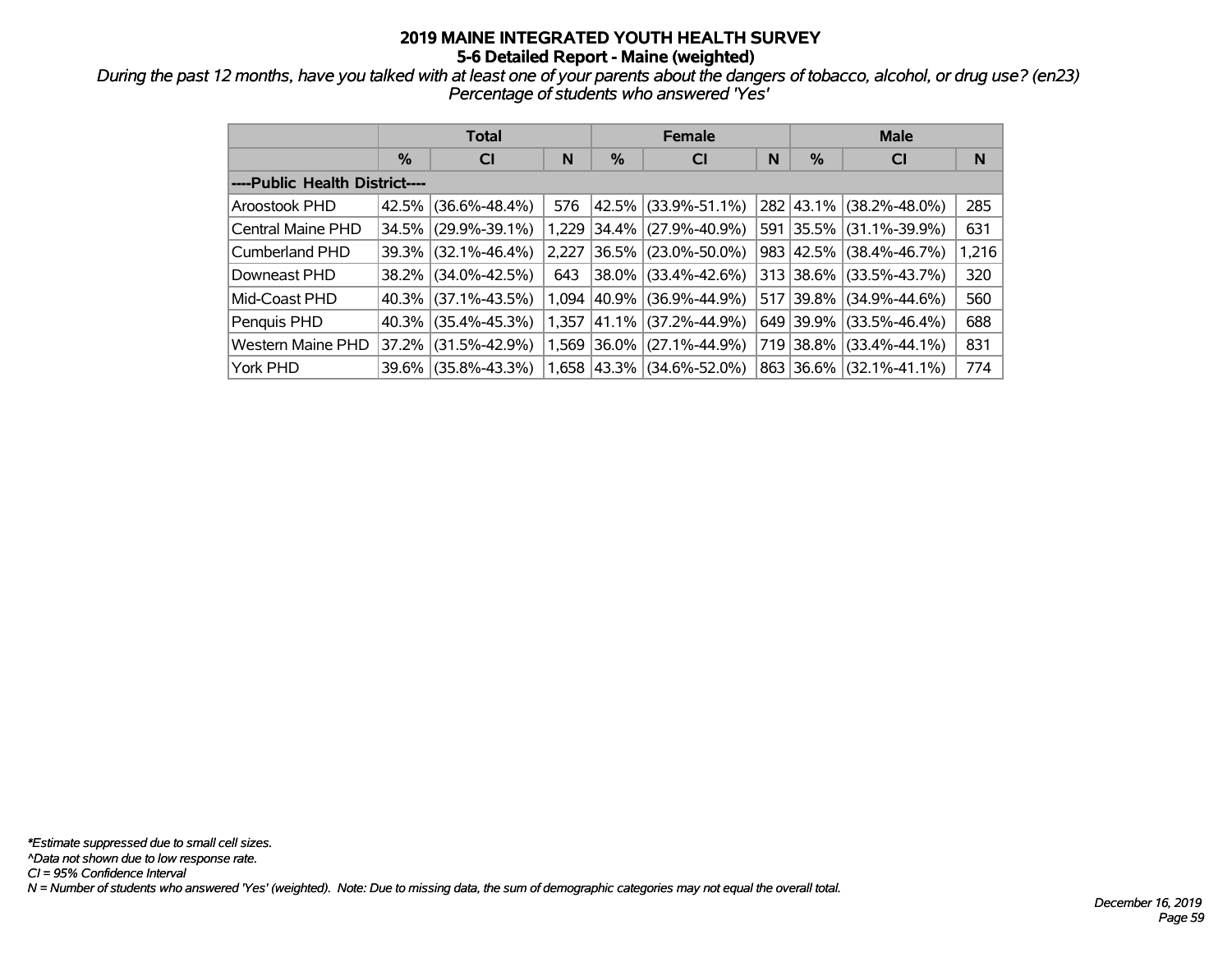# 2019 MAINE INTEGRATED YOUTH HEALTH SURVEY
## 5-6 Detailed Report - Maine (weighted)

*During the past 12 months, have you talked with at least one of your parents about the dangers of tobacco, alcohol, or drug use? (en23)*
*Percentage of students who answered 'Yes'*

| | Total | | | Female | | | Male | | |
|---|---|---|---|---|---|---|---|---|---|
| | % | CI | N | % | CI | N | % | CI | N |
| **----Public Health District----** | | | | | | | | | |
| Aroostook PHD | 42.5% | (36.6%-48.4%) | 576 | 42.5% | (33.9%-51.1%) | 282 | 43.1% | (38.2%-48.0%) | 285 |
| Central Maine PHD | 34.5% | (29.9%-39.1%) | 1,229 | 34.4% | (27.9%-40.9%) | 591 | 35.5% | (31.1%-39.9%) | 631 |
| Cumberland PHD | 39.3% | (32.1%-46.4%) | 2,227 | 36.5% | (23.0%-50.0%) | 983 | 42.5% | (38.4%-46.7%) | 1,216 |
| Downeast PHD | 38.2% | (34.0%-42.5%) | 643 | 38.0% | (33.4%-42.6%) | 313 | 38.6% | (33.5%-43.7%) | 320 |
| Mid-Coast PHD | 40.3% | (37.1%-43.5%) | 1,094 | 40.9% | (36.9%-44.9%) | 517 | 39.8% | (34.9%-44.6%) | 560 |
| Penquis PHD | 40.3% | (35.4%-45.3%) | 1,357 | 41.1% | (37.2%-44.9%) | 649 | 39.9% | (33.5%-46.4%) | 688 |
| Western Maine PHD | 37.2% | (31.5%-42.9%) | 1,569 | 36.0% | (27.1%-44.9%) | 719 | 38.8% | (33.4%-44.1%) | 831 |
| York PHD | 39.6% | (35.8%-43.3%) | 1,658 | 43.3% | (34.6%-52.0%) | 863 | 36.6% | (32.1%-41.1%) | 774 |

*\*Estimate suppressed due to small cell sizes.*
*^Data not shown due to low response rate.*
*CI = 95% Confidence Interval*
*N = Number of students who answered 'Yes' (weighted). Note: Due to missing data, the sum of demographic categories may not equal the overall total.*

*December 16, 2019*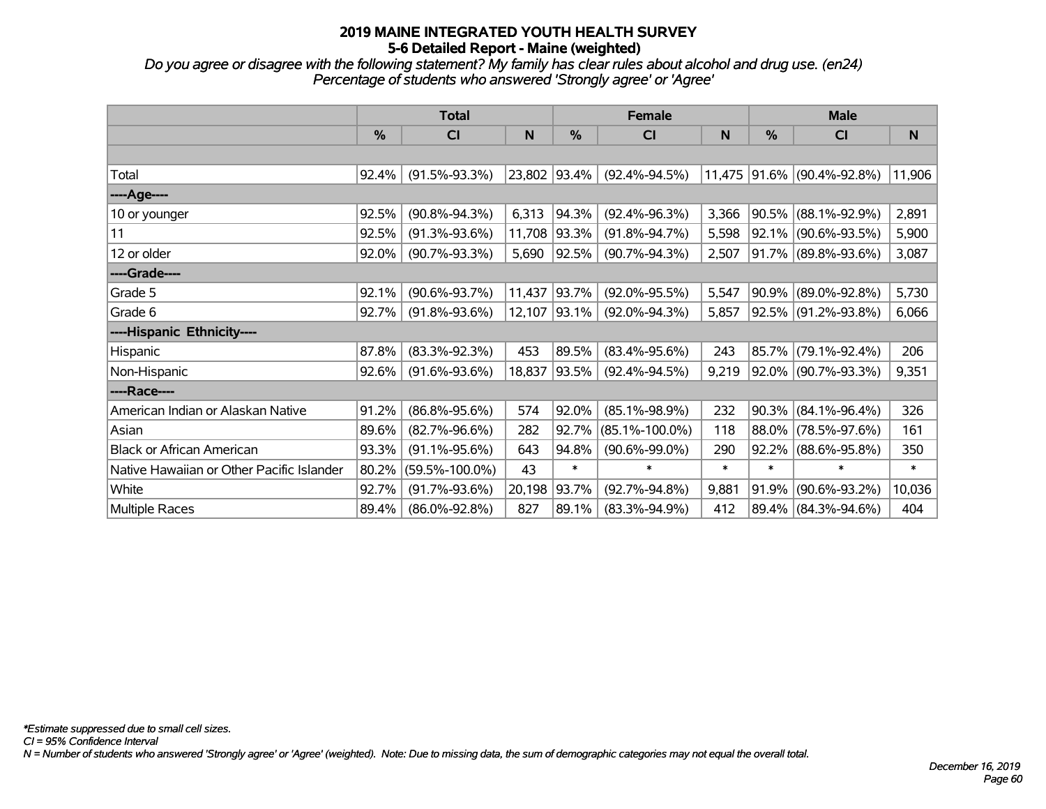# 2019 MAINE INTEGRATED YOUTH HEALTH SURVEY
## 5-6 Detailed Report - Maine (weighted)

*Do you agree or disagree with the following statement? My family has clear rules about alcohol and drug use. (en24)*
*Percentage of students who answered 'Strongly agree' or 'Agree'*

| | Total | | | Female | | | Male | | |
|---|---|---|---|---|---|---|---|---|---|
| | % | CI | N | % | CI | N | % | CI | N |
| | | | | | | | | | |
| Total | 92.4% | (91.5%-93.3%) | 23,802 | 93.4% | (92.4%-94.5%) | 11,475 | 91.6% | (90.4%-92.8%) | 11,906 |
| ----Age---- | | | | | | | | | |
| 10 or younger | 92.5% | (90.8%-94.3%) | 6,313 | 94.3% | (92.4%-96.3%) | 3,366 | 90.5% | (88.1%-92.9%) | 2,891 |
| 11 | 92.5% | (91.3%-93.6%) | 11,708 | 93.3% | (91.8%-94.7%) | 5,598 | 92.1% | (90.6%-93.5%) | 5,900 |
| 12 or older | 92.0% | (90.7%-93.3%) | 5,690 | 92.5% | (90.7%-94.3%) | 2,507 | 91.7% | (89.8%-93.6%) | 3,087 |
| ----Grade---- | | | | | | | | | |
| Grade 5 | 92.1% | (90.6%-93.7%) | 11,437 | 93.7% | (92.0%-95.5%) | 5,547 | 90.9% | (89.0%-92.8%) | 5,730 |
| Grade 6 | 92.7% | (91.8%-93.6%) | 12,107 | 93.1% | (92.0%-94.3%) | 5,857 | 92.5% | (91.2%-93.8%) | 6,066 |
| ----Hispanic Ethnicity---- | | | | | | | | | |
| Hispanic | 87.8% | (83.3%-92.3%) | 453 | 89.5% | (83.4%-95.6%) | 243 | 85.7% | (79.1%-92.4%) | 206 |
| Non-Hispanic | 92.6% | (91.6%-93.6%) | 18,837 | 93.5% | (92.4%-94.5%) | 9,219 | 92.0% | (90.7%-93.3%) | 9,351 |
| ----Race---- | | | | | | | | | |
| American Indian or Alaskan Native | 91.2% | (86.8%-95.6%) | 574 | 92.0% | (85.1%-98.9%) | 232 | 90.3% | (84.1%-96.4%) | 326 |
| Asian | 89.6% | (82.7%-96.6%) | 282 | 92.7% | (85.1%-100.0%) | 118 | 88.0% | (78.5%-97.6%) | 161 |
| Black or African American | 93.3% | (91.1%-95.6%) | 643 | 94.8% | (90.6%-99.0%) | 290 | 92.2% | (88.6%-95.8%) | 350 |
| Native Hawaiian or Other Pacific Islander | 80.2% | (59.5%-100.0%) | 43 | * | * | * | * | * | * |
| White | 92.7% | (91.7%-93.6%) | 20,198 | 93.7% | (92.7%-94.8%) | 9,881 | 91.9% | (90.6%-93.2%) | 10,036 |
| Multiple Races | 89.4% | (86.0%-92.8%) | 827 | 89.1% | (83.3%-94.9%) | 412 | 89.4% | (84.3%-94.6%) | 404 |

*\*Estimate suppressed due to small cell sizes.*
*CI = 95% Confidence Interval*
*N = Number of students who answered 'Strongly agree' or 'Agree' (weighted). Note: Due to missing data, the sum of demographic categories may not equal the overall total.*

*December 16, 2019*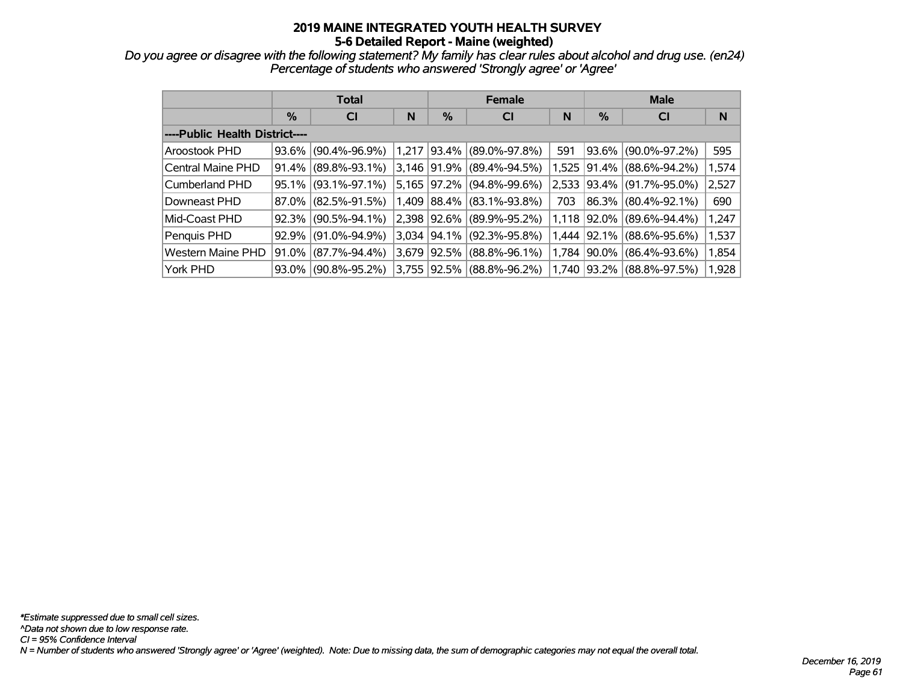# 2019 MAINE INTEGRATED YOUTH HEALTH SURVEY
## 5-6 Detailed Report - Maine (weighted)

*Do you agree or disagree with the following statement? My family has clear rules about alcohol and drug use. (en24)*
*Percentage of students who answered 'Strongly agree' or 'Agree'*

| | Total | | | Female | | | Male | | |
|---|---|---|---|---|---|---|---|---|---|
| | % | CI | N | % | CI | N | % | CI | N |
| ----Public Health District---- | | | | | | | | | |
| Aroostook PHD | 93.6% | (90.4%-96.9%) | 1,217 | 93.4% | (89.0%-97.8%) | 591 | 93.6% | (90.0%-97.2%) | 595 |
| Central Maine PHD | 91.4% | (89.8%-93.1%) | 3,146 | 91.9% | (89.4%-94.5%) | 1,525 | 91.4% | (88.6%-94.2%) | 1,574 |
| Cumberland PHD | 95.1% | (93.1%-97.1%) | 5,165 | 97.2% | (94.8%-99.6%) | 2,533 | 93.4% | (91.7%-95.0%) | 2,527 |
| Downeast PHD | 87.0% | (82.5%-91.5%) | 1,409 | 88.4% | (83.1%-93.8%) | 703 | 86.3% | (80.4%-92.1%) | 690 |
| Mid-Coast PHD | 92.3% | (90.5%-94.1%) | 2,398 | 92.6% | (89.9%-95.2%) | 1,118 | 92.0% | (89.6%-94.4%) | 1,247 |
| Penquis PHD | 92.9% | (91.0%-94.9%) | 3,034 | 94.1% | (92.3%-95.8%) | 1,444 | 92.1% | (88.6%-95.6%) | 1,537 |
| Western Maine PHD | 91.0% | (87.7%-94.4%) | 3,679 | 92.5% | (88.8%-96.1%) | 1,784 | 90.0% | (86.4%-93.6%) | 1,854 |
| York PHD | 93.0% | (90.8%-95.2%) | 3,755 | 92.5% | (88.8%-96.2%) | 1,740 | 93.2% | (88.8%-97.5%) | 1,928 |

*\*Estimate suppressed due to small cell sizes.*
*^Data not shown due to low response rate.*
*CI = 95% Confidence Interval*
*N = Number of students who answered 'Strongly agree' or 'Agree' (weighted). Note: Due to missing data, the sum of demographic categories may not equal the overall total.*

*December 16, 2019*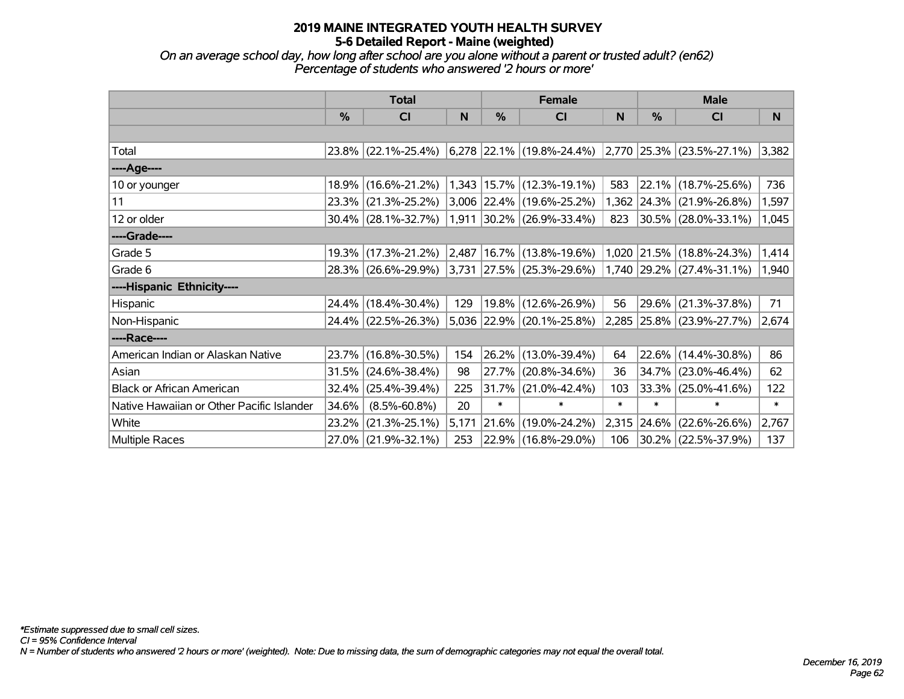# 2019 MAINE INTEGRATED YOUTH HEALTH SURVEY
## 5-6 Detailed Report - Maine (weighted)

*On an average school day, how long after school are you alone without a parent or trusted adult? (en62)*
*Percentage of students who answered '2 hours or more'*

| | Total | | | Female | | | Male | | |
|---|---|---|---|---|---|---|---|---|---|
| | % | CI | N | % | CI | N | % | CI | N |
| | | | | | | | | | |
| Total | 23.8% | (22.1%-25.4%) | 6,278 | 22.1% | (19.8%-24.4%) | 2,770 | 25.3% | (23.5%-27.1%) | 3,382 |
| ----Age---- | | | | | | | | | |
| 10 or younger | 18.9% | (16.6%-21.2%) | 1,343 | 15.7% | (12.3%-19.1%) | 583 | 22.1% | (18.7%-25.6%) | 736 |
| 11 | 23.3% | (21.3%-25.2%) | 3,006 | 22.4% | (19.6%-25.2%) | 1,362 | 24.3% | (21.9%-26.8%) | 1,597 |
| 12 or older | 30.4% | (28.1%-32.7%) | 1,911 | 30.2% | (26.9%-33.4%) | 823 | 30.5% | (28.0%-33.1%) | 1,045 |
| ----Grade---- | | | | | | | | | |
| Grade 5 | 19.3% | (17.3%-21.2%) | 2,487 | 16.7% | (13.8%-19.6%) | 1,020 | 21.5% | (18.8%-24.3%) | 1,414 |
| Grade 6 | 28.3% | (26.6%-29.9%) | 3,731 | 27.5% | (25.3%-29.6%) | 1,740 | 29.2% | (27.4%-31.1%) | 1,940 |
| ----Hispanic Ethnicity---- | | | | | | | | | |
| Hispanic | 24.4% | (18.4%-30.4%) | 129 | 19.8% | (12.6%-26.9%) | 56 | 29.6% | (21.3%-37.8%) | 71 |
| Non-Hispanic | 24.4% | (22.5%-26.3%) | 5,036 | 22.9% | (20.1%-25.8%) | 2,285 | 25.8% | (23.9%-27.7%) | 2,674 |
| ----Race---- | | | | | | | | | |
| American Indian or Alaskan Native | 23.7% | (16.8%-30.5%) | 154 | 26.2% | (13.0%-39.4%) | 64 | 22.6% | (14.4%-30.8%) | 86 |
| Asian | 31.5% | (24.6%-38.4%) | 98 | 27.7% | (20.8%-34.6%) | 36 | 34.7% | (23.0%-46.4%) | 62 |
| Black or African American | 32.4% | (25.4%-39.4%) | 225 | 31.7% | (21.0%-42.4%) | 103 | 33.3% | (25.0%-41.6%) | 122 |
| Native Hawaiian or Other Pacific Islander | 34.6% | (8.5%-60.8%) | 20 | * | * | * | * | * | * |
| White | 23.2% | (21.3%-25.1%) | 5,171 | 21.6% | (19.0%-24.2%) | 2,315 | 24.6% | (22.6%-26.6%) | 2,767 |
| Multiple Races | 27.0% | (21.9%-32.1%) | 253 | 22.9% | (16.8%-29.0%) | 106 | 30.2% | (22.5%-37.9%) | 137 |

*\*Estimate suppressed due to small cell sizes.*
*CI = 95% Confidence Interval*
*N = Number of students who answered '2 hours or more' (weighted). Note: Due to missing data, the sum of demographic categories may not equal the overall total.*

*December 16, 2019*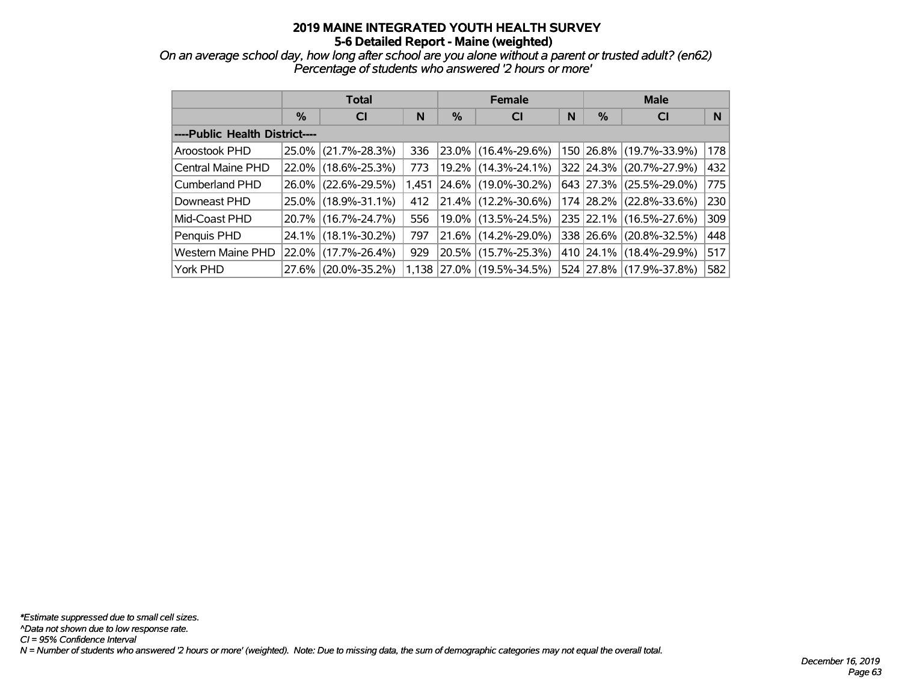# 2019 MAINE INTEGRATED YOUTH HEALTH SURVEY
## 5-6 Detailed Report - Maine (weighted)

*On an average school day, how long after school are you alone without a parent or trusted adult? (en62)*
*Percentage of students who answered '2 hours or more'*

| | Total | | | Female | | | Male | | |
|---|---|---|---|---|---|---|---|---|---|
| | % | CI | N | % | CI | N | % | CI | N |
| **----Public Health District----** | | | | | | | | | |
| Aroostook PHD | 25.0% | (21.7%-28.3%) | 336 | 23.0% | (16.4%-29.6%) | 150 | 26.8% | (19.7%-33.9%) | 178 |
| Central Maine PHD | 22.0% | (18.6%-25.3%) | 773 | 19.2% | (14.3%-24.1%) | 322 | 24.3% | (20.7%-27.9%) | 432 |
| Cumberland PHD | 26.0% | (22.6%-29.5%) | 1,451 | 24.6% | (19.0%-30.2%) | 643 | 27.3% | (25.5%-29.0%) | 775 |
| Downeast PHD | 25.0% | (18.9%-31.1%) | 412 | 21.4% | (12.2%-30.6%) | 174 | 28.2% | (22.8%-33.6%) | 230 |
| Mid-Coast PHD | 20.7% | (16.7%-24.7%) | 556 | 19.0% | (13.5%-24.5%) | 235 | 22.1% | (16.5%-27.6%) | 309 |
| Penquis PHD | 24.1% | (18.1%-30.2%) | 797 | 21.6% | (14.2%-29.0%) | 338 | 26.6% | (20.8%-32.5%) | 448 |
| Western Maine PHD | 22.0% | (17.7%-26.4%) | 929 | 20.5% | (15.7%-25.3%) | 410 | 24.1% | (18.4%-29.9%) | 517 |
| York PHD | 27.6% | (20.0%-35.2%) | 1,138 | 27.0% | (19.5%-34.5%) | 524 | 27.8% | (17.9%-37.8%) | 582 |

*\*Estimate suppressed due to small cell sizes.*
*^Data not shown due to low response rate.*
*CI = 95% Confidence Interval*
*N = Number of students who answered '2 hours or more' (weighted). Note: Due to missing data, the sum of demographic categories may not equal the overall total.*

*December 16, 2019*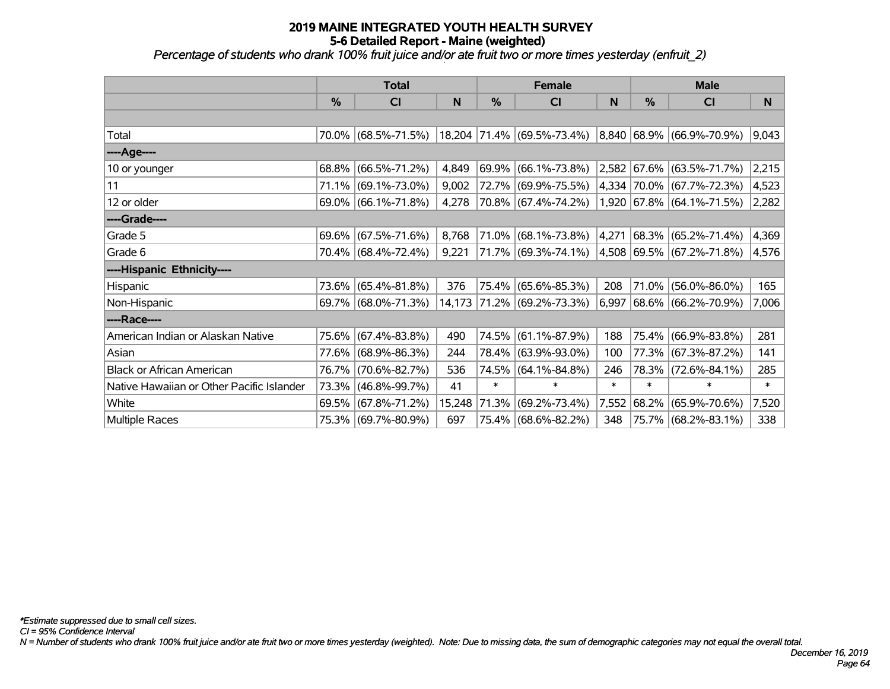# 2019 MAINE INTEGRATED YOUTH HEALTH SURVEY

## 5-6 Detailed Report - Maine (weighted)

*Percentage of students who drank 100% fruit juice and/or ate fruit two or more times yesterday (enfruit_2)*

| | Total | | | Female | | | Male | | |
|---|---|---|---|---|---|---|---|---|---|
| | % | CI | N | % | CI | N | % | CI | N |
| | | | | | | | | | |
| Total | 70.0% | (68.5%-71.5%) | 18,204 | 71.4% | (69.5%-73.4%) | 8,840 | 68.9% | (66.9%-70.9%) | 9,043 |
| ----Age---- | | | | | | | | | |
| 10 or younger | 68.8% | (66.5%-71.2%) | 4,849 | 69.9% | (66.1%-73.8%) | 2,582 | 67.6% | (63.5%-71.7%) | 2,215 |
| 11 | 71.1% | (69.1%-73.0%) | 9,002 | 72.7% | (69.9%-75.5%) | 4,334 | 70.0% | (67.7%-72.3%) | 4,523 |
| 12 or older | 69.0% | (66.1%-71.8%) | 4,278 | 70.8% | (67.4%-74.2%) | 1,920 | 67.8% | (64.1%-71.5%) | 2,282 |
| ----Grade---- | | | | | | | | | |
| Grade 5 | 69.6% | (67.5%-71.6%) | 8,768 | 71.0% | (68.1%-73.8%) | 4,271 | 68.3% | (65.2%-71.4%) | 4,369 |
| Grade 6 | 70.4% | (68.4%-72.4%) | 9,221 | 71.7% | (69.3%-74.1%) | 4,508 | 69.5% | (67.2%-71.8%) | 4,576 |
| ----Hispanic Ethnicity---- | | | | | | | | | |
| Hispanic | 73.6% | (65.4%-81.8%) | 376 | 75.4% | (65.6%-85.3%) | 208 | 71.0% | (56.0%-86.0%) | 165 |
| Non-Hispanic | 69.7% | (68.0%-71.3%) | 14,173 | 71.2% | (69.2%-73.3%) | 6,997 | 68.6% | (66.2%-70.9%) | 7,006 |
| ----Race---- | | | | | | | | | |
| American Indian or Alaskan Native | 75.6% | (67.4%-83.8%) | 490 | 74.5% | (61.1%-87.9%) | 188 | 75.4% | (66.9%-83.8%) | 281 |
| Asian | 77.6% | (68.9%-86.3%) | 244 | 78.4% | (63.9%-93.0%) | 100 | 77.3% | (67.3%-87.2%) | 141 |
| Black or African American | 76.7% | (70.6%-82.7%) | 536 | 74.5% | (64.1%-84.8%) | 246 | 78.3% | (72.6%-84.1%) | 285 |
| Native Hawaiian or Other Pacific Islander | 73.3% | (46.8%-99.7%) | 41 | * | * | * | * | * | * |
| White | 69.5% | (67.8%-71.2%) | 15,248 | 71.3% | (69.2%-73.4%) | 7,552 | 68.2% | (65.9%-70.6%) | 7,520 |
| Multiple Races | 75.3% | (69.7%-80.9%) | 697 | 75.4% | (68.6%-82.2%) | 348 | 75.7% | (68.2%-83.1%) | 338 |

*\*Estimate suppressed due to small cell sizes.*

*CI = 95% Confidence Interval*

*N = Number of students who drank 100% fruit juice and/or ate fruit two or more times yesterday (weighted). Note: Due to missing data, the sum of demographic categories may not equal the overall total.*

*December 16, 2019*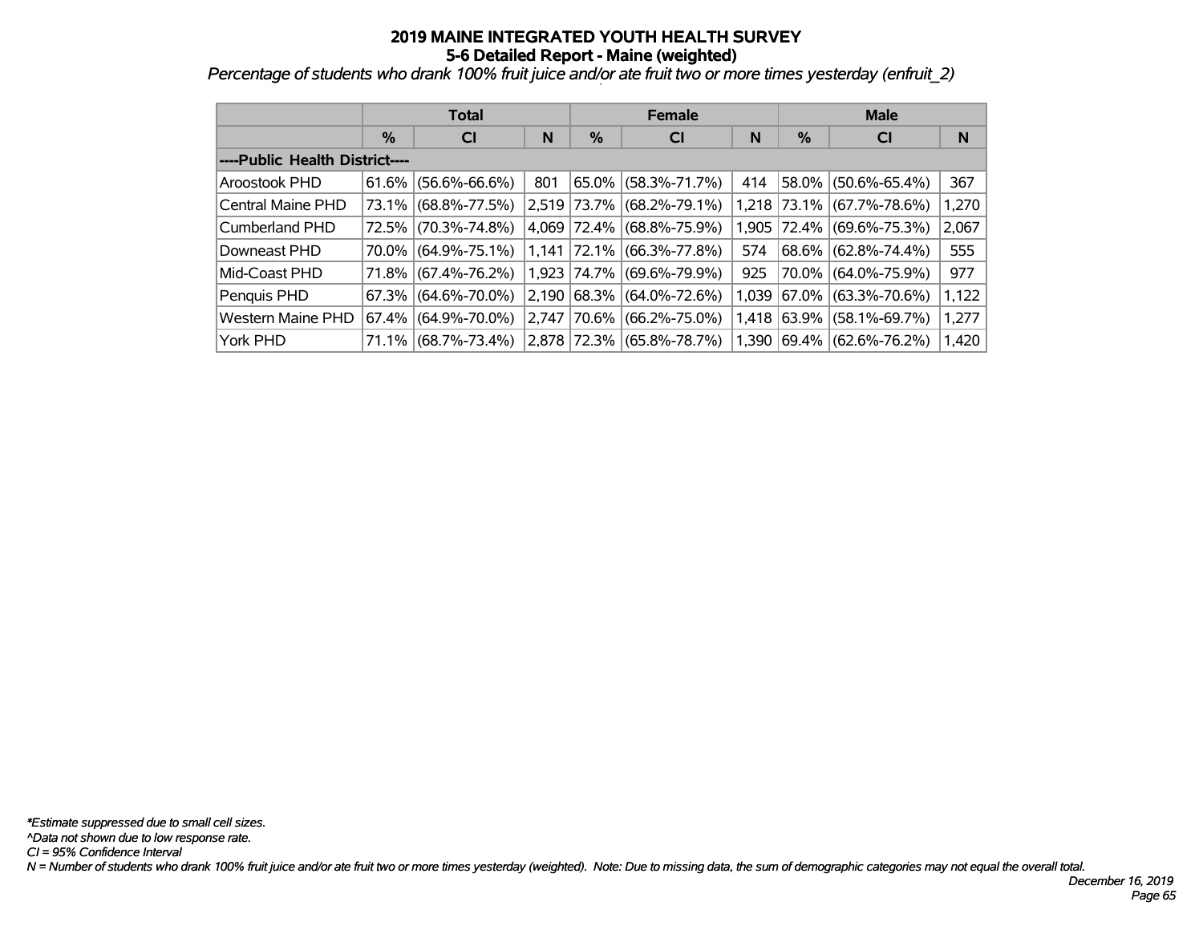# 2019 MAINE INTEGRATED YOUTH HEALTH SURVEY
## 5-6 Detailed Report - Maine (weighted)

*Percentage of students who drank 100% fruit juice and/or ate fruit two or more times yesterday (enfruit_2)*

| | Total | | | Female | | | Male | | |
|---|---|---|---|---|---|---|---|---|---|
| | % | CI | N | % | CI | N | % | CI | N |
| ----Public Health District---- | | | | | | | | | |
| Aroostook PHD | 61.6% | (56.6%-66.6%) | 801 | 65.0% | (58.3%-71.7%) | 414 | 58.0% | (50.6%-65.4%) | 367 |
| Central Maine PHD | 73.1% | (68.8%-77.5%) | 2,519 | 73.7% | (68.2%-79.1%) | 1,218 | 73.1% | (67.7%-78.6%) | 1,270 |
| Cumberland PHD | 72.5% | (70.3%-74.8%) | 4,069 | 72.4% | (68.8%-75.9%) | 1,905 | 72.4% | (69.6%-75.3%) | 2,067 |
| Downeast PHD | 70.0% | (64.9%-75.1%) | 1,141 | 72.1% | (66.3%-77.8%) | 574 | 68.6% | (62.8%-74.4%) | 555 |
| Mid-Coast PHD | 71.8% | (67.4%-76.2%) | 1,923 | 74.7% | (69.6%-79.9%) | 925 | 70.0% | (64.0%-75.9%) | 977 |
| Penquis PHD | 67.3% | (64.6%-70.0%) | 2,190 | 68.3% | (64.0%-72.6%) | 1,039 | 67.0% | (63.3%-70.6%) | 1,122 |
| Western Maine PHD | 67.4% | (64.9%-70.0%) | 2,747 | 70.6% | (66.2%-75.0%) | 1,418 | 63.9% | (58.1%-69.7%) | 1,277 |
| York PHD | 71.1% | (68.7%-73.4%) | 2,878 | 72.3% | (65.8%-78.7%) | 1,390 | 69.4% | (62.6%-76.2%) | 1,420 |

*\*Estimate suppressed due to small cell sizes.*
*^Data not shown due to low response rate.*
*CI = 95% Confidence Interval*
*N = Number of students who drank 100% fruit juice and/or ate fruit two or more times yesterday (weighted). Note: Due to missing data, the sum of demographic categories may not equal the overall total.*

*December 16, 2019*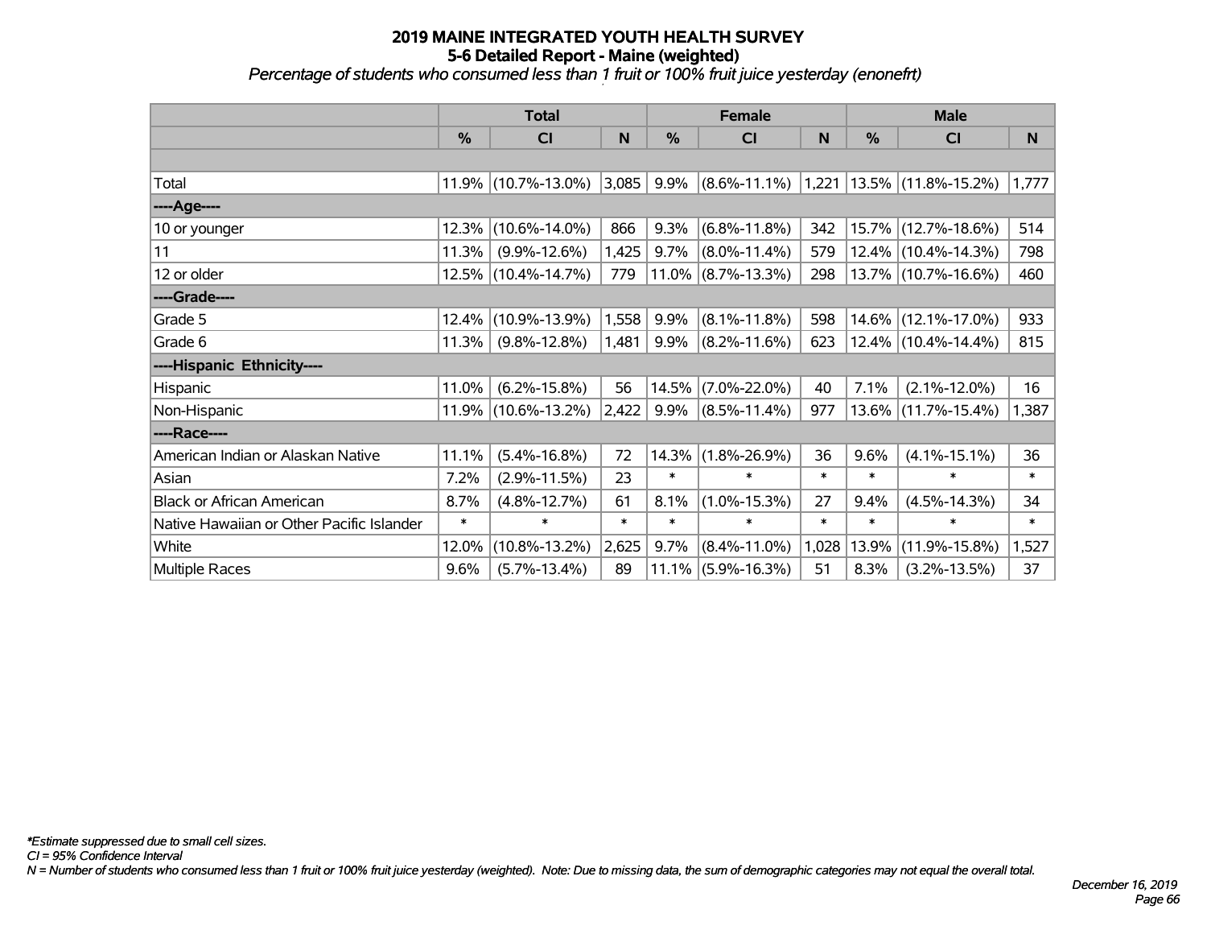# 2019 MAINE INTEGRATED YOUTH HEALTH SURVEY
## 5-6 Detailed Report - Maine (weighted)
*Percentage of students who consumed less than 1 fruit or 100% fruit juice yesterday (enonefrt)*

| | Total | | | Female | | | Male | | |
|---|---|---|---|---|---|---|---|---|---|
| | % | CI | N | % | CI | N | % | CI | N |
| Total | 11.9% | (10.7%-13.0%) | 3,085 | 9.9% | (8.6%-11.1%) | 1,221 | 13.5% | (11.8%-15.2%) | 1,777 |
| ----Age---- | | | | | | | | | |
| 10 or younger | 12.3% | (10.6%-14.0%) | 866 | 9.3% | (6.8%-11.8%) | 342 | 15.7% | (12.7%-18.6%) | 514 |
| 11 | 11.3% | (9.9%-12.6%) | 1,425 | 9.7% | (8.0%-11.4%) | 579 | 12.4% | (10.4%-14.3%) | 798 |
| 12 or older | 12.5% | (10.4%-14.7%) | 779 | 11.0% | (8.7%-13.3%) | 298 | 13.7% | (10.7%-16.6%) | 460 |
| ----Grade---- | | | | | | | | | |
| Grade 5 | 12.4% | (10.9%-13.9%) | 1,558 | 9.9% | (8.1%-11.8%) | 598 | 14.6% | (12.1%-17.0%) | 933 |
| Grade 6 | 11.3% | (9.8%-12.8%) | 1,481 | 9.9% | (8.2%-11.6%) | 623 | 12.4% | (10.4%-14.4%) | 815 |
| ----Hispanic Ethnicity---- | | | | | | | | | |
| Hispanic | 11.0% | (6.2%-15.8%) | 56 | 14.5% | (7.0%-22.0%) | 40 | 7.1% | (2.1%-12.0%) | 16 |
| Non-Hispanic | 11.9% | (10.6%-13.2%) | 2,422 | 9.9% | (8.5%-11.4%) | 977 | 13.6% | (11.7%-15.4%) | 1,387 |
| ----Race---- | | | | | | | | | |
| American Indian or Alaskan Native | 11.1% | (5.4%-16.8%) | 72 | 14.3% | (1.8%-26.9%) | 36 | 9.6% | (4.1%-15.1%) | 36 |
| Asian | 7.2% | (2.9%-11.5%) | 23 | * | * | * | * | * | * |
| Black or African American | 8.7% | (4.8%-12.7%) | 61 | 8.1% | (1.0%-15.3%) | 27 | 9.4% | (4.5%-14.3%) | 34 |
| Native Hawaiian or Other Pacific Islander | * | * | * | * | * | * | * | * | * |
| White | 12.0% | (10.8%-13.2%) | 2,625 | 9.7% | (8.4%-11.0%) | 1,028 | 13.9% | (11.9%-15.8%) | 1,527 |
| Multiple Races | 9.6% | (5.7%-13.4%) | 89 | 11.1% | (5.9%-16.3%) | 51 | 8.3% | (3.2%-13.5%) | 37 |

*\*Estimate suppressed due to small cell sizes.*
*CI = 95% Confidence Interval*
*N = Number of students who consumed less than 1 fruit or 100% fruit juice yesterday (weighted). Note: Due to missing data, the sum of demographic categories may not equal the overall total.*

*December 16, 2019*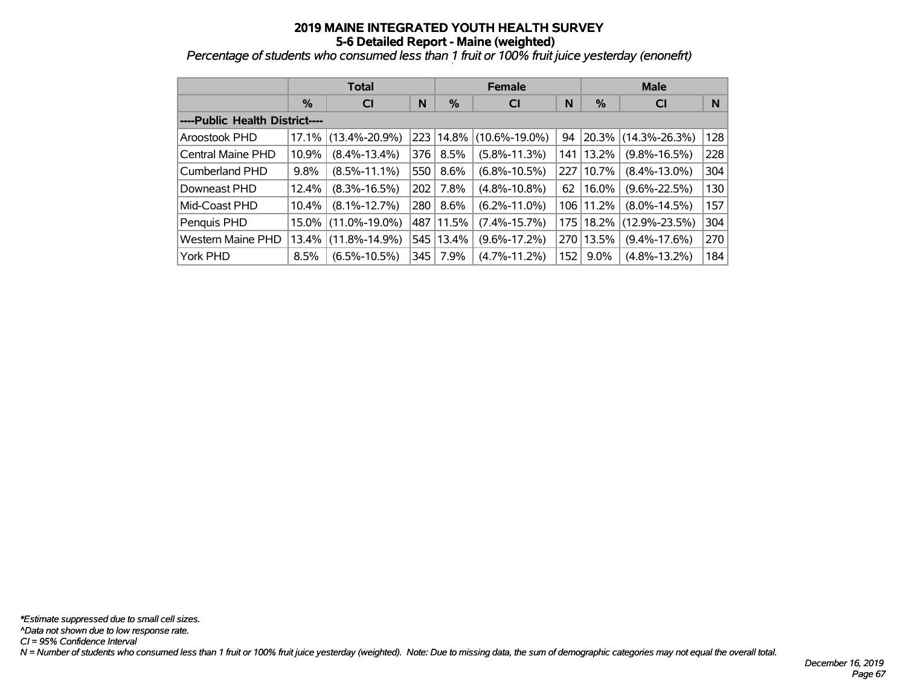# 2019 MAINE INTEGRATED YOUTH HEALTH SURVEY
## 5-6 Detailed Report - Maine (weighted)

*Percentage of students who consumed less than 1 fruit or 100% fruit juice yesterday (enonefrt)*

| | Total | | | Female | | | Male | | |
|---|---|---|---|---|---|---|---|---|---|
| | % | CI | N | % | CI | N | % | CI | N |
| ----Public Health District---- | | | | | | | | | |
| Aroostook PHD | 17.1% | (13.4%-20.9%) | 223 | 14.8% | (10.6%-19.0%) | 94 | 20.3% | (14.3%-26.3%) | 128 |
| Central Maine PHD | 10.9% | (8.4%-13.4%) | 376 | 8.5% | (5.8%-11.3%) | 141 | 13.2% | (9.8%-16.5%) | 228 |
| Cumberland PHD | 9.8% | (8.5%-11.1%) | 550 | 8.6% | (6.8%-10.5%) | 227 | 10.7% | (8.4%-13.0%) | 304 |
| Downeast PHD | 12.4% | (8.3%-16.5%) | 202 | 7.8% | (4.8%-10.8%) | 62 | 16.0% | (9.6%-22.5%) | 130 |
| Mid-Coast PHD | 10.4% | (8.1%-12.7%) | 280 | 8.6% | (6.2%-11.0%) | 106 | 11.2% | (8.0%-14.5%) | 157 |
| Penquis PHD | 15.0% | (11.0%-19.0%) | 487 | 11.5% | (7.4%-15.7%) | 175 | 18.2% | (12.9%-23.5%) | 304 |
| Western Maine PHD | 13.4% | (11.8%-14.9%) | 545 | 13.4% | (9.6%-17.2%) | 270 | 13.5% | (9.4%-17.6%) | 270 |
| York PHD | 8.5% | (6.5%-10.5%) | 345 | 7.9% | (4.7%-11.2%) | 152 | 9.0% | (4.8%-13.2%) | 184 |

*\*Estimate suppressed due to small cell sizes.*
*^Data not shown due to low response rate.*
*CI = 95% Confidence Interval*
*N = Number of students who consumed less than 1 fruit or 100% fruit juice yesterday (weighted). Note: Due to missing data, the sum of demographic categories may not equal the overall total.*

*December 16, 2019*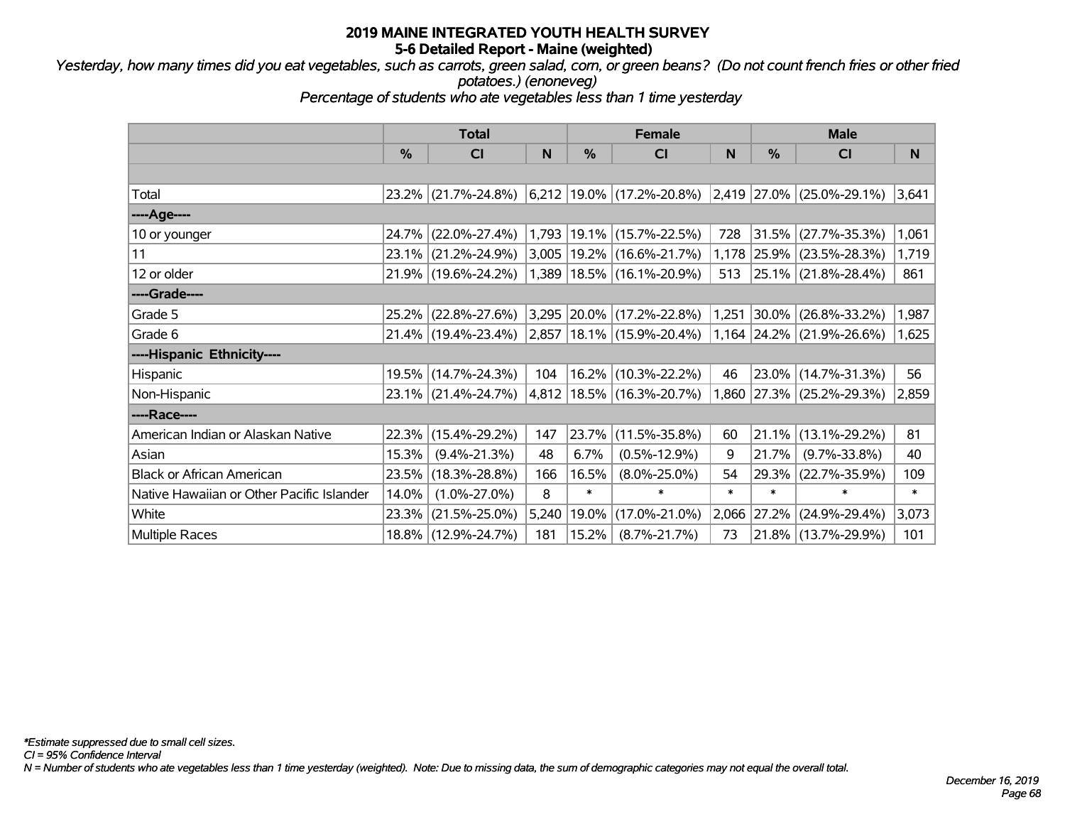# 2019 MAINE INTEGRATED YOUTH HEALTH SURVEY
## 5-6 Detailed Report - Maine (weighted)

*Yesterday, how many times did you eat vegetables, such as carrots, green salad, corn, or green beans? (Do not count french fries or other fried potatoes.) (enoneveg)*

*Percentage of students who ate vegetables less than 1 time yesterday*

| | Total | | | Female | | | Male | | |
|---|---|---|---|---|---|---|---|---|---|
| | % | CI | N | % | CI | N | % | CI | N |
| | | | | | | | | | |
| Total | 23.2% | (21.7%-24.8%) | 6,212 | 19.0% | (17.2%-20.8%) | 2,419 | 27.0% | (25.0%-29.1%) | 3,641 |
| ----Age---- | | | | | | | | | |
| 10 or younger | 24.7% | (22.0%-27.4%) | 1,793 | 19.1% | (15.7%-22.5%) | 728 | 31.5% | (27.7%-35.3%) | 1,061 |
| 11 | 23.1% | (21.2%-24.9%) | 3,005 | 19.2% | (16.6%-21.7%) | 1,178 | 25.9% | (23.5%-28.3%) | 1,719 |
| 12 or older | 21.9% | (19.6%-24.2%) | 1,389 | 18.5% | (16.1%-20.9%) | 513 | 25.1% | (21.8%-28.4%) | 861 |
| ----Grade---- | | | | | | | | | |
| Grade 5 | 25.2% | (22.8%-27.6%) | 3,295 | 20.0% | (17.2%-22.8%) | 1,251 | 30.0% | (26.8%-33.2%) | 1,987 |
| Grade 6 | 21.4% | (19.4%-23.4%) | 2,857 | 18.1% | (15.9%-20.4%) | 1,164 | 24.2% | (21.9%-26.6%) | 1,625 |
| ----Hispanic Ethnicity---- | | | | | | | | | |
| Hispanic | 19.5% | (14.7%-24.3%) | 104 | 16.2% | (10.3%-22.2%) | 46 | 23.0% | (14.7%-31.3%) | 56 |
| Non-Hispanic | 23.1% | (21.4%-24.7%) | 4,812 | 18.5% | (16.3%-20.7%) | 1,860 | 27.3% | (25.2%-29.3%) | 2,859 |
| ----Race---- | | | | | | | | | |
| American Indian or Alaskan Native | 22.3% | (15.4%-29.2%) | 147 | 23.7% | (11.5%-35.8%) | 60 | 21.1% | (13.1%-29.2%) | 81 |
| Asian | 15.3% | (9.4%-21.3%) | 48 | 6.7% | (0.5%-12.9%) | 9 | 21.7% | (9.7%-33.8%) | 40 |
| Black or African American | 23.5% | (18.3%-28.8%) | 166 | 16.5% | (8.0%-25.0%) | 54 | 29.3% | (22.7%-35.9%) | 109 |
| Native Hawaiian or Other Pacific Islander | 14.0% | (1.0%-27.0%) | 8 | * | * | * | * | * | * |
| White | 23.3% | (21.5%-25.0%) | 5,240 | 19.0% | (17.0%-21.0%) | 2,066 | 27.2% | (24.9%-29.4%) | 3,073 |
| Multiple Races | 18.8% | (12.9%-24.7%) | 181 | 15.2% | (8.7%-21.7%) | 73 | 21.8% | (13.7%-29.9%) | 101 |

*\*Estimate suppressed due to small cell sizes.*
*CI = 95% Confidence Interval*
*N = Number of students who ate vegetables less than 1 time yesterday (weighted). Note: Due to missing data, the sum of demographic categories may not equal the overall total.*

*December 16, 2019*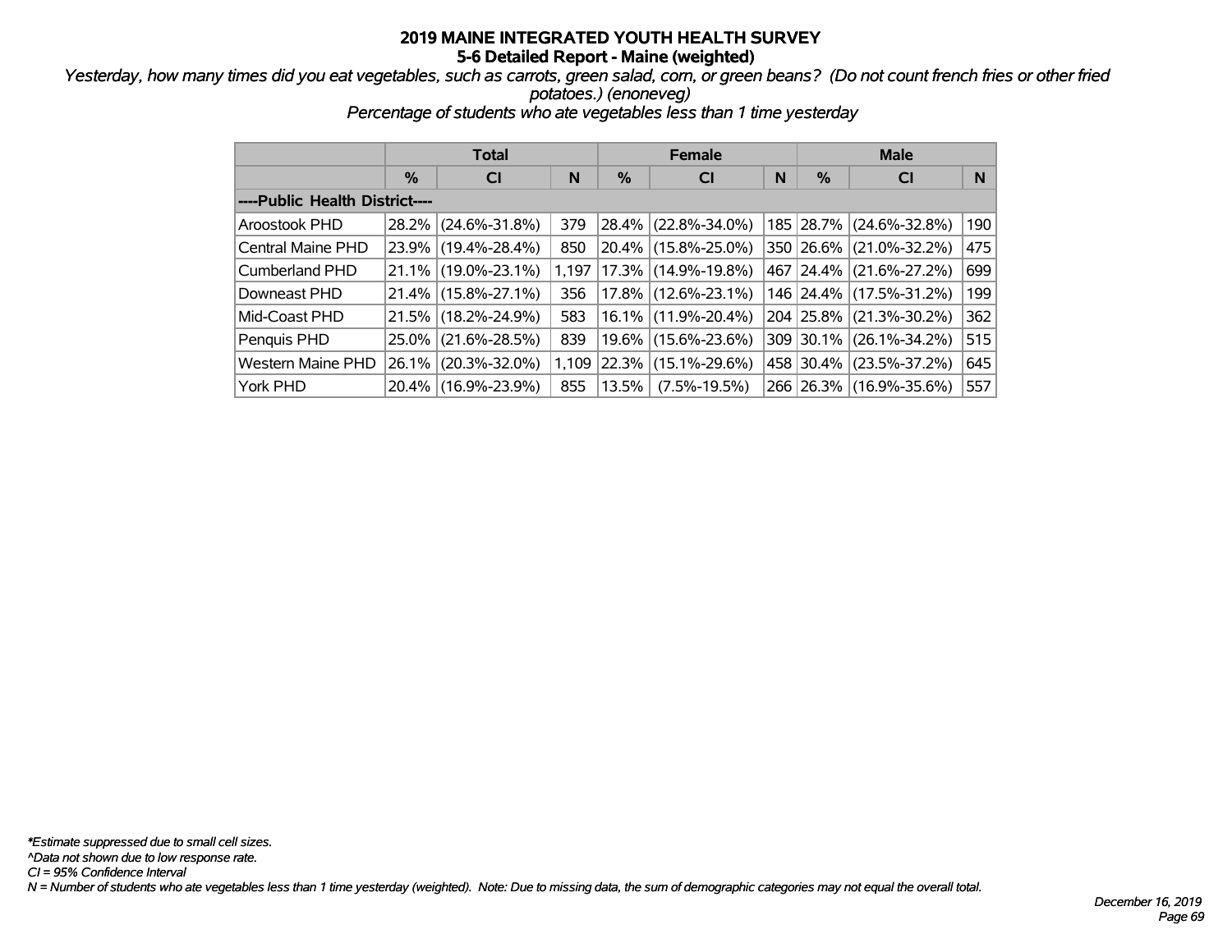# 2019 MAINE INTEGRATED YOUTH HEALTH SURVEY
## 5-6 Detailed Report - Maine (weighted)

*Yesterday, how many times did you eat vegetables, such as carrots, green salad, corn, or green beans? (Do not count french fries or other fried potatoes.) (enoneveg)*

*Percentage of students who ate vegetables less than 1 time yesterday*

| | Total | | | Female | | | Male | | |
|---|---|---|---|---|---|---|---|---|---|
| | % | CI | N | % | CI | N | % | CI | N |
| ----Public Health District---- | | | | | | | | | |
| Aroostook PHD | 28.2% | (24.6%-31.8%) | 379 | 28.4% | (22.8%-34.0%) | 185 | 28.7% | (24.6%-32.8%) | 190 |
| Central Maine PHD | 23.9% | (19.4%-28.4%) | 850 | 20.4% | (15.8%-25.0%) | 350 | 26.6% | (21.0%-32.2%) | 475 |
| Cumberland PHD | 21.1% | (19.0%-23.1%) | 1,197 | 17.3% | (14.9%-19.8%) | 467 | 24.4% | (21.6%-27.2%) | 699 |
| Downeast PHD | 21.4% | (15.8%-27.1%) | 356 | 17.8% | (12.6%-23.1%) | 146 | 24.4% | (17.5%-31.2%) | 199 |
| Mid-Coast PHD | 21.5% | (18.2%-24.9%) | 583 | 16.1% | (11.9%-20.4%) | 204 | 25.8% | (21.3%-30.2%) | 362 |
| Penquis PHD | 25.0% | (21.6%-28.5%) | 839 | 19.6% | (15.6%-23.6%) | 309 | 30.1% | (26.1%-34.2%) | 515 |
| Western Maine PHD | 26.1% | (20.3%-32.0%) | 1,109 | 22.3% | (15.1%-29.6%) | 458 | 30.4% | (23.5%-37.2%) | 645 |
| York PHD | 20.4% | (16.9%-23.9%) | 855 | 13.5% | (7.5%-19.5%) | 266 | 26.3% | (16.9%-35.6%) | 557 |

*\*Estimate suppressed due to small cell sizes.*
*^Data not shown due to low response rate.*
*CI = 95% Confidence Interval*
*N = Number of students who ate vegetables less than 1 time yesterday (weighted). Note: Due to missing data, the sum of demographic categories may not equal the overall total.*

*December 16, 2019*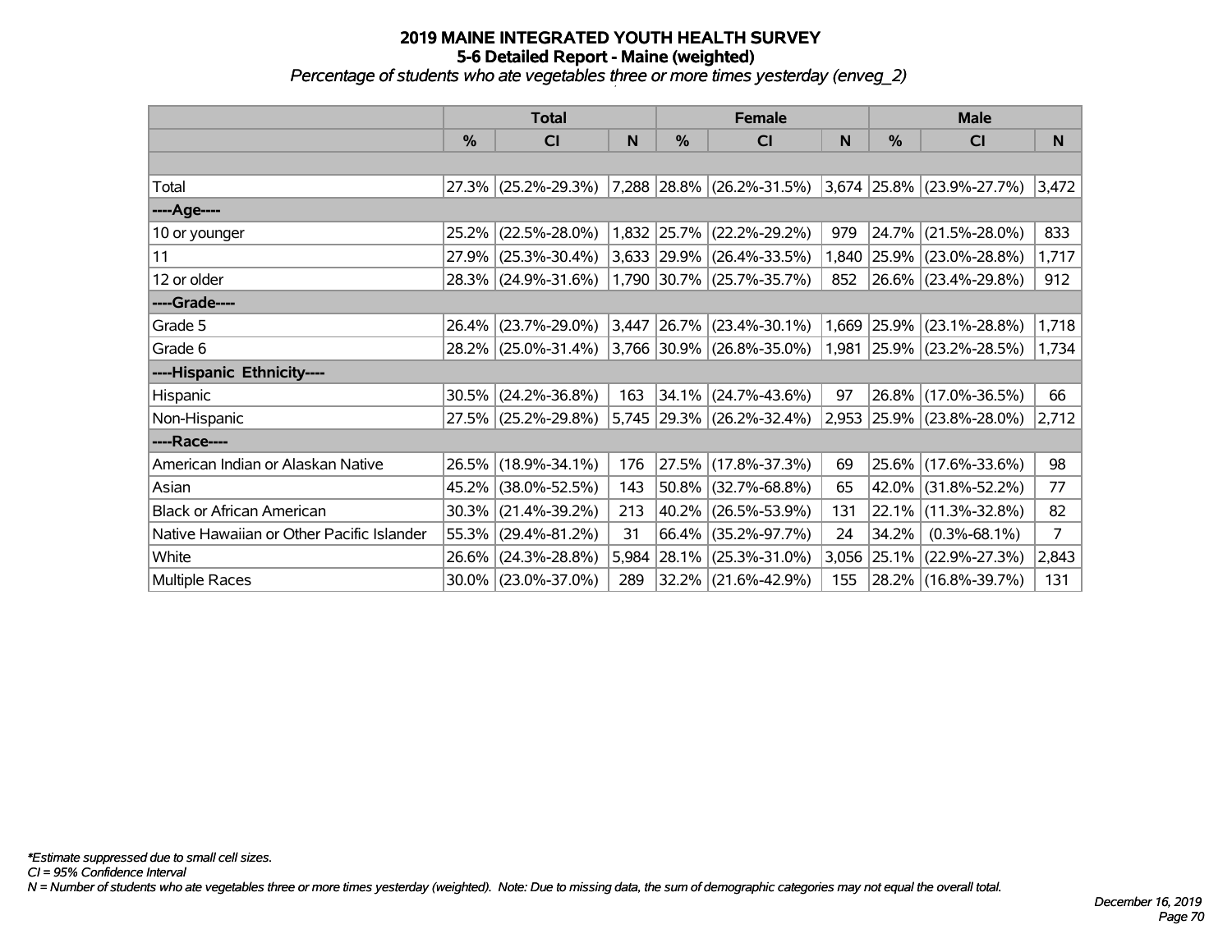# 2019 MAINE INTEGRATED YOUTH HEALTH SURVEY
## 5-6 Detailed Report - Maine (weighted)
*Percentage of students who ate vegetables three or more times yesterday (enveg_2)*

| | Total | | | Female | | | Male | | |
|---|---|---|---|---|---|---|---|---|---|
| | % | CI | N | % | CI | N | % | CI | N |
| Total | 27.3% | (25.2%-29.3%) | 7,288 | 28.8% | (26.2%-31.5%) | 3,674 | 25.8% | (23.9%-27.7%) | 3,472 |
| ----Age---- | | | | | | | | | |
| 10 or younger | 25.2% | (22.5%-28.0%) | 1,832 | 25.7% | (22.2%-29.2%) | 979 | 24.7% | (21.5%-28.0%) | 833 |
| 11 | 27.9% | (25.3%-30.4%) | 3,633 | 29.9% | (26.4%-33.5%) | 1,840 | 25.9% | (23.0%-28.8%) | 1,717 |
| 12 or older | 28.3% | (24.9%-31.6%) | 1,790 | 30.7% | (25.7%-35.7%) | 852 | 26.6% | (23.4%-29.8%) | 912 |
| ----Grade---- | | | | | | | | | |
| Grade 5 | 26.4% | (23.7%-29.0%) | 3,447 | 26.7% | (23.4%-30.1%) | 1,669 | 25.9% | (23.1%-28.8%) | 1,718 |
| Grade 6 | 28.2% | (25.0%-31.4%) | 3,766 | 30.9% | (26.8%-35.0%) | 1,981 | 25.9% | (23.2%-28.5%) | 1,734 |
| ----Hispanic Ethnicity---- | | | | | | | | | |
| Hispanic | 30.5% | (24.2%-36.8%) | 163 | 34.1% | (24.7%-43.6%) | 97 | 26.8% | (17.0%-36.5%) | 66 |
| Non-Hispanic | 27.5% | (25.2%-29.8%) | 5,745 | 29.3% | (26.2%-32.4%) | 2,953 | 25.9% | (23.8%-28.0%) | 2,712 |
| ----Race---- | | | | | | | | | |
| American Indian or Alaskan Native | 26.5% | (18.9%-34.1%) | 176 | 27.5% | (17.8%-37.3%) | 69 | 25.6% | (17.6%-33.6%) | 98 |
| Asian | 45.2% | (38.0%-52.5%) | 143 | 50.8% | (32.7%-68.8%) | 65 | 42.0% | (31.8%-52.2%) | 77 |
| Black or African American | 30.3% | (21.4%-39.2%) | 213 | 40.2% | (26.5%-53.9%) | 131 | 22.1% | (11.3%-32.8%) | 82 |
| Native Hawaiian or Other Pacific Islander | 55.3% | (29.4%-81.2%) | 31 | 66.4% | (35.2%-97.7%) | 24 | 34.2% | (0.3%-68.1%) | 7 |
| White | 26.6% | (24.3%-28.8%) | 5,984 | 28.1% | (25.3%-31.0%) | 3,056 | 25.1% | (22.9%-27.3%) | 2,843 |
| Multiple Races | 30.0% | (23.0%-37.0%) | 289 | 32.2% | (21.6%-42.9%) | 155 | 28.2% | (16.8%-39.7%) | 131 |

*\*Estimate suppressed due to small cell sizes.*
*CI = 95% Confidence Interval*
*N = Number of students who ate vegetables three or more times yesterday (weighted). Note: Due to missing data, the sum of demographic categories may not equal the overall total.*

*December 16, 2019*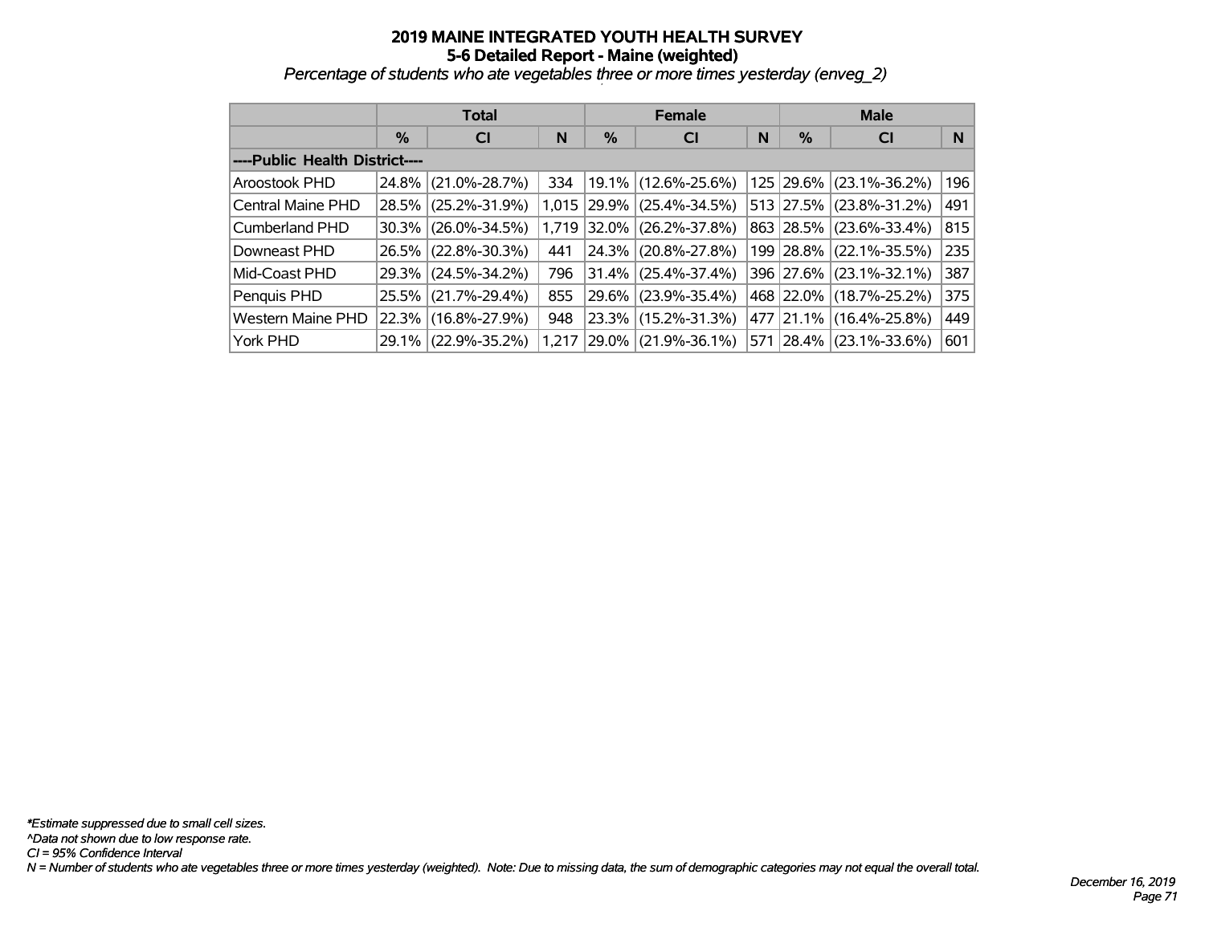# 2019 MAINE INTEGRATED YOUTH HEALTH SURVEY
## 5-6 Detailed Report - Maine (weighted)
*Percentage of students who ate vegetables three or more times yesterday (enveg_2)*

| | Total | | | Female | | | Male | | |
|---|---|---|---|---|---|---|---|---|---|
| | % | CI | N | % | CI | N | % | CI | N |
| ----Public Health District---- | | | | | | | | | |
| Aroostook PHD | 24.8% | (21.0%-28.7%) | 334 | 19.1% | (12.6%-25.6%) | 125 | 29.6% | (23.1%-36.2%) | 196 |
| Central Maine PHD | 28.5% | (25.2%-31.9%) | 1,015 | 29.9% | (25.4%-34.5%) | 513 | 27.5% | (23.8%-31.2%) | 491 |
| Cumberland PHD | 30.3% | (26.0%-34.5%) | 1,719 | 32.0% | (26.2%-37.8%) | 863 | 28.5% | (23.6%-33.4%) | 815 |
| Downeast PHD | 26.5% | (22.8%-30.3%) | 441 | 24.3% | (20.8%-27.8%) | 199 | 28.8% | (22.1%-35.5%) | 235 |
| Mid-Coast PHD | 29.3% | (24.5%-34.2%) | 796 | 31.4% | (25.4%-37.4%) | 396 | 27.6% | (23.1%-32.1%) | 387 |
| Penquis PHD | 25.5% | (21.7%-29.4%) | 855 | 29.6% | (23.9%-35.4%) | 468 | 22.0% | (18.7%-25.2%) | 375 |
| Western Maine PHD | 22.3% | (16.8%-27.9%) | 948 | 23.3% | (15.2%-31.3%) | 477 | 21.1% | (16.4%-25.8%) | 449 |
| York PHD | 29.1% | (22.9%-35.2%) | 1,217 | 29.0% | (21.9%-36.1%) | 571 | 28.4% | (23.1%-33.6%) | 601 |

*\*Estimate suppressed due to small cell sizes.*
*^Data not shown due to low response rate.*
*CI = 95% Confidence Interval*
*N = Number of students who ate vegetables three or more times yesterday (weighted). Note: Due to missing data, the sum of demographic categories may not equal the overall total.*

*December 16, 2019*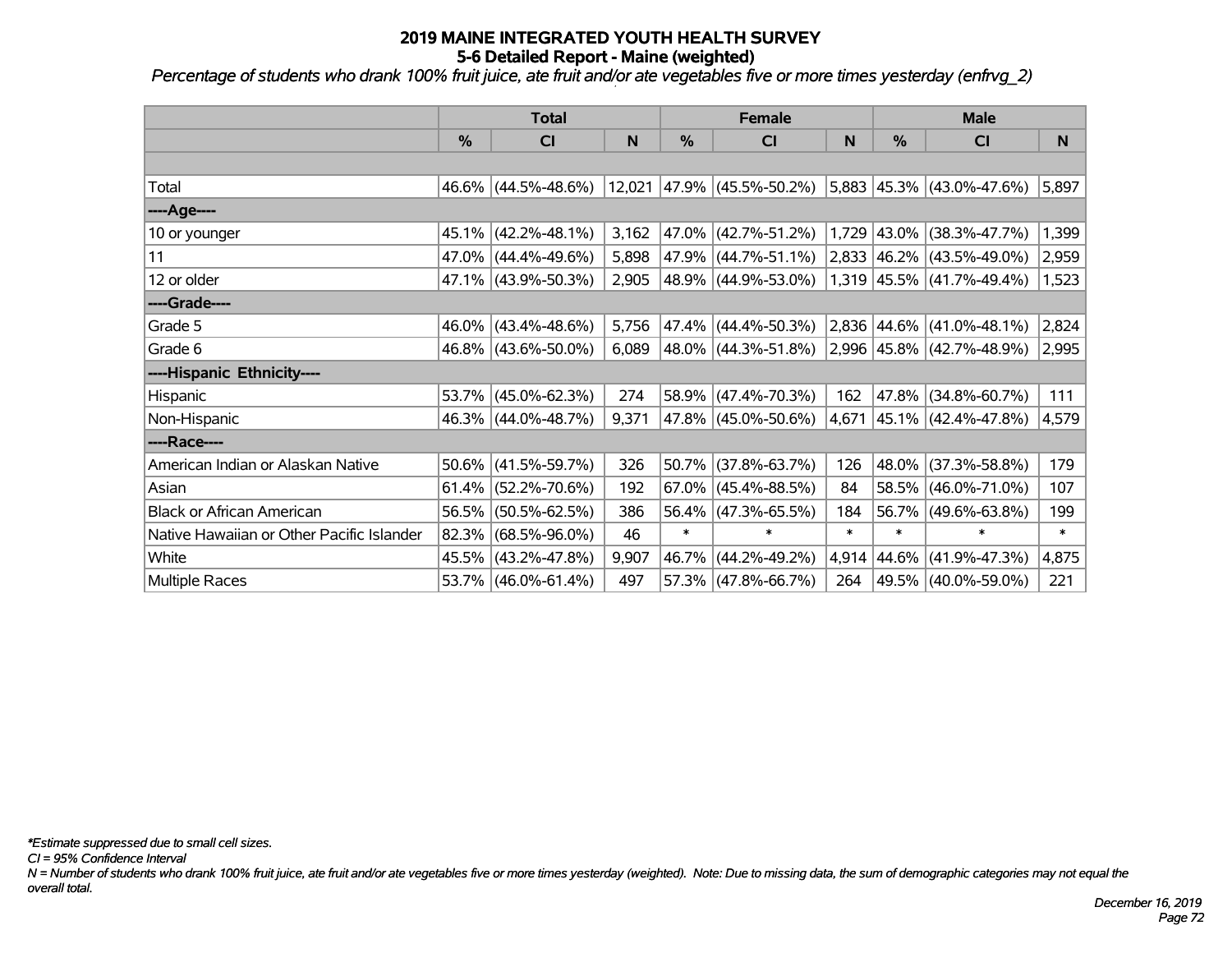# 2019 MAINE INTEGRATED YOUTH HEALTH SURVEY

## 5-6 Detailed Report - Maine (weighted)

*Percentage of students who drank 100% fruit juice, ate fruit and/or ate vegetables five or more times yesterday (enfrvg_2)*

| | Total | | | Female | | | Male | | |
|---|---|---|---|---|---|---|---|---|---|
| | % | CI | N | % | CI | N | % | CI | N |
| | | | | | | | | | |
| Total | 46.6% | (44.5%-48.6%) | 12,021 | 47.9% | (45.5%-50.2%) | 5,883 | 45.3% | (43.0%-47.6%) | 5,897 |
| ----Age---- | | | | | | | | | |
| 10 or younger | 45.1% | (42.2%-48.1%) | 3,162 | 47.0% | (42.7%-51.2%) | 1,729 | 43.0% | (38.3%-47.7%) | 1,399 |
| 11 | 47.0% | (44.4%-49.6%) | 5,898 | 47.9% | (44.7%-51.1%) | 2,833 | 46.2% | (43.5%-49.0%) | 2,959 |
| 12 or older | 47.1% | (43.9%-50.3%) | 2,905 | 48.9% | (44.9%-53.0%) | 1,319 | 45.5% | (41.7%-49.4%) | 1,523 |
| ----Grade---- | | | | | | | | | |
| Grade 5 | 46.0% | (43.4%-48.6%) | 5,756 | 47.4% | (44.4%-50.3%) | 2,836 | 44.6% | (41.0%-48.1%) | 2,824 |
| Grade 6 | 46.8% | (43.6%-50.0%) | 6,089 | 48.0% | (44.3%-51.8%) | 2,996 | 45.8% | (42.7%-48.9%) | 2,995 |
| ----Hispanic Ethnicity---- | | | | | | | | | |
| Hispanic | 53.7% | (45.0%-62.3%) | 274 | 58.9% | (47.4%-70.3%) | 162 | 47.8% | (34.8%-60.7%) | 111 |
| Non-Hispanic | 46.3% | (44.0%-48.7%) | 9,371 | 47.8% | (45.0%-50.6%) | 4,671 | 45.1% | (42.4%-47.8%) | 4,579 |
| ----Race---- | | | | | | | | | |
| American Indian or Alaskan Native | 50.6% | (41.5%-59.7%) | 326 | 50.7% | (37.8%-63.7%) | 126 | 48.0% | (37.3%-58.8%) | 179 |
| Asian | 61.4% | (52.2%-70.6%) | 192 | 67.0% | (45.4%-88.5%) | 84 | 58.5% | (46.0%-71.0%) | 107 |
| Black or African American | 56.5% | (50.5%-62.5%) | 386 | 56.4% | (47.3%-65.5%) | 184 | 56.7% | (49.6%-63.8%) | 199 |
| Native Hawaiian or Other Pacific Islander | 82.3% | (68.5%-96.0%) | 46 | * | * | * | * | * | * |
| White | 45.5% | (43.2%-47.8%) | 9,907 | 46.7% | (44.2%-49.2%) | 4,914 | 44.6% | (41.9%-47.3%) | 4,875 |
| Multiple Races | 53.7% | (46.0%-61.4%) | 497 | 57.3% | (47.8%-66.7%) | 264 | 49.5% | (40.0%-59.0%) | 221 |

*\*Estimate suppressed due to small cell sizes.*

*CI = 95% Confidence Interval*

*N = Number of students who drank 100% fruit juice, ate fruit and/or ate vegetables five or more times yesterday (weighted). Note: Due to missing data, the sum of demographic categories may not equal the overall total.*

*December 16, 2019*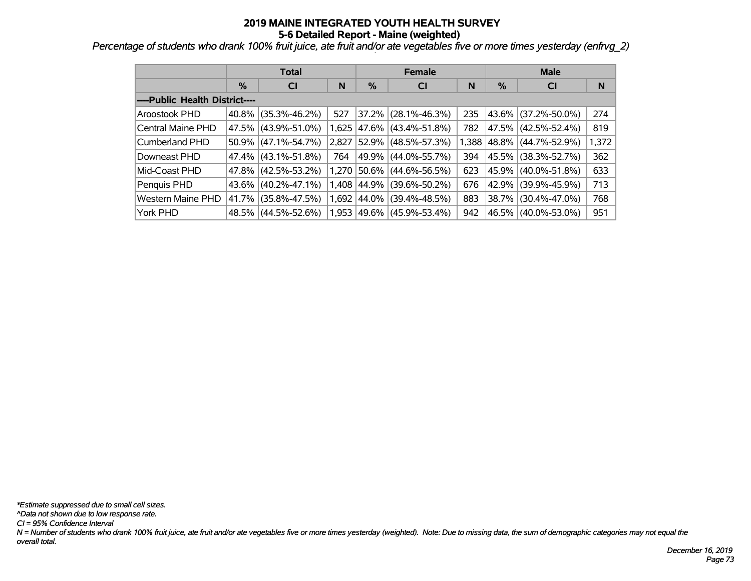# 2019 MAINE INTEGRATED YOUTH HEALTH SURVEY
## 5-6 Detailed Report - Maine (weighted)

*Percentage of students who drank 100% fruit juice, ate fruit and/or ate vegetables five or more times yesterday (enfrvg_2)*

| | Total | | | Female | | | Male | | |
|---|---|---|---|---|---|---|---|---|---|
| | % | CI | N | % | CI | N | % | CI | N |
| ----Public Health District---- | | | | | | | | | |
| Aroostook PHD | 40.8% | (35.3%-46.2%) | 527 | 37.2% | (28.1%-46.3%) | 235 | 43.6% | (37.2%-50.0%) | 274 |
| Central Maine PHD | 47.5% | (43.9%-51.0%) | 1,625 | 47.6% | (43.4%-51.8%) | 782 | 47.5% | (42.5%-52.4%) | 819 |
| Cumberland PHD | 50.9% | (47.1%-54.7%) | 2,827 | 52.9% | (48.5%-57.3%) | 1,388 | 48.8% | (44.7%-52.9%) | 1,372 |
| Downeast PHD | 47.4% | (43.1%-51.8%) | 764 | 49.9% | (44.0%-55.7%) | 394 | 45.5% | (38.3%-52.7%) | 362 |
| Mid-Coast PHD | 47.8% | (42.5%-53.2%) | 1,270 | 50.6% | (44.6%-56.5%) | 623 | 45.9% | (40.0%-51.8%) | 633 |
| Penquis PHD | 43.6% | (40.2%-47.1%) | 1,408 | 44.9% | (39.6%-50.2%) | 676 | 42.9% | (39.9%-45.9%) | 713 |
| Western Maine PHD | 41.7% | (35.8%-47.5%) | 1,692 | 44.0% | (39.4%-48.5%) | 883 | 38.7% | (30.4%-47.0%) | 768 |
| York PHD | 48.5% | (44.5%-52.6%) | 1,953 | 49.6% | (45.9%-53.4%) | 942 | 46.5% | (40.0%-53.0%) | 951 |

*\*Estimate suppressed due to small cell sizes.*
*^Data not shown due to low response rate.*
*CI = 95% Confidence Interval*
*N = Number of students who drank 100% fruit juice, ate fruit and/or ate vegetables five or more times yesterday (weighted). Note: Due to missing data, the sum of demographic categories may not equal the overall total.*

*December 16, 2019*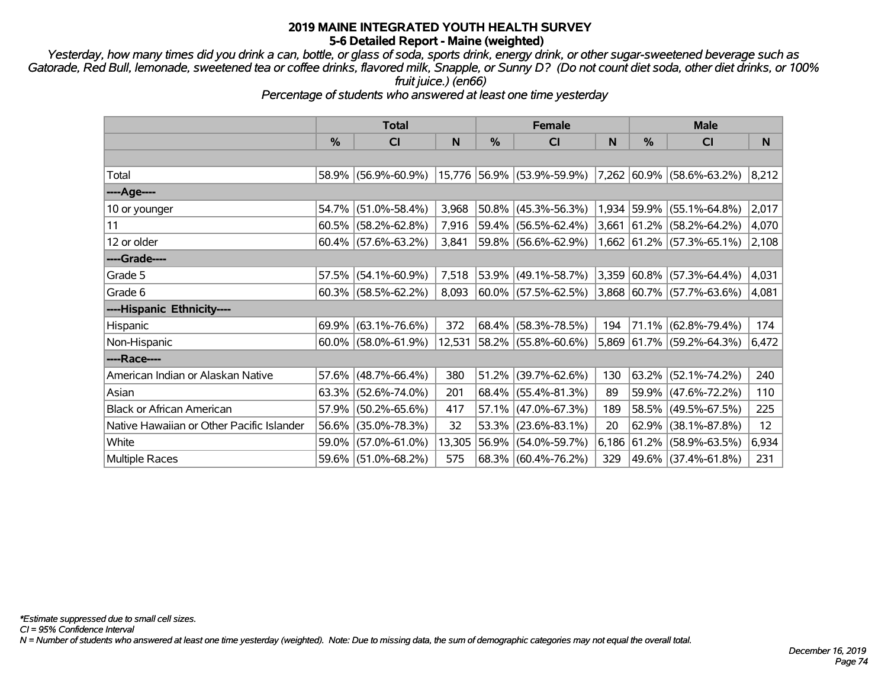# 2019 MAINE INTEGRATED YOUTH HEALTH SURVEY
## 5-6 Detailed Report - Maine (weighted)

*Yesterday, how many times did you drink a can, bottle, or glass of soda, sports drink, energy drink, or other sugar-sweetened beverage such as Gatorade, Red Bull, lemonade, sweetened tea or coffee drinks, flavored milk, Snapple, or Sunny D? (Do not count diet soda, other diet drinks, or 100% fruit juice.) (en66)*

*Percentage of students who answered at least one time yesterday*

| | Total | | | Female | | | Male | | |
|---|---|---|---|---|---|---|---|---|---|
| | % | CI | N | % | CI | N | % | CI | N |
| Total | 58.9% | (56.9%-60.9%) | 15,776 | 56.9% | (53.9%-59.9%) | 7,262 | 60.9% | (58.6%-63.2%) | 8,212 |
| ----Age---- | | | | | | | | | |
| 10 or younger | 54.7% | (51.0%-58.4%) | 3,968 | 50.8% | (45.3%-56.3%) | 1,934 | 59.9% | (55.1%-64.8%) | 2,017 |
| 11 | 60.5% | (58.2%-62.8%) | 7,916 | 59.4% | (56.5%-62.4%) | 3,661 | 61.2% | (58.2%-64.2%) | 4,070 |
| 12 or older | 60.4% | (57.6%-63.2%) | 3,841 | 59.8% | (56.6%-62.9%) | 1,662 | 61.2% | (57.3%-65.1%) | 2,108 |
| ----Grade---- | | | | | | | | | |
| Grade 5 | 57.5% | (54.1%-60.9%) | 7,518 | 53.9% | (49.1%-58.7%) | 3,359 | 60.8% | (57.3%-64.4%) | 4,031 |
| Grade 6 | 60.3% | (58.5%-62.2%) | 8,093 | 60.0% | (57.5%-62.5%) | 3,868 | 60.7% | (57.7%-63.6%) | 4,081 |
| ----Hispanic Ethnicity---- | | | | | | | | | |
| Hispanic | 69.9% | (63.1%-76.6%) | 372 | 68.4% | (58.3%-78.5%) | 194 | 71.1% | (62.8%-79.4%) | 174 |
| Non-Hispanic | 60.0% | (58.0%-61.9%) | 12,531 | 58.2% | (55.8%-60.6%) | 5,869 | 61.7% | (59.2%-64.3%) | 6,472 |
| ----Race---- | | | | | | | | | |
| American Indian or Alaskan Native | 57.6% | (48.7%-66.4%) | 380 | 51.2% | (39.7%-62.6%) | 130 | 63.2% | (52.1%-74.2%) | 240 |
| Asian | 63.3% | (52.6%-74.0%) | 201 | 68.4% | (55.4%-81.3%) | 89 | 59.9% | (47.6%-72.2%) | 110 |
| Black or African American | 57.9% | (50.2%-65.6%) | 417 | 57.1% | (47.0%-67.3%) | 189 | 58.5% | (49.5%-67.5%) | 225 |
| Native Hawaiian or Other Pacific Islander | 56.6% | (35.0%-78.3%) | 32 | 53.3% | (23.6%-83.1%) | 20 | 62.9% | (38.1%-87.8%) | 12 |
| White | 59.0% | (57.0%-61.0%) | 13,305 | 56.9% | (54.0%-59.7%) | 6,186 | 61.2% | (58.9%-63.5%) | 6,934 |
| Multiple Races | 59.6% | (51.0%-68.2%) | 575 | 68.3% | (60.4%-76.2%) | 329 | 49.6% | (37.4%-61.8%) | 231 |

*\*Estimate suppressed due to small cell sizes.*

*CI = 95% Confidence Interval*

*N = Number of students who answered at least one time yesterday (weighted). Note: Due to missing data, the sum of demographic categories may not equal the overall total.*

*December 16, 2019*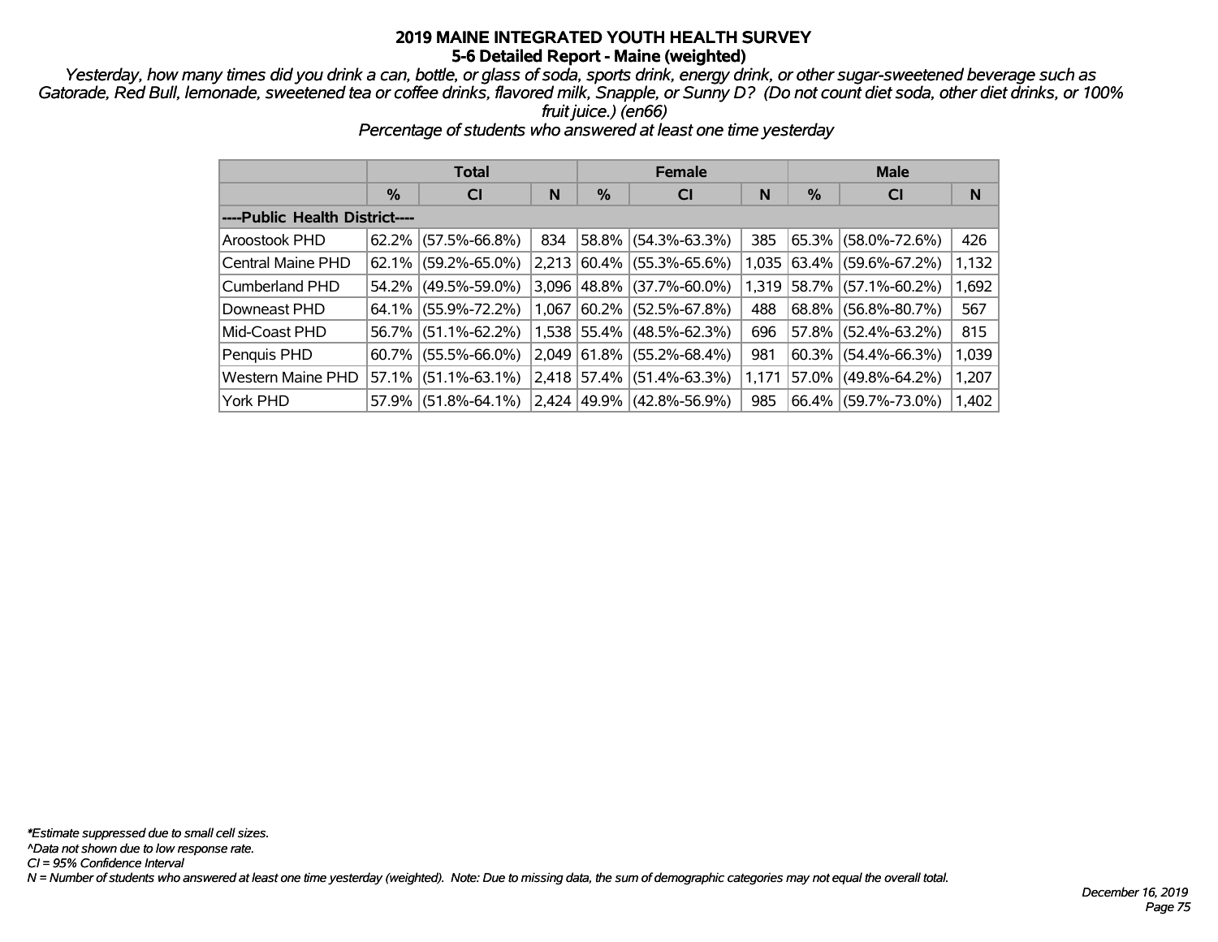# 2019 MAINE INTEGRATED YOUTH HEALTH SURVEY
## 5-6 Detailed Report - Maine (weighted)

*Yesterday, how many times did you drink a can, bottle, or glass of soda, sports drink, energy drink, or other sugar-sweetened beverage such as Gatorade, Red Bull, lemonade, sweetened tea or coffee drinks, flavored milk, Snapple, or Sunny D? (Do not count diet soda, other diet drinks, or 100% fruit juice.) (en66)*

*Percentage of students who answered at least one time yesterday*

| | Total | | | Female | | | Male | | |
|---|---|---|---|---|---|---|---|---|---|
| | % | CI | N | % | CI | N | % | CI | N |
| **----Public Health District----** | | | | | | | | | |
| Aroostook PHD | 62.2% | (57.5%-66.8%) | 834 | 58.8% | (54.3%-63.3%) | 385 | 65.3% | (58.0%-72.6%) | 426 |
| Central Maine PHD | 62.1% | (59.2%-65.0%) | 2,213 | 60.4% | (55.3%-65.6%) | 1,035 | 63.4% | (59.6%-67.2%) | 1,132 |
| Cumberland PHD | 54.2% | (49.5%-59.0%) | 3,096 | 48.8% | (37.7%-60.0%) | 1,319 | 58.7% | (57.1%-60.2%) | 1,692 |
| Downeast PHD | 64.1% | (55.9%-72.2%) | 1,067 | 60.2% | (52.5%-67.8%) | 488 | 68.8% | (56.8%-80.7%) | 567 |
| Mid-Coast PHD | 56.7% | (51.1%-62.2%) | 1,538 | 55.4% | (48.5%-62.3%) | 696 | 57.8% | (52.4%-63.2%) | 815 |
| Penquis PHD | 60.7% | (55.5%-66.0%) | 2,049 | 61.8% | (55.2%-68.4%) | 981 | 60.3% | (54.4%-66.3%) | 1,039 |
| Western Maine PHD | 57.1% | (51.1%-63.1%) | 2,418 | 57.4% | (51.4%-63.3%) | 1,171 | 57.0% | (49.8%-64.2%) | 1,207 |
| York PHD | 57.9% | (51.8%-64.1%) | 2,424 | 49.9% | (42.8%-56.9%) | 985 | 66.4% | (59.7%-73.0%) | 1,402 |

*\*Estimate suppressed due to small cell sizes.*
*^Data not shown due to low response rate.*
*CI = 95% Confidence Interval*
*N = Number of students who answered at least one time yesterday (weighted). Note: Due to missing data, the sum of demographic categories may not equal the overall total.*

*December 16, 2019*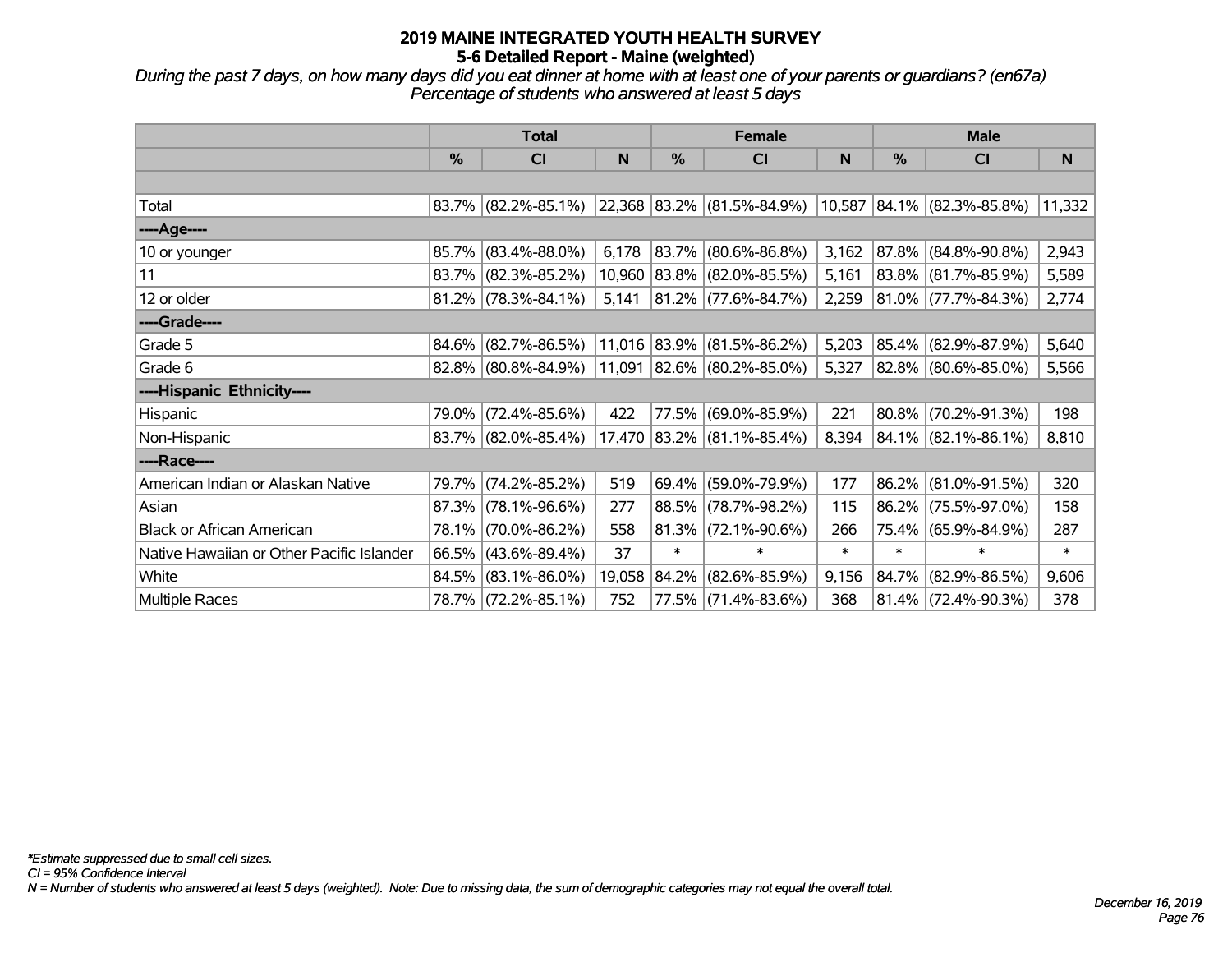# 2019 MAINE INTEGRATED YOUTH HEALTH SURVEY
## 5-6 Detailed Report - Maine (weighted)

*During the past 7 days, on how many days did you eat dinner at home with at least one of your parents or guardians? (en67a)*
*Percentage of students who answered at least 5 days*

| | Total | | | Female | | | Male | | |
|---|---|---|---|---|---|---|---|---|---|
| | % | CI | N | % | CI | N | % | CI | N |
| | | | | | | | | | |
| Total | 83.7% | (82.2%-85.1%) | 22,368 | 83.2% | (81.5%-84.9%) | 10,587 | 84.1% | (82.3%-85.8%) | 11,332 |
| ----Age---- | | | | | | | | | |
| 10 or younger | 85.7% | (83.4%-88.0%) | 6,178 | 83.7% | (80.6%-86.8%) | 3,162 | 87.8% | (84.8%-90.8%) | 2,943 |
| 11 | 83.7% | (82.3%-85.2%) | 10,960 | 83.8% | (82.0%-85.5%) | 5,161 | 83.8% | (81.7%-85.9%) | 5,589 |
| 12 or older | 81.2% | (78.3%-84.1%) | 5,141 | 81.2% | (77.6%-84.7%) | 2,259 | 81.0% | (77.7%-84.3%) | 2,774 |
| ----Grade---- | | | | | | | | | |
| Grade 5 | 84.6% | (82.7%-86.5%) | 11,016 | 83.9% | (81.5%-86.2%) | 5,203 | 85.4% | (82.9%-87.9%) | 5,640 |
| Grade 6 | 82.8% | (80.8%-84.9%) | 11,091 | 82.6% | (80.2%-85.0%) | 5,327 | 82.8% | (80.6%-85.0%) | 5,566 |
| ----Hispanic Ethnicity---- | | | | | | | | | |
| Hispanic | 79.0% | (72.4%-85.6%) | 422 | 77.5% | (69.0%-85.9%) | 221 | 80.8% | (70.2%-91.3%) | 198 |
| Non-Hispanic | 83.7% | (82.0%-85.4%) | 17,470 | 83.2% | (81.1%-85.4%) | 8,394 | 84.1% | (82.1%-86.1%) | 8,810 |
| ----Race---- | | | | | | | | | |
| American Indian or Alaskan Native | 79.7% | (74.2%-85.2%) | 519 | 69.4% | (59.0%-79.9%) | 177 | 86.2% | (81.0%-91.5%) | 320 |
| Asian | 87.3% | (78.1%-96.6%) | 277 | 88.5% | (78.7%-98.2%) | 115 | 86.2% | (75.5%-97.0%) | 158 |
| Black or African American | 78.1% | (70.0%-86.2%) | 558 | 81.3% | (72.1%-90.6%) | 266 | 75.4% | (65.9%-84.9%) | 287 |
| Native Hawaiian or Other Pacific Islander | 66.5% | (43.6%-89.4%) | 37 | * | * | * | * | * | * |
| White | 84.5% | (83.1%-86.0%) | 19,058 | 84.2% | (82.6%-85.9%) | 9,156 | 84.7% | (82.9%-86.5%) | 9,606 |
| Multiple Races | 78.7% | (72.2%-85.1%) | 752 | 77.5% | (71.4%-83.6%) | 368 | 81.4% | (72.4%-90.3%) | 378 |

*\*Estimate suppressed due to small cell sizes.*
*CI = 95% Confidence Interval*
*N = Number of students who answered at least 5 days (weighted). Note: Due to missing data, the sum of demographic categories may not equal the overall total.*

*December 16, 2019*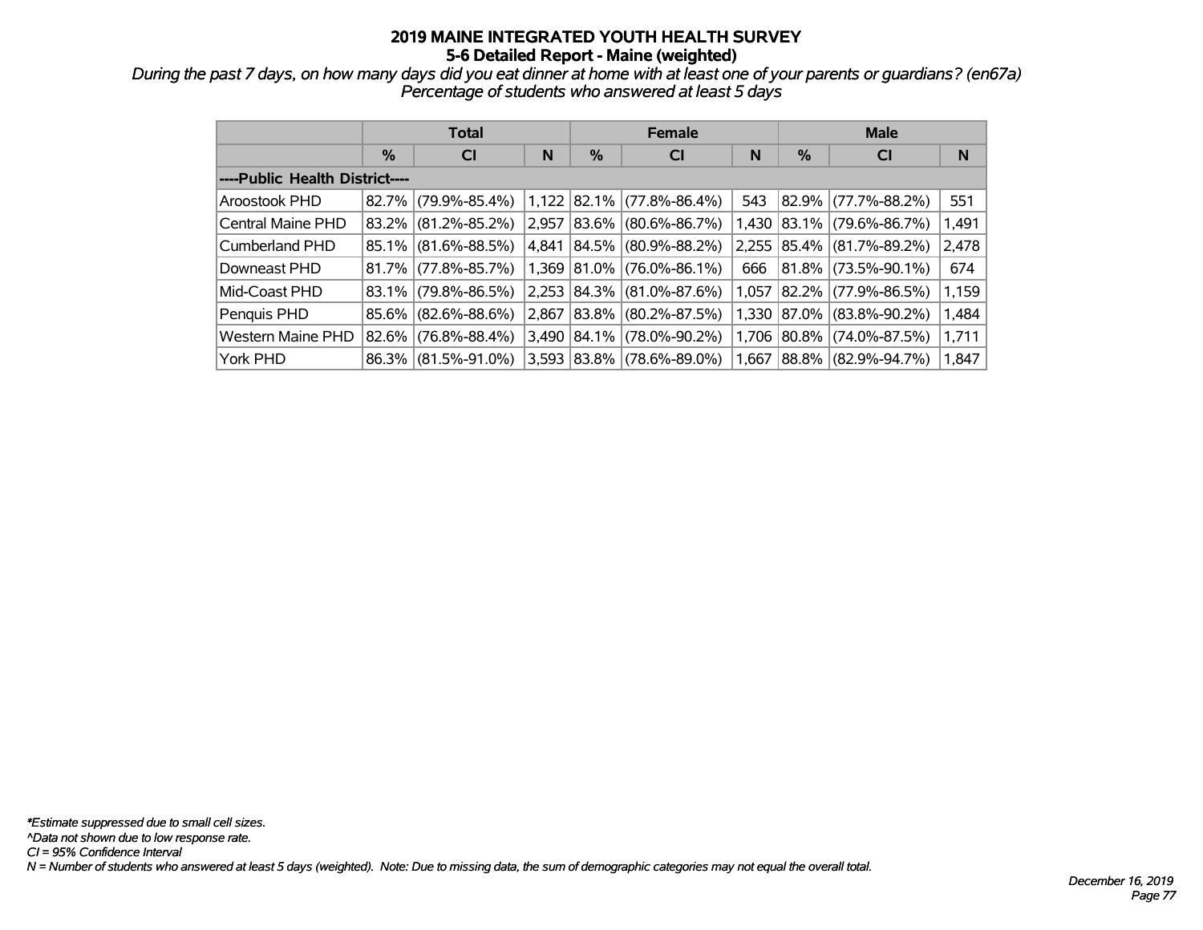# 2019 MAINE INTEGRATED YOUTH HEALTH SURVEY
## 5-6 Detailed Report - Maine (weighted)

*During the past 7 days, on how many days did you eat dinner at home with at least one of your parents or guardians? (en67a)*
*Percentage of students who answered at least 5 days*

| | Total | | | Female | | | Male | | |
|---|---|---|---|---|---|---|---|---|---|
| | % | CI | N | % | CI | N | % | CI | N |
| **----Public Health District----** | | | | | | | | | |
| Aroostook PHD | 82.7% | (79.9%-85.4%) | 1,122 | 82.1% | (77.8%-86.4%) | 543 | 82.9% | (77.7%-88.2%) | 551 |
| Central Maine PHD | 83.2% | (81.2%-85.2%) | 2,957 | 83.6% | (80.6%-86.7%) | 1,430 | 83.1% | (79.6%-86.7%) | 1,491 |
| Cumberland PHD | 85.1% | (81.6%-88.5%) | 4,841 | 84.5% | (80.9%-88.2%) | 2,255 | 85.4% | (81.7%-89.2%) | 2,478 |
| Downeast PHD | 81.7% | (77.8%-85.7%) | 1,369 | 81.0% | (76.0%-86.1%) | 666 | 81.8% | (73.5%-90.1%) | 674 |
| Mid-Coast PHD | 83.1% | (79.8%-86.5%) | 2,253 | 84.3% | (81.0%-87.6%) | 1,057 | 82.2% | (77.9%-86.5%) | 1,159 |
| Penquis PHD | 85.6% | (82.6%-88.6%) | 2,867 | 83.8% | (80.2%-87.5%) | 1,330 | 87.0% | (83.8%-90.2%) | 1,484 |
| Western Maine PHD | 82.6% | (76.8%-88.4%) | 3,490 | 84.1% | (78.0%-90.2%) | 1,706 | 80.8% | (74.0%-87.5%) | 1,711 |
| York PHD | 86.3% | (81.5%-91.0%) | 3,593 | 83.8% | (78.6%-89.0%) | 1,667 | 88.8% | (82.9%-94.7%) | 1,847 |

*\*Estimate suppressed due to small cell sizes.*
*^Data not shown due to low response rate.*
*CI = 95% Confidence Interval*
*N = Number of students who answered at least 5 days (weighted). Note: Due to missing data, the sum of demographic categories may not equal the overall total.*

*December 16, 2019*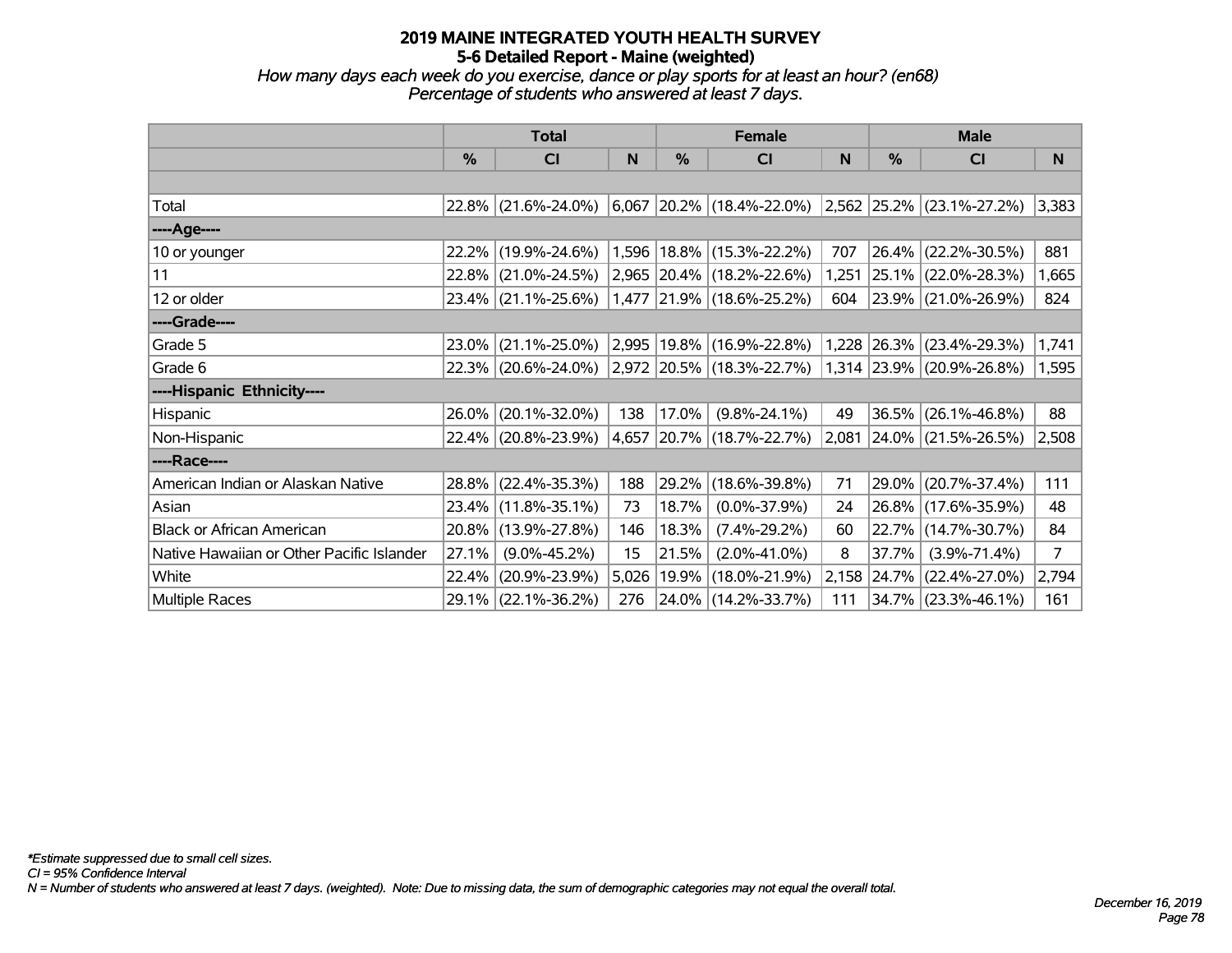# 2019 MAINE INTEGRATED YOUTH HEALTH SURVEY
## 5-6 Detailed Report - Maine (weighted)

*How many days each week do you exercise, dance or play sports for at least an hour? (en68)*
*Percentage of students who answered at least 7 days.*

| | Total | | | Female | | | Male | | |
|---|---|---|---|---|---|---|---|---|---|
| | % | CI | N | % | CI | N | % | CI | N |
| | | | | | | | | | |
| Total | 22.8% | (21.6%-24.0%) | 6,067 | 20.2% | (18.4%-22.0%) | 2,562 | 25.2% | (23.1%-27.2%) | 3,383 |
| ----Age---- | | | | | | | | | |
| 10 or younger | 22.2% | (19.9%-24.6%) | 1,596 | 18.8% | (15.3%-22.2%) | 707 | 26.4% | (22.2%-30.5%) | 881 |
| 11 | 22.8% | (21.0%-24.5%) | 2,965 | 20.4% | (18.2%-22.6%) | 1,251 | 25.1% | (22.0%-28.3%) | 1,665 |
| 12 or older | 23.4% | (21.1%-25.6%) | 1,477 | 21.9% | (18.6%-25.2%) | 604 | 23.9% | (21.0%-26.9%) | 824 |
| ----Grade---- | | | | | | | | | |
| Grade 5 | 23.0% | (21.1%-25.0%) | 2,995 | 19.8% | (16.9%-22.8%) | 1,228 | 26.3% | (23.4%-29.3%) | 1,741 |
| Grade 6 | 22.3% | (20.6%-24.0%) | 2,972 | 20.5% | (18.3%-22.7%) | 1,314 | 23.9% | (20.9%-26.8%) | 1,595 |
| ----Hispanic Ethnicity---- | | | | | | | | | |
| Hispanic | 26.0% | (20.1%-32.0%) | 138 | 17.0% | (9.8%-24.1%) | 49 | 36.5% | (26.1%-46.8%) | 88 |
| Non-Hispanic | 22.4% | (20.8%-23.9%) | 4,657 | 20.7% | (18.7%-22.7%) | 2,081 | 24.0% | (21.5%-26.5%) | 2,508 |
| ----Race---- | | | | | | | | | |
| American Indian or Alaskan Native | 28.8% | (22.4%-35.3%) | 188 | 29.2% | (18.6%-39.8%) | 71 | 29.0% | (20.7%-37.4%) | 111 |
| Asian | 23.4% | (11.8%-35.1%) | 73 | 18.7% | (0.0%-37.9%) | 24 | 26.8% | (17.6%-35.9%) | 48 |
| Black or African American | 20.8% | (13.9%-27.8%) | 146 | 18.3% | (7.4%-29.2%) | 60 | 22.7% | (14.7%-30.7%) | 84 |
| Native Hawaiian or Other Pacific Islander | 27.1% | (9.0%-45.2%) | 15 | 21.5% | (2.0%-41.0%) | 8 | 37.7% | (3.9%-71.4%) | 7 |
| White | 22.4% | (20.9%-23.9%) | 5,026 | 19.9% | (18.0%-21.9%) | 2,158 | 24.7% | (22.4%-27.0%) | 2,794 |
| Multiple Races | 29.1% | (22.1%-36.2%) | 276 | 24.0% | (14.2%-33.7%) | 111 | 34.7% | (23.3%-46.1%) | 161 |

*\*Estimate suppressed due to small cell sizes.*
*CI = 95% Confidence Interval*
*N = Number of students who answered at least 7 days. (weighted). Note: Due to missing data, the sum of demographic categories may not equal the overall total.*

*December 16, 2019*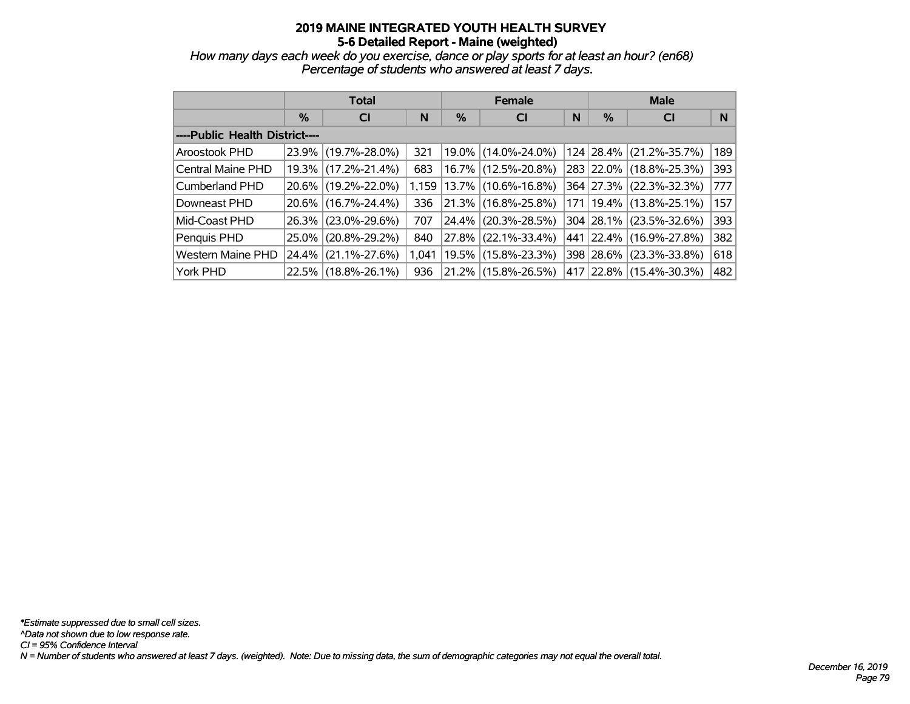# 2019 MAINE INTEGRATED YOUTH HEALTH SURVEY
## 5-6 Detailed Report - Maine (weighted)

*How many days each week do you exercise, dance or play sports for at least an hour? (en68)*
*Percentage of students who answered at least 7 days.*

| | Total | | | Female | | | Male | | |
|---|---|---|---|---|---|---|---|---|---|
| | % | CI | N | % | CI | N | % | CI | N |
| ----Public Health District---- | | | | | | | | | |
| Aroostook PHD | 23.9% | (19.7%-28.0%) | 321 | 19.0% | (14.0%-24.0%) | 124 | 28.4% | (21.2%-35.7%) | 189 |
| Central Maine PHD | 19.3% | (17.2%-21.4%) | 683 | 16.7% | (12.5%-20.8%) | 283 | 22.0% | (18.8%-25.3%) | 393 |
| Cumberland PHD | 20.6% | (19.2%-22.0%) | 1,159 | 13.7% | (10.6%-16.8%) | 364 | 27.3% | (22.3%-32.3%) | 777 |
| Downeast PHD | 20.6% | (16.7%-24.4%) | 336 | 21.3% | (16.8%-25.8%) | 171 | 19.4% | (13.8%-25.1%) | 157 |
| Mid-Coast PHD | 26.3% | (23.0%-29.6%) | 707 | 24.4% | (20.3%-28.5%) | 304 | 28.1% | (23.5%-32.6%) | 393 |
| Penquis PHD | 25.0% | (20.8%-29.2%) | 840 | 27.8% | (22.1%-33.4%) | 441 | 22.4% | (16.9%-27.8%) | 382 |
| Western Maine PHD | 24.4% | (21.1%-27.6%) | 1,041 | 19.5% | (15.8%-23.3%) | 398 | 28.6% | (23.3%-33.8%) | 618 |
| York PHD | 22.5% | (18.8%-26.1%) | 936 | 21.2% | (15.8%-26.5%) | 417 | 22.8% | (15.4%-30.3%) | 482 |

*\*Estimate suppressed due to small cell sizes.*
*^Data not shown due to low response rate.*
*CI = 95% Confidence Interval*
*N = Number of students who answered at least 7 days. (weighted). Note: Due to missing data, the sum of demographic categories may not equal the overall total.*

*December 16, 2019*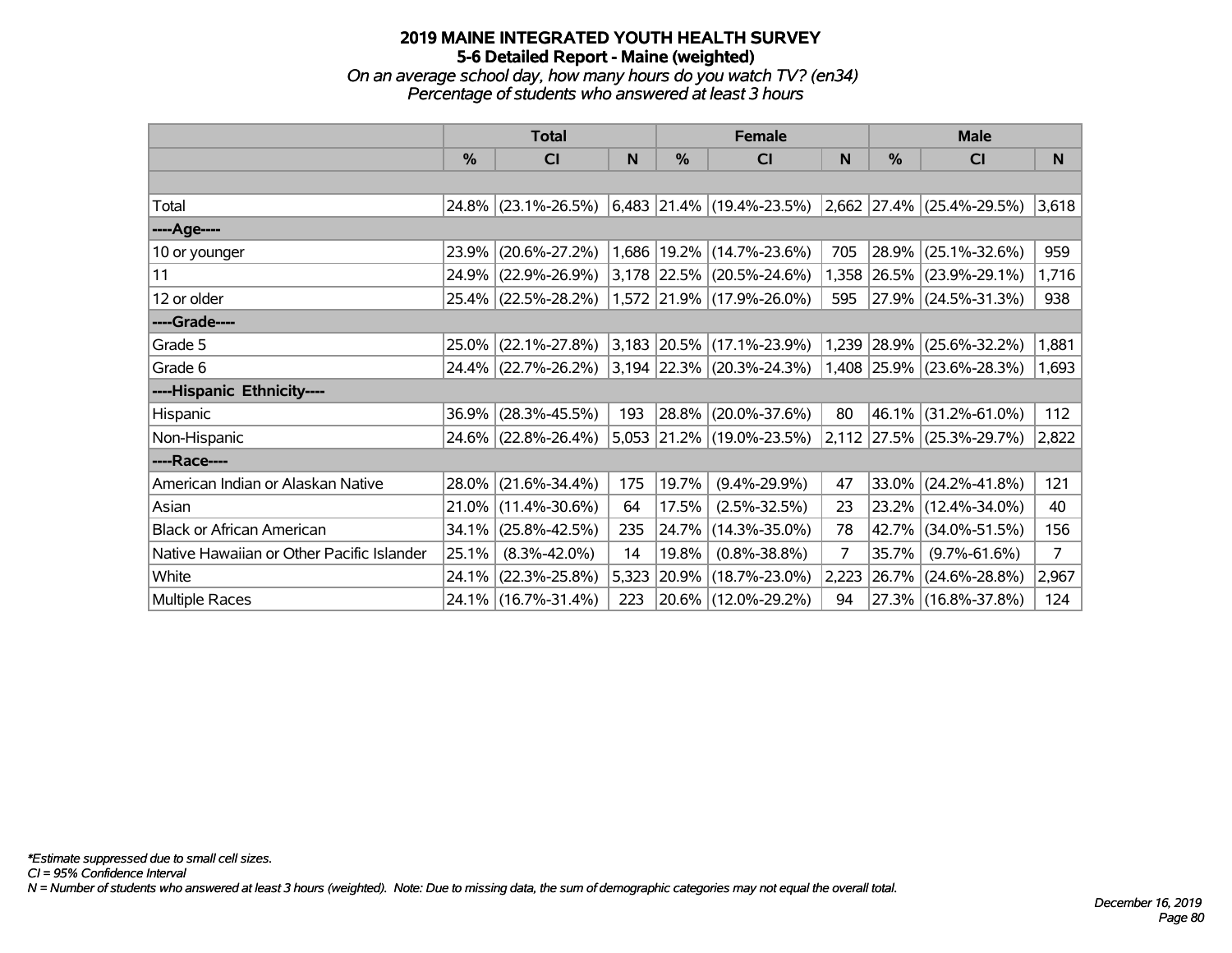# 2019 MAINE INTEGRATED YOUTH HEALTH SURVEY
## 5-6 Detailed Report - Maine (weighted)
*On an average school day, how many hours do you watch TV? (en34)*
*Percentage of students who answered at least 3 hours*

| | Total | | | Female | | | Male | | |
|---|---|---|---|---|---|---|---|---|---|
| | % | CI | N | % | CI | N | % | CI | N |
| | | | | | | | | | |
| Total | 24.8% | (23.1%-26.5%) | 6,483 | 21.4% | (19.4%-23.5%) | 2,662 | 27.4% | (25.4%-29.5%) | 3,618 |
| ----Age---- | | | | | | | | | |
| 10 or younger | 23.9% | (20.6%-27.2%) | 1,686 | 19.2% | (14.7%-23.6%) | 705 | 28.9% | (25.1%-32.6%) | 959 |
| 11 | 24.9% | (22.9%-26.9%) | 3,178 | 22.5% | (20.5%-24.6%) | 1,358 | 26.5% | (23.9%-29.1%) | 1,716 |
| 12 or older | 25.4% | (22.5%-28.2%) | 1,572 | 21.9% | (17.9%-26.0%) | 595 | 27.9% | (24.5%-31.3%) | 938 |
| ----Grade---- | | | | | | | | | |
| Grade 5 | 25.0% | (22.1%-27.8%) | 3,183 | 20.5% | (17.1%-23.9%) | 1,239 | 28.9% | (25.6%-32.2%) | 1,881 |
| Grade 6 | 24.4% | (22.7%-26.2%) | 3,194 | 22.3% | (20.3%-24.3%) | 1,408 | 25.9% | (23.6%-28.3%) | 1,693 |
| ----Hispanic Ethnicity---- | | | | | | | | | |
| Hispanic | 36.9% | (28.3%-45.5%) | 193 | 28.8% | (20.0%-37.6%) | 80 | 46.1% | (31.2%-61.0%) | 112 |
| Non-Hispanic | 24.6% | (22.8%-26.4%) | 5,053 | 21.2% | (19.0%-23.5%) | 2,112 | 27.5% | (25.3%-29.7%) | 2,822 |
| ----Race---- | | | | | | | | | |
| American Indian or Alaskan Native | 28.0% | (21.6%-34.4%) | 175 | 19.7% | (9.4%-29.9%) | 47 | 33.0% | (24.2%-41.8%) | 121 |
| Asian | 21.0% | (11.4%-30.6%) | 64 | 17.5% | (2.5%-32.5%) | 23 | 23.2% | (12.4%-34.0%) | 40 |
| Black or African American | 34.1% | (25.8%-42.5%) | 235 | 24.7% | (14.3%-35.0%) | 78 | 42.7% | (34.0%-51.5%) | 156 |
| Native Hawaiian or Other Pacific Islander | 25.1% | (8.3%-42.0%) | 14 | 19.8% | (0.8%-38.8%) | 7 | 35.7% | (9.7%-61.6%) | 7 |
| White | 24.1% | (22.3%-25.8%) | 5,323 | 20.9% | (18.7%-23.0%) | 2,223 | 26.7% | (24.6%-28.8%) | 2,967 |
| Multiple Races | 24.1% | (16.7%-31.4%) | 223 | 20.6% | (12.0%-29.2%) | 94 | 27.3% | (16.8%-37.8%) | 124 |

*\*Estimate suppressed due to small cell sizes.*
*CI = 95% Confidence Interval*
*N = Number of students who answered at least 3 hours (weighted). Note: Due to missing data, the sum of demographic categories may not equal the overall total.*

*December 16, 2019*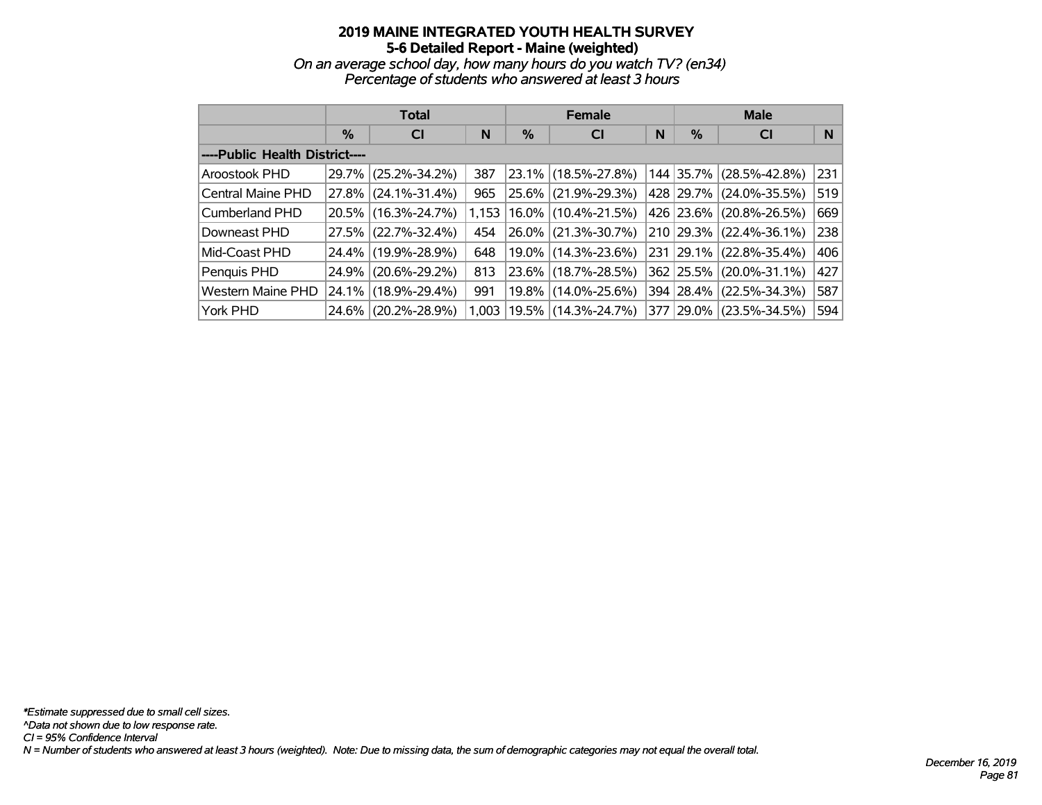# 2019 MAINE INTEGRATED YOUTH HEALTH SURVEY
## 5-6 Detailed Report - Maine (weighted)
*On an average school day, how many hours do you watch TV? (en34)*
*Percentage of students who answered at least 3 hours*

| | Total | | | Female | | | Male | | |
|---|---|---|---|---|---|---|---|---|---|
| | % | CI | N | % | CI | N | % | CI | N |
| **----Public Health District----** | | | | | | | | | |
| Aroostook PHD | 29.7% | (25.2%-34.2%) | 387 | 23.1% | (18.5%-27.8%) | 144 | 35.7% | (28.5%-42.8%) | 231 |
| Central Maine PHD | 27.8% | (24.1%-31.4%) | 965 | 25.6% | (21.9%-29.3%) | 428 | 29.7% | (24.0%-35.5%) | 519 |
| Cumberland PHD | 20.5% | (16.3%-24.7%) | 1,153 | 16.0% | (10.4%-21.5%) | 426 | 23.6% | (20.8%-26.5%) | 669 |
| Downeast PHD | 27.5% | (22.7%-32.4%) | 454 | 26.0% | (21.3%-30.7%) | 210 | 29.3% | (22.4%-36.1%) | 238 |
| Mid-Coast PHD | 24.4% | (19.9%-28.9%) | 648 | 19.0% | (14.3%-23.6%) | 231 | 29.1% | (22.8%-35.4%) | 406 |
| Penquis PHD | 24.9% | (20.6%-29.2%) | 813 | 23.6% | (18.7%-28.5%) | 362 | 25.5% | (20.0%-31.1%) | 427 |
| Western Maine PHD | 24.1% | (18.9%-29.4%) | 991 | 19.8% | (14.0%-25.6%) | 394 | 28.4% | (22.5%-34.3%) | 587 |
| York PHD | 24.6% | (20.2%-28.9%) | 1,003 | 19.5% | (14.3%-24.7%) | 377 | 29.0% | (23.5%-34.5%) | 594 |

*\*Estimate suppressed due to small cell sizes.*
*^Data not shown due to low response rate.*
*CI = 95% Confidence Interval*
*N = Number of students who answered at least 3 hours (weighted). Note: Due to missing data, the sum of demographic categories may not equal the overall total.*

*December 16, 2019*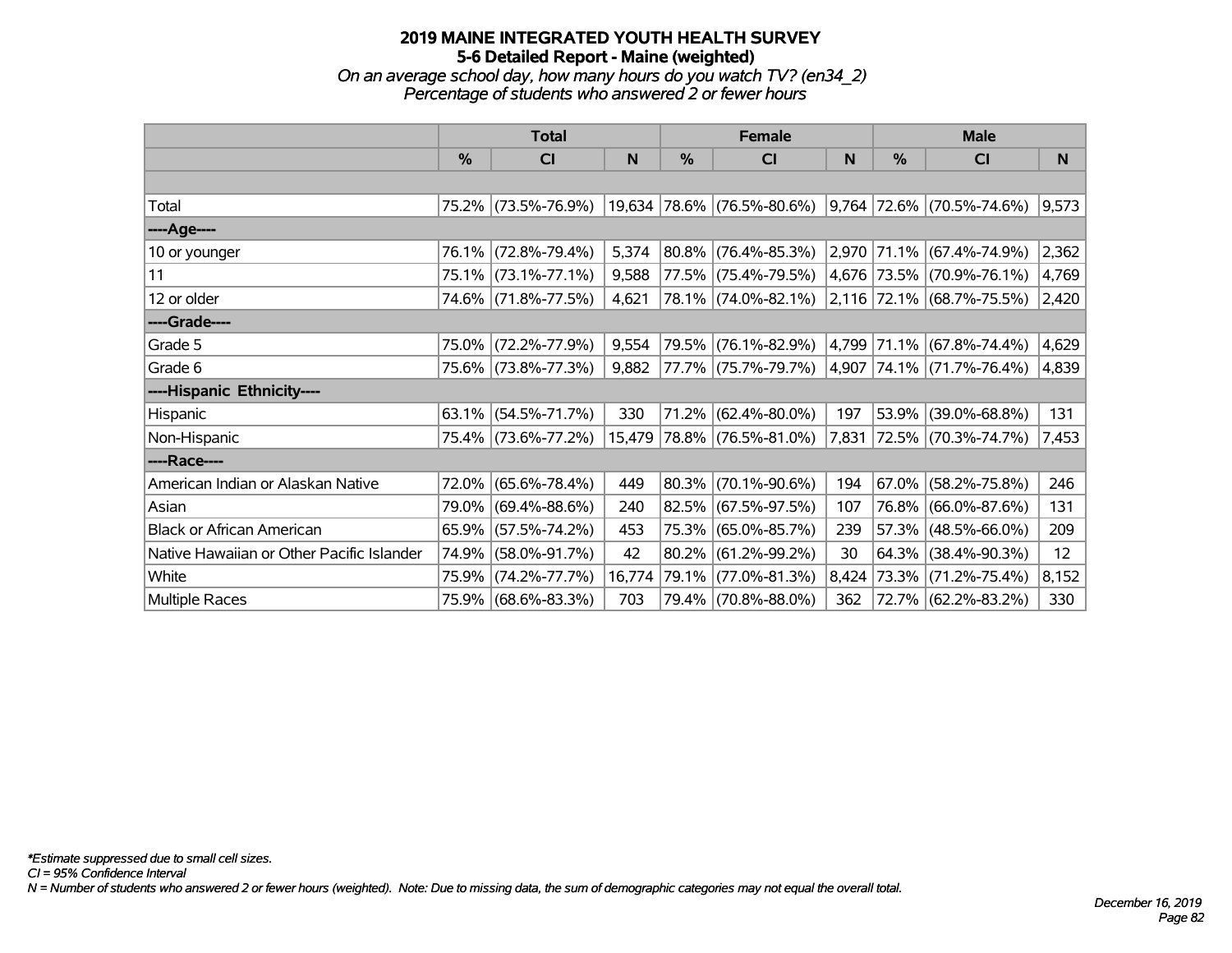# 2019 MAINE INTEGRATED YOUTH HEALTH SURVEY
## 5-6 Detailed Report - Maine (weighted)
### *On an average school day, how many hours do you watch TV? (en34_2)*
### *Percentage of students who answered 2 or fewer hours*

| | Total | | | Female | | | Male | | |
|---|---|---|---|---|---|---|---|---|---|
| | % | CI | N | % | CI | N | % | CI | N |
| Total | 75.2% | (73.5%-76.9%) | 19,634 | 78.6% | (76.5%-80.6%) | 9,764 | 72.6% | (70.5%-74.6%) | 9,573 |
| ----Age---- | | | | | | | | | |
| 10 or younger | 76.1% | (72.8%-79.4%) | 5,374 | 80.8% | (76.4%-85.3%) | 2,970 | 71.1% | (67.4%-74.9%) | 2,362 |
| 11 | 75.1% | (73.1%-77.1%) | 9,588 | 77.5% | (75.4%-79.5%) | 4,676 | 73.5% | (70.9%-76.1%) | 4,769 |
| 12 or older | 74.6% | (71.8%-77.5%) | 4,621 | 78.1% | (74.0%-82.1%) | 2,116 | 72.1% | (68.7%-75.5%) | 2,420 |
| ----Grade---- | | | | | | | | | |
| Grade 5 | 75.0% | (72.2%-77.9%) | 9,554 | 79.5% | (76.1%-82.9%) | 4,799 | 71.1% | (67.8%-74.4%) | 4,629 |
| Grade 6 | 75.6% | (73.8%-77.3%) | 9,882 | 77.7% | (75.7%-79.7%) | 4,907 | 74.1% | (71.7%-76.4%) | 4,839 |
| ----Hispanic Ethnicity---- | | | | | | | | | |
| Hispanic | 63.1% | (54.5%-71.7%) | 330 | 71.2% | (62.4%-80.0%) | 197 | 53.9% | (39.0%-68.8%) | 131 |
| Non-Hispanic | 75.4% | (73.6%-77.2%) | 15,479 | 78.8% | (76.5%-81.0%) | 7,831 | 72.5% | (70.3%-74.7%) | 7,453 |
| ----Race---- | | | | | | | | | |
| American Indian or Alaskan Native | 72.0% | (65.6%-78.4%) | 449 | 80.3% | (70.1%-90.6%) | 194 | 67.0% | (58.2%-75.8%) | 246 |
| Asian | 79.0% | (69.4%-88.6%) | 240 | 82.5% | (67.5%-97.5%) | 107 | 76.8% | (66.0%-87.6%) | 131 |
| Black or African American | 65.9% | (57.5%-74.2%) | 453 | 75.3% | (65.0%-85.7%) | 239 | 57.3% | (48.5%-66.0%) | 209 |
| Native Hawaiian or Other Pacific Islander | 74.9% | (58.0%-91.7%) | 42 | 80.2% | (61.2%-99.2%) | 30 | 64.3% | (38.4%-90.3%) | 12 |
| White | 75.9% | (74.2%-77.7%) | 16,774 | 79.1% | (77.0%-81.3%) | 8,424 | 73.3% | (71.2%-75.4%) | 8,152 |
| Multiple Races | 75.9% | (68.6%-83.3%) | 703 | 79.4% | (70.8%-88.0%) | 362 | 72.7% | (62.2%-83.2%) | 330 |

*\*Estimate suppressed due to small cell sizes.*
*CI = 95% Confidence Interval*
*N = Number of students who answered 2 or fewer hours (weighted). Note: Due to missing data, the sum of demographic categories may not equal the overall total.*

*December 16, 2019*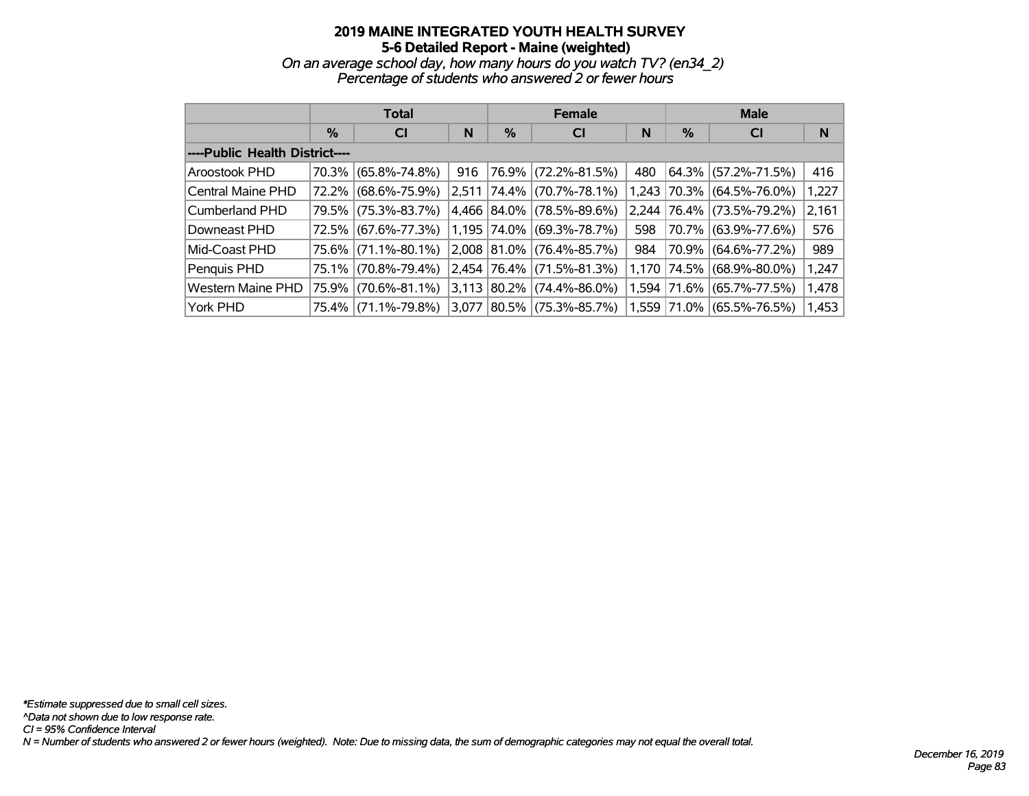# 2019 MAINE INTEGRATED YOUTH HEALTH SURVEY
## 5-6 Detailed Report - Maine (weighted)

*On an average school day, how many hours do you watch TV? (en34_2)*
*Percentage of students who answered 2 or fewer hours*

| | Total | | | Female | | | Male | | |
|---|---|---|---|---|---|---|---|---|---|
| | % | CI | N | % | CI | N | % | CI | N |
| **----Public Health District----** | | | | | | | | | |
| Aroostook PHD | 70.3% | (65.8%-74.8%) | 916 | 76.9% | (72.2%-81.5%) | 480 | 64.3% | (57.2%-71.5%) | 416 |
| Central Maine PHD | 72.2% | (68.6%-75.9%) | 2,511 | 74.4% | (70.7%-78.1%) | 1,243 | 70.3% | (64.5%-76.0%) | 1,227 |
| Cumberland PHD | 79.5% | (75.3%-83.7%) | 4,466 | 84.0% | (78.5%-89.6%) | 2,244 | 76.4% | (73.5%-79.2%) | 2,161 |
| Downeast PHD | 72.5% | (67.6%-77.3%) | 1,195 | 74.0% | (69.3%-78.7%) | 598 | 70.7% | (63.9%-77.6%) | 576 |
| Mid-Coast PHD | 75.6% | (71.1%-80.1%) | 2,008 | 81.0% | (76.4%-85.7%) | 984 | 70.9% | (64.6%-77.2%) | 989 |
| Penquis PHD | 75.1% | (70.8%-79.4%) | 2,454 | 76.4% | (71.5%-81.3%) | 1,170 | 74.5% | (68.9%-80.0%) | 1,247 |
| Western Maine PHD | 75.9% | (70.6%-81.1%) | 3,113 | 80.2% | (74.4%-86.0%) | 1,594 | 71.6% | (65.7%-77.5%) | 1,478 |
| York PHD | 75.4% | (71.1%-79.8%) | 3,077 | 80.5% | (75.3%-85.7%) | 1,559 | 71.0% | (65.5%-76.5%) | 1,453 |

*\*Estimate suppressed due to small cell sizes.*
*^Data not shown due to low response rate.*
*CI = 95% Confidence Interval*
*N = Number of students who answered 2 or fewer hours (weighted). Note: Due to missing data, the sum of demographic categories may not equal the overall total.*

*December 16, 2019*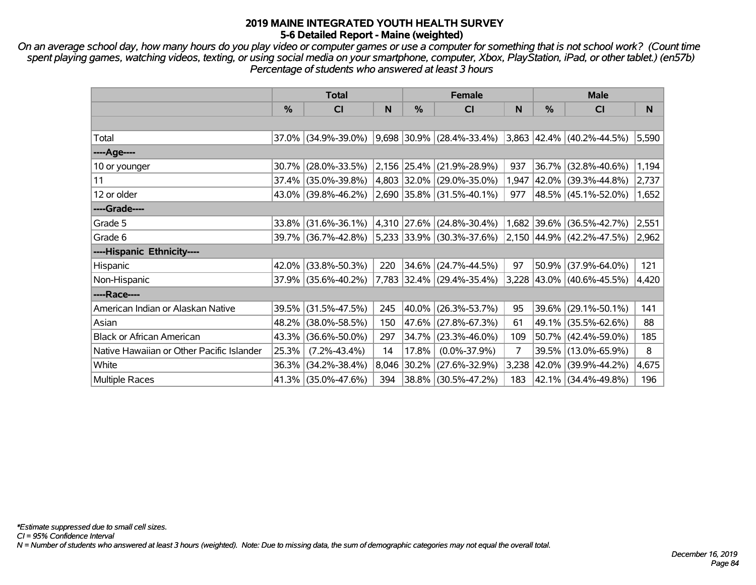# 2019 MAINE INTEGRATED YOUTH HEALTH SURVEY
## 5-6 Detailed Report - Maine (weighted)

*On an average school day, how many hours do you play video or computer games or use a computer for something that is not school work? (Count time spent playing games, watching videos, texting, or using social media on your smartphone, computer, Xbox, PlayStation, iPad, or other tablet.) (en57b) Percentage of students who answered at least 3 hours*

| | Total | | | Female | | | Male | | |
|---|---|---|---|---|---|---|---|---|---|
| | % | CI | N | % | CI | N | % | CI | N |
| Total | 37.0% | (34.9%-39.0%) | 9,698 | 30.9% | (28.4%-33.4%) | 3,863 | 42.4% | (40.2%-44.5%) | 5,590 |
| ----Age---- | | | | | | | | | |
| 10 or younger | 30.7% | (28.0%-33.5%) | 2,156 | 25.4% | (21.9%-28.9%) | 937 | 36.7% | (32.8%-40.6%) | 1,194 |
| 11 | 37.4% | (35.0%-39.8%) | 4,803 | 32.0% | (29.0%-35.0%) | 1,947 | 42.0% | (39.3%-44.8%) | 2,737 |
| 12 or older | 43.0% | (39.8%-46.2%) | 2,690 | 35.8% | (31.5%-40.1%) | 977 | 48.5% | (45.1%-52.0%) | 1,652 |
| ----Grade---- | | | | | | | | | |
| Grade 5 | 33.8% | (31.6%-36.1%) | 4,310 | 27.6% | (24.8%-30.4%) | 1,682 | 39.6% | (36.5%-42.7%) | 2,551 |
| Grade 6 | 39.7% | (36.7%-42.8%) | 5,233 | 33.9% | (30.3%-37.6%) | 2,150 | 44.9% | (42.2%-47.5%) | 2,962 |
| ----Hispanic Ethnicity---- | | | | | | | | | |
| Hispanic | 42.0% | (33.8%-50.3%) | 220 | 34.6% | (24.7%-44.5%) | 97 | 50.9% | (37.9%-64.0%) | 121 |
| Non-Hispanic | 37.9% | (35.6%-40.2%) | 7,783 | 32.4% | (29.4%-35.4%) | 3,228 | 43.0% | (40.6%-45.5%) | 4,420 |
| ----Race---- | | | | | | | | | |
| American Indian or Alaskan Native | 39.5% | (31.5%-47.5%) | 245 | 40.0% | (26.3%-53.7%) | 95 | 39.6% | (29.1%-50.1%) | 141 |
| Asian | 48.2% | (38.0%-58.5%) | 150 | 47.6% | (27.8%-67.3%) | 61 | 49.1% | (35.5%-62.6%) | 88 |
| Black or African American | 43.3% | (36.6%-50.0%) | 297 | 34.7% | (23.3%-46.0%) | 109 | 50.7% | (42.4%-59.0%) | 185 |
| Native Hawaiian or Other Pacific Islander | 25.3% | (7.2%-43.4%) | 14 | 17.8% | (0.0%-37.9%) | 7 | 39.5% | (13.0%-65.9%) | 8 |
| White | 36.3% | (34.2%-38.4%) | 8,046 | 30.2% | (27.6%-32.9%) | 3,238 | 42.0% | (39.9%-44.2%) | 4,675 |
| Multiple Races | 41.3% | (35.0%-47.6%) | 394 | 38.8% | (30.5%-47.2%) | 183 | 42.1% | (34.4%-49.8%) | 196 |

*\*Estimate suppressed due to small cell sizes.*
*CI = 95% Confidence Interval*
*N = Number of students who answered at least 3 hours (weighted). Note: Due to missing data, the sum of demographic categories may not equal the overall total.*

*December 16, 2019*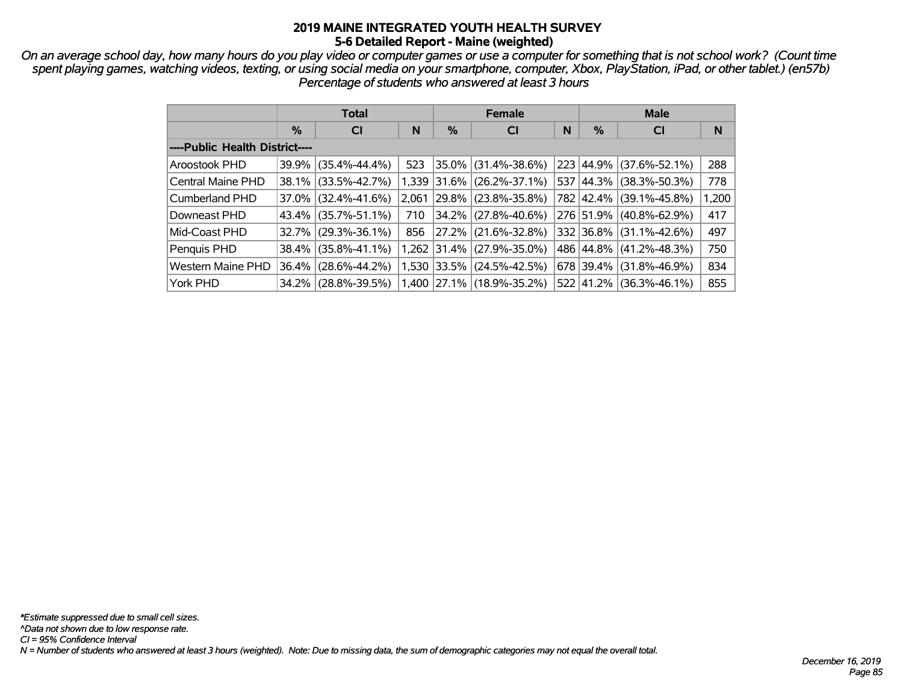# 2019 MAINE INTEGRATED YOUTH HEALTH SURVEY
## 5-6 Detailed Report - Maine (weighted)

*On an average school day, how many hours do you play video or computer games or use a computer for something that is not school work? (Count time spent playing games, watching videos, texting, or using social media on your smartphone, computer, Xbox, PlayStation, iPad, or other tablet.) (en57b)*
*Percentage of students who answered at least 3 hours*

| | Total | | | Female | | | Male | | |
|---|---|---|---|---|---|---|---|---|---|
| | % | CI | N | % | CI | N | % | CI | N |
| **----Public Health District----** | | | | | | | | | |
| Aroostook PHD | 39.9% | (35.4%-44.4%) | 523 | 35.0% | (31.4%-38.6%) | 223 | 44.9% | (37.6%-52.1%) | 288 |
| Central Maine PHD | 38.1% | (33.5%-42.7%) | 1,339 | 31.6% | (26.2%-37.1%) | 537 | 44.3% | (38.3%-50.3%) | 778 |
| Cumberland PHD | 37.0% | (32.4%-41.6%) | 2,061 | 29.8% | (23.8%-35.8%) | 782 | 42.4% | (39.1%-45.8%) | 1,200 |
| Downeast PHD | 43.4% | (35.7%-51.1%) | 710 | 34.2% | (27.8%-40.6%) | 276 | 51.9% | (40.8%-62.9%) | 417 |
| Mid-Coast PHD | 32.7% | (29.3%-36.1%) | 856 | 27.2% | (21.6%-32.8%) | 332 | 36.8% | (31.1%-42.6%) | 497 |
| Penquis PHD | 38.4% | (35.8%-41.1%) | 1,262 | 31.4% | (27.9%-35.0%) | 486 | 44.8% | (41.2%-48.3%) | 750 |
| Western Maine PHD | 36.4% | (28.6%-44.2%) | 1,530 | 33.5% | (24.5%-42.5%) | 678 | 39.4% | (31.8%-46.9%) | 834 |
| York PHD | 34.2% | (28.8%-39.5%) | 1,400 | 27.1% | (18.9%-35.2%) | 522 | 41.2% | (36.3%-46.1%) | 855 |

*\*Estimate suppressed due to small cell sizes.*
*^Data not shown due to low response rate.*
*CI = 95% Confidence Interval*
*N = Number of students who answered at least 3 hours (weighted). Note: Due to missing data, the sum of demographic categories may not equal the overall total.*

*December 16, 2019*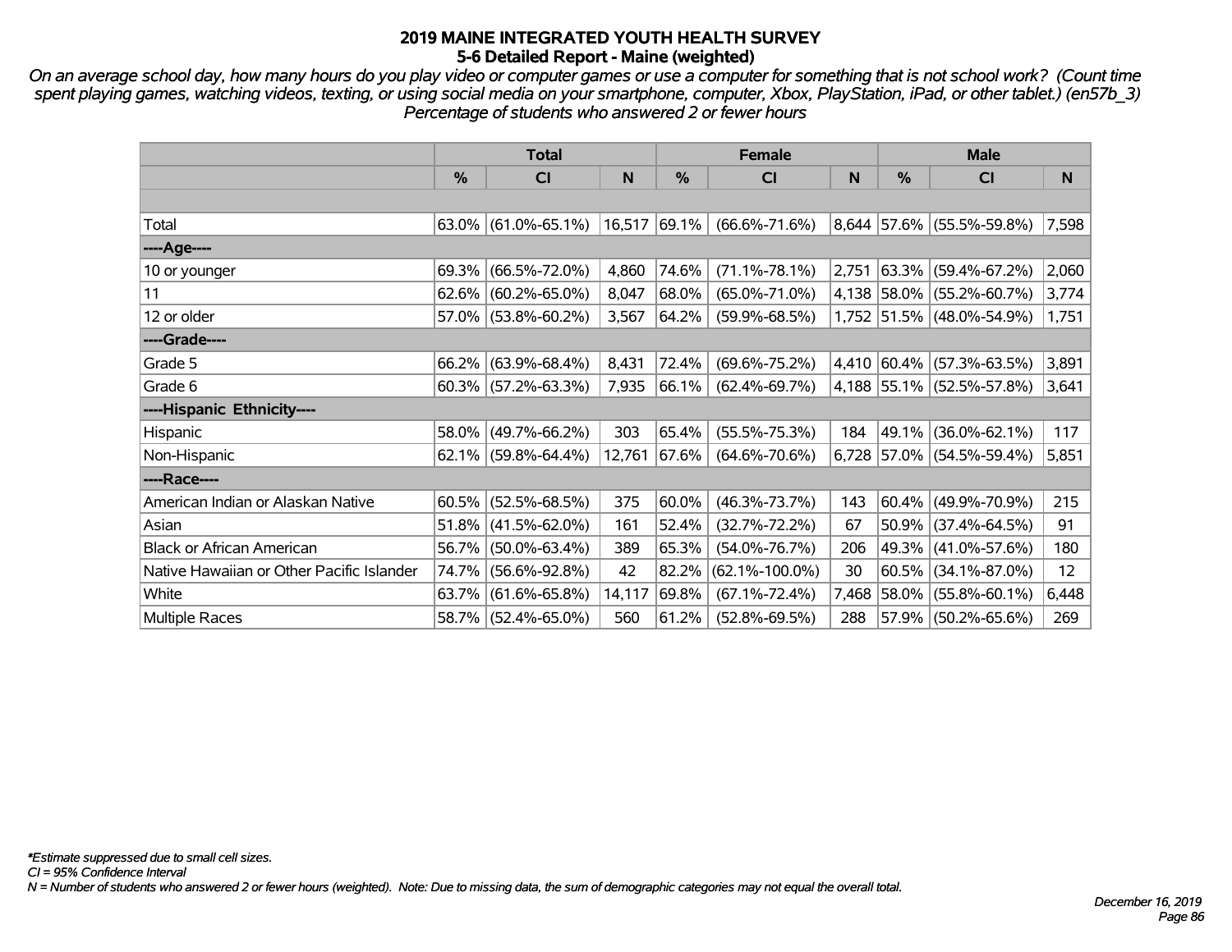# 2019 MAINE INTEGRATED YOUTH HEALTH SURVEY
## 5-6 Detailed Report - Maine (weighted)

*On an average school day, how many hours do you play video or computer games or use a computer for something that is not school work? (Count time spent playing games, watching videos, texting, or using social media on your smartphone, computer, Xbox, PlayStation, iPad, or other tablet.) (en57b_3) Percentage of students who answered 2 or fewer hours*

| | Total | | | Female | | | Male | | |
|---|---|---|---|---|---|---|---|---|---|
| | % | CI | N | % | CI | N | % | CI | N |
| Total | 63.0% | (61.0%-65.1%) | 16,517 | 69.1% | (66.6%-71.6%) | 8,644 | 57.6% | (55.5%-59.8%) | 7,598 |
| ----Age---- | | | | | | | | | |
| 10 or younger | 69.3% | (66.5%-72.0%) | 4,860 | 74.6% | (71.1%-78.1%) | 2,751 | 63.3% | (59.4%-67.2%) | 2,060 |
| 11 | 62.6% | (60.2%-65.0%) | 8,047 | 68.0% | (65.0%-71.0%) | 4,138 | 58.0% | (55.2%-60.7%) | 3,774 |
| 12 or older | 57.0% | (53.8%-60.2%) | 3,567 | 64.2% | (59.9%-68.5%) | 1,752 | 51.5% | (48.0%-54.9%) | 1,751 |
| ----Grade---- | | | | | | | | | |
| Grade 5 | 66.2% | (63.9%-68.4%) | 8,431 | 72.4% | (69.6%-75.2%) | 4,410 | 60.4% | (57.3%-63.5%) | 3,891 |
| Grade 6 | 60.3% | (57.2%-63.3%) | 7,935 | 66.1% | (62.4%-69.7%) | 4,188 | 55.1% | (52.5%-57.8%) | 3,641 |
| ----Hispanic Ethnicity---- | | | | | | | | | |
| Hispanic | 58.0% | (49.7%-66.2%) | 303 | 65.4% | (55.5%-75.3%) | 184 | 49.1% | (36.0%-62.1%) | 117 |
| Non-Hispanic | 62.1% | (59.8%-64.4%) | 12,761 | 67.6% | (64.6%-70.6%) | 6,728 | 57.0% | (54.5%-59.4%) | 5,851 |
| ----Race---- | | | | | | | | | |
| American Indian or Alaskan Native | 60.5% | (52.5%-68.5%) | 375 | 60.0% | (46.3%-73.7%) | 143 | 60.4% | (49.9%-70.9%) | 215 |
| Asian | 51.8% | (41.5%-62.0%) | 161 | 52.4% | (32.7%-72.2%) | 67 | 50.9% | (37.4%-64.5%) | 91 |
| Black or African American | 56.7% | (50.0%-63.4%) | 389 | 65.3% | (54.0%-76.7%) | 206 | 49.3% | (41.0%-57.6%) | 180 |
| Native Hawaiian or Other Pacific Islander | 74.7% | (56.6%-92.8%) | 42 | 82.2% | (62.1%-100.0%) | 30 | 60.5% | (34.1%-87.0%) | 12 |
| White | 63.7% | (61.6%-65.8%) | 14,117 | 69.8% | (67.1%-72.4%) | 7,468 | 58.0% | (55.8%-60.1%) | 6,448 |
| Multiple Races | 58.7% | (52.4%-65.0%) | 560 | 61.2% | (52.8%-69.5%) | 288 | 57.9% | (50.2%-65.6%) | 269 |

*\*Estimate suppressed due to small cell sizes.*
*CI = 95% Confidence Interval*
*N = Number of students who answered 2 or fewer hours (weighted). Note: Due to missing data, the sum of demographic categories may not equal the overall total.*

*December 16, 2019*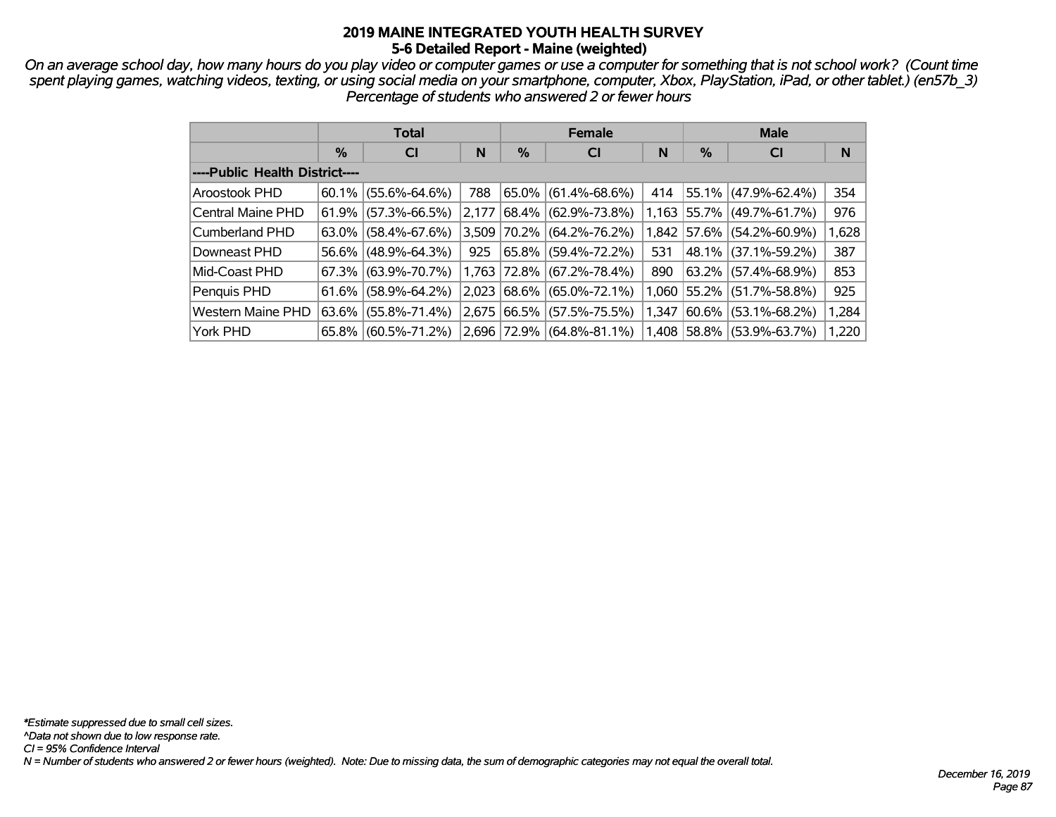# 2019 MAINE INTEGRATED YOUTH HEALTH SURVEY
## 5-6 Detailed Report - Maine (weighted)

*On an average school day, how many hours do you play video or computer games or use a computer for something that is not school work? (Count time spent playing games, watching videos, texting, or using social media on your smartphone, computer, Xbox, PlayStation, iPad, or other tablet.) (en57b_3)*
*Percentage of students who answered 2 or fewer hours*

| | Total | | | Female | | | Male | | |
|---|---|---|---|---|---|---|---|---|---|
| | % | CI | N | % | CI | N | % | CI | N |
| ----Public Health District---- | | | | | | | | | |
| Aroostook PHD | 60.1% | (55.6%-64.6%) | 788 | 65.0% | (61.4%-68.6%) | 414 | 55.1% | (47.9%-62.4%) | 354 |
| Central Maine PHD | 61.9% | (57.3%-66.5%) | 2,177 | 68.4% | (62.9%-73.8%) | 1,163 | 55.7% | (49.7%-61.7%) | 976 |
| Cumberland PHD | 63.0% | (58.4%-67.6%) | 3,509 | 70.2% | (64.2%-76.2%) | 1,842 | 57.6% | (54.2%-60.9%) | 1,628 |
| Downeast PHD | 56.6% | (48.9%-64.3%) | 925 | 65.8% | (59.4%-72.2%) | 531 | 48.1% | (37.1%-59.2%) | 387 |
| Mid-Coast PHD | 67.3% | (63.9%-70.7%) | 1,763 | 72.8% | (67.2%-78.4%) | 890 | 63.2% | (57.4%-68.9%) | 853 |
| Penquis PHD | 61.6% | (58.9%-64.2%) | 2,023 | 68.6% | (65.0%-72.1%) | 1,060 | 55.2% | (51.7%-58.8%) | 925 |
| Western Maine PHD | 63.6% | (55.8%-71.4%) | 2,675 | 66.5% | (57.5%-75.5%) | 1,347 | 60.6% | (53.1%-68.2%) | 1,284 |
| York PHD | 65.8% | (60.5%-71.2%) | 2,696 | 72.9% | (64.8%-81.1%) | 1,408 | 58.8% | (53.9%-63.7%) | 1,220 |

*\*Estimate suppressed due to small cell sizes.*
*^Data not shown due to low response rate.*
*CI = 95% Confidence Interval*
*N = Number of students who answered 2 or fewer hours (weighted). Note: Due to missing data, the sum of demographic categories may not equal the overall total.*

*December 16, 2019*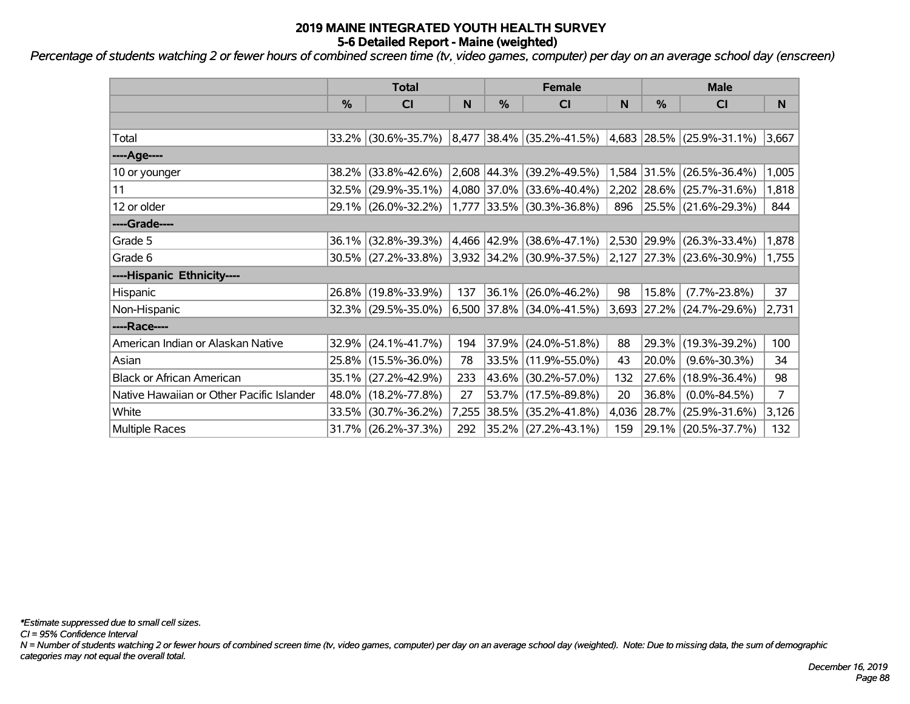# 2019 MAINE INTEGRATED YOUTH HEALTH SURVEY

## 5-6 Detailed Report - Maine (weighted)

*Percentage of students watching 2 or fewer hours of combined screen time (tv, video games, computer) per day on an average school day (enscreen)*

| | Total | | | Female | | | Male | | |
|---|---|---|---|---|---|---|---|---|---|
| | % | CI | N | % | CI | N | % | CI | N |
| | | | | | | | | | |
| Total | 33.2% | (30.6%-35.7%) | 8,477 | 38.4% | (35.2%-41.5%) | 4,683 | 28.5% | (25.9%-31.1%) | 3,667 |
| ----Age---- | | | | | | | | | |
| 10 or younger | 38.2% | (33.8%-42.6%) | 2,608 | 44.3% | (39.2%-49.5%) | 1,584 | 31.5% | (26.5%-36.4%) | 1,005 |
| 11 | 32.5% | (29.9%-35.1%) | 4,080 | 37.0% | (33.6%-40.4%) | 2,202 | 28.6% | (25.7%-31.6%) | 1,818 |
| 12 or older | 29.1% | (26.0%-32.2%) | 1,777 | 33.5% | (30.3%-36.8%) | 896 | 25.5% | (21.6%-29.3%) | 844 |
| ----Grade---- | | | | | | | | | |
| Grade 5 | 36.1% | (32.8%-39.3%) | 4,466 | 42.9% | (38.6%-47.1%) | 2,530 | 29.9% | (26.3%-33.4%) | 1,878 |
| Grade 6 | 30.5% | (27.2%-33.8%) | 3,932 | 34.2% | (30.9%-37.5%) | 2,127 | 27.3% | (23.6%-30.9%) | 1,755 |
| ----Hispanic Ethnicity---- | | | | | | | | | |
| Hispanic | 26.8% | (19.8%-33.9%) | 137 | 36.1% | (26.0%-46.2%) | 98 | 15.8% | (7.7%-23.8%) | 37 |
| Non-Hispanic | 32.3% | (29.5%-35.0%) | 6,500 | 37.8% | (34.0%-41.5%) | 3,693 | 27.2% | (24.7%-29.6%) | 2,731 |
| ----Race---- | | | | | | | | | |
| American Indian or Alaskan Native | 32.9% | (24.1%-41.7%) | 194 | 37.9% | (24.0%-51.8%) | 88 | 29.3% | (19.3%-39.2%) | 100 |
| Asian | 25.8% | (15.5%-36.0%) | 78 | 33.5% | (11.9%-55.0%) | 43 | 20.0% | (9.6%-30.3%) | 34 |
| Black or African American | 35.1% | (27.2%-42.9%) | 233 | 43.6% | (30.2%-57.0%) | 132 | 27.6% | (18.9%-36.4%) | 98 |
| Native Hawaiian or Other Pacific Islander | 48.0% | (18.2%-77.8%) | 27 | 53.7% | (17.5%-89.8%) | 20 | 36.8% | (0.0%-84.5%) | 7 |
| White | 33.5% | (30.7%-36.2%) | 7,255 | 38.5% | (35.2%-41.8%) | 4,036 | 28.7% | (25.9%-31.6%) | 3,126 |
| Multiple Races | 31.7% | (26.2%-37.3%) | 292 | 35.2% | (27.2%-43.1%) | 159 | 29.1% | (20.5%-37.7%) | 132 |

*\*Estimate suppressed due to small cell sizes.*

*CI = 95% Confidence Interval*

*N = Number of students watching 2 or fewer hours of combined screen time (tv, video games, computer) per day on an average school day (weighted). Note: Due to missing data, the sum of demographic categories may not equal the overall total.*

*December 16, 2019*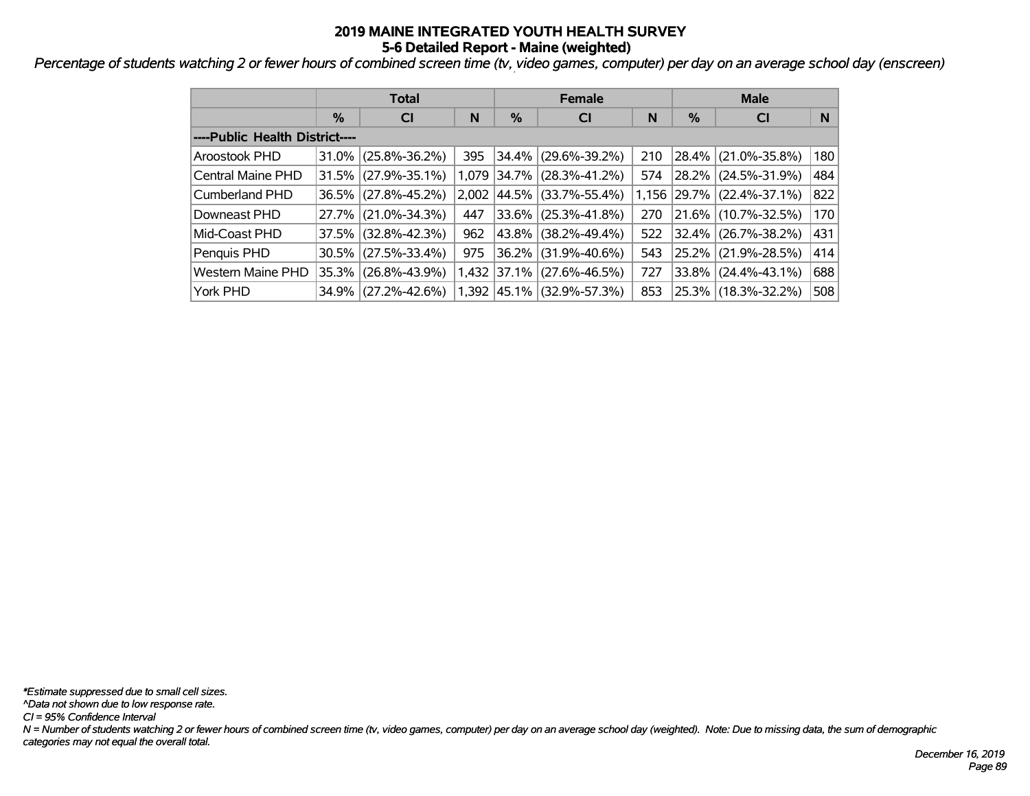# 2019 MAINE INTEGRATED YOUTH HEALTH SURVEY
## 5-6 Detailed Report - Maine (weighted)

*Percentage of students watching 2 or fewer hours of combined screen time (tv, video games, computer) per day on an average school day (enscreen)*

| | Total | | | Female | | | Male | | |
|---|---|---|---|---|---|---|---|---|---|
| | % | CI | N | % | CI | N | % | CI | N |
| ----Public Health District---- | | | | | | | | | |
| Aroostook PHD | 31.0% | (25.8%-36.2%) | 395 | 34.4% | (29.6%-39.2%) | 210 | 28.4% | (21.0%-35.8%) | 180 |
| Central Maine PHD | 31.5% | (27.9%-35.1%) | 1,079 | 34.7% | (28.3%-41.2%) | 574 | 28.2% | (24.5%-31.9%) | 484 |
| Cumberland PHD | 36.5% | (27.8%-45.2%) | 2,002 | 44.5% | (33.7%-55.4%) | 1,156 | 29.7% | (22.4%-37.1%) | 822 |
| Downeast PHD | 27.7% | (21.0%-34.3%) | 447 | 33.6% | (25.3%-41.8%) | 270 | 21.6% | (10.7%-32.5%) | 170 |
| Mid-Coast PHD | 37.5% | (32.8%-42.3%) | 962 | 43.8% | (38.2%-49.4%) | 522 | 32.4% | (26.7%-38.2%) | 431 |
| Penquis PHD | 30.5% | (27.5%-33.4%) | 975 | 36.2% | (31.9%-40.6%) | 543 | 25.2% | (21.9%-28.5%) | 414 |
| Western Maine PHD | 35.3% | (26.8%-43.9%) | 1,432 | 37.1% | (27.6%-46.5%) | 727 | 33.8% | (24.4%-43.1%) | 688 |
| York PHD | 34.9% | (27.2%-42.6%) | 1,392 | 45.1% | (32.9%-57.3%) | 853 | 25.3% | (18.3%-32.2%) | 508 |

*\*Estimate suppressed due to small cell sizes.*
*^Data not shown due to low response rate.*
*CI = 95% Confidence Interval*
*N = Number of students watching 2 or fewer hours of combined screen time (tv, video games, computer) per day on an average school day (weighted). Note: Due to missing data, the sum of demographic categories may not equal the overall total.*

*December 16, 2019*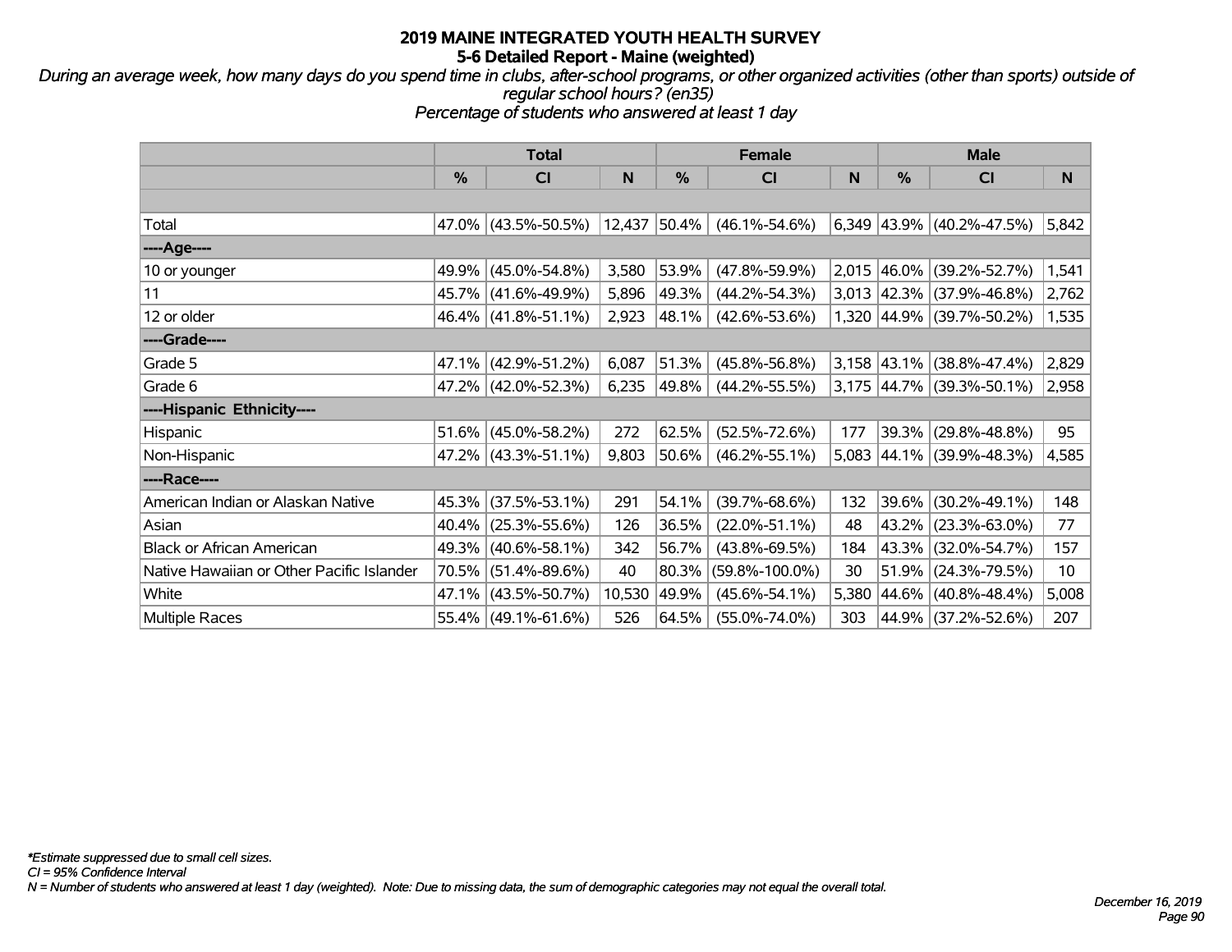# 2019 MAINE INTEGRATED YOUTH HEALTH SURVEY

## 5-6 Detailed Report - Maine (weighted)

*During an average week, how many days do you spend time in clubs, after-school programs, or other organized activities (other than sports) outside of regular school hours? (en35)*

*Percentage of students who answered at least 1 day*

| | Total | | | Female | | | Male | | |
|---|---|---|---|---|---|---|---|---|---|
| | % | CI | N | % | CI | N | % | CI | N |
| | | | | | | | | | |
| Total | 47.0% | (43.5%-50.5%) | 12,437 | 50.4% | (46.1%-54.6%) | 6,349 | 43.9% | (40.2%-47.5%) | 5,842 |
| ----Age---- | | | | | | | | | |
| 10 or younger | 49.9% | (45.0%-54.8%) | 3,580 | 53.9% | (47.8%-59.9%) | 2,015 | 46.0% | (39.2%-52.7%) | 1,541 |
| 11 | 45.7% | (41.6%-49.9%) | 5,896 | 49.3% | (44.2%-54.3%) | 3,013 | 42.3% | (37.9%-46.8%) | 2,762 |
| 12 or older | 46.4% | (41.8%-51.1%) | 2,923 | 48.1% | (42.6%-53.6%) | 1,320 | 44.9% | (39.7%-50.2%) | 1,535 |
| ----Grade---- | | | | | | | | | |
| Grade 5 | 47.1% | (42.9%-51.2%) | 6,087 | 51.3% | (45.8%-56.8%) | 3,158 | 43.1% | (38.8%-47.4%) | 2,829 |
| Grade 6 | 47.2% | (42.0%-52.3%) | 6,235 | 49.8% | (44.2%-55.5%) | 3,175 | 44.7% | (39.3%-50.1%) | 2,958 |
| ----Hispanic Ethnicity---- | | | | | | | | | |
| Hispanic | 51.6% | (45.0%-58.2%) | 272 | 62.5% | (52.5%-72.6%) | 177 | 39.3% | (29.8%-48.8%) | 95 |
| Non-Hispanic | 47.2% | (43.3%-51.1%) | 9,803 | 50.6% | (46.2%-55.1%) | 5,083 | 44.1% | (39.9%-48.3%) | 4,585 |
| ----Race---- | | | | | | | | | |
| American Indian or Alaskan Native | 45.3% | (37.5%-53.1%) | 291 | 54.1% | (39.7%-68.6%) | 132 | 39.6% | (30.2%-49.1%) | 148 |
| Asian | 40.4% | (25.3%-55.6%) | 126 | 36.5% | (22.0%-51.1%) | 48 | 43.2% | (23.3%-63.0%) | 77 |
| Black or African American | 49.3% | (40.6%-58.1%) | 342 | 56.7% | (43.8%-69.5%) | 184 | 43.3% | (32.0%-54.7%) | 157 |
| Native Hawaiian or Other Pacific Islander | 70.5% | (51.4%-89.6%) | 40 | 80.3% | (59.8%-100.0%) | 30 | 51.9% | (24.3%-79.5%) | 10 |
| White | 47.1% | (43.5%-50.7%) | 10,530 | 49.9% | (45.6%-54.1%) | 5,380 | 44.6% | (40.8%-48.4%) | 5,008 |
| Multiple Races | 55.4% | (49.1%-61.6%) | 526 | 64.5% | (55.0%-74.0%) | 303 | 44.9% | (37.2%-52.6%) | 207 |

*\*Estimate suppressed due to small cell sizes.*

*CI = 95% Confidence Interval*

*N = Number of students who answered at least 1 day (weighted). Note: Due to missing data, the sum of demographic categories may not equal the overall total.*

*December 16, 2019*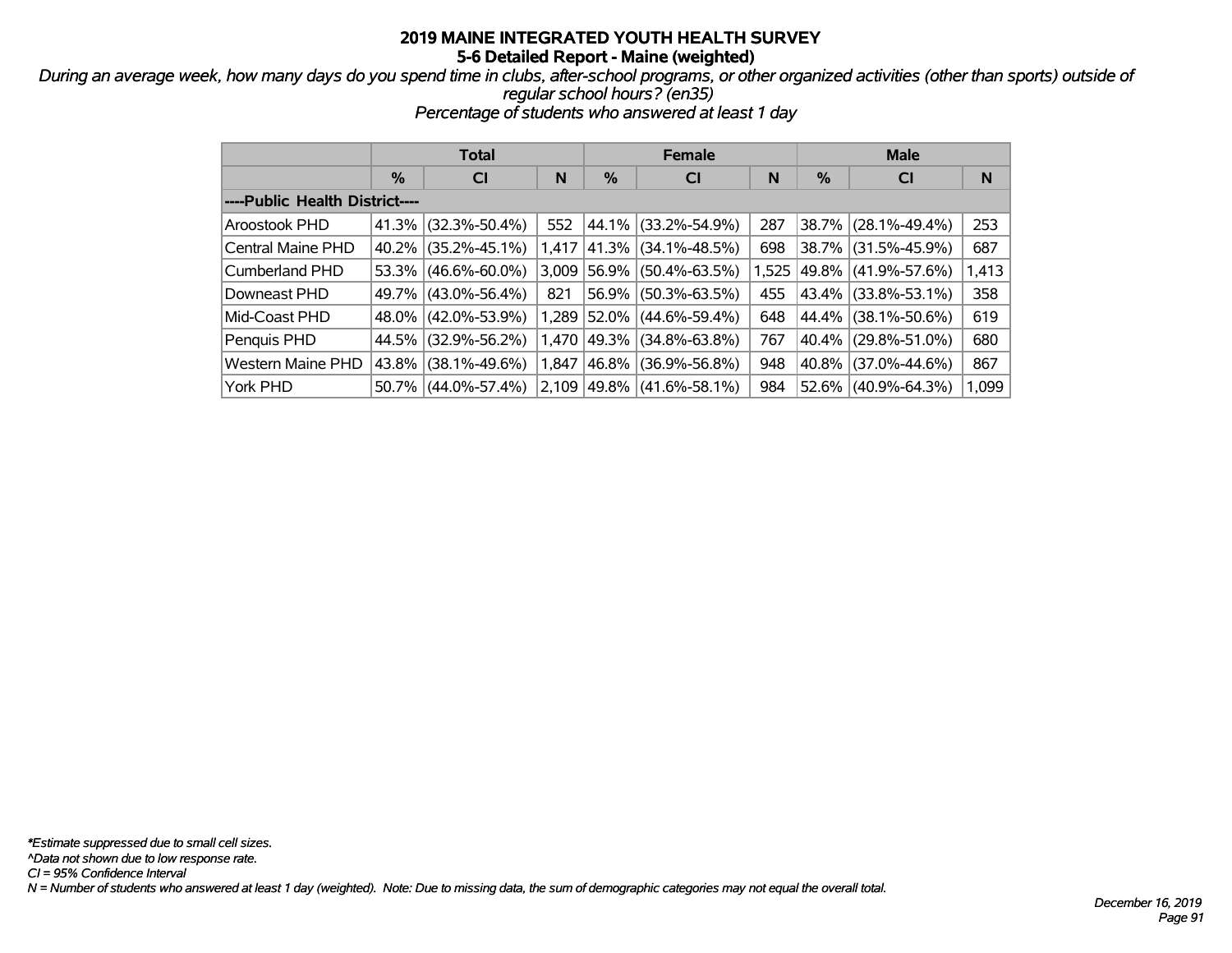# 2019 MAINE INTEGRATED YOUTH HEALTH SURVEY
## 5-6 Detailed Report - Maine (weighted)

*During an average week, how many days do you spend time in clubs, after-school programs, or other organized activities (other than sports) outside of regular school hours? (en35)*
*Percentage of students who answered at least 1 day*

| | Total | | | Female | | | Male | | |
|---|---|---|---|---|---|---|---|---|---|
| | % | CI | N | % | CI | N | % | CI | N |
| ----Public Health District---- | | | | | | | | | |
| Aroostook PHD | 41.3% | (32.3%-50.4%) | 552 | 44.1% | (33.2%-54.9%) | 287 | 38.7% | (28.1%-49.4%) | 253 |
| Central Maine PHD | 40.2% | (35.2%-45.1%) | 1,417 | 41.3% | (34.1%-48.5%) | 698 | 38.7% | (31.5%-45.9%) | 687 |
| Cumberland PHD | 53.3% | (46.6%-60.0%) | 3,009 | 56.9% | (50.4%-63.5%) | 1,525 | 49.8% | (41.9%-57.6%) | 1,413 |
| Downeast PHD | 49.7% | (43.0%-56.4%) | 821 | 56.9% | (50.3%-63.5%) | 455 | 43.4% | (33.8%-53.1%) | 358 |
| Mid-Coast PHD | 48.0% | (42.0%-53.9%) | 1,289 | 52.0% | (44.6%-59.4%) | 648 | 44.4% | (38.1%-50.6%) | 619 |
| Penquis PHD | 44.5% | (32.9%-56.2%) | 1,470 | 49.3% | (34.8%-63.8%) | 767 | 40.4% | (29.8%-51.0%) | 680 |
| Western Maine PHD | 43.8% | (38.1%-49.6%) | 1,847 | 46.8% | (36.9%-56.8%) | 948 | 40.8% | (37.0%-44.6%) | 867 |
| York PHD | 50.7% | (44.0%-57.4%) | 2,109 | 49.8% | (41.6%-58.1%) | 984 | 52.6% | (40.9%-64.3%) | 1,099 |

*\*Estimate suppressed due to small cell sizes.*
*^Data not shown due to low response rate.*
*CI = 95% Confidence Interval*
*N = Number of students who answered at least 1 day (weighted). Note: Due to missing data, the sum of demographic categories may not equal the overall total.*

*December 16, 2019*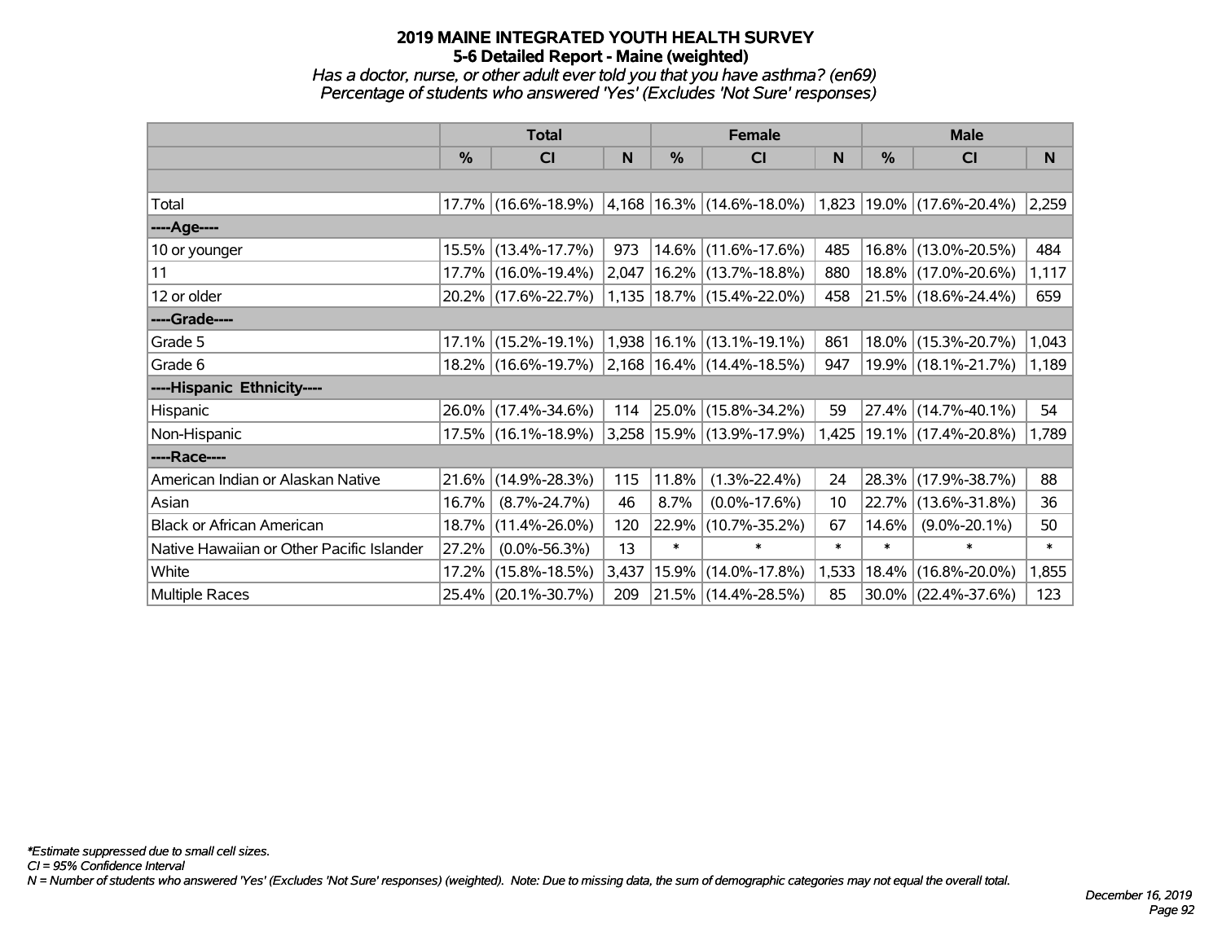# 2019 MAINE INTEGRATED YOUTH HEALTH SURVEY

## 5-6 Detailed Report - Maine (weighted)

*Has a doctor, nurse, or other adult ever told you that you have asthma? (en69)*
*Percentage of students who answered 'Yes' (Excludes 'Not Sure' responses)*

| | Total | | | Female | | | Male | | |
|---|---|---|---|---|---|---|---|---|---|
| | % | CI | N | % | CI | N | % | CI | N |
| Total | 17.7% | (16.6%-18.9%) | 4,168 | 16.3% | (14.6%-18.0%) | 1,823 | 19.0% | (17.6%-20.4%) | 2,259 |
| ----Age---- | | | | | | | | | |
| 10 or younger | 15.5% | (13.4%-17.7%) | 973 | 14.6% | (11.6%-17.6%) | 485 | 16.8% | (13.0%-20.5%) | 484 |
| 11 | 17.7% | (16.0%-19.4%) | 2,047 | 16.2% | (13.7%-18.8%) | 880 | 18.8% | (17.0%-20.6%) | 1,117 |
| 12 or older | 20.2% | (17.6%-22.7%) | 1,135 | 18.7% | (15.4%-22.0%) | 458 | 21.5% | (18.6%-24.4%) | 659 |
| ----Grade---- | | | | | | | | | |
| Grade 5 | 17.1% | (15.2%-19.1%) | 1,938 | 16.1% | (13.1%-19.1%) | 861 | 18.0% | (15.3%-20.7%) | 1,043 |
| Grade 6 | 18.2% | (16.6%-19.7%) | 2,168 | 16.4% | (14.4%-18.5%) | 947 | 19.9% | (18.1%-21.7%) | 1,189 |
| ----Hispanic Ethnicity---- | | | | | | | | | |
| Hispanic | 26.0% | (17.4%-34.6%) | 114 | 25.0% | (15.8%-34.2%) | 59 | 27.4% | (14.7%-40.1%) | 54 |
| Non-Hispanic | 17.5% | (16.1%-18.9%) | 3,258 | 15.9% | (13.9%-17.9%) | 1,425 | 19.1% | (17.4%-20.8%) | 1,789 |
| ----Race---- | | | | | | | | | |
| American Indian or Alaskan Native | 21.6% | (14.9%-28.3%) | 115 | 11.8% | (1.3%-22.4%) | 24 | 28.3% | (17.9%-38.7%) | 88 |
| Asian | 16.7% | (8.7%-24.7%) | 46 | 8.7% | (0.0%-17.6%) | 10 | 22.7% | (13.6%-31.8%) | 36 |
| Black or African American | 18.7% | (11.4%-26.0%) | 120 | 22.9% | (10.7%-35.2%) | 67 | 14.6% | (9.0%-20.1%) | 50 |
| Native Hawaiian or Other Pacific Islander | 27.2% | (0.0%-56.3%) | 13 | * | * | * | * | * | * |
| White | 17.2% | (15.8%-18.5%) | 3,437 | 15.9% | (14.0%-17.8%) | 1,533 | 18.4% | (16.8%-20.0%) | 1,855 |
| Multiple Races | 25.4% | (20.1%-30.7%) | 209 | 21.5% | (14.4%-28.5%) | 85 | 30.0% | (22.4%-37.6%) | 123 |

*\*Estimate suppressed due to small cell sizes.*
*CI = 95% Confidence Interval*
*N = Number of students who answered 'Yes' (Excludes 'Not Sure' responses) (weighted). Note: Due to missing data, the sum of demographic categories may not equal the overall total.*

*December 16, 2019*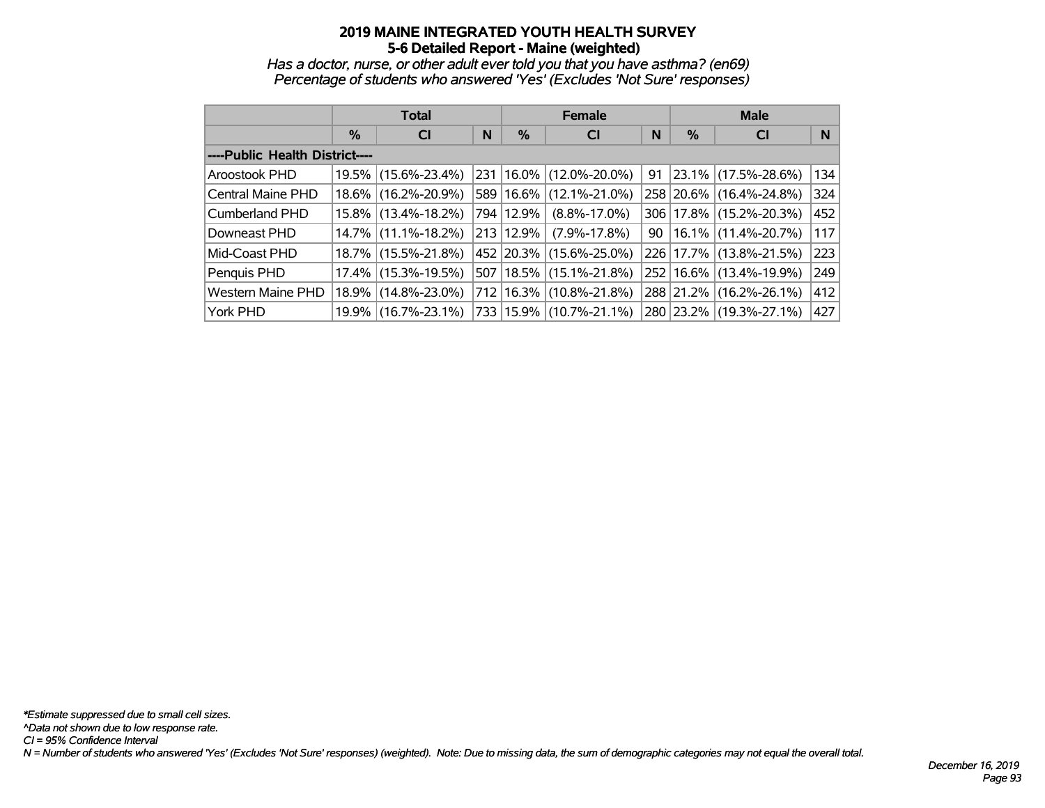# 2019 MAINE INTEGRATED YOUTH HEALTH SURVEY

## 5-6 Detailed Report - Maine (weighted)

*Has a doctor, nurse, or other adult ever told you that you have asthma? (en69)*
*Percentage of students who answered 'Yes' (Excludes 'Not Sure' responses)*

| | Total | | | Female | | | Male | | |
|---|---|---|---|---|---|---|---|---|---|
| | % | CI | N | % | CI | N | % | CI | N |
| ----Public Health District---- | | | | | | | | | |
| Aroostook PHD | 19.5% | (15.6%-23.4%) | 231 | 16.0% | (12.0%-20.0%) | 91 | 23.1% | (17.5%-28.6%) | 134 |
| Central Maine PHD | 18.6% | (16.2%-20.9%) | 589 | 16.6% | (12.1%-21.0%) | 258 | 20.6% | (16.4%-24.8%) | 324 |
| Cumberland PHD | 15.8% | (13.4%-18.2%) | 794 | 12.9% | (8.8%-17.0%) | 306 | 17.8% | (15.2%-20.3%) | 452 |
| Downeast PHD | 14.7% | (11.1%-18.2%) | 213 | 12.9% | (7.9%-17.8%) | 90 | 16.1% | (11.4%-20.7%) | 117 |
| Mid-Coast PHD | 18.7% | (15.5%-21.8%) | 452 | 20.3% | (15.6%-25.0%) | 226 | 17.7% | (13.8%-21.5%) | 223 |
| Penquis PHD | 17.4% | (15.3%-19.5%) | 507 | 18.5% | (15.1%-21.8%) | 252 | 16.6% | (13.4%-19.9%) | 249 |
| Western Maine PHD | 18.9% | (14.8%-23.0%) | 712 | 16.3% | (10.8%-21.8%) | 288 | 21.2% | (16.2%-26.1%) | 412 |
| York PHD | 19.9% | (16.7%-23.1%) | 733 | 15.9% | (10.7%-21.1%) | 280 | 23.2% | (19.3%-27.1%) | 427 |

*\*Estimate suppressed due to small cell sizes.*
*^Data not shown due to low response rate.*
*CI = 95% Confidence Interval*
*N = Number of students who answered 'Yes' (Excludes 'Not Sure' responses) (weighted). Note: Due to missing data, the sum of demographic categories may not equal the overall total.*

*December 16, 2019*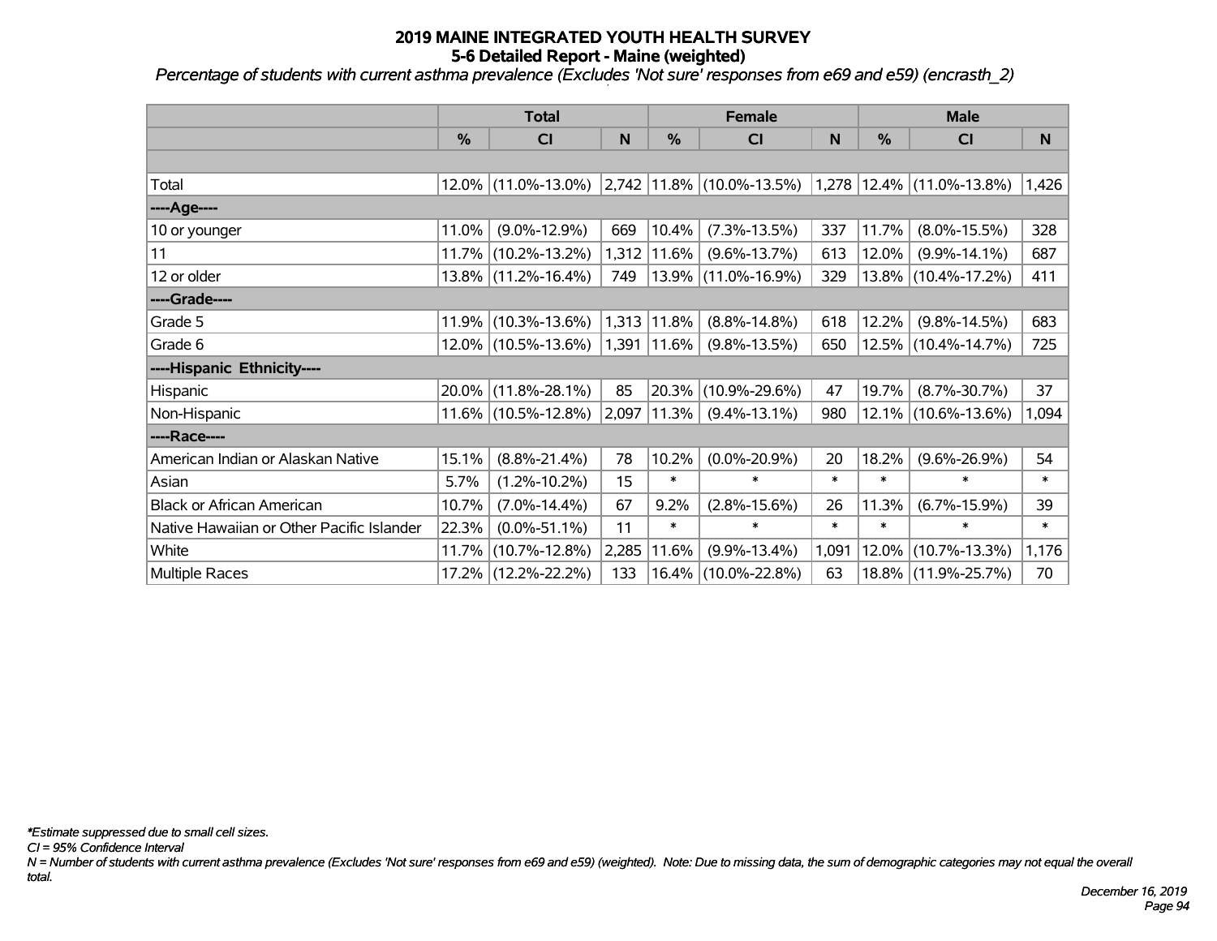# 2019 MAINE INTEGRATED YOUTH HEALTH SURVEY
## 5-6 Detailed Report - Maine (weighted)

*Percentage of students with current asthma prevalence (Excludes 'Not sure' responses from e69 and e59) (encrasth_2)*

| | Total | | | Female | | | Male | | |
|---|---|---|---|---|---|---|---|---|---|
| | % | CI | N | % | CI | N | % | CI | N |
| | | | | | | | | | |
| Total | 12.0% | (11.0%-13.0%) | 2,742 | 11.8% | (10.0%-13.5%) | 1,278 | 12.4% | (11.0%-13.8%) | 1,426 |
| ----Age---- | | | | | | | | | |
| 10 or younger | 11.0% | (9.0%-12.9%) | 669 | 10.4% | (7.3%-13.5%) | 337 | 11.7% | (8.0%-15.5%) | 328 |
| 11 | 11.7% | (10.2%-13.2%) | 1,312 | 11.6% | (9.6%-13.7%) | 613 | 12.0% | (9.9%-14.1%) | 687 |
| 12 or older | 13.8% | (11.2%-16.4%) | 749 | 13.9% | (11.0%-16.9%) | 329 | 13.8% | (10.4%-17.2%) | 411 |
| ----Grade---- | | | | | | | | | |
| Grade 5 | 11.9% | (10.3%-13.6%) | 1,313 | 11.8% | (8.8%-14.8%) | 618 | 12.2% | (9.8%-14.5%) | 683 |
| Grade 6 | 12.0% | (10.5%-13.6%) | 1,391 | 11.6% | (9.8%-13.5%) | 650 | 12.5% | (10.4%-14.7%) | 725 |
| ----Hispanic Ethnicity---- | | | | | | | | | |
| Hispanic | 20.0% | (11.8%-28.1%) | 85 | 20.3% | (10.9%-29.6%) | 47 | 19.7% | (8.7%-30.7%) | 37 |
| Non-Hispanic | 11.6% | (10.5%-12.8%) | 2,097 | 11.3% | (9.4%-13.1%) | 980 | 12.1% | (10.6%-13.6%) | 1,094 |
| ----Race---- | | | | | | | | | |
| American Indian or Alaskan Native | 15.1% | (8.8%-21.4%) | 78 | 10.2% | (0.0%-20.9%) | 20 | 18.2% | (9.6%-26.9%) | 54 |
| Asian | 5.7% | (1.2%-10.2%) | 15 | * | * | * | * | * | * |
| Black or African American | 10.7% | (7.0%-14.4%) | 67 | 9.2% | (2.8%-15.6%) | 26 | 11.3% | (6.7%-15.9%) | 39 |
| Native Hawaiian or Other Pacific Islander | 22.3% | (0.0%-51.1%) | 11 | * | * | * | * | * | * |
| White | 11.7% | (10.7%-12.8%) | 2,285 | 11.6% | (9.9%-13.4%) | 1,091 | 12.0% | (10.7%-13.3%) | 1,176 |
| Multiple Races | 17.2% | (12.2%-22.2%) | 133 | 16.4% | (10.0%-22.8%) | 63 | 18.8% | (11.9%-25.7%) | 70 |

*\*Estimate suppressed due to small cell sizes.*

*CI = 95% Confidence Interval*

*N = Number of students with current asthma prevalence (Excludes 'Not sure' responses from e69 and e59) (weighted). Note: Due to missing data, the sum of demographic categories may not equal the overall total.*

*December 16, 2019*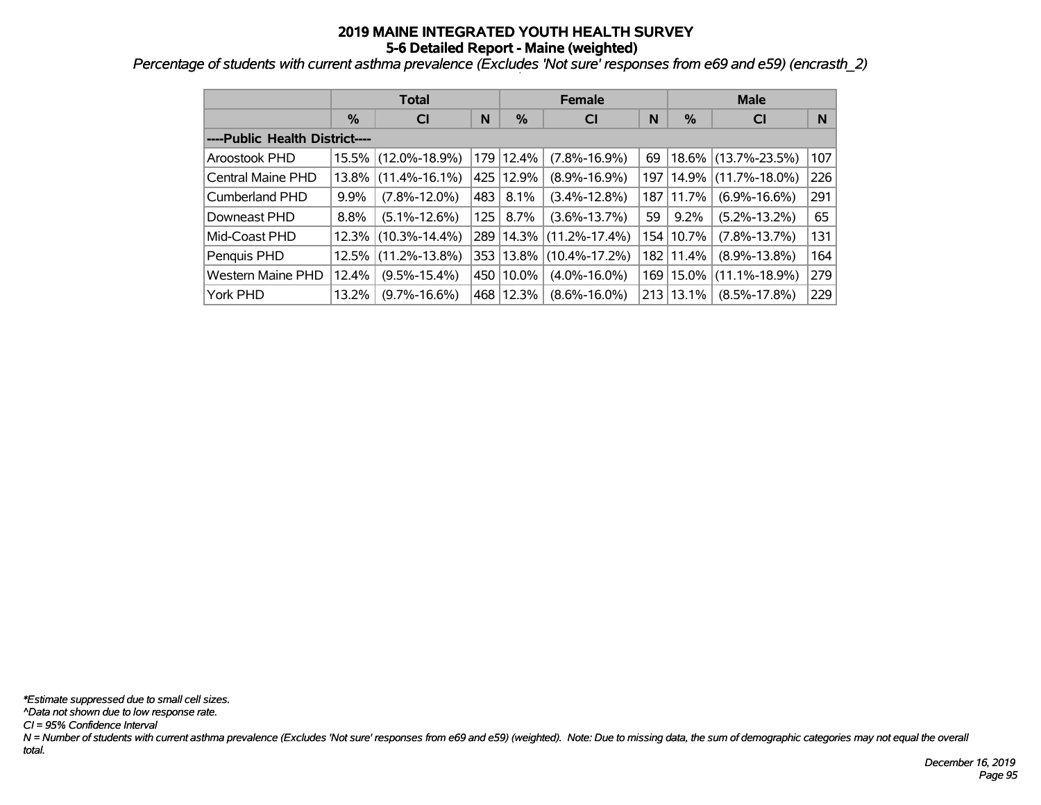# 2019 MAINE INTEGRATED YOUTH HEALTH SURVEY

## 5-6 Detailed Report - Maine (weighted)

*Percentage of students with current asthma prevalence (Excludes 'Not sure' responses from e69 and e59) (encrasth_2)*

| | Total | | | Female | | | Male | | |
|---|---|---|---|---|---|---|---|---|---|
| | % | CI | N | % | CI | N | % | CI | N |
| ----Public Health District---- | | | | | | | | | |
| Aroostook PHD | 15.5% | (12.0%-18.9%) | 179 | 12.4% | (7.8%-16.9%) | 69 | 18.6% | (13.7%-23.5%) | 107 |
| Central Maine PHD | 13.8% | (11.4%-16.1%) | 425 | 12.9% | (8.9%-16.9%) | 197 | 14.9% | (11.7%-18.0%) | 226 |
| Cumberland PHD | 9.9% | (7.8%-12.0%) | 483 | 8.1% | (3.4%-12.8%) | 187 | 11.7% | (6.9%-16.6%) | 291 |
| Downeast PHD | 8.8% | (5.1%-12.6%) | 125 | 8.7% | (3.6%-13.7%) | 59 | 9.2% | (5.2%-13.2%) | 65 |
| Mid-Coast PHD | 12.3% | (10.3%-14.4%) | 289 | 14.3% | (11.2%-17.4%) | 154 | 10.7% | (7.8%-13.7%) | 131 |
| Penquis PHD | 12.5% | (11.2%-13.8%) | 353 | 13.8% | (10.4%-17.2%) | 182 | 11.4% | (8.9%-13.8%) | 164 |
| Western Maine PHD | 12.4% | (9.5%-15.4%) | 450 | 10.0% | (4.0%-16.0%) | 169 | 15.0% | (11.1%-18.9%) | 279 |
| York PHD | 13.2% | (9.7%-16.6%) | 468 | 12.3% | (8.6%-16.0%) | 213 | 13.1% | (8.5%-17.8%) | 229 |

*\*Estimate suppressed due to small cell sizes.*
*^Data not shown due to low response rate.*
*CI = 95% Confidence Interval*
*N = Number of students with current asthma prevalence (Excludes 'Not sure' responses from e69 and e59) (weighted). Note: Due to missing data, the sum of demographic categories may not equal the overall total.*

*December 16, 2019*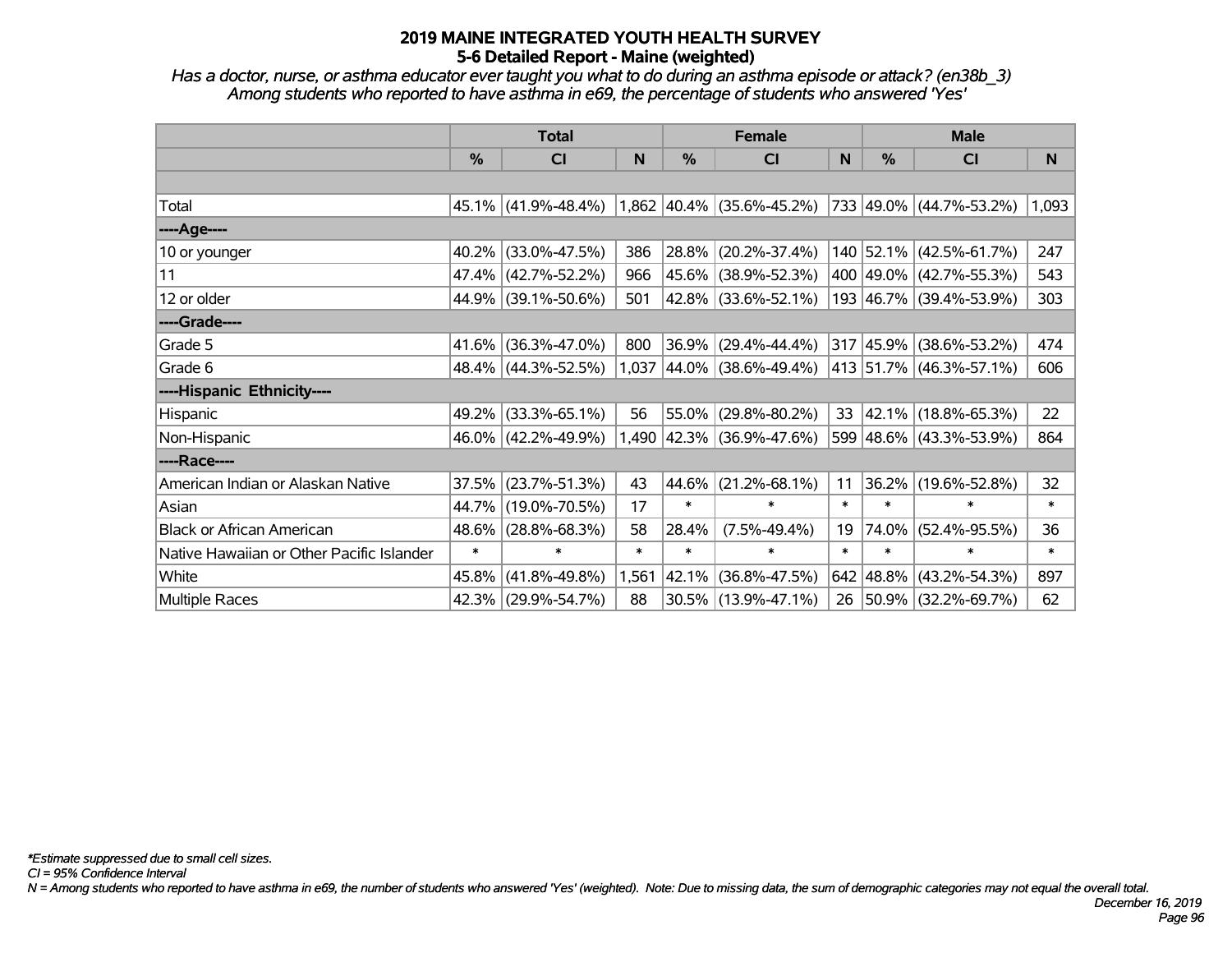# 2019 MAINE INTEGRATED YOUTH HEALTH SURVEY
## 5-6 Detailed Report - Maine (weighted)

*Has a doctor, nurse, or asthma educator ever taught you what to do during an asthma episode or attack? (en38b_3)*
*Among students who reported to have asthma in e69, the percentage of students who answered 'Yes'*

| | Total | | | Female | | | Male | | |
|---|---|---|---|---|---|---|---|---|---|
| | % | CI | N | % | CI | N | % | CI | N |
| Total | 45.1% | (41.9%-48.4%) | 1,862 | 40.4% | (35.6%-45.2%) | 733 | 49.0% | (44.7%-53.2%) | 1,093 |
| ----Age---- | | | | | | | | | |
| 10 or younger | 40.2% | (33.0%-47.5%) | 386 | 28.8% | (20.2%-37.4%) | 140 | 52.1% | (42.5%-61.7%) | 247 |
| 11 | 47.4% | (42.7%-52.2%) | 966 | 45.6% | (38.9%-52.3%) | 400 | 49.0% | (42.7%-55.3%) | 543 |
| 12 or older | 44.9% | (39.1%-50.6%) | 501 | 42.8% | (33.6%-52.1%) | 193 | 46.7% | (39.4%-53.9%) | 303 |
| ----Grade---- | | | | | | | | | |
| Grade 5 | 41.6% | (36.3%-47.0%) | 800 | 36.9% | (29.4%-44.4%) | 317 | 45.9% | (38.6%-53.2%) | 474 |
| Grade 6 | 48.4% | (44.3%-52.5%) | 1,037 | 44.0% | (38.6%-49.4%) | 413 | 51.7% | (46.3%-57.1%) | 606 |
| ----Hispanic Ethnicity---- | | | | | | | | | |
| Hispanic | 49.2% | (33.3%-65.1%) | 56 | 55.0% | (29.8%-80.2%) | 33 | 42.1% | (18.8%-65.3%) | 22 |
| Non-Hispanic | 46.0% | (42.2%-49.9%) | 1,490 | 42.3% | (36.9%-47.6%) | 599 | 48.6% | (43.3%-53.9%) | 864 |
| ----Race---- | | | | | | | | | |
| American Indian or Alaskan Native | 37.5% | (23.7%-51.3%) | 43 | 44.6% | (21.2%-68.1%) | 11 | 36.2% | (19.6%-52.8%) | 32 |
| Asian | 44.7% | (19.0%-70.5%) | 17 | * | * | * | * | * | * |
| Black or African American | 48.6% | (28.8%-68.3%) | 58 | 28.4% | (7.5%-49.4%) | 19 | 74.0% | (52.4%-95.5%) | 36 |
| Native Hawaiian or Other Pacific Islander | * | * | * | * | * | * | * | * | * |
| White | 45.8% | (41.8%-49.8%) | 1,561 | 42.1% | (36.8%-47.5%) | 642 | 48.8% | (43.2%-54.3%) | 897 |
| Multiple Races | 42.3% | (29.9%-54.7%) | 88 | 30.5% | (13.9%-47.1%) | 26 | 50.9% | (32.2%-69.7%) | 62 |

*\*Estimate suppressed due to small cell sizes.*
*CI = 95% Confidence Interval*
*N = Among students who reported to have asthma in e69, the number of students who answered 'Yes' (weighted). Note: Due to missing data, the sum of demographic categories may not equal the overall total.*

*December 16, 2019*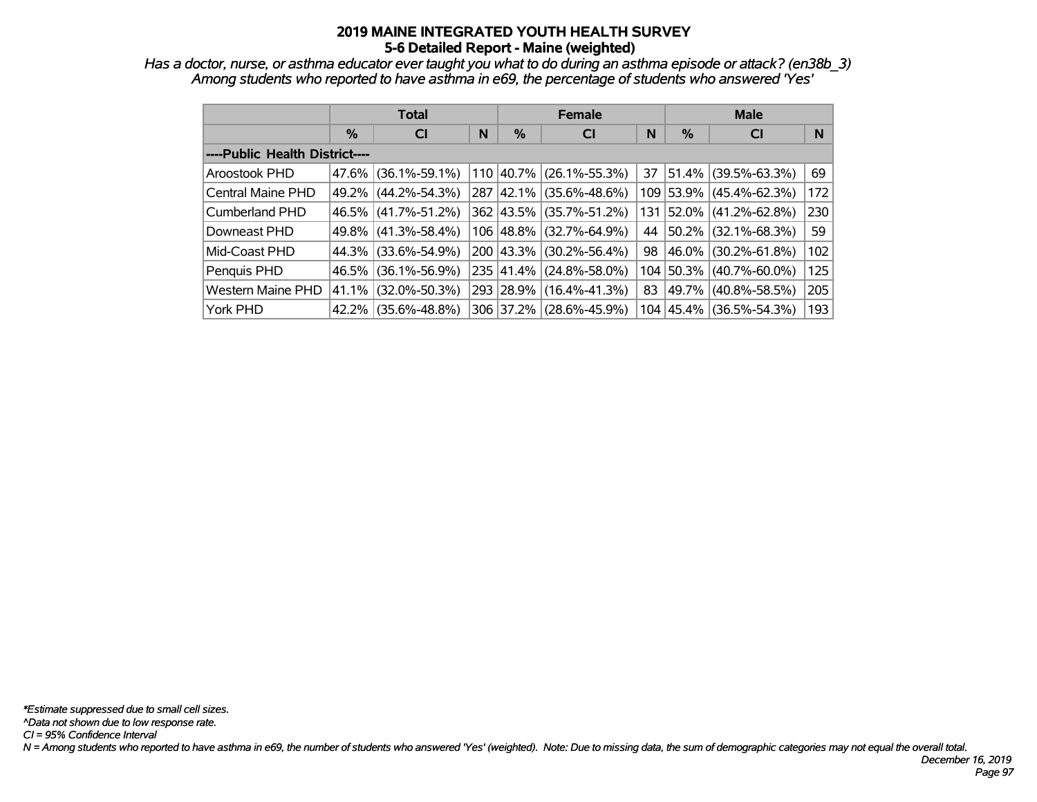# 2019 MAINE INTEGRATED YOUTH HEALTH SURVEY
## 5-6 Detailed Report - Maine (weighted)

*Has a doctor, nurse, or asthma educator ever taught you what to do during an asthma episode or attack? (en38b_3)*
*Among students who reported to have asthma in e69, the percentage of students who answered 'Yes'*

| | Total | | | Female | | | Male | | |
|---|---|---|---|---|---|---|---|---|---|
| | % | CI | N | % | CI | N | % | CI | N |
| ----Public Health District---- | | | | | | | | | |
| Aroostook PHD | 47.6% | (36.1%-59.1%) | 110 | 40.7% | (26.1%-55.3%) | 37 | 51.4% | (39.5%-63.3%) | 69 |
| Central Maine PHD | 49.2% | (44.2%-54.3%) | 287 | 42.1% | (35.6%-48.6%) | 109 | 53.9% | (45.4%-62.3%) | 172 |
| Cumberland PHD | 46.5% | (41.7%-51.2%) | 362 | 43.5% | (35.7%-51.2%) | 131 | 52.0% | (41.2%-62.8%) | 230 |
| Downeast PHD | 49.8% | (41.3%-58.4%) | 106 | 48.8% | (32.7%-64.9%) | 44 | 50.2% | (32.1%-68.3%) | 59 |
| Mid-Coast PHD | 44.3% | (33.6%-54.9%) | 200 | 43.3% | (30.2%-56.4%) | 98 | 46.0% | (30.2%-61.8%) | 102 |
| Penquis PHD | 46.5% | (36.1%-56.9%) | 235 | 41.4% | (24.8%-58.0%) | 104 | 50.3% | (40.7%-60.0%) | 125 |
| Western Maine PHD | 41.1% | (32.0%-50.3%) | 293 | 28.9% | (16.4%-41.3%) | 83 | 49.7% | (40.8%-58.5%) | 205 |
| York PHD | 42.2% | (35.6%-48.8%) | 306 | 37.2% | (28.6%-45.9%) | 104 | 45.4% | (36.5%-54.3%) | 193 |

*\*Estimate suppressed due to small cell sizes.*
*^Data not shown due to low response rate.*
*CI = 95% Confidence Interval*
*N = Among students who reported to have asthma in e69, the number of students who answered 'Yes' (weighted). Note: Due to missing data, the sum of demographic categories may not equal the overall total.*

*December 16, 2019*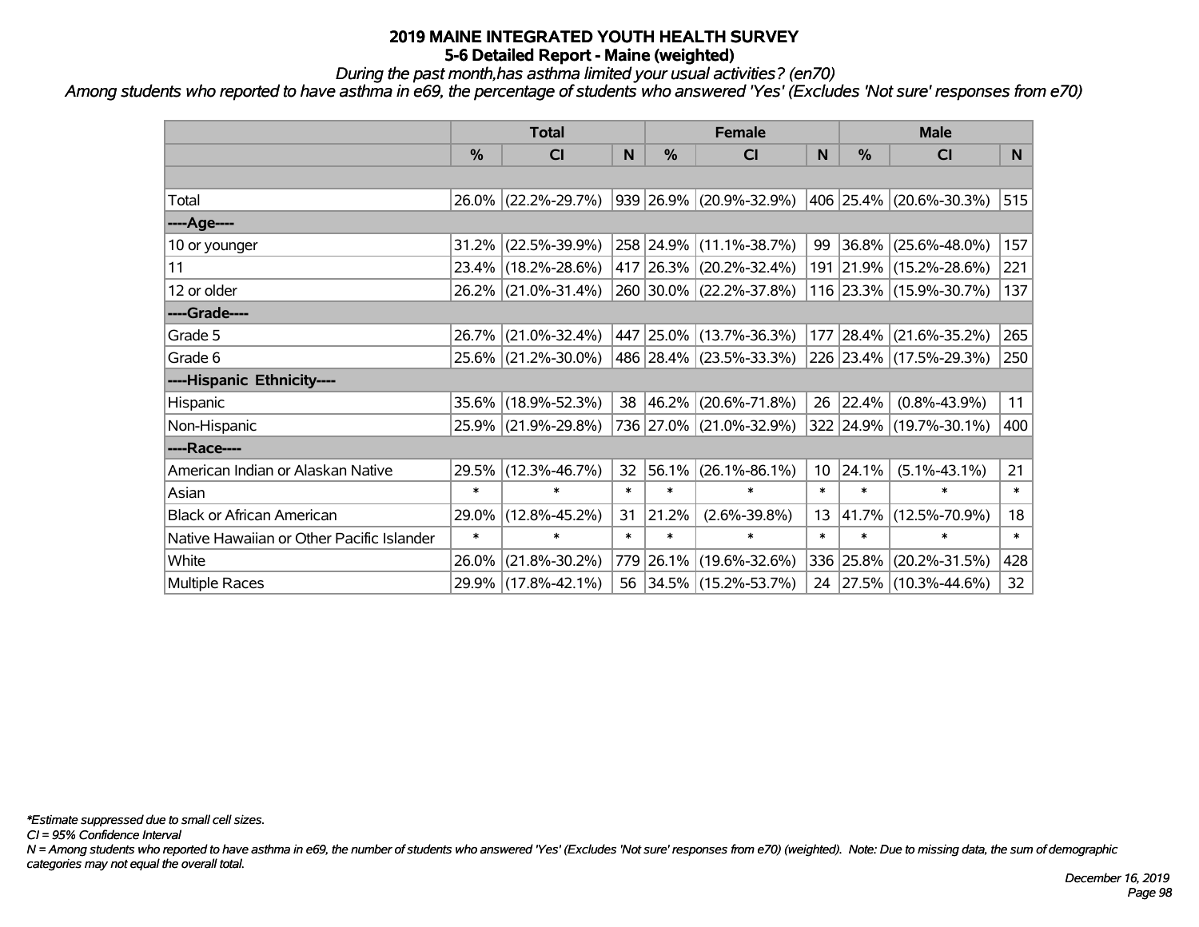# 2019 MAINE INTEGRATED YOUTH HEALTH SURVEY
## 5-6 Detailed Report - Maine (weighted)

*During the past month,has asthma limited your usual activities? (en70)*

*Among students who reported to have asthma in e69, the percentage of students who answered 'Yes' (Excludes 'Not sure' responses from e70)*

| | Total | | | Female | | | Male | | |
|---|---|---|---|---|---|---|---|---|---|
| | % | CI | N | % | CI | N | % | CI | N |
| | | | | | | | | | |
| Total | 26.0% | (22.2%-29.7%) | 939 | 26.9% | (20.9%-32.9%) | 406 | 25.4% | (20.6%-30.3%) | 515 |
| ----Age---- | | | | | | | | | |
| 10 or younger | 31.2% | (22.5%-39.9%) | 258 | 24.9% | (11.1%-38.7%) | 99 | 36.8% | (25.6%-48.0%) | 157 |
| 11 | 23.4% | (18.2%-28.6%) | 417 | 26.3% | (20.2%-32.4%) | 191 | 21.9% | (15.2%-28.6%) | 221 |
| 12 or older | 26.2% | (21.0%-31.4%) | 260 | 30.0% | (22.2%-37.8%) | 116 | 23.3% | (15.9%-30.7%) | 137 |
| ----Grade---- | | | | | | | | | |
| Grade 5 | 26.7% | (21.0%-32.4%) | 447 | 25.0% | (13.7%-36.3%) | 177 | 28.4% | (21.6%-35.2%) | 265 |
| Grade 6 | 25.6% | (21.2%-30.0%) | 486 | 28.4% | (23.5%-33.3%) | 226 | 23.4% | (17.5%-29.3%) | 250 |
| ----Hispanic Ethnicity---- | | | | | | | | | |
| Hispanic | 35.6% | (18.9%-52.3%) | 38 | 46.2% | (20.6%-71.8%) | 26 | 22.4% | (0.8%-43.9%) | 11 |
| Non-Hispanic | 25.9% | (21.9%-29.8%) | 736 | 27.0% | (21.0%-32.9%) | 322 | 24.9% | (19.7%-30.1%) | 400 |
| ----Race---- | | | | | | | | | |
| American Indian or Alaskan Native | 29.5% | (12.3%-46.7%) | 32 | 56.1% | (26.1%-86.1%) | 10 | 24.1% | (5.1%-43.1%) | 21 |
| Asian | * | * | * | * | * | * | * | * | * |
| Black or African American | 29.0% | (12.8%-45.2%) | 31 | 21.2% | (2.6%-39.8%) | 13 | 41.7% | (12.5%-70.9%) | 18 |
| Native Hawaiian or Other Pacific Islander | * | * | * | * | * | * | * | * | * |
| White | 26.0% | (21.8%-30.2%) | 779 | 26.1% | (19.6%-32.6%) | 336 | 25.8% | (20.2%-31.5%) | 428 |
| Multiple Races | 29.9% | (17.8%-42.1%) | 56 | 34.5% | (15.2%-53.7%) | 24 | 27.5% | (10.3%-44.6%) | 32 |

*\*Estimate suppressed due to small cell sizes.*

*CI = 95% Confidence Interval*

*N = Among students who reported to have asthma in e69, the number of students who answered 'Yes' (Excludes 'Not sure' responses from e70) (weighted). Note: Due to missing data, the sum of demographic categories may not equal the overall total.*

*December 16, 2019*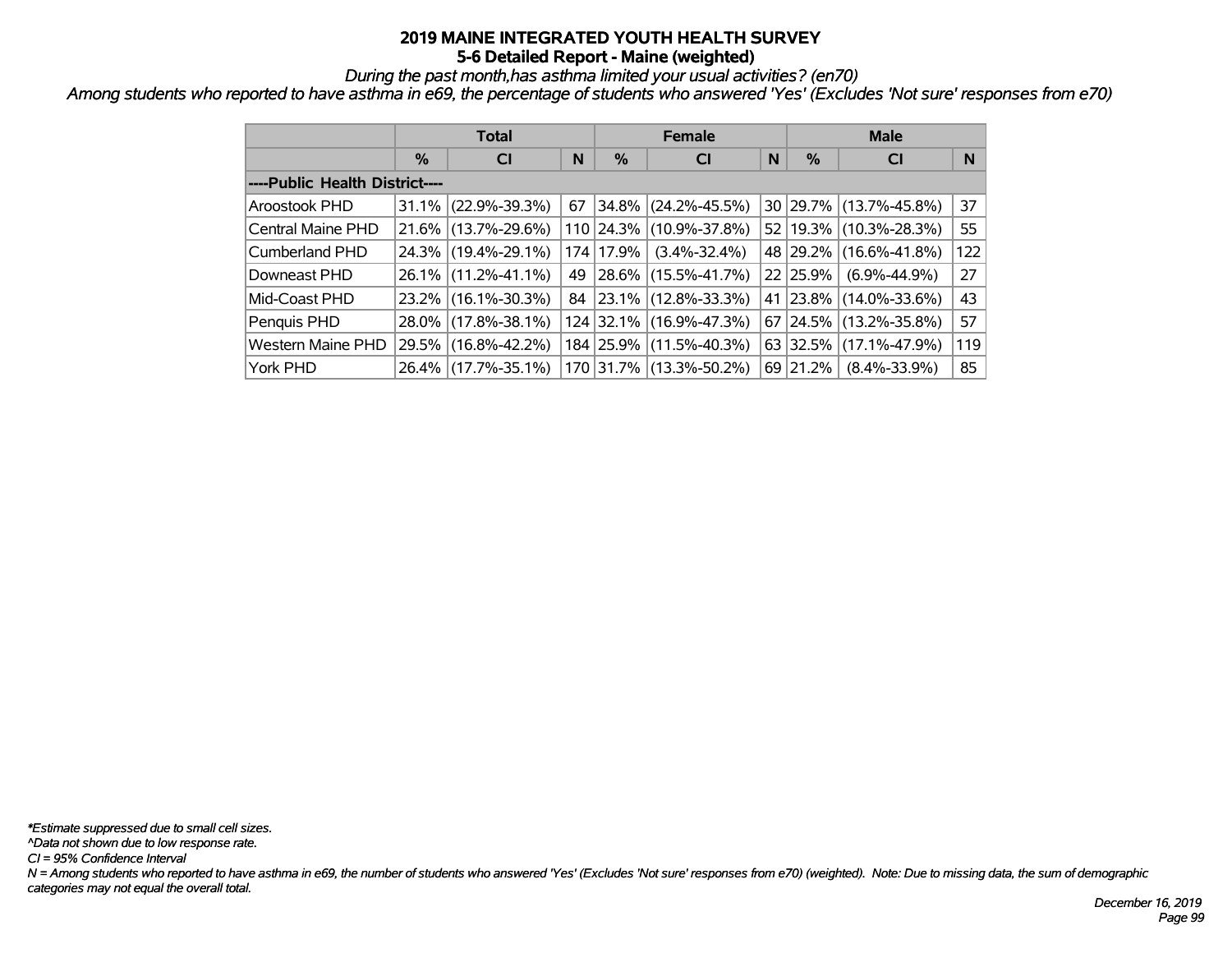# 2019 MAINE INTEGRATED YOUTH HEALTH SURVEY
## 5-6 Detailed Report - Maine (weighted)

*During the past month,has asthma limited your usual activities? (en70)*

*Among students who reported to have asthma in e69, the percentage of students who answered 'Yes' (Excludes 'Not sure' responses from e70)*

| | Total | | | Female | | | Male | | |
|---|---|---|---|---|---|---|---|---|---|
| | % | CI | N | % | CI | N | % | CI | N |
| **----Public Health District----** | | | | | | | | | |
| Aroostook PHD | 31.1% | (22.9%-39.3%) | 67 | 34.8% | (24.2%-45.5%) | 30 | 29.7% | (13.7%-45.8%) | 37 |
| Central Maine PHD | 21.6% | (13.7%-29.6%) | 110 | 24.3% | (10.9%-37.8%) | 52 | 19.3% | (10.3%-28.3%) | 55 |
| Cumberland PHD | 24.3% | (19.4%-29.1%) | 174 | 17.9% | (3.4%-32.4%) | 48 | 29.2% | (16.6%-41.8%) | 122 |
| Downeast PHD | 26.1% | (11.2%-41.1%) | 49 | 28.6% | (15.5%-41.7%) | 22 | 25.9% | (6.9%-44.9%) | 27 |
| Mid-Coast PHD | 23.2% | (16.1%-30.3%) | 84 | 23.1% | (12.8%-33.3%) | 41 | 23.8% | (14.0%-33.6%) | 43 |
| Penquis PHD | 28.0% | (17.8%-38.1%) | 124 | 32.1% | (16.9%-47.3%) | 67 | 24.5% | (13.2%-35.8%) | 57 |
| Western Maine PHD | 29.5% | (16.8%-42.2%) | 184 | 25.9% | (11.5%-40.3%) | 63 | 32.5% | (17.1%-47.9%) | 119 |
| York PHD | 26.4% | (17.7%-35.1%) | 170 | 31.7% | (13.3%-50.2%) | 69 | 21.2% | (8.4%-33.9%) | 85 |

*Estimate suppressed due to small cell sizes.

^Data not shown due to low response rate.

CI = 95% Confidence Interval

N = Among students who reported to have asthma in e69, the number of students who answered 'Yes' (Excludes 'Not sure' responses from e70) (weighted). Note: Due to missing data, the sum of demographic categories may not equal the overall total.

December 16, 2019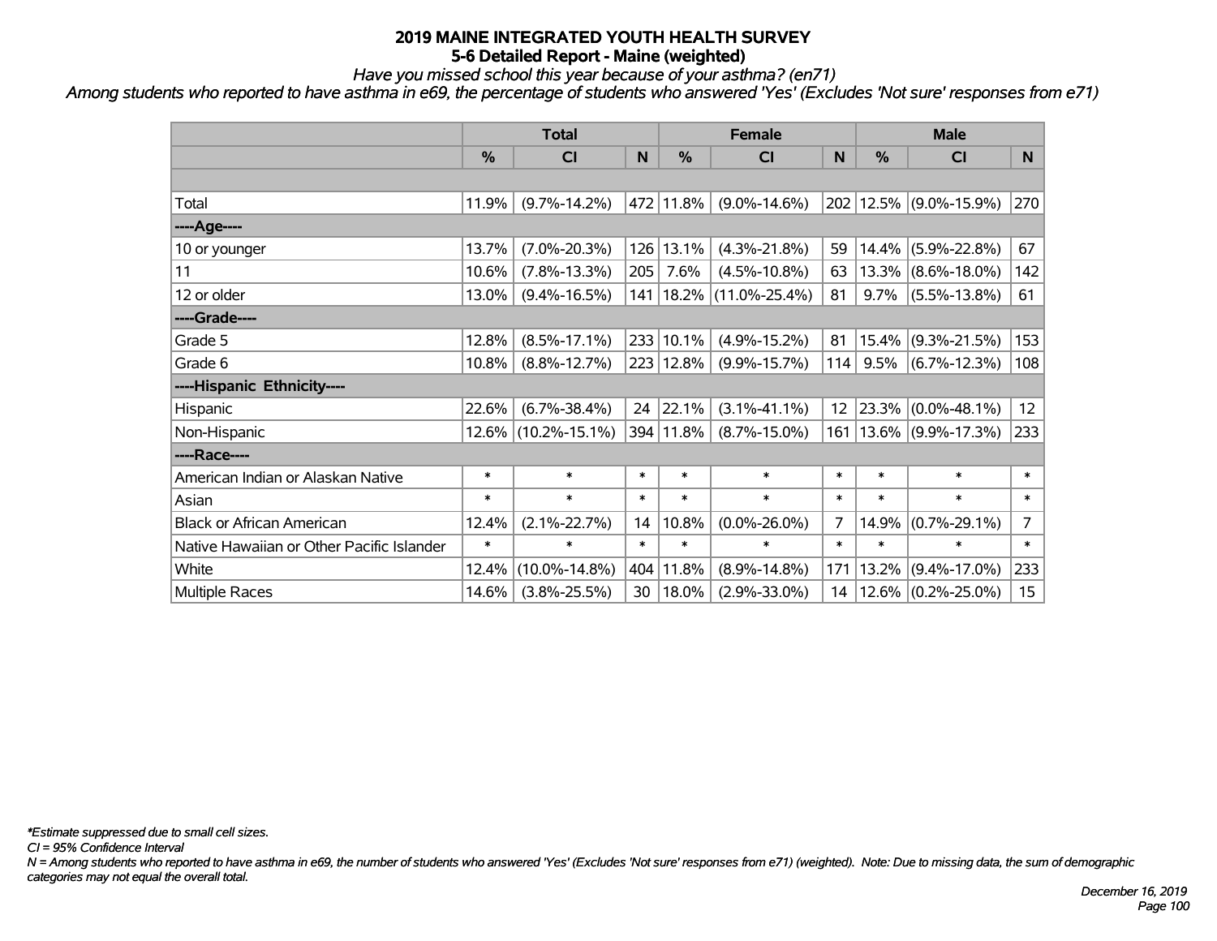# 2019 MAINE INTEGRATED YOUTH HEALTH SURVEY
## 5-6 Detailed Report - Maine (weighted)

*Have you missed school this year because of your asthma? (en71)*

*Among students who reported to have asthma in e69, the percentage of students who answered 'Yes' (Excludes 'Not sure' responses from e71)*

| | Total | | | Female | | | Male | | |
|---|---|---|---|---|---|---|---|---|---|
| | % | CI | N | % | CI | N | % | CI | N |
| Total | 11.9% | (9.7%-14.2%) | 472 | 11.8% | (9.0%-14.6%) | 202 | 12.5% | (9.0%-15.9%) | 270 |
| ----Age---- | | | | | | | | | |
| 10 or younger | 13.7% | (7.0%-20.3%) | 126 | 13.1% | (4.3%-21.8%) | 59 | 14.4% | (5.9%-22.8%) | 67 |
| 11 | 10.6% | (7.8%-13.3%) | 205 | 7.6% | (4.5%-10.8%) | 63 | 13.3% | (8.6%-18.0%) | 142 |
| 12 or older | 13.0% | (9.4%-16.5%) | 141 | 18.2% | (11.0%-25.4%) | 81 | 9.7% | (5.5%-13.8%) | 61 |
| ----Grade---- | | | | | | | | | |
| Grade 5 | 12.8% | (8.5%-17.1%) | 233 | 10.1% | (4.9%-15.2%) | 81 | 15.4% | (9.3%-21.5%) | 153 |
| Grade 6 | 10.8% | (8.8%-12.7%) | 223 | 12.8% | (9.9%-15.7%) | 114 | 9.5% | (6.7%-12.3%) | 108 |
| ----Hispanic Ethnicity---- | | | | | | | | | |
| Hispanic | 22.6% | (6.7%-38.4%) | 24 | 22.1% | (3.1%-41.1%) | 12 | 23.3% | (0.0%-48.1%) | 12 |
| Non-Hispanic | 12.6% | (10.2%-15.1%) | 394 | 11.8% | (8.7%-15.0%) | 161 | 13.6% | (9.9%-17.3%) | 233 |
| ----Race---- | | | | | | | | | |
| American Indian or Alaskan Native | * | * | * | * | * | * | * | * | * |
| Asian | * | * | * | * | * | * | * | * | * |
| Black or African American | 12.4% | (2.1%-22.7%) | 14 | 10.8% | (0.0%-26.0%) | 7 | 14.9% | (0.7%-29.1%) | 7 |
| Native Hawaiian or Other Pacific Islander | * | * | * | * | * | * | * | * | * |
| White | 12.4% | (10.0%-14.8%) | 404 | 11.8% | (8.9%-14.8%) | 171 | 13.2% | (9.4%-17.0%) | 233 |
| Multiple Races | 14.6% | (3.8%-25.5%) | 30 | 18.0% | (2.9%-33.0%) | 14 | 12.6% | (0.2%-25.0%) | 15 |

*\*Estimate suppressed due to small cell sizes.*

*CI = 95% Confidence Interval*

*N = Among students who reported to have asthma in e69, the number of students who answered 'Yes' (Excludes 'Not sure' responses from e71) (weighted). Note: Due to missing data, the sum of demographic categories may not equal the overall total.*

*December 16, 2019*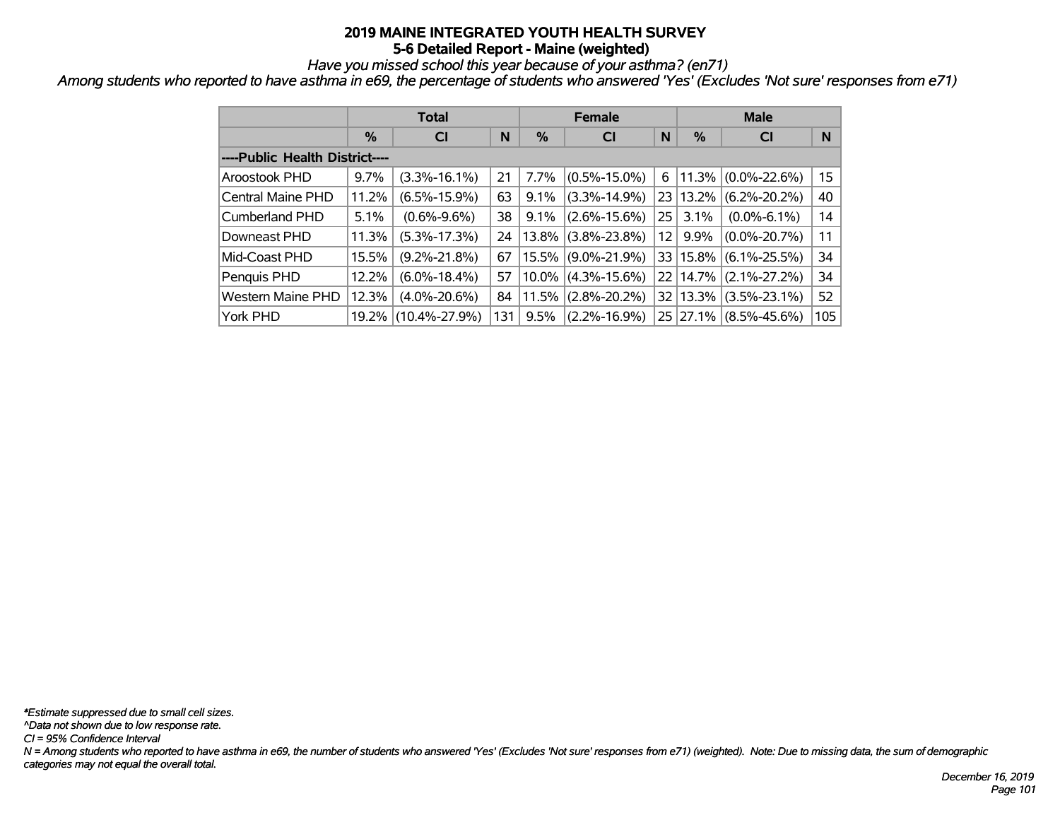# 2019 MAINE INTEGRATED YOUTH HEALTH SURVEY
## 5-6 Detailed Report - Maine (weighted)

*Have you missed school this year because of your asthma? (en71)*

*Among students who reported to have asthma in e69, the percentage of students who answered 'Yes' (Excludes 'Not sure' responses from e71)*

| | Total | | | Female | | | Male | | |
|---|---|---|---|---|---|---|---|---|---|
| | % | CI | N | % | CI | N | % | CI | N |
| **----Public Health District----** | | | | | | | | | |
| Aroostook PHD | 9.7% | (3.3%-16.1%) | 21 | 7.7% | (0.5%-15.0%) | 6 | 11.3% | (0.0%-22.6%) | 15 |
| Central Maine PHD | 11.2% | (6.5%-15.9%) | 63 | 9.1% | (3.3%-14.9%) | 23 | 13.2% | (6.2%-20.2%) | 40 |
| Cumberland PHD | 5.1% | (0.6%-9.6%) | 38 | 9.1% | (2.6%-15.6%) | 25 | 3.1% | (0.0%-6.1%) | 14 |
| Downeast PHD | 11.3% | (5.3%-17.3%) | 24 | 13.8% | (3.8%-23.8%) | 12 | 9.9% | (0.0%-20.7%) | 11 |
| Mid-Coast PHD | 15.5% | (9.2%-21.8%) | 67 | 15.5% | (9.0%-21.9%) | 33 | 15.8% | (6.1%-25.5%) | 34 |
| Penquis PHD | 12.2% | (6.0%-18.4%) | 57 | 10.0% | (4.3%-15.6%) | 22 | 14.7% | (2.1%-27.2%) | 34 |
| Western Maine PHD | 12.3% | (4.0%-20.6%) | 84 | 11.5% | (2.8%-20.2%) | 32 | 13.3% | (3.5%-23.1%) | 52 |
| York PHD | 19.2% | (10.4%-27.9%) | 131 | 9.5% | (2.2%-16.9%) | 25 | 27.1% | (8.5%-45.6%) | 105 |

*\*Estimate suppressed due to small cell sizes.*
*^Data not shown due to low response rate.*
*CI = 95% Confidence Interval*
*N = Among students who reported to have asthma in e69, the number of students who answered 'Yes' (Excludes 'Not sure' responses from e71) (weighted). Note: Due to missing data, the sum of demographic categories may not equal the overall total.*

*December 16, 2019*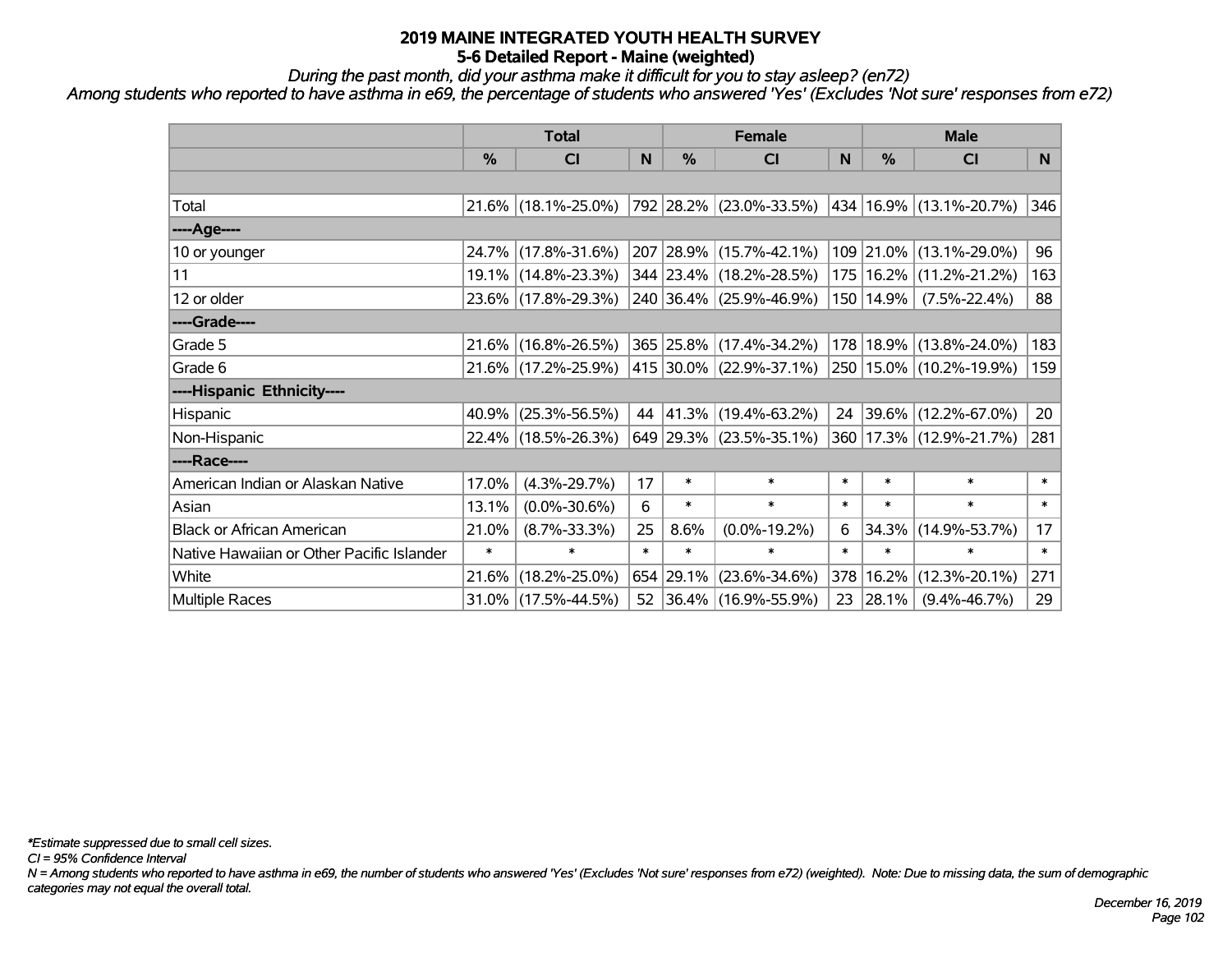# 2019 MAINE INTEGRATED YOUTH HEALTH SURVEY

## 5-6 Detailed Report - Maine (weighted)

*During the past month, did your asthma make it difficult for you to stay asleep? (en72)*

*Among students who reported to have asthma in e69, the percentage of students who answered 'Yes' (Excludes 'Not sure' responses from e72)*

| | Total | | | Female | | | Male | | |
|---|---|---|---|---|---|---|---|---|---|
| | % | CI | N | % | CI | N | % | CI | N |
| | | | | | | | | | |
| Total | 21.6% | (18.1%-25.0%) | 792 | 28.2% | (23.0%-33.5%) | 434 | 16.9% | (13.1%-20.7%) | 346 |
| ----Age---- | | | | | | | | | |
| 10 or younger | 24.7% | (17.8%-31.6%) | 207 | 28.9% | (15.7%-42.1%) | 109 | 21.0% | (13.1%-29.0%) | 96 |
| 11 | 19.1% | (14.8%-23.3%) | 344 | 23.4% | (18.2%-28.5%) | 175 | 16.2% | (11.2%-21.2%) | 163 |
| 12 or older | 23.6% | (17.8%-29.3%) | 240 | 36.4% | (25.9%-46.9%) | 150 | 14.9% | (7.5%-22.4%) | 88 |
| ----Grade---- | | | | | | | | | |
| Grade 5 | 21.6% | (16.8%-26.5%) | 365 | 25.8% | (17.4%-34.2%) | 178 | 18.9% | (13.8%-24.0%) | 183 |
| Grade 6 | 21.6% | (17.2%-25.9%) | 415 | 30.0% | (22.9%-37.1%) | 250 | 15.0% | (10.2%-19.9%) | 159 |
| ----Hispanic Ethnicity---- | | | | | | | | | |
| Hispanic | 40.9% | (25.3%-56.5%) | 44 | 41.3% | (19.4%-63.2%) | 24 | 39.6% | (12.2%-67.0%) | 20 |
| Non-Hispanic | 22.4% | (18.5%-26.3%) | 649 | 29.3% | (23.5%-35.1%) | 360 | 17.3% | (12.9%-21.7%) | 281 |
| ----Race---- | | | | | | | | | |
| American Indian or Alaskan Native | 17.0% | (4.3%-29.7%) | 17 | * | * | * | * | * | * |
| Asian | 13.1% | (0.0%-30.6%) | 6 | * | * | * | * | * | * |
| Black or African American | 21.0% | (8.7%-33.3%) | 25 | 8.6% | (0.0%-19.2%) | 6 | 34.3% | (14.9%-53.7%) | 17 |
| Native Hawaiian or Other Pacific Islander | * | * | * | * | * | * | * | * | * |
| White | 21.6% | (18.2%-25.0%) | 654 | 29.1% | (23.6%-34.6%) | 378 | 16.2% | (12.3%-20.1%) | 271 |
| Multiple Races | 31.0% | (17.5%-44.5%) | 52 | 36.4% | (16.9%-55.9%) | 23 | 28.1% | (9.4%-46.7%) | 29 |

*\*Estimate suppressed due to small cell sizes.*

*CI = 95% Confidence Interval*

*N = Among students who reported to have asthma in e69, the number of students who answered 'Yes' (Excludes 'Not sure' responses from e72) (weighted). Note: Due to missing data, the sum of demographic categories may not equal the overall total.*

*December 16, 2019*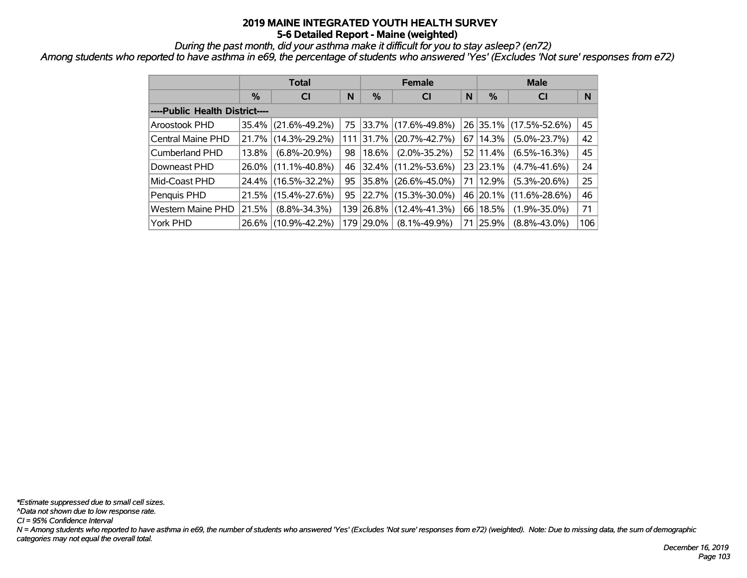# 2019 MAINE INTEGRATED YOUTH HEALTH SURVEY
## 5-6 Detailed Report - Maine (weighted)

*During the past month, did your asthma make it difficult for you to stay asleep? (en72)*

*Among students who reported to have asthma in e69, the percentage of students who answered 'Yes' (Excludes 'Not sure' responses from e72)*

| | Total | | | Female | | | Male | | |
|---|---|---|---|---|---|---|---|---|---|
| | % | CI | N | % | CI | N | % | CI | N |
| **----Public Health District----** | | | | | | | | | |
| Aroostook PHD | 35.4% | (21.6%-49.2%) | 75 | 33.7% | (17.6%-49.8%) | 26 | 35.1% | (17.5%-52.6%) | 45 |
| Central Maine PHD | 21.7% | (14.3%-29.2%) | 111 | 31.7% | (20.7%-42.7%) | 67 | 14.3% | (5.0%-23.7%) | 42 |
| Cumberland PHD | 13.8% | (6.8%-20.9%) | 98 | 18.6% | (2.0%-35.2%) | 52 | 11.4% | (6.5%-16.3%) | 45 |
| Downeast PHD | 26.0% | (11.1%-40.8%) | 46 | 32.4% | (11.2%-53.6%) | 23 | 23.1% | (4.7%-41.6%) | 24 |
| Mid-Coast PHD | 24.4% | (16.5%-32.2%) | 95 | 35.8% | (26.6%-45.0%) | 71 | 12.9% | (5.3%-20.6%) | 25 |
| Penquis PHD | 21.5% | (15.4%-27.6%) | 95 | 22.7% | (15.3%-30.0%) | 46 | 20.1% | (11.6%-28.6%) | 46 |
| Western Maine PHD | 21.5% | (8.8%-34.3%) | 139 | 26.8% | (12.4%-41.3%) | 66 | 18.5% | (1.9%-35.0%) | 71 |
| York PHD | 26.6% | (10.9%-42.2%) | 179 | 29.0% | (8.1%-49.9%) | 71 | 25.9% | (8.8%-43.0%) | 106 |

*\*Estimate suppressed due to small cell sizes.*
*^Data not shown due to low response rate.*
*CI = 95% Confidence Interval*
*N = Among students who reported to have asthma in e69, the number of students who answered 'Yes' (Excludes 'Not sure' responses from e72) (weighted). Note: Due to missing data, the sum of demographic categories may not equal the overall total.*

*December 16, 2019*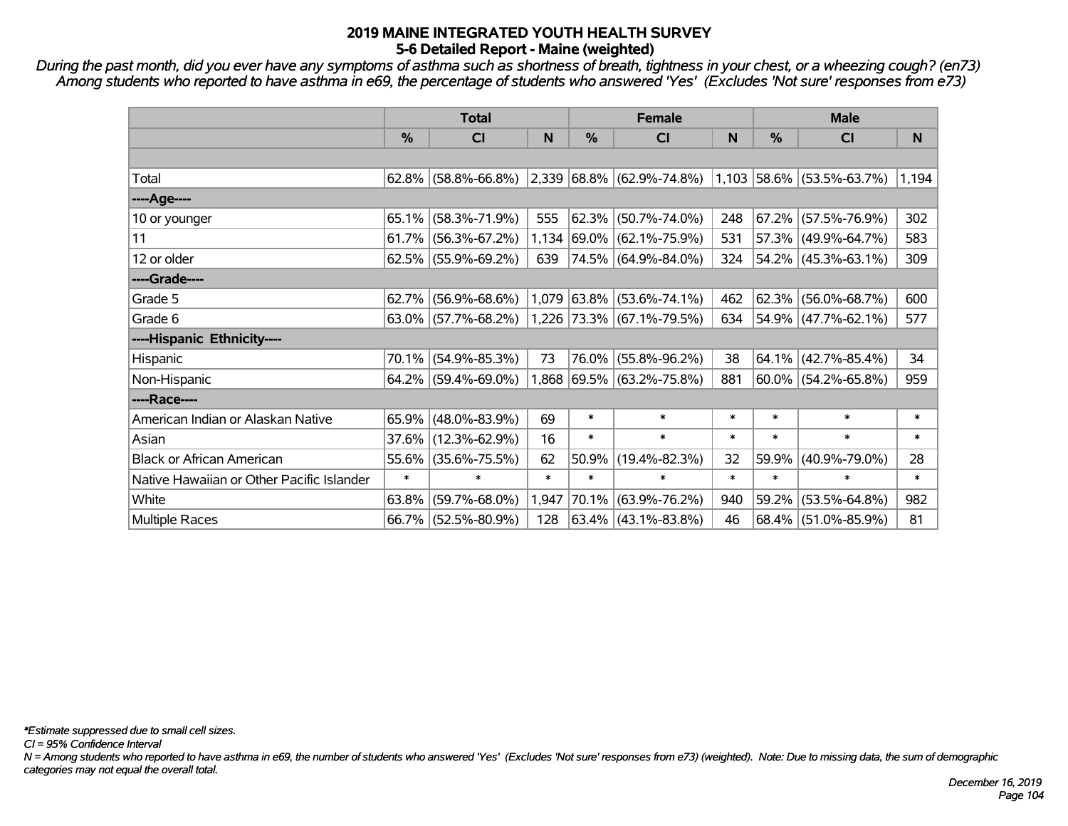# 2019 MAINE INTEGRATED YOUTH HEALTH SURVEY

## 5-6 Detailed Report - Maine (weighted)

*During the past month, did you ever have any symptoms of asthma such as shortness of breath, tightness in your chest, or a wheezing cough? (en73)*
*Among students who reported to have asthma in e69, the percentage of students who answered 'Yes' (Excludes 'Not sure' responses from e73)*

| | Total | | | Female | | | Male | | |
|---|---|---|---|---|---|---|---|---|---|
| | % | CI | N | % | CI | N | % | CI | N |
| Total | 62.8% | (58.8%-66.8%) | 2,339 | 68.8% | (62.9%-74.8%) | 1,103 | 58.6% | (53.5%-63.7%) | 1,194 |
| ----Age---- | | | | | | | | | |
| 10 or younger | 65.1% | (58.3%-71.9%) | 555 | 62.3% | (50.7%-74.0%) | 248 | 67.2% | (57.5%-76.9%) | 302 |
| 11 | 61.7% | (56.3%-67.2%) | 1,134 | 69.0% | (62.1%-75.9%) | 531 | 57.3% | (49.9%-64.7%) | 583 |
| 12 or older | 62.5% | (55.9%-69.2%) | 639 | 74.5% | (64.9%-84.0%) | 324 | 54.2% | (45.3%-63.1%) | 309 |
| ----Grade---- | | | | | | | | | |
| Grade 5 | 62.7% | (56.9%-68.6%) | 1,079 | 63.8% | (53.6%-74.1%) | 462 | 62.3% | (56.0%-68.7%) | 600 |
| Grade 6 | 63.0% | (57.7%-68.2%) | 1,226 | 73.3% | (67.1%-79.5%) | 634 | 54.9% | (47.7%-62.1%) | 577 |
| ----Hispanic Ethnicity---- | | | | | | | | | |
| Hispanic | 70.1% | (54.9%-85.3%) | 73 | 76.0% | (55.8%-96.2%) | 38 | 64.1% | (42.7%-85.4%) | 34 |
| Non-Hispanic | 64.2% | (59.4%-69.0%) | 1,868 | 69.5% | (63.2%-75.8%) | 881 | 60.0% | (54.2%-65.8%) | 959 |
| ----Race---- | | | | | | | | | |
| American Indian or Alaskan Native | 65.9% | (48.0%-83.9%) | 69 | * | * | * | * | * | * |
| Asian | 37.6% | (12.3%-62.9%) | 16 | * | * | * | * | * | * |
| Black or African American | 55.6% | (35.6%-75.5%) | 62 | 50.9% | (19.4%-82.3%) | 32 | 59.9% | (40.9%-79.0%) | 28 |
| Native Hawaiian or Other Pacific Islander | * | * | * | * | * | * | * | * | * |
| White | 63.8% | (59.7%-68.0%) | 1,947 | 70.1% | (63.9%-76.2%) | 940 | 59.2% | (53.5%-64.8%) | 982 |
| Multiple Races | 66.7% | (52.5%-80.9%) | 128 | 63.4% | (43.1%-83.8%) | 46 | 68.4% | (51.0%-85.9%) | 81 |

*\*Estimate suppressed due to small cell sizes.*
*CI = 95% Confidence Interval*
*N = Among students who reported to have asthma in e69, the number of students who answered 'Yes' (Excludes 'Not sure' responses from e73) (weighted). Note: Due to missing data, the sum of demographic categories may not equal the overall total.*

*December 16, 2019*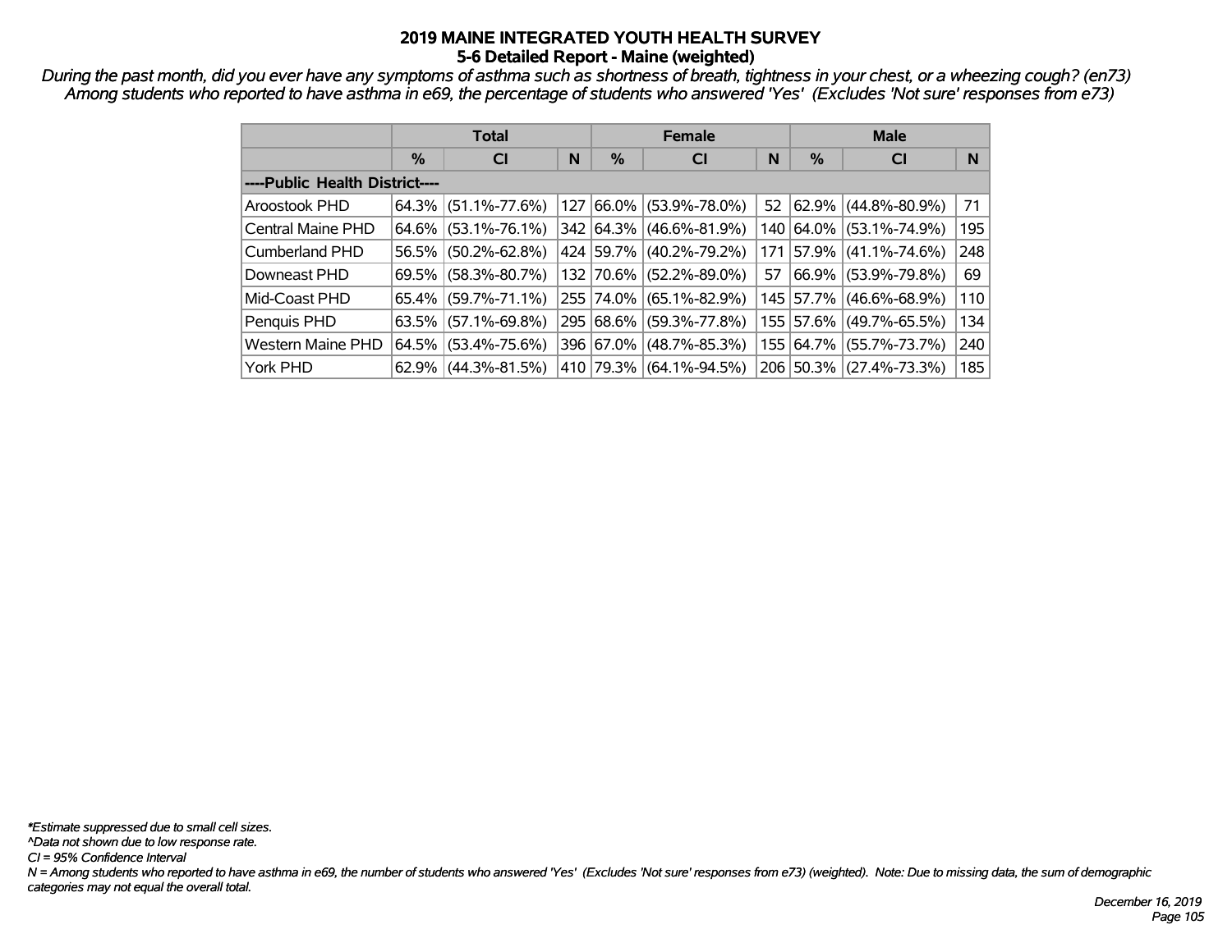# 2019 MAINE INTEGRATED YOUTH HEALTH SURVEY
## 5-6 Detailed Report - Maine (weighted)

*During the past month, did you ever have any symptoms of asthma such as shortness of breath, tightness in your chest, or a wheezing cough? (en73)*
*Among students who reported to have asthma in e69, the percentage of students who answered 'Yes' (Excludes 'Not sure' responses from e73)*

| | Total | | | Female | | | Male | | |
|---|---|---|---|---|---|---|---|---|---|
| | % | CI | N | % | CI | N | % | CI | N |
| ----Public Health District---- | | | | | | | | | |
| Aroostook PHD | 64.3% | (51.1%-77.6%) | 127 | 66.0% | (53.9%-78.0%) | 52 | 62.9% | (44.8%-80.9%) | 71 |
| Central Maine PHD | 64.6% | (53.1%-76.1%) | 342 | 64.3% | (46.6%-81.9%) | 140 | 64.0% | (53.1%-74.9%) | 195 |
| Cumberland PHD | 56.5% | (50.2%-62.8%) | 424 | 59.7% | (40.2%-79.2%) | 171 | 57.9% | (41.1%-74.6%) | 248 |
| Downeast PHD | 69.5% | (58.3%-80.7%) | 132 | 70.6% | (52.2%-89.0%) | 57 | 66.9% | (53.9%-79.8%) | 69 |
| Mid-Coast PHD | 65.4% | (59.7%-71.1%) | 255 | 74.0% | (65.1%-82.9%) | 145 | 57.7% | (46.6%-68.9%) | 110 |
| Penquis PHD | 63.5% | (57.1%-69.8%) | 295 | 68.6% | (59.3%-77.8%) | 155 | 57.6% | (49.7%-65.5%) | 134 |
| Western Maine PHD | 64.5% | (53.4%-75.6%) | 396 | 67.0% | (48.7%-85.3%) | 155 | 64.7% | (55.7%-73.7%) | 240 |
| York PHD | 62.9% | (44.3%-81.5%) | 410 | 79.3% | (64.1%-94.5%) | 206 | 50.3% | (27.4%-73.3%) | 185 |

*\*Estimate suppressed due to small cell sizes.*
*^Data not shown due to low response rate.*
*CI = 95% Confidence Interval*
*N = Among students who reported to have asthma in e69, the number of students who answered 'Yes' (Excludes 'Not sure' responses from e73) (weighted). Note: Due to missing data, the sum of demographic categories may not equal the overall total.*

*December 16, 2019*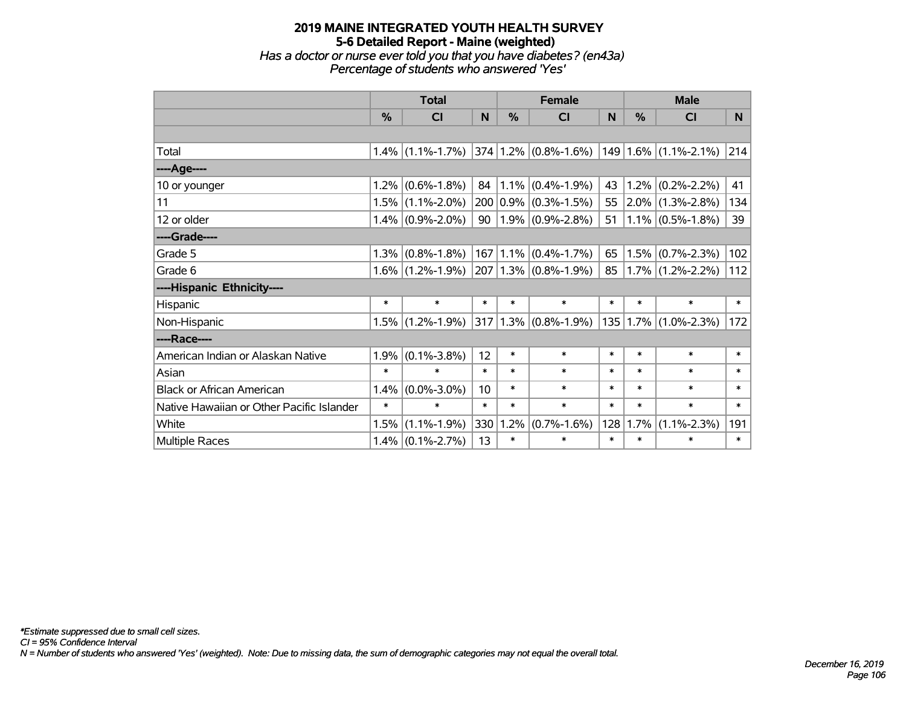# 2019 MAINE INTEGRATED YOUTH HEALTH SURVEY

## 5-6 Detailed Report - Maine (weighted)

*Has a doctor or nurse ever told you that you have diabetes? (en43a)*

*Percentage of students who answered 'Yes'*

| | Total | | | Female | | | Male | | |
|---|---|---|---|---|---|---|---|---|---|
| | % | CI | N | % | CI | N | % | CI | N |
| | | | | | | | | | |
| Total | 1.4% | (1.1%-1.7%) | 374 | 1.2% | (0.8%-1.6%) | 149 | 1.6% | (1.1%-2.1%) | 214 |
| ----Age---- | | | | | | | | | |
| 10 or younger | 1.2% | (0.6%-1.8%) | 84 | 1.1% | (0.4%-1.9%) | 43 | 1.2% | (0.2%-2.2%) | 41 |
| 11 | 1.5% | (1.1%-2.0%) | 200 | 0.9% | (0.3%-1.5%) | 55 | 2.0% | (1.3%-2.8%) | 134 |
| 12 or older | 1.4% | (0.9%-2.0%) | 90 | 1.9% | (0.9%-2.8%) | 51 | 1.1% | (0.5%-1.8%) | 39 |
| ----Grade---- | | | | | | | | | |
| Grade 5 | 1.3% | (0.8%-1.8%) | 167 | 1.1% | (0.4%-1.7%) | 65 | 1.5% | (0.7%-2.3%) | 102 |
| Grade 6 | 1.6% | (1.2%-1.9%) | 207 | 1.3% | (0.8%-1.9%) | 85 | 1.7% | (1.2%-2.2%) | 112 |
| ----Hispanic Ethnicity---- | | | | | | | | | |
| Hispanic | * | * | * | * | * | * | * | * | * |
| Non-Hispanic | 1.5% | (1.2%-1.9%) | 317 | 1.3% | (0.8%-1.9%) | 135 | 1.7% | (1.0%-2.3%) | 172 |
| ----Race---- | | | | | | | | | |
| American Indian or Alaskan Native | 1.9% | (0.1%-3.8%) | 12 | * | * | * | * | * | * |
| Asian | * | * | * | * | * | * | * | * | * |
| Black or African American | 1.4% | (0.0%-3.0%) | 10 | * | * | * | * | * | * |
| Native Hawaiian or Other Pacific Islander | * | * | * | * | * | * | * | * | * |
| White | 1.5% | (1.1%-1.9%) | 330 | 1.2% | (0.7%-1.6%) | 128 | 1.7% | (1.1%-2.3%) | 191 |
| Multiple Races | 1.4% | (0.1%-2.7%) | 13 | * | * | * | * | * | * |

*\*Estimate suppressed due to small cell sizes.*

*CI = 95% Confidence Interval*

*N = Number of students who answered 'Yes' (weighted). Note: Due to missing data, the sum of demographic categories may not equal the overall total.*

*December 16, 2019*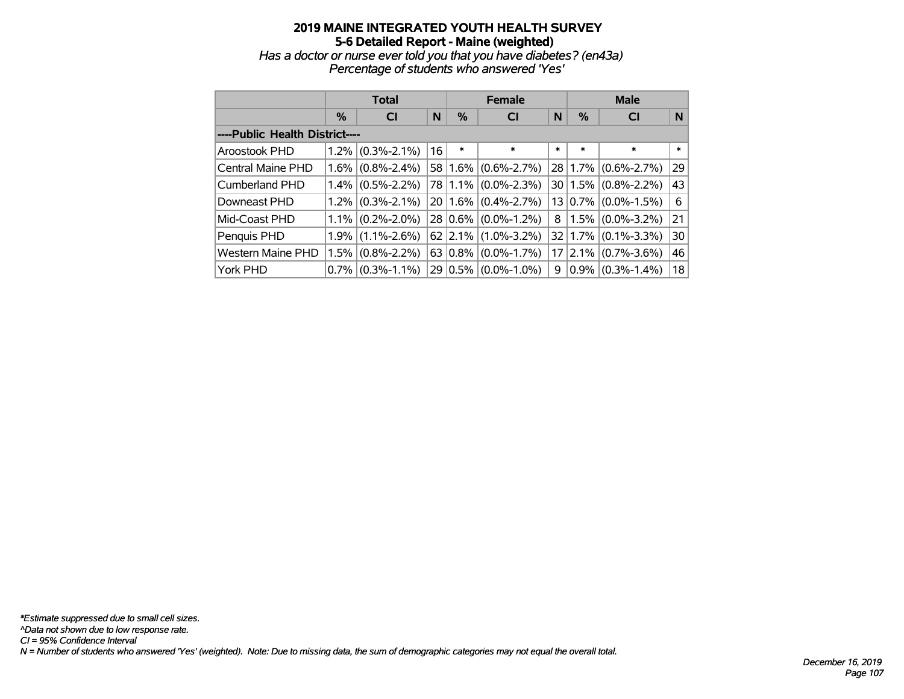# 2019 MAINE INTEGRATED YOUTH HEALTH SURVEY
## 5-6 Detailed Report - Maine (weighted)

*Has a doctor or nurse ever told you that you have diabetes? (en43a)*
*Percentage of students who answered 'Yes'*

| | Total | | | Female | | | Male | | |
|---|---|---|---|---|---|---|---|---|---|
| | % | CI | N | % | CI | N | % | CI | N |
| ----Public Health District---- | | | | | | | | | |
| Aroostook PHD | 1.2% | (0.3%-2.1%) | 16 | * | * | * | * | * | * |
| Central Maine PHD | 1.6% | (0.8%-2.4%) | 58 | 1.6% | (0.6%-2.7%) | 28 | 1.7% | (0.6%-2.7%) | 29 |
| Cumberland PHD | 1.4% | (0.5%-2.2%) | 78 | 1.1% | (0.0%-2.3%) | 30 | 1.5% | (0.8%-2.2%) | 43 |
| Downeast PHD | 1.2% | (0.3%-2.1%) | 20 | 1.6% | (0.4%-2.7%) | 13 | 0.7% | (0.0%-1.5%) | 6 |
| Mid-Coast PHD | 1.1% | (0.2%-2.0%) | 28 | 0.6% | (0.0%-1.2%) | 8 | 1.5% | (0.0%-3.2%) | 21 |
| Penquis PHD | 1.9% | (1.1%-2.6%) | 62 | 2.1% | (1.0%-3.2%) | 32 | 1.7% | (0.1%-3.3%) | 30 |
| Western Maine PHD | 1.5% | (0.8%-2.2%) | 63 | 0.8% | (0.0%-1.7%) | 17 | 2.1% | (0.7%-3.6%) | 46 |
| York PHD | 0.7% | (0.3%-1.1%) | 29 | 0.5% | (0.0%-1.0%) | 9 | 0.9% | (0.3%-1.4%) | 18 |

*\*Estimate suppressed due to small cell sizes.*
*^Data not shown due to low response rate.*
*CI = 95% Confidence Interval*
*N = Number of students who answered 'Yes' (weighted). Note: Due to missing data, the sum of demographic categories may not equal the overall total.*

*December 16, 2019*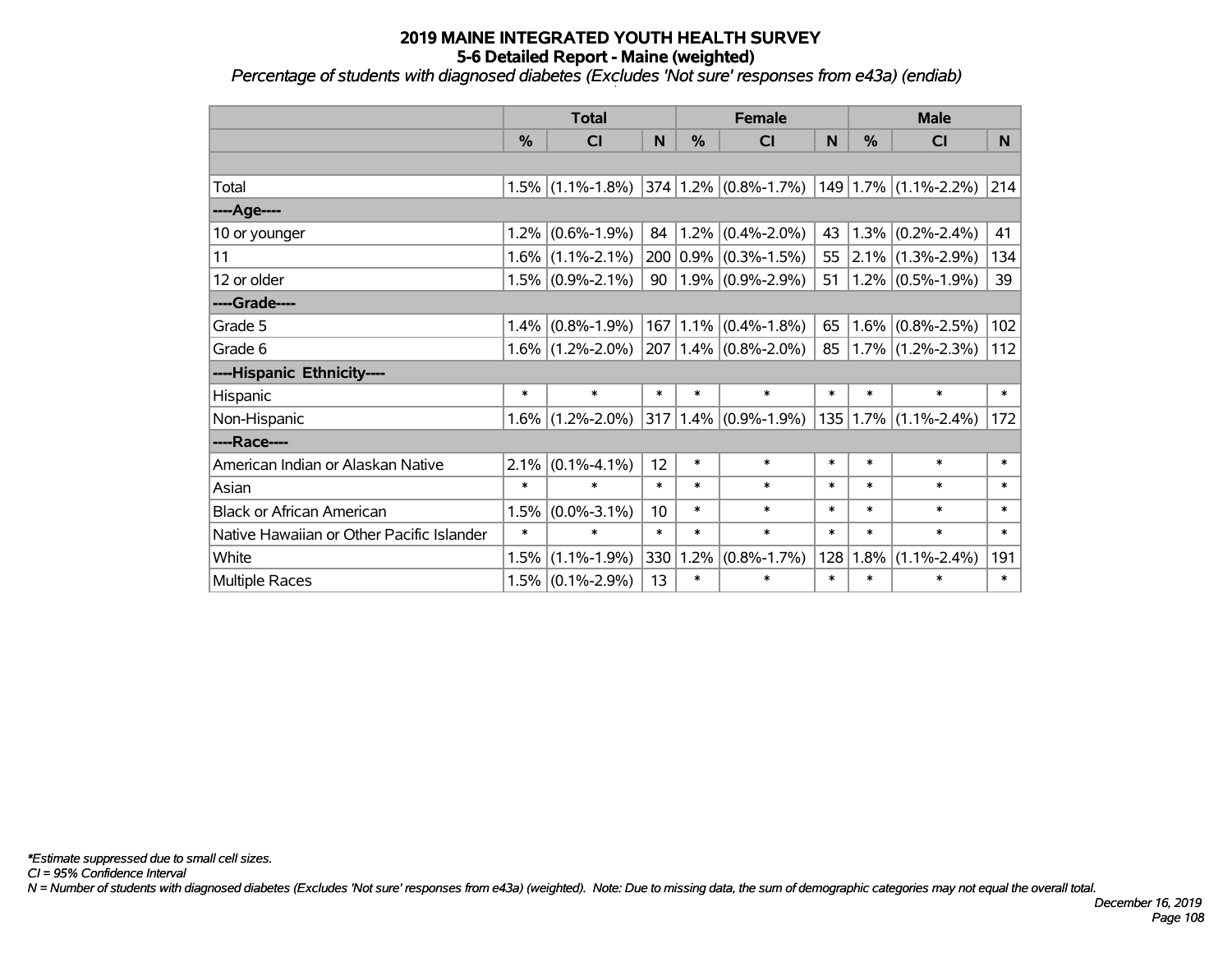# 2019 MAINE INTEGRATED YOUTH HEALTH SURVEY
## 5-6 Detailed Report - Maine (weighted)
*Percentage of students with diagnosed diabetes (Excludes 'Not sure' responses from e43a) (endiab)*

| | Total | | | Female | | | Male | | |
|---|---|---|---|---|---|---|---|---|---|
| | % | CI | N | % | CI | N | % | CI | N |
| | | | | | | | | | |
| Total | 1.5% | (1.1%-1.8%) | 374 | 1.2% | (0.8%-1.7%) | 149 | 1.7% | (1.1%-2.2%) | 214 |
| ----Age---- | | | | | | | | | |
| 10 or younger | 1.2% | (0.6%-1.9%) | 84 | 1.2% | (0.4%-2.0%) | 43 | 1.3% | (0.2%-2.4%) | 41 |
| 11 | 1.6% | (1.1%-2.1%) | 200 | 0.9% | (0.3%-1.5%) | 55 | 2.1% | (1.3%-2.9%) | 134 |
| 12 or older | 1.5% | (0.9%-2.1%) | 90 | 1.9% | (0.9%-2.9%) | 51 | 1.2% | (0.5%-1.9%) | 39 |
| ----Grade---- | | | | | | | | | |
| Grade 5 | 1.4% | (0.8%-1.9%) | 167 | 1.1% | (0.4%-1.8%) | 65 | 1.6% | (0.8%-2.5%) | 102 |
| Grade 6 | 1.6% | (1.2%-2.0%) | 207 | 1.4% | (0.8%-2.0%) | 85 | 1.7% | (1.2%-2.3%) | 112 |
| ----Hispanic Ethnicity---- | | | | | | | | | |
| Hispanic | * | * | * | * | * | * | * | * | * |
| Non-Hispanic | 1.6% | (1.2%-2.0%) | 317 | 1.4% | (0.9%-1.9%) | 135 | 1.7% | (1.1%-2.4%) | 172 |
| ----Race---- | | | | | | | | | |
| American Indian or Alaskan Native | 2.1% | (0.1%-4.1%) | 12 | * | * | * | * | * | * |
| Asian | * | * | * | * | * | * | * | * | * |
| Black or African American | 1.5% | (0.0%-3.1%) | 10 | * | * | * | * | * | * |
| Native Hawaiian or Other Pacific Islander | * | * | * | * | * | * | * | * | * |
| White | 1.5% | (1.1%-1.9%) | 330 | 1.2% | (0.8%-1.7%) | 128 | 1.8% | (1.1%-2.4%) | 191 |
| Multiple Races | 1.5% | (0.1%-2.9%) | 13 | * | * | * | * | * | * |

*\*Estimate suppressed due to small cell sizes.*

*CI = 95% Confidence Interval*

*N = Number of students with diagnosed diabetes (Excludes 'Not sure' responses from e43a) (weighted). Note: Due to missing data, the sum of demographic categories may not equal the overall total.*

*December 16, 2019*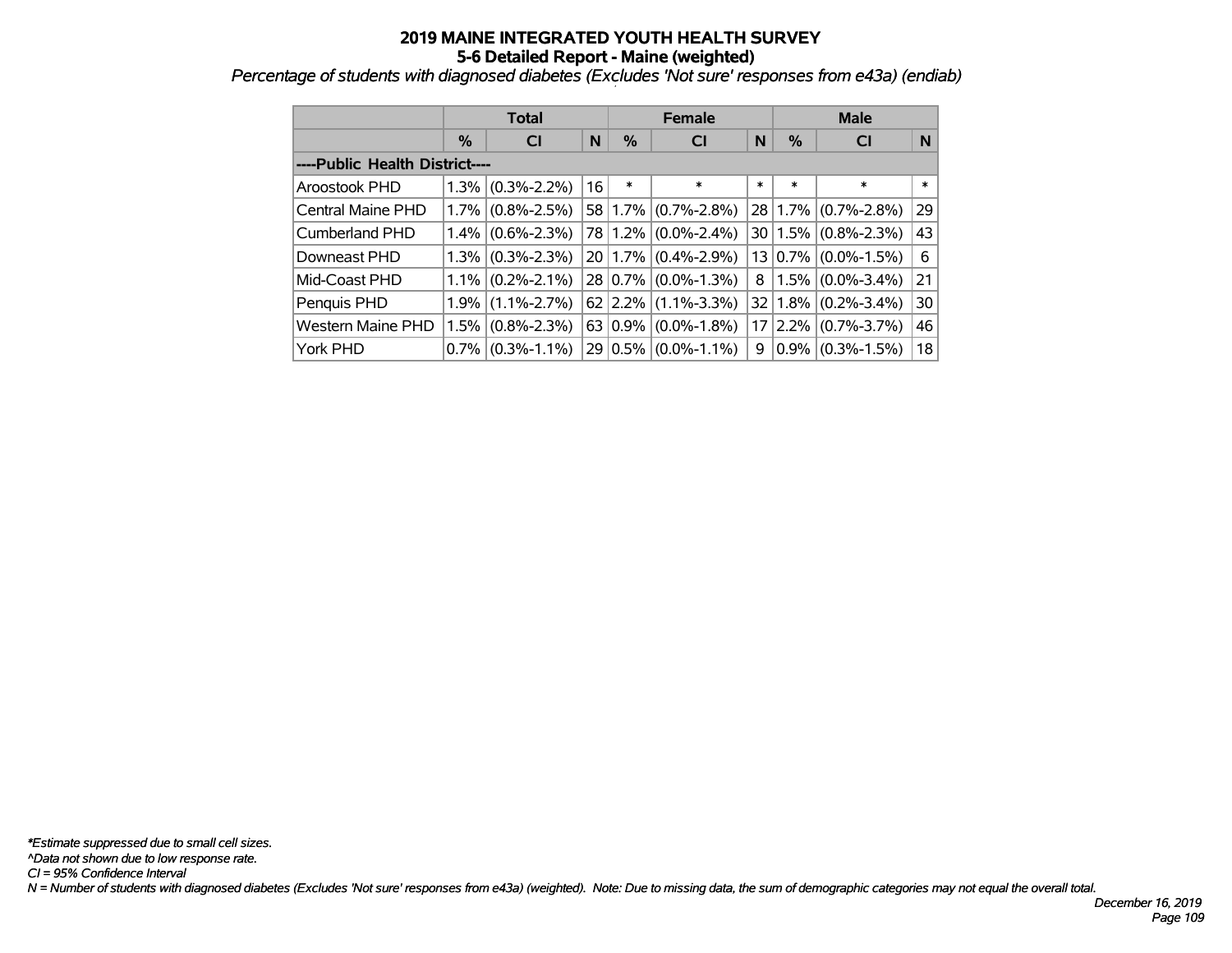# 2019 MAINE INTEGRATED YOUTH HEALTH SURVEY
## 5-6 Detailed Report - Maine (weighted)

*Percentage of students with diagnosed diabetes (Excludes 'Not sure' responses from e43a) (endiab)*

| | Total | | | Female | | | Male | | |
|---|---|---|---|---|---|---|---|---|---|
| | % | CI | N | % | CI | N | % | CI | N |
| **----Public Health District----** | | | | | | | | | |
| Aroostook PHD | 1.3% | (0.3%-2.2%) | 16 | * | * | * | * | * | * |
| Central Maine PHD | 1.7% | (0.8%-2.5%) | 58 | 1.7% | (0.7%-2.8%) | 28 | 1.7% | (0.7%-2.8%) | 29 |
| Cumberland PHD | 1.4% | (0.6%-2.3%) | 78 | 1.2% | (0.0%-2.4%) | 30 | 1.5% | (0.8%-2.3%) | 43 |
| Downeast PHD | 1.3% | (0.3%-2.3%) | 20 | 1.7% | (0.4%-2.9%) | 13 | 0.7% | (0.0%-1.5%) | 6 |
| Mid-Coast PHD | 1.1% | (0.2%-2.1%) | 28 | 0.7% | (0.0%-1.3%) | 8 | 1.5% | (0.0%-3.4%) | 21 |
| Penquis PHD | 1.9% | (1.1%-2.7%) | 62 | 2.2% | (1.1%-3.3%) | 32 | 1.8% | (0.2%-3.4%) | 30 |
| Western Maine PHD | 1.5% | (0.8%-2.3%) | 63 | 0.9% | (0.0%-1.8%) | 17 | 2.2% | (0.7%-3.7%) | 46 |
| York PHD | 0.7% | (0.3%-1.1%) | 29 | 0.5% | (0.0%-1.1%) | 9 | 0.9% | (0.3%-1.5%) | 18 |

*\*Estimate suppressed due to small cell sizes.*
*^Data not shown due to low response rate.*
*CI = 95% Confidence Interval*
*N = Number of students with diagnosed diabetes (Excludes 'Not sure' responses from e43a) (weighted). Note: Due to missing data, the sum of demographic categories may not equal the overall total.*

*December 16, 2019*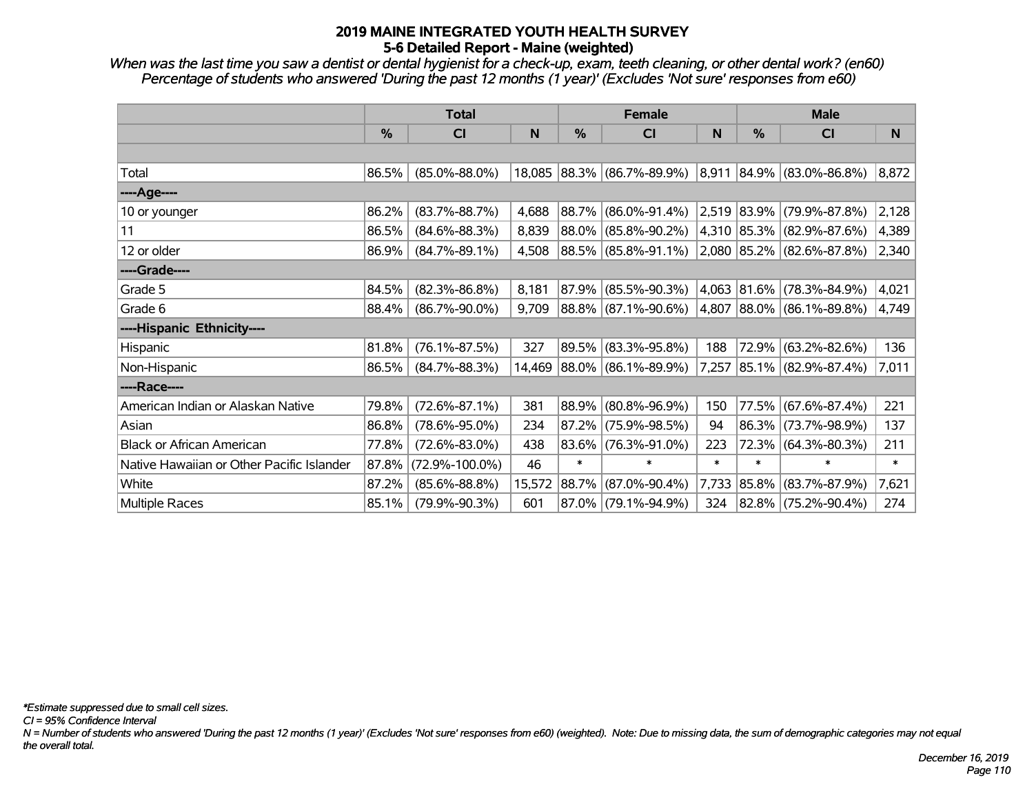# 2019 MAINE INTEGRATED YOUTH HEALTH SURVEY
## 5-6 Detailed Report - Maine (weighted)

*When was the last time you saw a dentist or dental hygienist for a check-up, exam, teeth cleaning, or other dental work? (en60)*
*Percentage of students who answered 'During the past 12 months (1 year)' (Excludes 'Not sure' responses from e60)*

| | Total | | | Female | | | Male | | |
|---|---|---|---|---|---|---|---|---|---|
| | % | CI | N | % | CI | N | % | CI | N |
| Total | 86.5% | (85.0%-88.0%) | 18,085 | 88.3% | (86.7%-89.9%) | 8,911 | 84.9% | (83.0%-86.8%) | 8,872 |
| ----Age---- | | | | | | | | | |
| 10 or younger | 86.2% | (83.7%-88.7%) | 4,688 | 88.7% | (86.0%-91.4%) | 2,519 | 83.9% | (79.9%-87.8%) | 2,128 |
| 11 | 86.5% | (84.6%-88.3%) | 8,839 | 88.0% | (85.8%-90.2%) | 4,310 | 85.3% | (82.9%-87.6%) | 4,389 |
| 12 or older | 86.9% | (84.7%-89.1%) | 4,508 | 88.5% | (85.8%-91.1%) | 2,080 | 85.2% | (82.6%-87.8%) | 2,340 |
| ----Grade---- | | | | | | | | | |
| Grade 5 | 84.5% | (82.3%-86.8%) | 8,181 | 87.9% | (85.5%-90.3%) | 4,063 | 81.6% | (78.3%-84.9%) | 4,021 |
| Grade 6 | 88.4% | (86.7%-90.0%) | 9,709 | 88.8% | (87.1%-90.6%) | 4,807 | 88.0% | (86.1%-89.8%) | 4,749 |
| ----Hispanic Ethnicity---- | | | | | | | | | |
| Hispanic | 81.8% | (76.1%-87.5%) | 327 | 89.5% | (83.3%-95.8%) | 188 | 72.9% | (63.2%-82.6%) | 136 |
| Non-Hispanic | 86.5% | (84.7%-88.3%) | 14,469 | 88.0% | (86.1%-89.9%) | 7,257 | 85.1% | (82.9%-87.4%) | 7,011 |
| ----Race---- | | | | | | | | | |
| American Indian or Alaskan Native | 79.8% | (72.6%-87.1%) | 381 | 88.9% | (80.8%-96.9%) | 150 | 77.5% | (67.6%-87.4%) | 221 |
| Asian | 86.8% | (78.6%-95.0%) | 234 | 87.2% | (75.9%-98.5%) | 94 | 86.3% | (73.7%-98.9%) | 137 |
| Black or African American | 77.8% | (72.6%-83.0%) | 438 | 83.6% | (76.3%-91.0%) | 223 | 72.3% | (64.3%-80.3%) | 211 |
| Native Hawaiian or Other Pacific Islander | 87.8% | (72.9%-100.0%) | 46 | * | * | * | * | * | * |
| White | 87.2% | (85.6%-88.8%) | 15,572 | 88.7% | (87.0%-90.4%) | 7,733 | 85.8% | (83.7%-87.9%) | 7,621 |
| Multiple Races | 85.1% | (79.9%-90.3%) | 601 | 87.0% | (79.1%-94.9%) | 324 | 82.8% | (75.2%-90.4%) | 274 |

*\*Estimate suppressed due to small cell sizes.*
*CI = 95% Confidence Interval*
*N = Number of students who answered 'During the past 12 months (1 year)' (Excludes 'Not sure' responses from e60) (weighted). Note: Due to missing data, the sum of demographic categories may not equal the overall total.*

*December 16, 2019*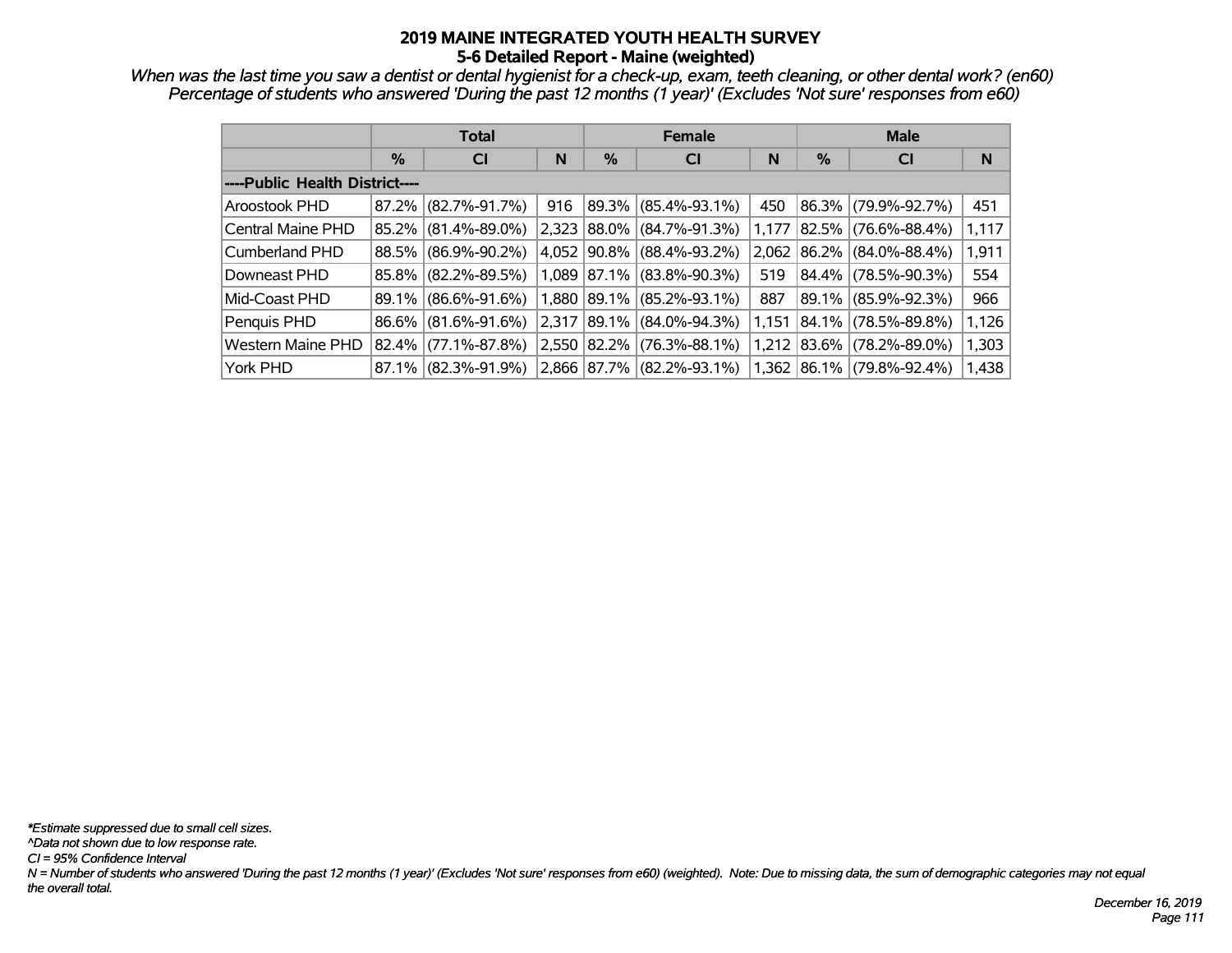# 2019 MAINE INTEGRATED YOUTH HEALTH SURVEY
## 5-6 Detailed Report - Maine (weighted)

*When was the last time you saw a dentist or dental hygienist for a check-up, exam, teeth cleaning, or other dental work? (en60)*
*Percentage of students who answered 'During the past 12 months (1 year)' (Excludes 'Not sure' responses from e60)*

| | Total | | | Female | | | Male | | |
|---|---|---|---|---|---|---|---|---|---|
| | % | CI | N | % | CI | N | % | CI | N |
| **----Public Health District----** | | | | | | | | | |
| Aroostook PHD | 87.2% | (82.7%-91.7%) | 916 | 89.3% | (85.4%-93.1%) | 450 | 86.3% | (79.9%-92.7%) | 451 |
| Central Maine PHD | 85.2% | (81.4%-89.0%) | 2,323 | 88.0% | (84.7%-91.3%) | 1,177 | 82.5% | (76.6%-88.4%) | 1,117 |
| Cumberland PHD | 88.5% | (86.9%-90.2%) | 4,052 | 90.8% | (88.4%-93.2%) | 2,062 | 86.2% | (84.0%-88.4%) | 1,911 |
| Downeast PHD | 85.8% | (82.2%-89.5%) | 1,089 | 87.1% | (83.8%-90.3%) | 519 | 84.4% | (78.5%-90.3%) | 554 |
| Mid-Coast PHD | 89.1% | (86.6%-91.6%) | 1,880 | 89.1% | (85.2%-93.1%) | 887 | 89.1% | (85.9%-92.3%) | 966 |
| Penquis PHD | 86.6% | (81.6%-91.6%) | 2,317 | 89.1% | (84.0%-94.3%) | 1,151 | 84.1% | (78.5%-89.8%) | 1,126 |
| Western Maine PHD | 82.4% | (77.1%-87.8%) | 2,550 | 82.2% | (76.3%-88.1%) | 1,212 | 83.6% | (78.2%-89.0%) | 1,303 |
| York PHD | 87.1% | (82.3%-91.9%) | 2,866 | 87.7% | (82.2%-93.1%) | 1,362 | 86.1% | (79.8%-92.4%) | 1,438 |

*\*Estimate suppressed due to small cell sizes.*
*^Data not shown due to low response rate.*
*CI = 95% Confidence Interval*
*N = Number of students who answered 'During the past 12 months (1 year)' (Excludes 'Not sure' responses from e60) (weighted). Note: Due to missing data, the sum of demographic categories may not equal the overall total.*

*December 16, 2019*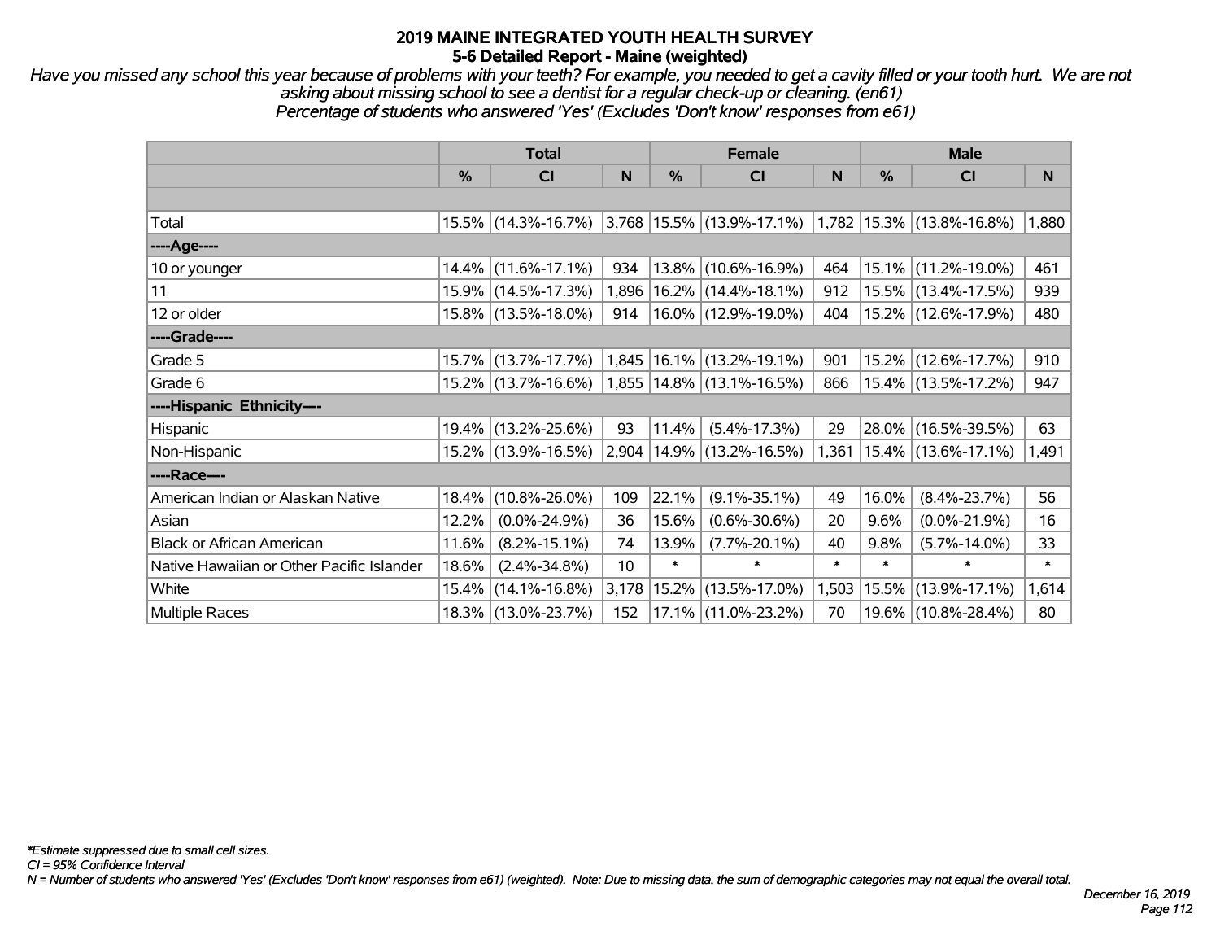# 2019 MAINE INTEGRATED YOUTH HEALTH SURVEY
## 5-6 Detailed Report - Maine (weighted)

*Have you missed any school this year because of problems with your teeth? For example, you needed to get a cavity filled or your tooth hurt. We are not asking about missing school to see a dentist for a regular check-up or cleaning. (en61)*
*Percentage of students who answered 'Yes' (Excludes 'Don't know' responses from e61)*

| | Total | | | Female | | | Male | | |
|---|---|---|---|---|---|---|---|---|---|
| | % | CI | N | % | CI | N | % | CI | N |
| Total | 15.5% | (14.3%-16.7%) | 3,768 | 15.5% | (13.9%-17.1%) | 1,782 | 15.3% | (13.8%-16.8%) | 1,880 |
| ----Age---- | | | | | | | | | |
| 10 or younger | 14.4% | (11.6%-17.1%) | 934 | 13.8% | (10.6%-16.9%) | 464 | 15.1% | (11.2%-19.0%) | 461 |
| 11 | 15.9% | (14.5%-17.3%) | 1,896 | 16.2% | (14.4%-18.1%) | 912 | 15.5% | (13.4%-17.5%) | 939 |
| 12 or older | 15.8% | (13.5%-18.0%) | 914 | 16.0% | (12.9%-19.0%) | 404 | 15.2% | (12.6%-17.9%) | 480 |
| ----Grade---- | | | | | | | | | |
| Grade 5 | 15.7% | (13.7%-17.7%) | 1,845 | 16.1% | (13.2%-19.1%) | 901 | 15.2% | (12.6%-17.7%) | 910 |
| Grade 6 | 15.2% | (13.7%-16.6%) | 1,855 | 14.8% | (13.1%-16.5%) | 866 | 15.4% | (13.5%-17.2%) | 947 |
| ----Hispanic Ethnicity---- | | | | | | | | | |
| Hispanic | 19.4% | (13.2%-25.6%) | 93 | 11.4% | (5.4%-17.3%) | 29 | 28.0% | (16.5%-39.5%) | 63 |
| Non-Hispanic | 15.2% | (13.9%-16.5%) | 2,904 | 14.9% | (13.2%-16.5%) | 1,361 | 15.4% | (13.6%-17.1%) | 1,491 |
| ----Race---- | | | | | | | | | |
| American Indian or Alaskan Native | 18.4% | (10.8%-26.0%) | 109 | 22.1% | (9.1%-35.1%) | 49 | 16.0% | (8.4%-23.7%) | 56 |
| Asian | 12.2% | (0.0%-24.9%) | 36 | 15.6% | (0.6%-30.6%) | 20 | 9.6% | (0.0%-21.9%) | 16 |
| Black or African American | 11.6% | (8.2%-15.1%) | 74 | 13.9% | (7.7%-20.1%) | 40 | 9.8% | (5.7%-14.0%) | 33 |
| Native Hawaiian or Other Pacific Islander | 18.6% | (2.4%-34.8%) | 10 | * | * | * | * | * | * |
| White | 15.4% | (14.1%-16.8%) | 3,178 | 15.2% | (13.5%-17.0%) | 1,503 | 15.5% | (13.9%-17.1%) | 1,614 |
| Multiple Races | 18.3% | (13.0%-23.7%) | 152 | 17.1% | (11.0%-23.2%) | 70 | 19.6% | (10.8%-28.4%) | 80 |

*\*Estimate suppressed due to small cell sizes.*
*CI = 95% Confidence Interval*
*N = Number of students who answered 'Yes' (Excludes 'Don't know' responses from e61) (weighted). Note: Due to missing data, the sum of demographic categories may not equal the overall total.*

*December 16, 2019*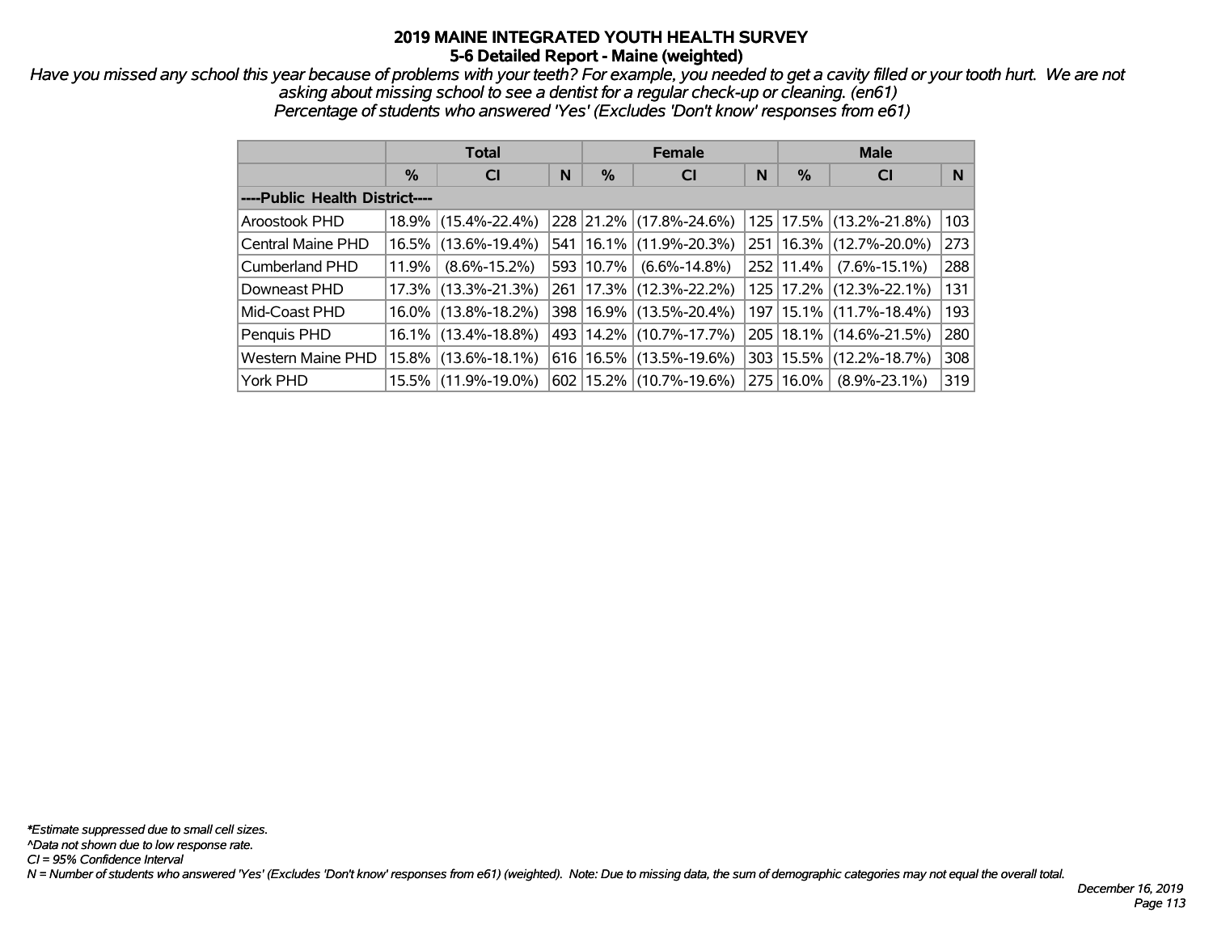# 2019 MAINE INTEGRATED YOUTH HEALTH SURVEY
## 5-6 Detailed Report - Maine (weighted)

*Have you missed any school this year because of problems with your teeth? For example, you needed to get a cavity filled or your tooth hurt. We are not asking about missing school to see a dentist for a regular check-up or cleaning. (en61)*
*Percentage of students who answered 'Yes' (Excludes 'Don't know' responses from e61)*

| | Total | | | Female | | | Male | | |
|---|---|---|---|---|---|---|---|---|---|
| | % | CI | N | % | CI | N | % | CI | N |
| **----Public Health District----** | | | | | | | | | |
| Aroostook PHD | 18.9% | (15.4%-22.4%) | 228 | 21.2% | (17.8%-24.6%) | 125 | 17.5% | (13.2%-21.8%) | 103 |
| Central Maine PHD | 16.5% | (13.6%-19.4%) | 541 | 16.1% | (11.9%-20.3%) | 251 | 16.3% | (12.7%-20.0%) | 273 |
| Cumberland PHD | 11.9% | (8.6%-15.2%) | 593 | 10.7% | (6.6%-14.8%) | 252 | 11.4% | (7.6%-15.1%) | 288 |
| Downeast PHD | 17.3% | (13.3%-21.3%) | 261 | 17.3% | (12.3%-22.2%) | 125 | 17.2% | (12.3%-22.1%) | 131 |
| Mid-Coast PHD | 16.0% | (13.8%-18.2%) | 398 | 16.9% | (13.5%-20.4%) | 197 | 15.1% | (11.7%-18.4%) | 193 |
| Penquis PHD | 16.1% | (13.4%-18.8%) | 493 | 14.2% | (10.7%-17.7%) | 205 | 18.1% | (14.6%-21.5%) | 280 |
| Western Maine PHD | 15.8% | (13.6%-18.1%) | 616 | 16.5% | (13.5%-19.6%) | 303 | 15.5% | (12.2%-18.7%) | 308 |
| York PHD | 15.5% | (11.9%-19.0%) | 602 | 15.2% | (10.7%-19.6%) | 275 | 16.0% | (8.9%-23.1%) | 319 |

*\*Estimate suppressed due to small cell sizes.*
*^Data not shown due to low response rate.*
*CI = 95% Confidence Interval*
*N = Number of students who answered 'Yes' (Excludes 'Don't know' responses from e61) (weighted). Note: Due to missing data, the sum of demographic categories may not equal the overall total.*

*December 16, 2019*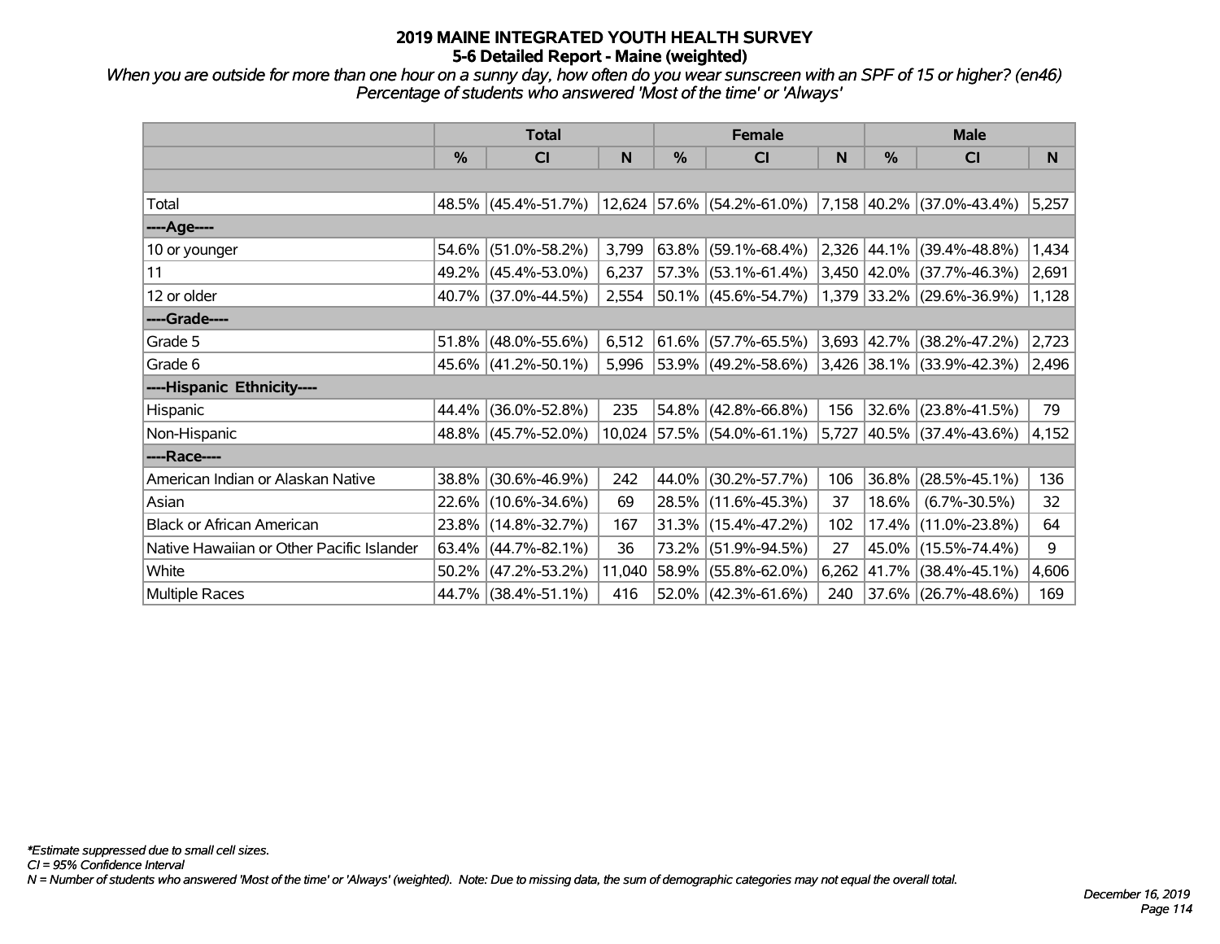# 2019 MAINE INTEGRATED YOUTH HEALTH SURVEY
## 5-6 Detailed Report - Maine (weighted)

*When you are outside for more than one hour on a sunny day, how often do you wear sunscreen with an SPF of 15 or higher? (en46)*
*Percentage of students who answered 'Most of the time' or 'Always'*

| | Total | | | Female | | | Male | | |
|---|---|---|---|---|---|---|---|---|---|
| | % | CI | N | % | CI | N | % | CI | N |
| Total | 48.5% | (45.4%-51.7%) | 12,624 | 57.6% | (54.2%-61.0%) | 7,158 | 40.2% | (37.0%-43.4%) | 5,257 |
| ----Age---- | | | | | | | | | |
| 10 or younger | 54.6% | (51.0%-58.2%) | 3,799 | 63.8% | (59.1%-68.4%) | 2,326 | 44.1% | (39.4%-48.8%) | 1,434 |
| 11 | 49.2% | (45.4%-53.0%) | 6,237 | 57.3% | (53.1%-61.4%) | 3,450 | 42.0% | (37.7%-46.3%) | 2,691 |
| 12 or older | 40.7% | (37.0%-44.5%) | 2,554 | 50.1% | (45.6%-54.7%) | 1,379 | 33.2% | (29.6%-36.9%) | 1,128 |
| ----Grade---- | | | | | | | | | |
| Grade 5 | 51.8% | (48.0%-55.6%) | 6,512 | 61.6% | (57.7%-65.5%) | 3,693 | 42.7% | (38.2%-47.2%) | 2,723 |
| Grade 6 | 45.6% | (41.2%-50.1%) | 5,996 | 53.9% | (49.2%-58.6%) | 3,426 | 38.1% | (33.9%-42.3%) | 2,496 |
| ----Hispanic Ethnicity---- | | | | | | | | | |
| Hispanic | 44.4% | (36.0%-52.8%) | 235 | 54.8% | (42.8%-66.8%) | 156 | 32.6% | (23.8%-41.5%) | 79 |
| Non-Hispanic | 48.8% | (45.7%-52.0%) | 10,024 | 57.5% | (54.0%-61.1%) | 5,727 | 40.5% | (37.4%-43.6%) | 4,152 |
| ----Race---- | | | | | | | | | |
| American Indian or Alaskan Native | 38.8% | (30.6%-46.9%) | 242 | 44.0% | (30.2%-57.7%) | 106 | 36.8% | (28.5%-45.1%) | 136 |
| Asian | 22.6% | (10.6%-34.6%) | 69 | 28.5% | (11.6%-45.3%) | 37 | 18.6% | (6.7%-30.5%) | 32 |
| Black or African American | 23.8% | (14.8%-32.7%) | 167 | 31.3% | (15.4%-47.2%) | 102 | 17.4% | (11.0%-23.8%) | 64 |
| Native Hawaiian or Other Pacific Islander | 63.4% | (44.7%-82.1%) | 36 | 73.2% | (51.9%-94.5%) | 27 | 45.0% | (15.5%-74.4%) | 9 |
| White | 50.2% | (47.2%-53.2%) | 11,040 | 58.9% | (55.8%-62.0%) | 6,262 | 41.7% | (38.4%-45.1%) | 4,606 |
| Multiple Races | 44.7% | (38.4%-51.1%) | 416 | 52.0% | (42.3%-61.6%) | 240 | 37.6% | (26.7%-48.6%) | 169 |

*Estimate suppressed due to small cell sizes.
CI = 95% Confidence Interval
N = Number of students who answered 'Most of the time' or 'Always' (weighted). Note: Due to missing data, the sum of demographic categories may not equal the overall total.

December 16, 2019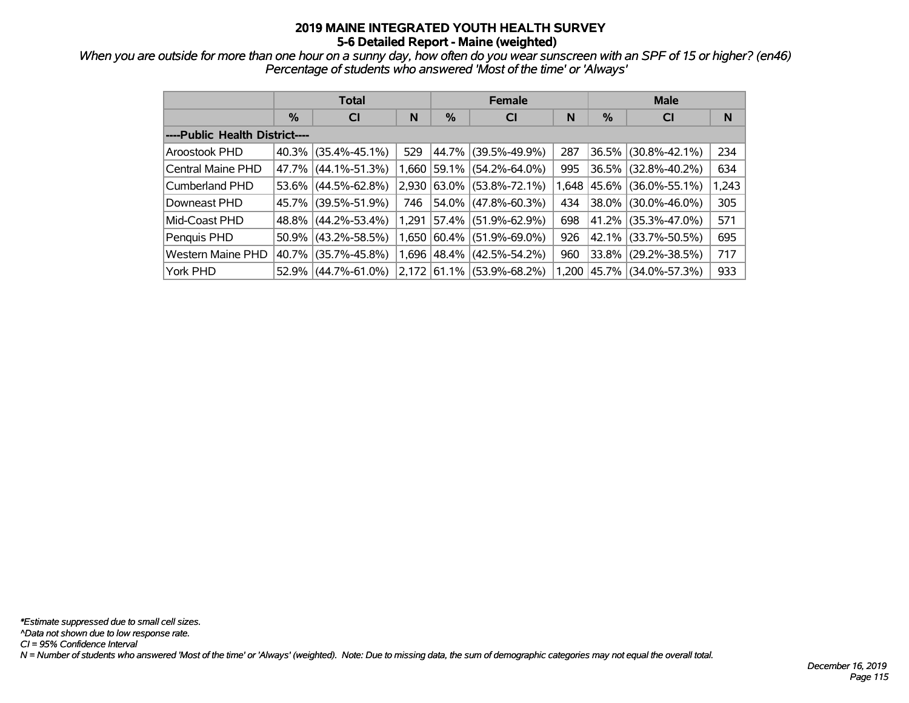# 2019 MAINE INTEGRATED YOUTH HEALTH SURVEY
## 5-6 Detailed Report - Maine (weighted)

*When you are outside for more than one hour on a sunny day, how often do you wear sunscreen with an SPF of 15 or higher? (en46)*
*Percentage of students who answered 'Most of the time' or 'Always'*

| | Total | | | Female | | | Male | | |
|---|---|---|---|---|---|---|---|---|---|
| | % | CI | N | % | CI | N | % | CI | N |
| ----Public Health District---- | | | | | | | | | |
| Aroostook PHD | 40.3% | (35.4%-45.1%) | 529 | 44.7% | (39.5%-49.9%) | 287 | 36.5% | (30.8%-42.1%) | 234 |
| Central Maine PHD | 47.7% | (44.1%-51.3%) | 1,660 | 59.1% | (54.2%-64.0%) | 995 | 36.5% | (32.8%-40.2%) | 634 |
| Cumberland PHD | 53.6% | (44.5%-62.8%) | 2,930 | 63.0% | (53.8%-72.1%) | 1,648 | 45.6% | (36.0%-55.1%) | 1,243 |
| Downeast PHD | 45.7% | (39.5%-51.9%) | 746 | 54.0% | (47.8%-60.3%) | 434 | 38.0% | (30.0%-46.0%) | 305 |
| Mid-Coast PHD | 48.8% | (44.2%-53.4%) | 1,291 | 57.4% | (51.9%-62.9%) | 698 | 41.2% | (35.3%-47.0%) | 571 |
| Penquis PHD | 50.9% | (43.2%-58.5%) | 1,650 | 60.4% | (51.9%-69.0%) | 926 | 42.1% | (33.7%-50.5%) | 695 |
| Western Maine PHD | 40.7% | (35.7%-45.8%) | 1,696 | 48.4% | (42.5%-54.2%) | 960 | 33.8% | (29.2%-38.5%) | 717 |
| York PHD | 52.9% | (44.7%-61.0%) | 2,172 | 61.1% | (53.9%-68.2%) | 1,200 | 45.7% | (34.0%-57.3%) | 933 |

*\*Estimate suppressed due to small cell sizes.*
*^Data not shown due to low response rate.*
*CI = 95% Confidence Interval*
*N = Number of students who answered 'Most of the time' or 'Always' (weighted). Note: Due to missing data, the sum of demographic categories may not equal the overall total.*

*December 16, 2019*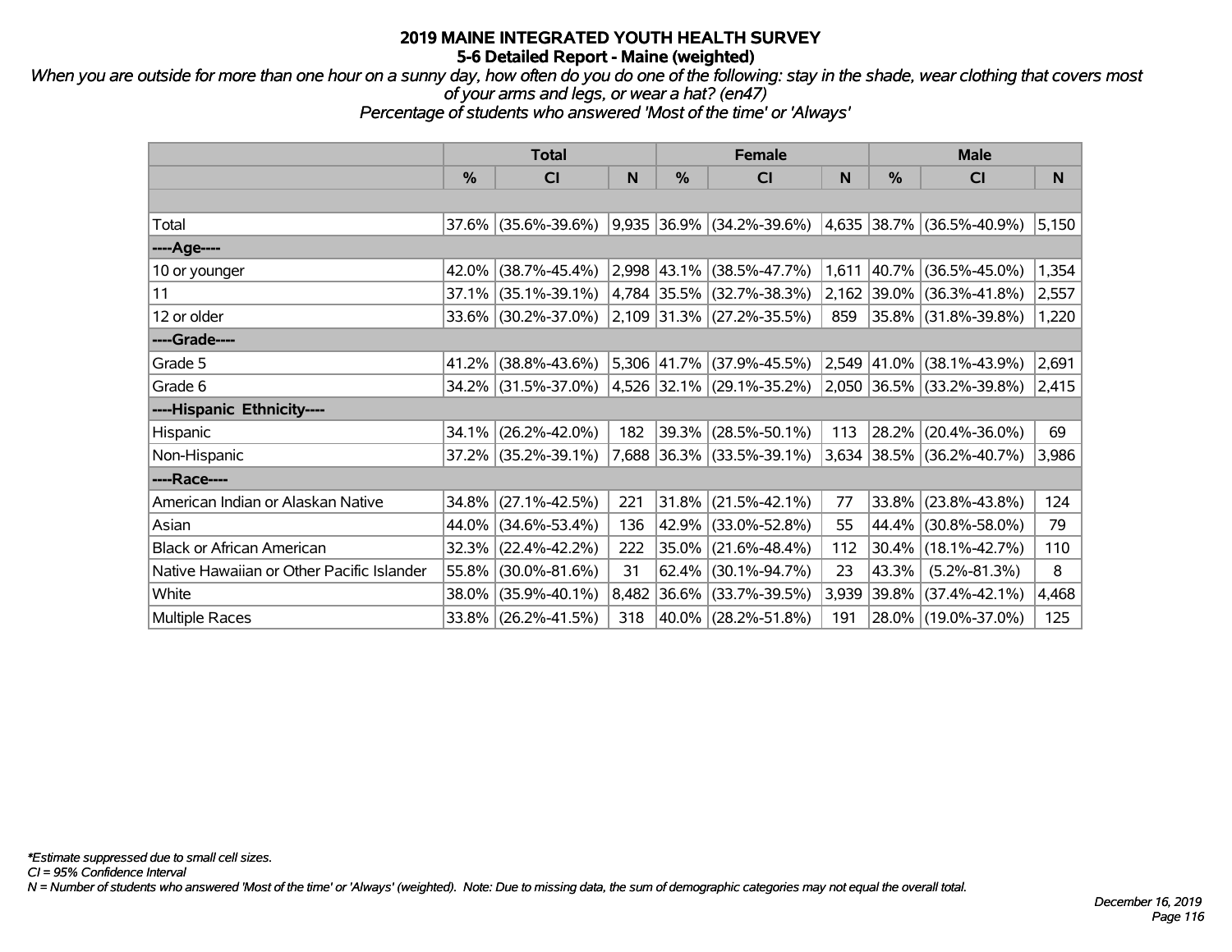# 2019 MAINE INTEGRATED YOUTH HEALTH SURVEY
## 5-6 Detailed Report - Maine (weighted)

*When you are outside for more than one hour on a sunny day, how often do you do one of the following: stay in the shade, wear clothing that covers most of your arms and legs, or wear a hat? (en47)*
*Percentage of students who answered 'Most of the time' or 'Always'*

| | Total | | | Female | | | Male | | |
|---|---|---|---|---|---|---|---|---|---|
| | % | CI | N | % | CI | N | % | CI | N |
| Total | 37.6% | (35.6%-39.6%) | 9,935 | 36.9% | (34.2%-39.6%) | 4,635 | 38.7% | (36.5%-40.9%) | 5,150 |
| ----Age---- | | | | | | | | | |
| 10 or younger | 42.0% | (38.7%-45.4%) | 2,998 | 43.1% | (38.5%-47.7%) | 1,611 | 40.7% | (36.5%-45.0%) | 1,354 |
| 11 | 37.1% | (35.1%-39.1%) | 4,784 | 35.5% | (32.7%-38.3%) | 2,162 | 39.0% | (36.3%-41.8%) | 2,557 |
| 12 or older | 33.6% | (30.2%-37.0%) | 2,109 | 31.3% | (27.2%-35.5%) | 859 | 35.8% | (31.8%-39.8%) | 1,220 |
| ----Grade---- | | | | | | | | | |
| Grade 5 | 41.2% | (38.8%-43.6%) | 5,306 | 41.7% | (37.9%-45.5%) | 2,549 | 41.0% | (38.1%-43.9%) | 2,691 |
| Grade 6 | 34.2% | (31.5%-37.0%) | 4,526 | 32.1% | (29.1%-35.2%) | 2,050 | 36.5% | (33.2%-39.8%) | 2,415 |
| ----Hispanic Ethnicity---- | | | | | | | | | |
| Hispanic | 34.1% | (26.2%-42.0%) | 182 | 39.3% | (28.5%-50.1%) | 113 | 28.2% | (20.4%-36.0%) | 69 |
| Non-Hispanic | 37.2% | (35.2%-39.1%) | 7,688 | 36.3% | (33.5%-39.1%) | 3,634 | 38.5% | (36.2%-40.7%) | 3,986 |
| ----Race---- | | | | | | | | | |
| American Indian or Alaskan Native | 34.8% | (27.1%-42.5%) | 221 | 31.8% | (21.5%-42.1%) | 77 | 33.8% | (23.8%-43.8%) | 124 |
| Asian | 44.0% | (34.6%-53.4%) | 136 | 42.9% | (33.0%-52.8%) | 55 | 44.4% | (30.8%-58.0%) | 79 |
| Black or African American | 32.3% | (22.4%-42.2%) | 222 | 35.0% | (21.6%-48.4%) | 112 | 30.4% | (18.1%-42.7%) | 110 |
| Native Hawaiian or Other Pacific Islander | 55.8% | (30.0%-81.6%) | 31 | 62.4% | (30.1%-94.7%) | 23 | 43.3% | (5.2%-81.3%) | 8 |
| White | 38.0% | (35.9%-40.1%) | 8,482 | 36.6% | (33.7%-39.5%) | 3,939 | 39.8% | (37.4%-42.1%) | 4,468 |
| Multiple Races | 33.8% | (26.2%-41.5%) | 318 | 40.0% | (28.2%-51.8%) | 191 | 28.0% | (19.0%-37.0%) | 125 |

*\*Estimate suppressed due to small cell sizes.*
*CI = 95% Confidence Interval*
*N = Number of students who answered 'Most of the time' or 'Always' (weighted). Note: Due to missing data, the sum of demographic categories may not equal the overall total.*

*December 16, 2019*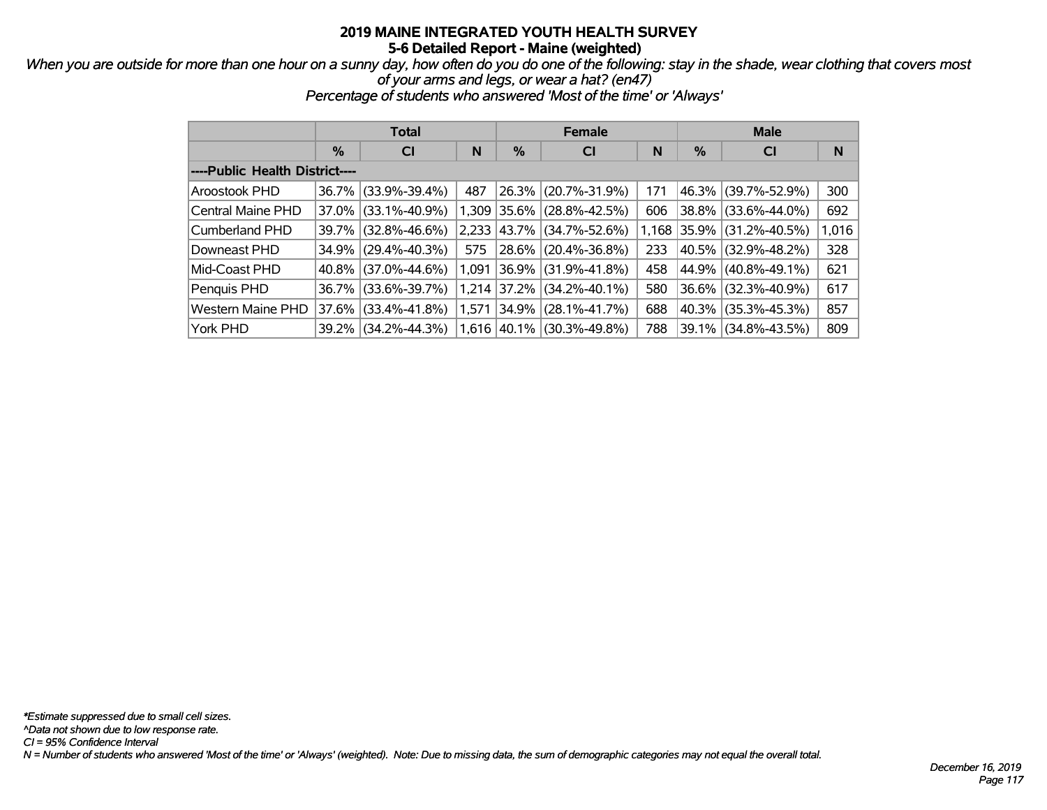# 2019 MAINE INTEGRATED YOUTH HEALTH SURVEY
## 5-6 Detailed Report - Maine (weighted)

*When you are outside for more than one hour on a sunny day, how often do you do one of the following: stay in the shade, wear clothing that covers most of your arms and legs, or wear a hat? (en47)*
*Percentage of students who answered 'Most of the time' or 'Always'*

| | Total | | | Female | | | Male | | |
|---|---|---|---|---|---|---|---|---|---|
| | % | CI | N | % | CI | N | % | CI | N |
| ----Public Health District---- | | | | | | | | | |
| Aroostook PHD | 36.7% | (33.9%-39.4%) | 487 | 26.3% | (20.7%-31.9%) | 171 | 46.3% | (39.7%-52.9%) | 300 |
| Central Maine PHD | 37.0% | (33.1%-40.9%) | 1,309 | 35.6% | (28.8%-42.5%) | 606 | 38.8% | (33.6%-44.0%) | 692 |
| Cumberland PHD | 39.7% | (32.8%-46.6%) | 2,233 | 43.7% | (34.7%-52.6%) | 1,168 | 35.9% | (31.2%-40.5%) | 1,016 |
| Downeast PHD | 34.9% | (29.4%-40.3%) | 575 | 28.6% | (20.4%-36.8%) | 233 | 40.5% | (32.9%-48.2%) | 328 |
| Mid-Coast PHD | 40.8% | (37.0%-44.6%) | 1,091 | 36.9% | (31.9%-41.8%) | 458 | 44.9% | (40.8%-49.1%) | 621 |
| Penquis PHD | 36.7% | (33.6%-39.7%) | 1,214 | 37.2% | (34.2%-40.1%) | 580 | 36.6% | (32.3%-40.9%) | 617 |
| Western Maine PHD | 37.6% | (33.4%-41.8%) | 1,571 | 34.9% | (28.1%-41.7%) | 688 | 40.3% | (35.3%-45.3%) | 857 |
| York PHD | 39.2% | (34.2%-44.3%) | 1,616 | 40.1% | (30.3%-49.8%) | 788 | 39.1% | (34.8%-43.5%) | 809 |

*\*Estimate suppressed due to small cell sizes.*
*^Data not shown due to low response rate.*
*CI = 95% Confidence Interval*
*N = Number of students who answered 'Most of the time' or 'Always' (weighted). Note: Due to missing data, the sum of demographic categories may not equal the overall total.*

*December 16, 2019*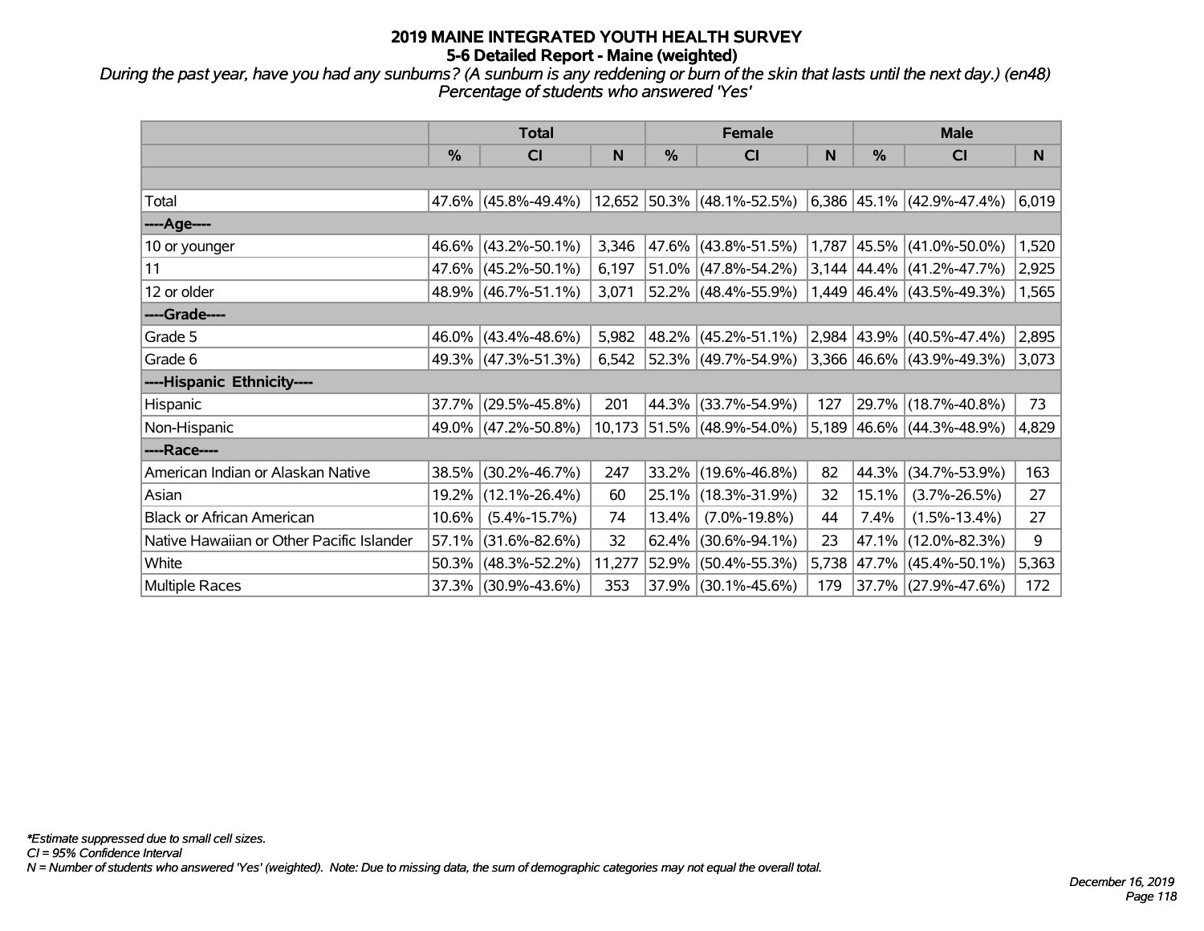# 2019 MAINE INTEGRATED YOUTH HEALTH SURVEY
## 5-6 Detailed Report - Maine (weighted)

*During the past year, have you had any sunburns? (A sunburn is any reddening or burn of the skin that lasts until the next day.) (en48)*
*Percentage of students who answered 'Yes'*

| | Total | | | Female | | | Male | | |
|---|---|---|---|---|---|---|---|---|---|
| | % | CI | N | % | CI | N | % | CI | N |
| | | | | | | | | | |
| Total | 47.6% | (45.8%-49.4%) | 12,652 | 50.3% | (48.1%-52.5%) | 6,386 | 45.1% | (42.9%-47.4%) | 6,019 |
| ----Age---- | | | | | | | | | |
| 10 or younger | 46.6% | (43.2%-50.1%) | 3,346 | 47.6% | (43.8%-51.5%) | 1,787 | 45.5% | (41.0%-50.0%) | 1,520 |
| 11 | 47.6% | (45.2%-50.1%) | 6,197 | 51.0% | (47.8%-54.2%) | 3,144 | 44.4% | (41.2%-47.7%) | 2,925 |
| 12 or older | 48.9% | (46.7%-51.1%) | 3,071 | 52.2% | (48.4%-55.9%) | 1,449 | 46.4% | (43.5%-49.3%) | 1,565 |
| ----Grade---- | | | | | | | | | |
| Grade 5 | 46.0% | (43.4%-48.6%) | 5,982 | 48.2% | (45.2%-51.1%) | 2,984 | 43.9% | (40.5%-47.4%) | 2,895 |
| Grade 6 | 49.3% | (47.3%-51.3%) | 6,542 | 52.3% | (49.7%-54.9%) | 3,366 | 46.6% | (43.9%-49.3%) | 3,073 |
| ----Hispanic Ethnicity---- | | | | | | | | | |
| Hispanic | 37.7% | (29.5%-45.8%) | 201 | 44.3% | (33.7%-54.9%) | 127 | 29.7% | (18.7%-40.8%) | 73 |
| Non-Hispanic | 49.0% | (47.2%-50.8%) | 10,173 | 51.5% | (48.9%-54.0%) | 5,189 | 46.6% | (44.3%-48.9%) | 4,829 |
| ----Race---- | | | | | | | | | |
| American Indian or Alaskan Native | 38.5% | (30.2%-46.7%) | 247 | 33.2% | (19.6%-46.8%) | 82 | 44.3% | (34.7%-53.9%) | 163 |
| Asian | 19.2% | (12.1%-26.4%) | 60 | 25.1% | (18.3%-31.9%) | 32 | 15.1% | (3.7%-26.5%) | 27 |
| Black or African American | 10.6% | (5.4%-15.7%) | 74 | 13.4% | (7.0%-19.8%) | 44 | 7.4% | (1.5%-13.4%) | 27 |
| Native Hawaiian or Other Pacific Islander | 57.1% | (31.6%-82.6%) | 32 | 62.4% | (30.6%-94.1%) | 23 | 47.1% | (12.0%-82.3%) | 9 |
| White | 50.3% | (48.3%-52.2%) | 11,277 | 52.9% | (50.4%-55.3%) | 5,738 | 47.7% | (45.4%-50.1%) | 5,363 |
| Multiple Races | 37.3% | (30.9%-43.6%) | 353 | 37.9% | (30.1%-45.6%) | 179 | 37.7% | (27.9%-47.6%) | 172 |

*\*Estimate suppressed due to small cell sizes.*
*CI = 95% Confidence Interval*
*N = Number of students who answered 'Yes' (weighted). Note: Due to missing data, the sum of demographic categories may not equal the overall total.*

*December 16, 2019*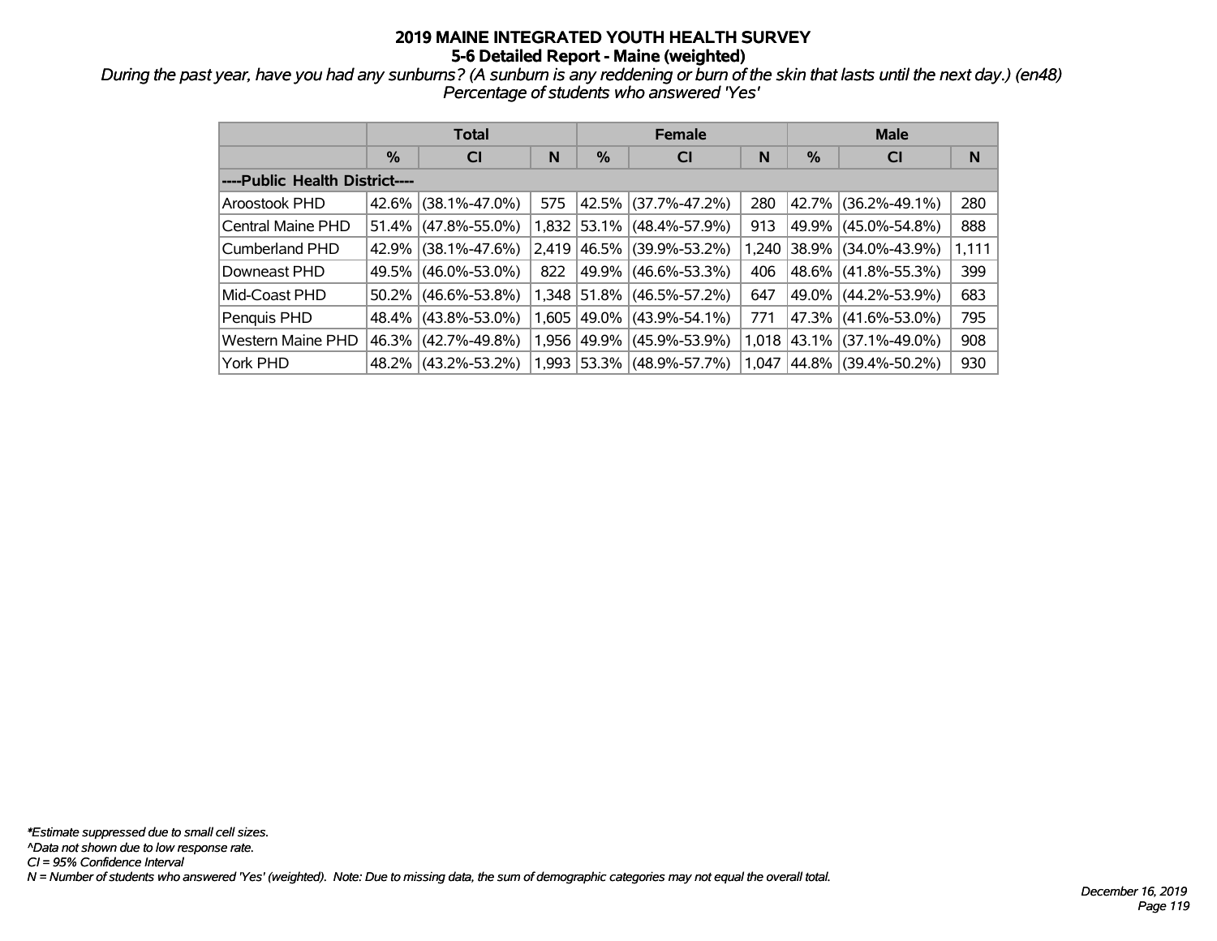# 2019 MAINE INTEGRATED YOUTH HEALTH SURVEY

## 5-6 Detailed Report - Maine (weighted)

*During the past year, have you had any sunburns? (A sunburn is any reddening or burn of the skin that lasts until the next day.) (en48)*
*Percentage of students who answered 'Yes'*

| | Total | | | Female | | | Male | | |
|---|---|---|---|---|---|---|---|---|---|
| | % | CI | N | % | CI | N | % | CI | N |
| **----Public Health District----** | | | | | | | | | |
| Aroostook PHD | 42.6% | (38.1%-47.0%) | 575 | 42.5% | (37.7%-47.2%) | 280 | 42.7% | (36.2%-49.1%) | 280 |
| Central Maine PHD | 51.4% | (47.8%-55.0%) | 1,832 | 53.1% | (48.4%-57.9%) | 913 | 49.9% | (45.0%-54.8%) | 888 |
| Cumberland PHD | 42.9% | (38.1%-47.6%) | 2,419 | 46.5% | (39.9%-53.2%) | 1,240 | 38.9% | (34.0%-43.9%) | 1,111 |
| Downeast PHD | 49.5% | (46.0%-53.0%) | 822 | 49.9% | (46.6%-53.3%) | 406 | 48.6% | (41.8%-55.3%) | 399 |
| Mid-Coast PHD | 50.2% | (46.6%-53.8%) | 1,348 | 51.8% | (46.5%-57.2%) | 647 | 49.0% | (44.2%-53.9%) | 683 |
| Penquis PHD | 48.4% | (43.8%-53.0%) | 1,605 | 49.0% | (43.9%-54.1%) | 771 | 47.3% | (41.6%-53.0%) | 795 |
| Western Maine PHD | 46.3% | (42.7%-49.8%) | 1,956 | 49.9% | (45.9%-53.9%) | 1,018 | 43.1% | (37.1%-49.0%) | 908 |
| York PHD | 48.2% | (43.2%-53.2%) | 1,993 | 53.3% | (48.9%-57.7%) | 1,047 | 44.8% | (39.4%-50.2%) | 930 |

*\*Estimate suppressed due to small cell sizes.*
*^Data not shown due to low response rate.*
*CI = 95% Confidence Interval*
*N = Number of students who answered 'Yes' (weighted). Note: Due to missing data, the sum of demographic categories may not equal the overall total.*

*December 16, 2019*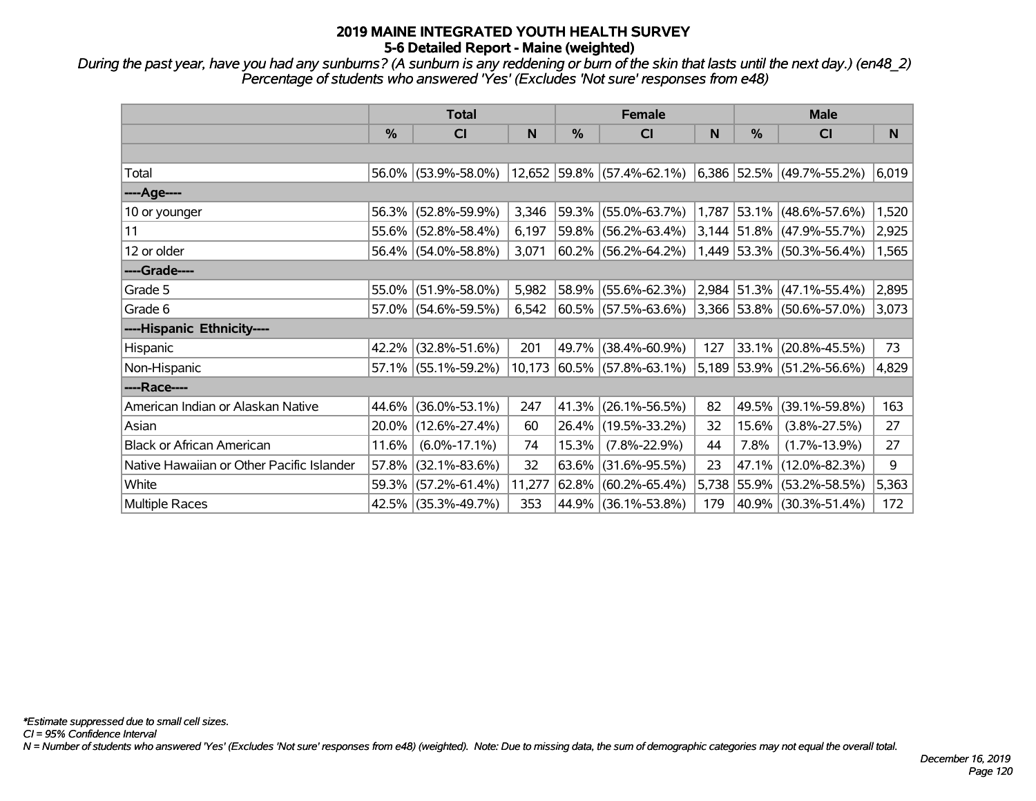# 2019 MAINE INTEGRATED YOUTH HEALTH SURVEY

## 5-6 Detailed Report - Maine (weighted)

*During the past year, have you had any sunburns? (A sunburn is any reddening or burn of the skin that lasts until the next day.) (en48_2)*
*Percentage of students who answered 'Yes' (Excludes 'Not sure' responses from e48)*

| | Total | | | Female | | | Male | | |
|---|---|---|---|---|---|---|---|---|---|
| | % | CI | N | % | CI | N | % | CI | N |
| Total | 56.0% | (53.9%-58.0%) | 12,652 | 59.8% | (57.4%-62.1%) | 6,386 | 52.5% | (49.7%-55.2%) | 6,019 |
| ----Age---- | | | | | | | | | |
| 10 or younger | 56.3% | (52.8%-59.9%) | 3,346 | 59.3% | (55.0%-63.7%) | 1,787 | 53.1% | (48.6%-57.6%) | 1,520 |
| 11 | 55.6% | (52.8%-58.4%) | 6,197 | 59.8% | (56.2%-63.4%) | 3,144 | 51.8% | (47.9%-55.7%) | 2,925 |
| 12 or older | 56.4% | (54.0%-58.8%) | 3,071 | 60.2% | (56.2%-64.2%) | 1,449 | 53.3% | (50.3%-56.4%) | 1,565 |
| ----Grade---- | | | | | | | | | |
| Grade 5 | 55.0% | (51.9%-58.0%) | 5,982 | 58.9% | (55.6%-62.3%) | 2,984 | 51.3% | (47.1%-55.4%) | 2,895 |
| Grade 6 | 57.0% | (54.6%-59.5%) | 6,542 | 60.5% | (57.5%-63.6%) | 3,366 | 53.8% | (50.6%-57.0%) | 3,073 |
| ----Hispanic Ethnicity---- | | | | | | | | | |
| Hispanic | 42.2% | (32.8%-51.6%) | 201 | 49.7% | (38.4%-60.9%) | 127 | 33.1% | (20.8%-45.5%) | 73 |
| Non-Hispanic | 57.1% | (55.1%-59.2%) | 10,173 | 60.5% | (57.8%-63.1%) | 5,189 | 53.9% | (51.2%-56.6%) | 4,829 |
| ----Race---- | | | | | | | | | |
| American Indian or Alaskan Native | 44.6% | (36.0%-53.1%) | 247 | 41.3% | (26.1%-56.5%) | 82 | 49.5% | (39.1%-59.8%) | 163 |
| Asian | 20.0% | (12.6%-27.4%) | 60 | 26.4% | (19.5%-33.2%) | 32 | 15.6% | (3.8%-27.5%) | 27 |
| Black or African American | 11.6% | (6.0%-17.1%) | 74 | 15.3% | (7.8%-22.9%) | 44 | 7.8% | (1.7%-13.9%) | 27 |
| Native Hawaiian or Other Pacific Islander | 57.8% | (32.1%-83.6%) | 32 | 63.6% | (31.6%-95.5%) | 23 | 47.1% | (12.0%-82.3%) | 9 |
| White | 59.3% | (57.2%-61.4%) | 11,277 | 62.8% | (60.2%-65.4%) | 5,738 | 55.9% | (53.2%-58.5%) | 5,363 |
| Multiple Races | 42.5% | (35.3%-49.7%) | 353 | 44.9% | (36.1%-53.8%) | 179 | 40.9% | (30.3%-51.4%) | 172 |

*\*Estimate suppressed due to small cell sizes.*
*CI = 95% Confidence Interval*
*N = Number of students who answered 'Yes' (Excludes 'Not sure' responses from e48) (weighted). Note: Due to missing data, the sum of demographic categories may not equal the overall total.*

*December 16, 2019*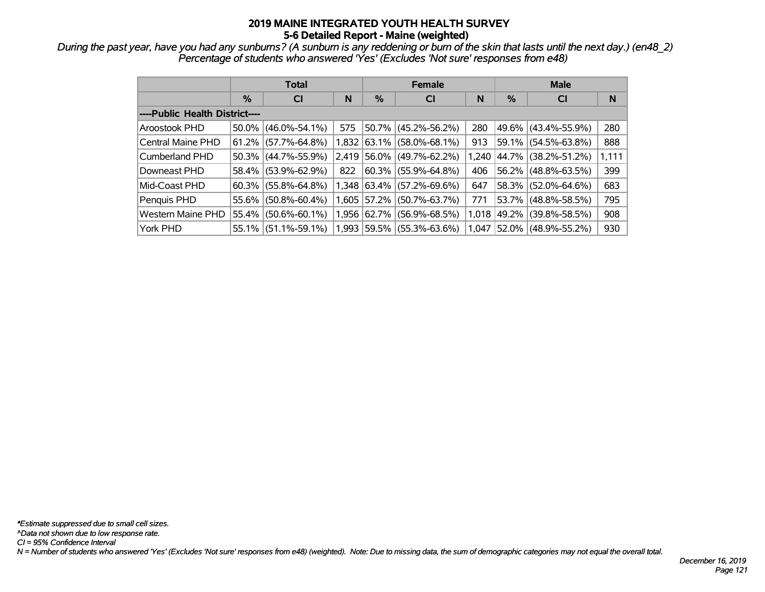# 2019 MAINE INTEGRATED YOUTH HEALTH SURVEY
## 5-6 Detailed Report - Maine (weighted)

*During the past year, have you had any sunburns? (A sunburn is any reddening or burn of the skin that lasts until the next day.) (en48_2)*
*Percentage of students who answered 'Yes' (Excludes 'Not sure' responses from e48)*

| | Total | | | Female | | | Male | | |
|---|---|---|---|---|---|---|---|---|---|
| | % | CI | N | % | CI | N | % | CI | N |
| ----Public Health District---- | | | | | | | | | |
| Aroostook PHD | 50.0% | (46.0%-54.1%) | 575 | 50.7% | (45.2%-56.2%) | 280 | 49.6% | (43.4%-55.9%) | 280 |
| Central Maine PHD | 61.2% | (57.7%-64.8%) | 1,832 | 63.1% | (58.0%-68.1%) | 913 | 59.1% | (54.5%-63.8%) | 888 |
| Cumberland PHD | 50.3% | (44.7%-55.9%) | 2,419 | 56.0% | (49.7%-62.2%) | 1,240 | 44.7% | (38.2%-51.2%) | 1,111 |
| Downeast PHD | 58.4% | (53.9%-62.9%) | 822 | 60.3% | (55.9%-64.8%) | 406 | 56.2% | (48.8%-63.5%) | 399 |
| Mid-Coast PHD | 60.3% | (55.8%-64.8%) | 1,348 | 63.4% | (57.2%-69.6%) | 647 | 58.3% | (52.0%-64.6%) | 683 |
| Penquis PHD | 55.6% | (50.8%-60.4%) | 1,605 | 57.2% | (50.7%-63.7%) | 771 | 53.7% | (48.8%-58.5%) | 795 |
| Western Maine PHD | 55.4% | (50.6%-60.1%) | 1,956 | 62.7% | (56.9%-68.5%) | 1,018 | 49.2% | (39.8%-58.5%) | 908 |
| York PHD | 55.1% | (51.1%-59.1%) | 1,993 | 59.5% | (55.3%-63.6%) | 1,047 | 52.0% | (48.9%-55.2%) | 930 |

*\*Estimate suppressed due to small cell sizes.*
*^Data not shown due to low response rate.*
*CI = 95% Confidence Interval*
*N = Number of students who answered 'Yes' (Excludes 'Not sure' responses from e48) (weighted). Note: Due to missing data, the sum of demographic categories may not equal the overall total.*

*December 16, 2019*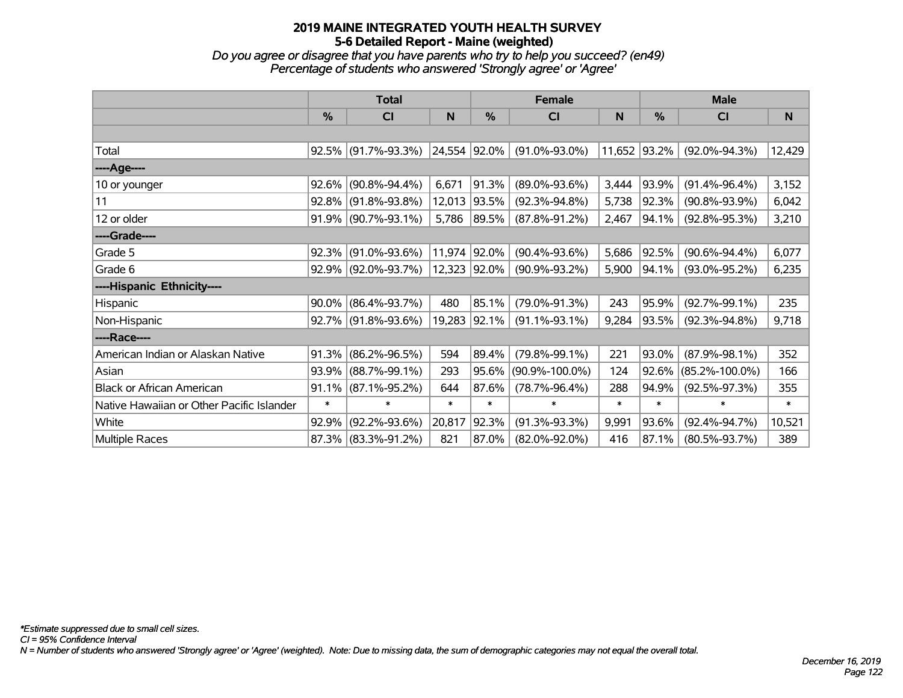# 2019 MAINE INTEGRATED YOUTH HEALTH SURVEY
## 5-6 Detailed Report - Maine (weighted)
*Do you agree or disagree that you have parents who try to help you succeed? (en49)*
*Percentage of students who answered 'Strongly agree' or 'Agree'*

| | Total | | | Female | | | Male | | |
|---|---|---|---|---|---|---|---|---|---|
| | % | CI | N | % | CI | N | % | CI | N |
| | | | | | | | | | |
| Total | 92.5% | (91.7%-93.3%) | 24,554 | 92.0% | (91.0%-93.0%) | 11,652 | 93.2% | (92.0%-94.3%) | 12,429 |
| ----Age---- | | | | | | | | | |
| 10 or younger | 92.6% | (90.8%-94.4%) | 6,671 | 91.3% | (89.0%-93.6%) | 3,444 | 93.9% | (91.4%-96.4%) | 3,152 |
| 11 | 92.8% | (91.8%-93.8%) | 12,013 | 93.5% | (92.3%-94.8%) | 5,738 | 92.3% | (90.8%-93.9%) | 6,042 |
| 12 or older | 91.9% | (90.7%-93.1%) | 5,786 | 89.5% | (87.8%-91.2%) | 2,467 | 94.1% | (92.8%-95.3%) | 3,210 |
| ----Grade---- | | | | | | | | | |
| Grade 5 | 92.3% | (91.0%-93.6%) | 11,974 | 92.0% | (90.4%-93.6%) | 5,686 | 92.5% | (90.6%-94.4%) | 6,077 |
| Grade 6 | 92.9% | (92.0%-93.7%) | 12,323 | 92.0% | (90.9%-93.2%) | 5,900 | 94.1% | (93.0%-95.2%) | 6,235 |
| ----Hispanic Ethnicity---- | | | | | | | | | |
| Hispanic | 90.0% | (86.4%-93.7%) | 480 | 85.1% | (79.0%-91.3%) | 243 | 95.9% | (92.7%-99.1%) | 235 |
| Non-Hispanic | 92.7% | (91.8%-93.6%) | 19,283 | 92.1% | (91.1%-93.1%) | 9,284 | 93.5% | (92.3%-94.8%) | 9,718 |
| ----Race---- | | | | | | | | | |
| American Indian or Alaskan Native | 91.3% | (86.2%-96.5%) | 594 | 89.4% | (79.8%-99.1%) | 221 | 93.0% | (87.9%-98.1%) | 352 |
| Asian | 93.9% | (88.7%-99.1%) | 293 | 95.6% | (90.9%-100.0%) | 124 | 92.6% | (85.2%-100.0%) | 166 |
| Black or African American | 91.1% | (87.1%-95.2%) | 644 | 87.6% | (78.7%-96.4%) | 288 | 94.9% | (92.5%-97.3%) | 355 |
| Native Hawaiian or Other Pacific Islander | * | * | * | * | * | * | * | * | * |
| White | 92.9% | (92.2%-93.6%) | 20,817 | 92.3% | (91.3%-93.3%) | 9,991 | 93.6% | (92.4%-94.7%) | 10,521 |
| Multiple Races | 87.3% | (83.3%-91.2%) | 821 | 87.0% | (82.0%-92.0%) | 416 | 87.1% | (80.5%-93.7%) | 389 |

*\*Estimate suppressed due to small cell sizes.*
*CI = 95% Confidence Interval*
*N = Number of students who answered 'Strongly agree' or 'Agree' (weighted). Note: Due to missing data, the sum of demographic categories may not equal the overall total.*

*December 16, 2019*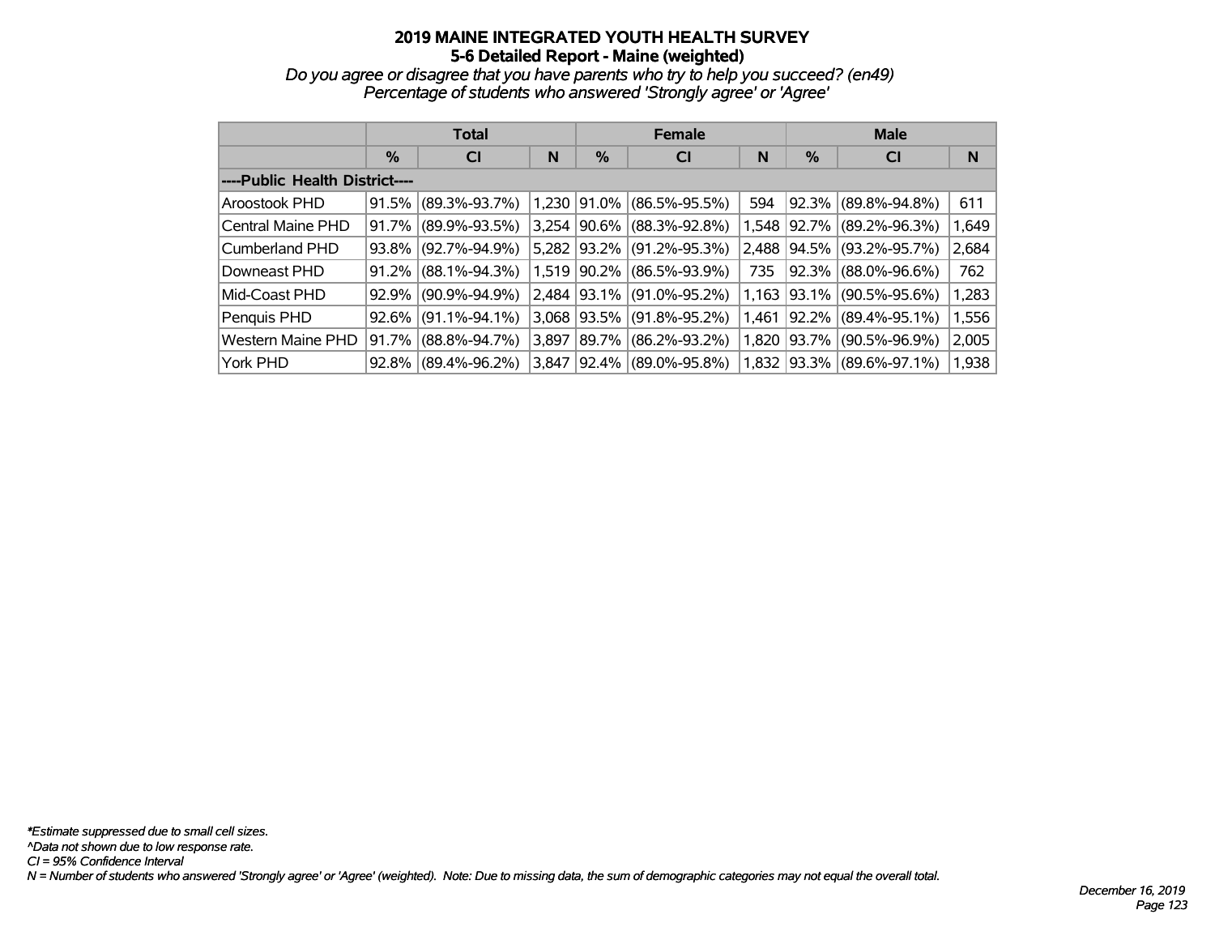# 2019 MAINE INTEGRATED YOUTH HEALTH SURVEY
## 5-6 Detailed Report - Maine (weighted)

*Do you agree or disagree that you have parents who try to help you succeed? (en49)*
*Percentage of students who answered 'Strongly agree' or 'Agree'*

| | Total | | | Female | | | Male | | |
|---|---|---|---|---|---|---|---|---|---|
| | % | CI | N | % | CI | N | % | CI | N |
| **----Public Health District----** | | | | | | | | | |
| Aroostook PHD | 91.5% | (89.3%-93.7%) | 1,230 | 91.0% | (86.5%-95.5%) | 594 | 92.3% | (89.8%-94.8%) | 611 |
| Central Maine PHD | 91.7% | (89.9%-93.5%) | 3,254 | 90.6% | (88.3%-92.8%) | 1,548 | 92.7% | (89.2%-96.3%) | 1,649 |
| Cumberland PHD | 93.8% | (92.7%-94.9%) | 5,282 | 93.2% | (91.2%-95.3%) | 2,488 | 94.5% | (93.2%-95.7%) | 2,684 |
| Downeast PHD | 91.2% | (88.1%-94.3%) | 1,519 | 90.2% | (86.5%-93.9%) | 735 | 92.3% | (88.0%-96.6%) | 762 |
| Mid-Coast PHD | 92.9% | (90.9%-94.9%) | 2,484 | 93.1% | (91.0%-95.2%) | 1,163 | 93.1% | (90.5%-95.6%) | 1,283 |
| Penquis PHD | 92.6% | (91.1%-94.1%) | 3,068 | 93.5% | (91.8%-95.2%) | 1,461 | 92.2% | (89.4%-95.1%) | 1,556 |
| Western Maine PHD | 91.7% | (88.8%-94.7%) | 3,897 | 89.7% | (86.2%-93.2%) | 1,820 | 93.7% | (90.5%-96.9%) | 2,005 |
| York PHD | 92.8% | (89.4%-96.2%) | 3,847 | 92.4% | (89.0%-95.8%) | 1,832 | 93.3% | (89.6%-97.1%) | 1,938 |

*\*Estimate suppressed due to small cell sizes.*
*^Data not shown due to low response rate.*
*CI = 95% Confidence Interval*
*N = Number of students who answered 'Strongly agree' or 'Agree' (weighted). Note: Due to missing data, the sum of demographic categories may not equal the overall total.*

*December 16, 2019*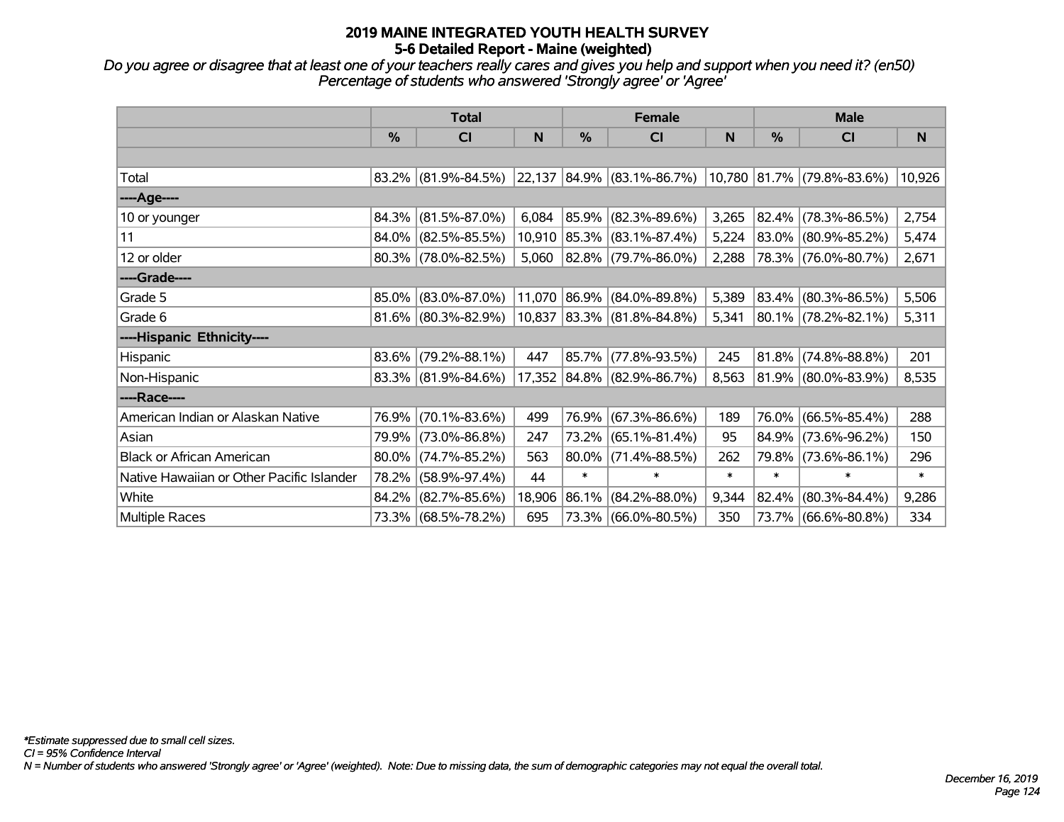# 2019 MAINE INTEGRATED YOUTH HEALTH SURVEY
## 5-6 Detailed Report - Maine (weighted)

*Do you agree or disagree that at least one of your teachers really cares and gives you help and support when you need it? (en50)*
*Percentage of students who answered 'Strongly agree' or 'Agree'*

| | Total | | | Female | | | Male | | |
|---|---|---|---|---|---|---|---|---|---|
| | % | CI | N | % | CI | N | % | CI | N |
| | | | | | | | | | |
| Total | 83.2% | (81.9%-84.5%) | 22,137 | 84.9% | (83.1%-86.7%) | 10,780 | 81.7% | (79.8%-83.6%) | 10,926 |
| ----Age---- | | | | | | | | | |
| 10 or younger | 84.3% | (81.5%-87.0%) | 6,084 | 85.9% | (82.3%-89.6%) | 3,265 | 82.4% | (78.3%-86.5%) | 2,754 |
| 11 | 84.0% | (82.5%-85.5%) | 10,910 | 85.3% | (83.1%-87.4%) | 5,224 | 83.0% | (80.9%-85.2%) | 5,474 |
| 12 or older | 80.3% | (78.0%-82.5%) | 5,060 | 82.8% | (79.7%-86.0%) | 2,288 | 78.3% | (76.0%-80.7%) | 2,671 |
| ----Grade---- | | | | | | | | | |
| Grade 5 | 85.0% | (83.0%-87.0%) | 11,070 | 86.9% | (84.0%-89.8%) | 5,389 | 83.4% | (80.3%-86.5%) | 5,506 |
| Grade 6 | 81.6% | (80.3%-82.9%) | 10,837 | 83.3% | (81.8%-84.8%) | 5,341 | 80.1% | (78.2%-82.1%) | 5,311 |
| ----Hispanic Ethnicity---- | | | | | | | | | |
| Hispanic | 83.6% | (79.2%-88.1%) | 447 | 85.7% | (77.8%-93.5%) | 245 | 81.8% | (74.8%-88.8%) | 201 |
| Non-Hispanic | 83.3% | (81.9%-84.6%) | 17,352 | 84.8% | (82.9%-86.7%) | 8,563 | 81.9% | (80.0%-83.9%) | 8,535 |
| ----Race---- | | | | | | | | | |
| American Indian or Alaskan Native | 76.9% | (70.1%-83.6%) | 499 | 76.9% | (67.3%-86.6%) | 189 | 76.0% | (66.5%-85.4%) | 288 |
| Asian | 79.9% | (73.0%-86.8%) | 247 | 73.2% | (65.1%-81.4%) | 95 | 84.9% | (73.6%-96.2%) | 150 |
| Black or African American | 80.0% | (74.7%-85.2%) | 563 | 80.0% | (71.4%-88.5%) | 262 | 79.8% | (73.6%-86.1%) | 296 |
| Native Hawaiian or Other Pacific Islander | 78.2% | (58.9%-97.4%) | 44 | * | * | * | * | * | * |
| White | 84.2% | (82.7%-85.6%) | 18,906 | 86.1% | (84.2%-88.0%) | 9,344 | 82.4% | (80.3%-84.4%) | 9,286 |
| Multiple Races | 73.3% | (68.5%-78.2%) | 695 | 73.3% | (66.0%-80.5%) | 350 | 73.7% | (66.6%-80.8%) | 334 |

*\*Estimate suppressed due to small cell sizes.*
*CI = 95% Confidence Interval*
*N = Number of students who answered 'Strongly agree' or 'Agree' (weighted). Note: Due to missing data, the sum of demographic categories may not equal the overall total.*

*December 16, 2019*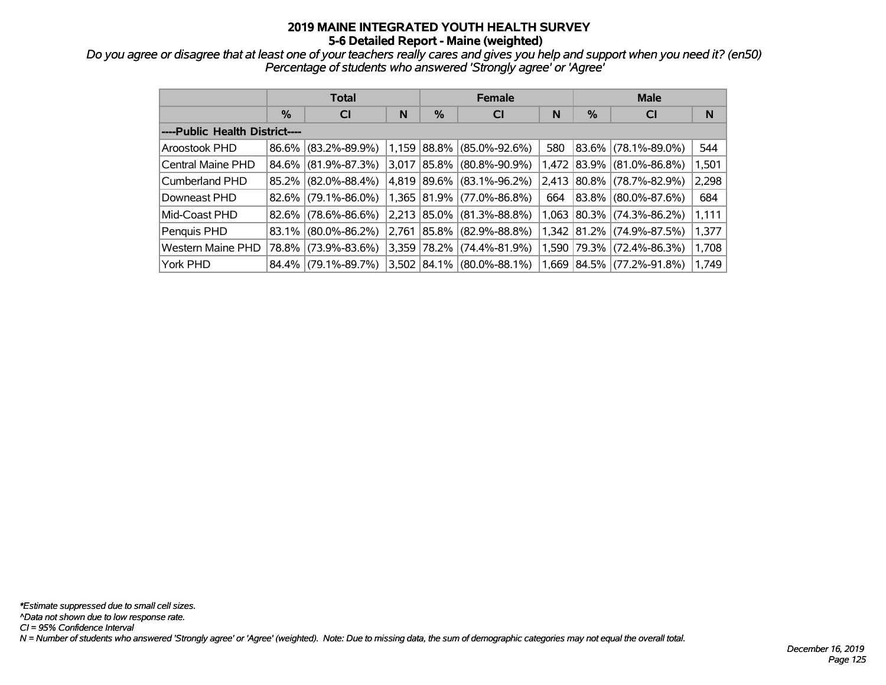# 2019 MAINE INTEGRATED YOUTH HEALTH SURVEY
## 5-6 Detailed Report - Maine (weighted)

*Do you agree or disagree that at least one of your teachers really cares and gives you help and support when you need it? (en50)*
*Percentage of students who answered 'Strongly agree' or 'Agree'*

| | Total | | | Female | | | Male | | |
|---|---|---|---|---|---|---|---|---|---|
| | % | CI | N | % | CI | N | % | CI | N |
| **----Public Health District----** | | | | | | | | | |
| Aroostook PHD | 86.6% | (83.2%-89.9%) | 1,159 | 88.8% | (85.0%-92.6%) | 580 | 83.6% | (78.1%-89.0%) | 544 |
| Central Maine PHD | 84.6% | (81.9%-87.3%) | 3,017 | 85.8% | (80.8%-90.9%) | 1,472 | 83.9% | (81.0%-86.8%) | 1,501 |
| Cumberland PHD | 85.2% | (82.0%-88.4%) | 4,819 | 89.6% | (83.1%-96.2%) | 2,413 | 80.8% | (78.7%-82.9%) | 2,298 |
| Downeast PHD | 82.6% | (79.1%-86.0%) | 1,365 | 81.9% | (77.0%-86.8%) | 664 | 83.8% | (80.0%-87.6%) | 684 |
| Mid-Coast PHD | 82.6% | (78.6%-86.6%) | 2,213 | 85.0% | (81.3%-88.8%) | 1,063 | 80.3% | (74.3%-86.2%) | 1,111 |
| Penquis PHD | 83.1% | (80.0%-86.2%) | 2,761 | 85.8% | (82.9%-88.8%) | 1,342 | 81.2% | (74.9%-87.5%) | 1,377 |
| Western Maine PHD | 78.8% | (73.9%-83.6%) | 3,359 | 78.2% | (74.4%-81.9%) | 1,590 | 79.3% | (72.4%-86.3%) | 1,708 |
| York PHD | 84.4% | (79.1%-89.7%) | 3,502 | 84.1% | (80.0%-88.1%) | 1,669 | 84.5% | (77.2%-91.8%) | 1,749 |

*\*Estimate suppressed due to small cell sizes.*
*^Data not shown due to low response rate.*
*CI = 95% Confidence Interval*
*N = Number of students who answered 'Strongly agree' or 'Agree' (weighted). Note: Due to missing data, the sum of demographic categories may not equal the overall total.*

*December 16, 2019*